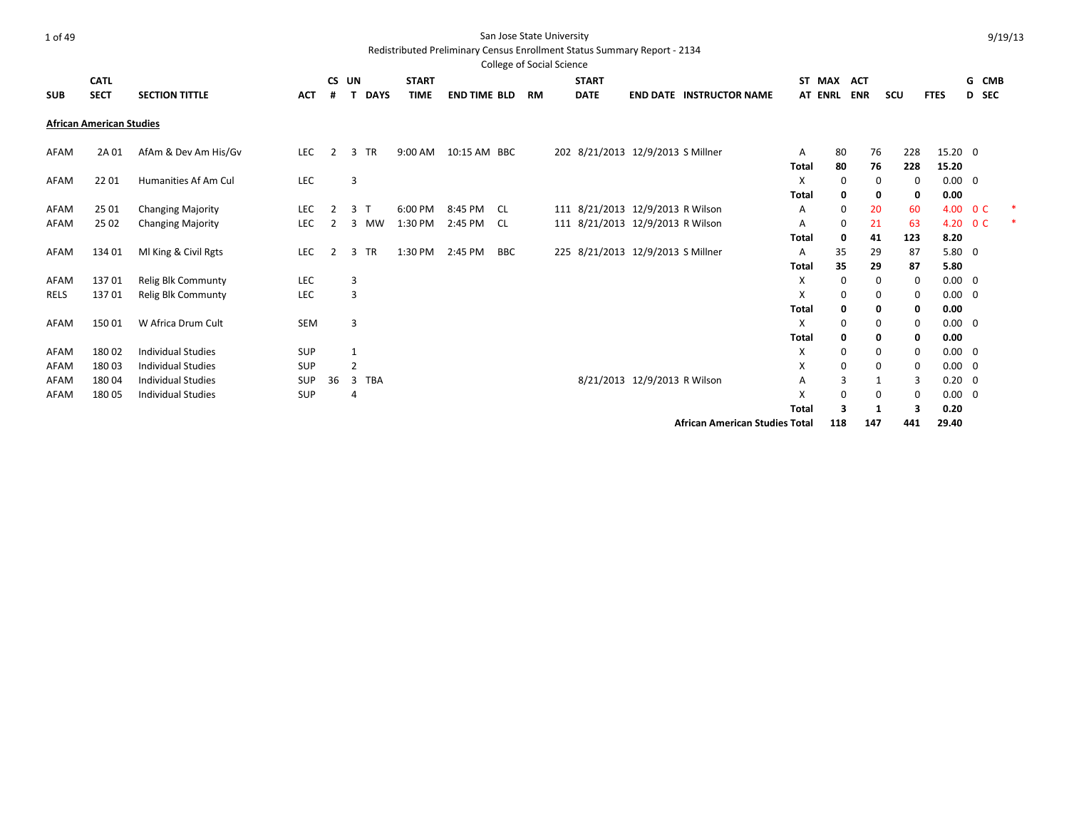San Jose State University

Redistributed Preliminary Census Enrollment Status Summary Report - 2134

College of Social Science

9/19/13

**African American Studies**

| SUB | CATL SECT | SECTION TITTLE | ACT | CS # | UN T | DAYS | START TIME | END TIME | BLD | RM | START DATE | END DATE | INSTRUCTOR NAME | ST AT | MAX ENRL | ACT ENR | SCU | FTES | G D | CMB SEC | |
|---|---|---|---|---|---|---|---|---|---|---|---|---|---|---|---|---|---|---|---|---|---|
| AFAM | 2A 01 | AfAm & Dev Am His/Gv | LEC | 2 | 3 | TR | 9:00 AM | 10:15 AM | BBC | 202 | 8/21/2013 | 12/9/2013 | S Millner | A | 80 | 76 | 228 | 15.20 | 0 | | |
| | | | | | | | | | | | | | | **Total** | **80** | **76** | **228** | **15.20** | | | |
| AFAM | 22 01 | Humanities Af Am Cul | LEC | | 3 | | | | | | | | | X | 0 | 0 | 0 | 0.00 | 0 | | |
| | | | | | | | | | | | | | | **Total** | **0** | **0** | **0** | **0.00** | | | |
| AFAM | 25 01 | Changing Majority | LEC | 2 | 3 | T | 6:00 PM | 8:45 PM | CL | 111 | 8/21/2013 | 12/9/2013 | R Wilson | A | 0 | 20 | 60 | 4.00 | 0 | C | * |
| AFAM | 25 02 | Changing Majority | LEC | 2 | 3 | MW | 1:30 PM | 2:45 PM | CL | 111 | 8/21/2013 | 12/9/2013 | R Wilson | A | 0 | 21 | 63 | 4.20 | 0 | C | * |
| | | | | | | | | | | | | | | **Total** | **0** | **41** | **123** | **8.20** | | | |
| AFAM | 134 01 | Ml King & Civil Rgts | LEC | 2 | 3 | TR | 1:30 PM | 2:45 PM | BBC | 225 | 8/21/2013 | 12/9/2013 | S Millner | A | 35 | 29 | 87 | 5.80 | 0 | | |
| | | | | | | | | | | | | | | **Total** | **35** | **29** | **87** | **5.80** | | | |
| AFAM | 137 01 | Relig Blk Communty | LEC | | 3 | | | | | | | | | X | 0 | 0 | 0 | 0.00 | 0 | | |
| RELS | 137 01 | Relig Blk Communty | LEC | | 3 | | | | | | | | | X | 0 | 0 | 0 | 0.00 | 0 | | |
| | | | | | | | | | | | | | | **Total** | **0** | **0** | **0** | **0.00** | | | |
| AFAM | 150 01 | W Africa Drum Cult | SEM | | 3 | | | | | | | | | X | 0 | 0 | 0 | 0.00 | 0 | | |
| | | | | | | | | | | | | | | **Total** | **0** | **0** | **0** | **0.00** | | | |
| AFAM | 180 02 | Individual Studies | SUP | | 1 | | | | | | | | | X | 0 | 0 | 0 | 0.00 | 0 | | |
| AFAM | 180 03 | Individual Studies | SUP | | 2 | | | | | | | | | X | 0 | 0 | 0 | 0.00 | 0 | | |
| AFAM | 180 04 | Individual Studies | SUP | 36 | 3 | TBA | | | | | 8/21/2013 | 12/9/2013 | R Wilson | A | 3 | 1 | 3 | 0.20 | 0 | | |
| AFAM | 180 05 | Individual Studies | SUP | | 4 | | | | | | | | | X | 0 | 0 | 0 | 0.00 | 0 | | |
| | | | | | | | | | | | | | | **Total** | **3** | **1** | **3** | **0.20** | | | |
| | | | | | | | | | | | | | **African American Studies Total** | | **118** | **147** | **441** | **29.40** | | | |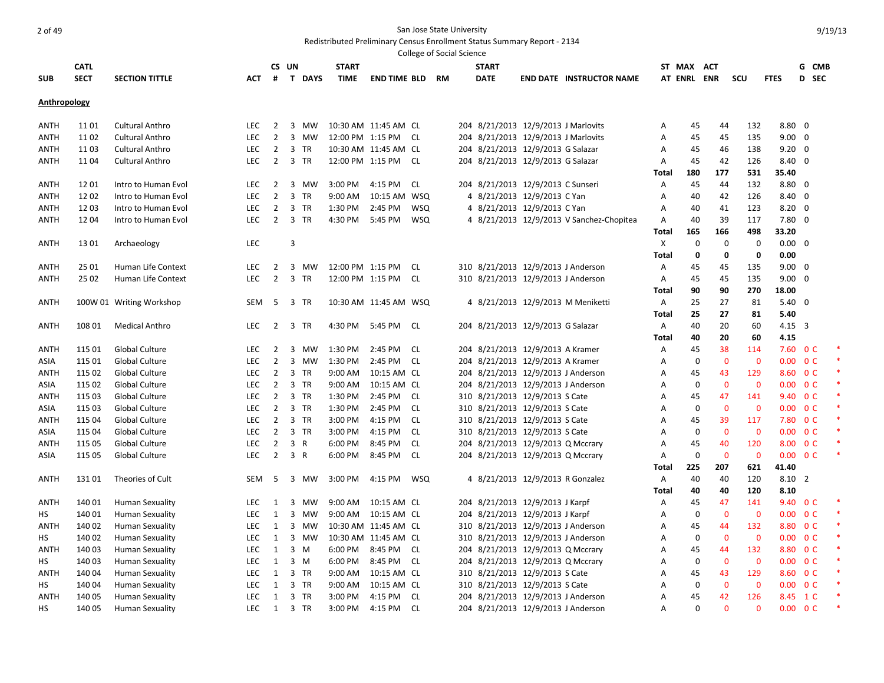San Jose State University

Redistributed Preliminary Census Enrollment Status Summary Report - 2134

College of Social Science

9/19/13

| SUB | CATL SECT | SECTION TITTLE | ACT | CS # | UN T | DAYS | START TIME | END TIME | BLD | RM | START DATE | END DATE | INSTRUCTOR NAME | ST AT | MAX ENRL | ACT ENR | SCU | FTES | G D | CMB SEC |  |
|---|---|---|---|---|---|---|---|---|---|---|---|---|---|---|---|---|---|---|---|---|---|
| **Anthropology** | | | | | | | | | | | | | | | | | | | | | |
| ANTH | 11 01 | Cultural Anthro | LEC | 2 | 3 | MW | 10:30 AM | 11:45 AM | CL | 204 | 8/21/2013 | 12/9/2013 | J Marlovits | A | 45 | 44 | 132 | 8.80 | 0 | | |
| ANTH | 11 02 | Cultural Anthro | LEC | 2 | 3 | MW | 12:00 PM | 1:15 PM | CL | 204 | 8/21/2013 | 12/9/2013 | J Marlovits | A | 45 | 45 | 135 | 9.00 | 0 | | |
| ANTH | 11 03 | Cultural Anthro | LEC | 2 | 3 | TR | 10:30 AM | 11:45 AM | CL | 204 | 8/21/2013 | 12/9/2013 | G Salazar | A | 45 | 46 | 138 | 9.20 | 0 | | |
| ANTH | 11 04 | Cultural Anthro | LEC | 2 | 3 | TR | 12:00 PM | 1:15 PM | CL | 204 | 8/21/2013 | 12/9/2013 | G Salazar | A | 45 | 42 | 126 | 8.40 | 0 | | |
| | | | | | | | | | | | | | | **Total** | **180** | **177** | **531** | **35.40** | | | |
| ANTH | 12 01 | Intro to Human Evol | LEC | 2 | 3 | MW | 3:00 PM | 4:15 PM | CL | 204 | 8/21/2013 | 12/9/2013 | C Sunseri | A | 45 | 44 | 132 | 8.80 | 0 | | |
| ANTH | 12 02 | Intro to Human Evol | LEC | 2 | 3 | TR | 9:00 AM | 10:15 AM | WSQ | 4 | 8/21/2013 | 12/9/2013 | C Yan | A | 40 | 42 | 126 | 8.40 | 0 | | |
| ANTH | 12 03 | Intro to Human Evol | LEC | 2 | 3 | TR | 1:30 PM | 2:45 PM | WSQ | 4 | 8/21/2013 | 12/9/2013 | C Yan | A | 40 | 41 | 123 | 8.20 | 0 | | |
| ANTH | 12 04 | Intro to Human Evol | LEC | 2 | 3 | TR | 4:30 PM | 5:45 PM | WSQ | 4 | 8/21/2013 | 12/9/2013 | V Sanchez-Chopitea | A | 40 | 39 | 117 | 7.80 | 0 | | |
| | | | | | | | | | | | | | | **Total** | **165** | **166** | **498** | **33.20** | | | |
| ANTH | 13 01 | Archaeology | LEC | | 3 | | | | | | | | | X | 0 | 0 | 0 | 0.00 | 0 | | |
| | | | | | | | | | | | | | | **Total** | **0** | **0** | **0** | **0.00** | | | |
| ANTH | 25 01 | Human Life Context | LEC | 2 | 3 | MW | 12:00 PM | 1:15 PM | CL | 310 | 8/21/2013 | 12/9/2013 | J Anderson | A | 45 | 45 | 135 | 9.00 | 0 | | |
| ANTH | 25 02 | Human Life Context | LEC | 2 | 3 | TR | 12:00 PM | 1:15 PM | CL | 310 | 8/21/2013 | 12/9/2013 | J Anderson | A | 45 | 45 | 135 | 9.00 | 0 | | |
| | | | | | | | | | | | | | | **Total** | **90** | **90** | **270** | **18.00** | | | |
| ANTH | 100W 01 | Writing Workshop | SEM | 5 | 3 | TR | 10:30 AM | 11:45 AM | WSQ | 4 | 8/21/2013 | 12/9/2013 | M Meniketti | A | 25 | 27 | 81 | 5.40 | 0 | | |
| | | | | | | | | | | | | | | **Total** | **25** | **27** | **81** | **5.40** | | | |
| ANTH | 108 01 | Medical Anthro | LEC | 2 | 3 | TR | 4:30 PM | 5:45 PM | CL | 204 | 8/21/2013 | 12/9/2013 | G Salazar | A | 40 | 20 | 60 | 4.15 | 3 | | |
| | | | | | | | | | | | | | | **Total** | **40** | **20** | **60** | **4.15** | | | |
| ANTH | 115 01 | Global Culture | LEC | 2 | 3 | MW | 1:30 PM | 2:45 PM | CL | 204 | 8/21/2013 | 12/9/2013 | A Kramer | A | 45 | 38 | 114 | 7.60 | 0 | C | * |
| ASIA | 115 01 | Global Culture | LEC | 2 | 3 | MW | 1:30 PM | 2:45 PM | CL | 204 | 8/21/2013 | 12/9/2013 | A Kramer | A | 0 | 0 | 0 | 0.00 | 0 | C | * |
| ANTH | 115 02 | Global Culture | LEC | 2 | 3 | TR | 9:00 AM | 10:15 AM | CL | 204 | 8/21/2013 | 12/9/2013 | J Anderson | A | 45 | 43 | 129 | 8.60 | 0 | C | * |
| ASIA | 115 02 | Global Culture | LEC | 2 | 3 | TR | 9:00 AM | 10:15 AM | CL | 204 | 8/21/2013 | 12/9/2013 | J Anderson | A | 0 | 0 | 0 | 0.00 | 0 | C | * |
| ANTH | 115 03 | Global Culture | LEC | 2 | 3 | TR | 1:30 PM | 2:45 PM | CL | 310 | 8/21/2013 | 12/9/2013 | S Cate | A | 45 | 47 | 141 | 9.40 | 0 | C | * |
| ASIA | 115 03 | Global Culture | LEC | 2 | 3 | TR | 1:30 PM | 2:45 PM | CL | 310 | 8/21/2013 | 12/9/2013 | S Cate | A | 0 | 0 | 0 | 0.00 | 0 | C | * |
| ANTH | 115 04 | Global Culture | LEC | 2 | 3 | TR | 3:00 PM | 4:15 PM | CL | 310 | 8/21/2013 | 12/9/2013 | S Cate | A | 45 | 39 | 117 | 7.80 | 0 | C | * |
| ASIA | 115 04 | Global Culture | LEC | 2 | 3 | TR | 3:00 PM | 4:15 PM | CL | 310 | 8/21/2013 | 12/9/2013 | S Cate | A | 0 | 0 | 0 | 0.00 | 0 | C | * |
| ANTH | 115 05 | Global Culture | LEC | 2 | 3 | R | 6:00 PM | 8:45 PM | CL | 204 | 8/21/2013 | 12/9/2013 | Q Mccrary | A | 45 | 40 | 120 | 8.00 | 0 | C | * |
| ASIA | 115 05 | Global Culture | LEC | 2 | 3 | R | 6:00 PM | 8:45 PM | CL | 204 | 8/21/2013 | 12/9/2013 | Q Mccrary | A | 0 | 0 | 0 | 0.00 | 0 | C | * |
| | | | | | | | | | | | | | | **Total** | **225** | **207** | **621** | **41.40** | | | |
| ANTH | 131 01 | Theories of Cult | SEM | 5 | 3 | MW | 3:00 PM | 4:15 PM | WSQ | 4 | 8/21/2013 | 12/9/2013 | R Gonzalez | A | 40 | 40 | 120 | 8.10 | 2 | | |
| | | | | | | | | | | | | | | **Total** | **40** | **40** | **120** | **8.10** | | | |
| ANTH | 140 01 | Human Sexuality | LEC | 1 | 3 | MW | 9:00 AM | 10:15 AM | CL | 204 | 8/21/2013 | 12/9/2013 | J Karpf | A | 45 | 47 | 141 | 9.40 | 0 | C | * |
| HS | 140 01 | Human Sexuality | LEC | 1 | 3 | MW | 9:00 AM | 10:15 AM | CL | 204 | 8/21/2013 | 12/9/2013 | J Karpf | A | 0 | 0 | 0 | 0.00 | 0 | C | * |
| ANTH | 140 02 | Human Sexuality | LEC | 1 | 3 | MW | 10:30 AM | 11:45 AM | CL | 310 | 8/21/2013 | 12/9/2013 | J Anderson | A | 45 | 44 | 132 | 8.80 | 0 | C | * |
| HS | 140 02 | Human Sexuality | LEC | 1 | 3 | MW | 10:30 AM | 11:45 AM | CL | 310 | 8/21/2013 | 12/9/2013 | J Anderson | A | 0 | 0 | 0 | 0.00 | 0 | C | * |
| ANTH | 140 03 | Human Sexuality | LEC | 1 | 3 | M | 6:00 PM | 8:45 PM | CL | 204 | 8/21/2013 | 12/9/2013 | Q Mccrary | A | 45 | 44 | 132 | 8.80 | 0 | C | * |
| HS | 140 03 | Human Sexuality | LEC | 1 | 3 | M | 6:00 PM | 8:45 PM | CL | 204 | 8/21/2013 | 12/9/2013 | Q Mccrary | A | 0 | 0 | 0 | 0.00 | 0 | C | * |
| ANTH | 140 04 | Human Sexuality | LEC | 1 | 3 | TR | 9:00 AM | 10:15 AM | CL | 310 | 8/21/2013 | 12/9/2013 | S Cate | A | 45 | 43 | 129 | 8.60 | 0 | C | * |
| HS | 140 04 | Human Sexuality | LEC | 1 | 3 | TR | 9:00 AM | 10:15 AM | CL | 310 | 8/21/2013 | 12/9/2013 | S Cate | A | 0 | 0 | 0 | 0.00 | 0 | C | * |
| ANTH | 140 05 | Human Sexuality | LEC | 1 | 3 | TR | 3:00 PM | 4:15 PM | CL | 204 | 8/21/2013 | 12/9/2013 | J Anderson | A | 45 | 42 | 126 | 8.45 | 1 | C | * |
| HS | 140 05 | Human Sexuality | LEC | 1 | 3 | TR | 3:00 PM | 4:15 PM | CL | 204 | 8/21/2013 | 12/9/2013 | J Anderson | A | 0 | 0 | 0 | 0.00 | 0 | C | * |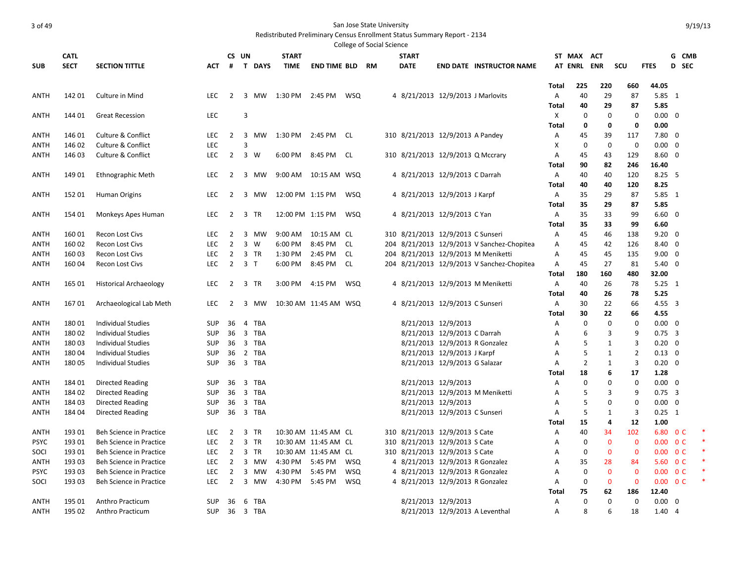San Jose State University

Redistributed Preliminary Census Enrollment Status Summary Report - 2134

College of Social Science

| SUB | CATL SECT | SECTION TITTLE | ACT | CS # | UN T | DAYS | START TIME | END TIME | BLD | RM | START DATE | END DATE | INSTRUCTOR NAME | ST AT | MAX ENRL | ACT ENR | SCU | FTES | G D | CMB SEC | |
|---|---|---|---|---|---|---|---|---|---|---|---|---|---|---|---|---|---|---|---|---|---|
| | | | | | | | | | | | | | | Total | 225 | 220 | 660 | 44.05 | | | |
| ANTH | 142 01 | Culture in Mind | LEC | 2 | 3 | MW | 1:30 PM | 2:45 PM | WSQ | 4 | 8/21/2013 | 12/9/2013 | J Marlovits | A | 40 | 29 | 87 | 5.85 | 1 | | |
| | | | | | | | | | | | | | | Total | 40 | 29 | 87 | 5.85 | | | |
| ANTH | 144 01 | Great Recession | LEC | | 3 | | | | | | | | | X | 0 | 0 | 0 | 0.00 | 0 | | |
| | | | | | | | | | | | | | | Total | 0 | 0 | 0 | 0.00 | | | |
| ANTH | 146 01 | Culture & Conflict | LEC | 2 | 3 | MW | 1:30 PM | 2:45 PM | CL | 310 | 8/21/2013 | 12/9/2013 | A Pandey | A | 45 | 39 | 117 | 7.80 | 0 | | |
| ANTH | 146 02 | Culture & Conflict | LEC | | 3 | | | | | | | | | X | 0 | 0 | 0 | 0.00 | 0 | | |
| ANTH | 146 03 | Culture & Conflict | LEC | 2 | 3 | W | 6:00 PM | 8:45 PM | CL | 310 | 8/21/2013 | 12/9/2013 | Q Mccrary | A | 45 | 43 | 129 | 8.60 | 0 | | |
| | | | | | | | | | | | | | | Total | 90 | 82 | 246 | 16.40 | | | |
| ANTH | 149 01 | Ethnographic Meth | LEC | 2 | 3 | MW | 9:00 AM | 10:15 AM | WSQ | 4 | 8/21/2013 | 12/9/2013 | C Darrah | A | 40 | 40 | 120 | 8.25 | 5 | | |
| | | | | | | | | | | | | | | Total | 40 | 40 | 120 | 8.25 | | | |
| ANTH | 152 01 | Human Origins | LEC | 2 | 3 | MW | 12:00 PM | 1:15 PM | WSQ | 4 | 8/21/2013 | 12/9/2013 | J Karpf | A | 35 | 29 | 87 | 5.85 | 1 | | |
| | | | | | | | | | | | | | | Total | 35 | 29 | 87 | 5.85 | | | |
| ANTH | 154 01 | Monkeys Apes Human | LEC | 2 | 3 | TR | 12:00 PM | 1:15 PM | WSQ | 4 | 8/21/2013 | 12/9/2013 | C Yan | A | 35 | 33 | 99 | 6.60 | 0 | | |
| | | | | | | | | | | | | | | Total | 35 | 33 | 99 | 6.60 | | | |
| ANTH | 160 01 | Recon Lost Civs | LEC | 2 | 3 | MW | 9:00 AM | 10:15 AM | CL | 310 | 8/21/2013 | 12/9/2013 | C Sunseri | A | 45 | 46 | 138 | 9.20 | 0 | | |
| ANTH | 160 02 | Recon Lost Civs | LEC | 2 | 3 | W | 6:00 PM | 8:45 PM | CL | 204 | 8/21/2013 | 12/9/2013 | V Sanchez-Chopitea | A | 45 | 42 | 126 | 8.40 | 0 | | |
| ANTH | 160 03 | Recon Lost Civs | LEC | 2 | 3 | TR | 1:30 PM | 2:45 PM | CL | 204 | 8/21/2013 | 12/9/2013 | M Meniketti | A | 45 | 45 | 135 | 9.00 | 0 | | |
| ANTH | 160 04 | Recon Lost Civs | LEC | 2 | 3 | T | 6:00 PM | 8:45 PM | CL | 204 | 8/21/2013 | 12/9/2013 | V Sanchez-Chopitea | A | 45 | 27 | 81 | 5.40 | 0 | | |
| | | | | | | | | | | | | | | Total | 180 | 160 | 480 | 32.00 | | | |
| ANTH | 165 01 | Historical Archaeology | LEC | 2 | 3 | TR | 3:00 PM | 4:15 PM | WSQ | 4 | 8/21/2013 | 12/9/2013 | M Meniketti | A | 40 | 26 | 78 | 5.25 | 1 | | |
| | | | | | | | | | | | | | | Total | 40 | 26 | 78 | 5.25 | | | |
| ANTH | 167 01 | Archaeological Lab Meth | LEC | 2 | 3 | MW | 10:30 AM | 11:45 AM | WSQ | 4 | 8/21/2013 | 12/9/2013 | C Sunseri | A | 30 | 22 | 66 | 4.55 | 3 | | |
| | | | | | | | | | | | | | | Total | 30 | 22 | 66 | 4.55 | | | |
| ANTH | 180 01 | Individual Studies | SUP | 36 | 4 | TBA | | | | | 8/21/2013 | 12/9/2013 | | A | 0 | 0 | 0 | 0.00 | 0 | | |
| ANTH | 180 02 | Individual Studies | SUP | 36 | 3 | TBA | | | | | 8/21/2013 | 12/9/2013 | C Darrah | A | 6 | 3 | 9 | 0.75 | 3 | | |
| ANTH | 180 03 | Individual Studies | SUP | 36 | 3 | TBA | | | | | 8/21/2013 | 12/9/2013 | R Gonzalez | A | 5 | 1 | 3 | 0.20 | 0 | | |
| ANTH | 180 04 | Individual Studies | SUP | 36 | 2 | TBA | | | | | 8/21/2013 | 12/9/2013 | J Karpf | A | 5 | 1 | 2 | 0.13 | 0 | | |
| ANTH | 180 05 | Individual Studies | SUP | 36 | 3 | TBA | | | | | 8/21/2013 | 12/9/2013 | G Salazar | A | 2 | 1 | 3 | 0.20 | 0 | | |
| | | | | | | | | | | | | | | Total | 18 | 6 | 17 | 1.28 | | | |
| ANTH | 184 01 | Directed Reading | SUP | 36 | 3 | TBA | | | | | 8/21/2013 | 12/9/2013 | | A | 0 | 0 | 0 | 0.00 | 0 | | |
| ANTH | 184 02 | Directed Reading | SUP | 36 | 3 | TBA | | | | | 8/21/2013 | 12/9/2013 | M Meniketti | A | 5 | 3 | 9 | 0.75 | 3 | | |
| ANTH | 184 03 | Directed Reading | SUP | 36 | 3 | TBA | | | | | 8/21/2013 | 12/9/2013 | | A | 5 | 0 | 0 | 0.00 | 0 | | |
| ANTH | 184 04 | Directed Reading | SUP | 36 | 3 | TBA | | | | | 8/21/2013 | 12/9/2013 | C Sunseri | A | 5 | 1 | 3 | 0.25 | 1 | | |
| | | | | | | | | | | | | | | Total | 15 | 4 | 12 | 1.00 | | | |
| ANTH | 193 01 | Beh Science in Practice | LEC | 2 | 3 | TR | 10:30 AM | 11:45 AM | CL | 310 | 8/21/2013 | 12/9/2013 | S Cate | A | 40 | 34 | 102 | 6.80 | 0 | C | * |
| PSYC | 193 01 | Beh Science in Practice | LEC | 2 | 3 | TR | 10:30 AM | 11:45 AM | CL | 310 | 8/21/2013 | 12/9/2013 | S Cate | A | 0 | 0 | 0 | 0.00 | 0 | C | * |
| SOCI | 193 01 | Beh Science in Practice | LEC | 2 | 3 | TR | 10:30 AM | 11:45 AM | CL | 310 | 8/21/2013 | 12/9/2013 | S Cate | A | 0 | 0 | 0 | 0.00 | 0 | C | * |
| ANTH | 193 03 | Beh Science in Practice | LEC | 2 | 3 | MW | 4:30 PM | 5:45 PM | WSQ | 4 | 8/21/2013 | 12/9/2013 | R Gonzalez | A | 35 | 28 | 84 | 5.60 | 0 | C | * |
| PSYC | 193 03 | Beh Science in Practice | LEC | 2 | 3 | MW | 4:30 PM | 5:45 PM | WSQ | 4 | 8/21/2013 | 12/9/2013 | R Gonzalez | A | 0 | 0 | 0 | 0.00 | 0 | C | * |
| SOCI | 193 03 | Beh Science in Practice | LEC | 2 | 3 | MW | 4:30 PM | 5:45 PM | WSQ | 4 | 8/21/2013 | 12/9/2013 | R Gonzalez | A | 0 | 0 | 0 | 0.00 | 0 | C | * |
| | | | | | | | | | | | | | | Total | 75 | 62 | 186 | 12.40 | | | |
| ANTH | 195 01 | Anthro Practicum | SUP | 36 | 6 | TBA | | | | | 8/21/2013 | 12/9/2013 | | A | 0 | 0 | 0 | 0.00 | 0 | | |
| ANTH | 195 02 | Anthro Practicum | SUP | 36 | 3 | TBA | | | | | 8/21/2013 | 12/9/2013 | A Leventhal | A | 8 | 6 | 18 | 1.40 | 4 | | |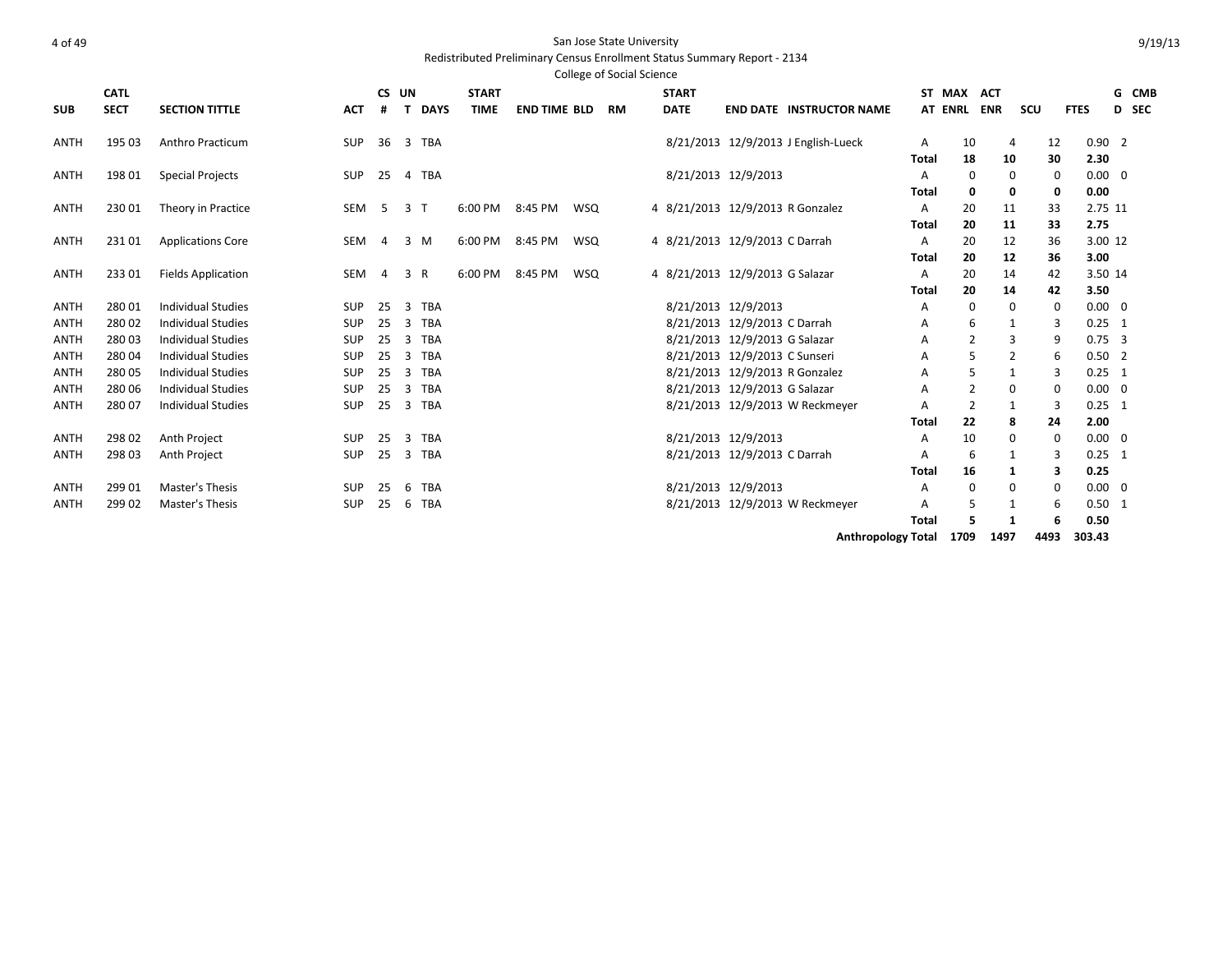San Jose State University

Redistributed Preliminary Census Enrollment Status Summary Report - 2134

College of Social Science

9/19/13

| SUB | CATL SECT | SECTION TITTLE | ACT | CS # | UN T | DAYS | START TIME | END TIME | BLD | RM | START DATE | END DATE | INSTRUCTOR NAME | ST AT | MAX ENRL | ACT ENR | SCU | FTES | G D | CMB SEC |
|---|---|---|---|---|---|---|---|---|---|---|---|---|---|---|---|---|---|---|---|---|
| ANTH | 195 03 | Anthro Practicum | SUP | 36 | 3 | TBA | | | | | 8/21/2013 | 12/9/2013 | J English-Lueck | A | 10 | 4 | 12 | 0.90 | 2 | |
| | | | | | | | | | | | | | | **Total** | **18** | **10** | **30** | **2.30** | | |
| ANTH | 198 01 | Special Projects | SUP | 25 | 4 | TBA | | | | | 8/21/2013 | 12/9/2013 | | A | 0 | 0 | 0 | 0.00 | 0 | |
| | | | | | | | | | | | | | | **Total** | **0** | **0** | **0** | **0.00** | | |
| ANTH | 230 01 | Theory in Practice | SEM | 5 | 3 | T | 6:00 PM | 8:45 PM | WSQ | 4 | 8/21/2013 | 12/9/2013 | R Gonzalez | A | 20 | 11 | 33 | 2.75 | 11 | |
| | | | | | | | | | | | | | | **Total** | **20** | **11** | **33** | **2.75** | | |
| ANTH | 231 01 | Applications Core | SEM | 4 | 3 | M | 6:00 PM | 8:45 PM | WSQ | 4 | 8/21/2013 | 12/9/2013 | C Darrah | A | 20 | 12 | 36 | 3.00 | 12 | |
| | | | | | | | | | | | | | | **Total** | **20** | **12** | **36** | **3.00** | | |
| ANTH | 233 01 | Fields Application | SEM | 4 | 3 | R | 6:00 PM | 8:45 PM | WSQ | 4 | 8/21/2013 | 12/9/2013 | G Salazar | A | 20 | 14 | 42 | 3.50 | 14 | |
| | | | | | | | | | | | | | | **Total** | **20** | **14** | **42** | **3.50** | | |
| ANTH | 280 01 | Individual Studies | SUP | 25 | 3 | TBA | | | | | 8/21/2013 | 12/9/2013 | | A | 0 | 0 | 0 | 0.00 | 0 | |
| ANTH | 280 02 | Individual Studies | SUP | 25 | 3 | TBA | | | | | 8/21/2013 | 12/9/2013 | C Darrah | A | 6 | 1 | 3 | 0.25 | 1 | |
| ANTH | 280 03 | Individual Studies | SUP | 25 | 3 | TBA | | | | | 8/21/2013 | 12/9/2013 | G Salazar | A | 2 | 3 | 9 | 0.75 | 3 | |
| ANTH | 280 04 | Individual Studies | SUP | 25 | 3 | TBA | | | | | 8/21/2013 | 12/9/2013 | C Sunseri | A | 5 | 2 | 6 | 0.50 | 2 | |
| ANTH | 280 05 | Individual Studies | SUP | 25 | 3 | TBA | | | | | 8/21/2013 | 12/9/2013 | R Gonzalez | A | 5 | 1 | 3 | 0.25 | 1 | |
| ANTH | 280 06 | Individual Studies | SUP | 25 | 3 | TBA | | | | | 8/21/2013 | 12/9/2013 | G Salazar | A | 2 | 0 | 0 | 0.00 | 0 | |
| ANTH | 280 07 | Individual Studies | SUP | 25 | 3 | TBA | | | | | 8/21/2013 | 12/9/2013 | W Reckmeyer | A | 2 | 1 | 3 | 0.25 | 1 | |
| | | | | | | | | | | | | | | **Total** | **22** | **8** | **24** | **2.00** | | |
| ANTH | 298 02 | Anth Project | SUP | 25 | 3 | TBA | | | | | 8/21/2013 | 12/9/2013 | | A | 10 | 0 | 0 | 0.00 | 0 | |
| ANTH | 298 03 | Anth Project | SUP | 25 | 3 | TBA | | | | | 8/21/2013 | 12/9/2013 | C Darrah | A | 6 | 1 | 3 | 0.25 | 1 | |
| | | | | | | | | | | | | | | **Total** | **16** | **1** | **3** | **0.25** | | |
| ANTH | 299 01 | Master's Thesis | SUP | 25 | 6 | TBA | | | | | 8/21/2013 | 12/9/2013 | | A | 0 | 0 | 0 | 0.00 | 0 | |
| ANTH | 299 02 | Master's Thesis | SUP | 25 | 6 | TBA | | | | | 8/21/2013 | 12/9/2013 | W Reckmeyer | A | 5 | 1 | 6 | 0.50 | 1 | |
| | | | | | | | | | | | | | | **Total** | **5** | **1** | **6** | **0.50** | | |
| | | | | | | | | | | | | | | **Anthropology Total** | **1709** | **1497** | **4493** | **303.43** | | |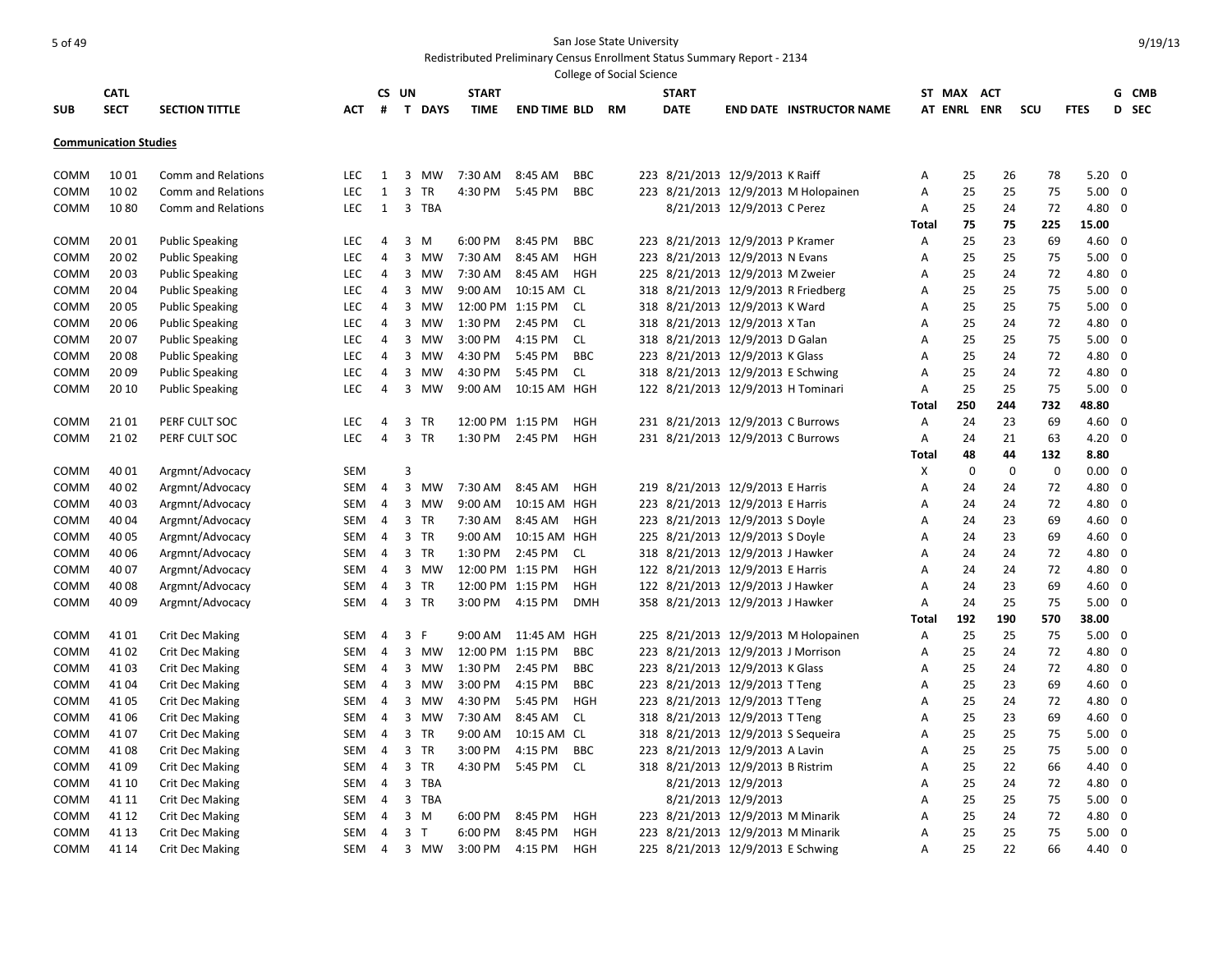San Jose State University

Redistributed Preliminary Census Enrollment Status Summary Report - 2134

College of Social Science

| SUB | CATL SECT | SECTION TITTLE | ACT | CS # | UN T | DAYS | START TIME | END TIME | BLD | RM | START DATE | END DATE | INSTRUCTOR NAME | ST AT | MAX ENRL | ACT ENR | SCU | FTES | G D | CMB SEC |
|---|---|---|---|---|---|---|---|---|---|---|---|---|---|---|---|---|---|---|---|---|
| **Communication Studies** | | | | | | | | | | | | | | | | | | | | |
| COMM | 10 01 | Comm and Relations | LEC | 1 | 3 | MW | 7:30 AM | 8:45 AM | BBC | 223 | 8/21/2013 | 12/9/2013 | K Raiff | A | 25 | 26 | 78 | 5.20 | 0 | |
| COMM | 10 02 | Comm and Relations | LEC | 1 | 3 | TR | 4:30 PM | 5:45 PM | BBC | 223 | 8/21/2013 | 12/9/2013 | M Holopainen | A | 25 | 25 | 75 | 5.00 | 0 | |
| COMM | 10 80 | Comm and Relations | LEC | 1 | 3 | TBA | | | | | 8/21/2013 | 12/9/2013 | C Perez | A | 25 | 24 | 72 | 4.80 | 0 | |
| | | | | | | | | | | | | | | Total | 75 | 75 | 225 | 15.00 | | |
| COMM | 20 01 | Public Speaking | LEC | 4 | 3 | M | 6:00 PM | 8:45 PM | BBC | 223 | 8/21/2013 | 12/9/2013 | P Kramer | A | 25 | 23 | 69 | 4.60 | 0 | |
| COMM | 20 02 | Public Speaking | LEC | 4 | 3 | MW | 7:30 AM | 8:45 AM | HGH | 223 | 8/21/2013 | 12/9/2013 | N Evans | A | 25 | 25 | 75 | 5.00 | 0 | |
| COMM | 20 03 | Public Speaking | LEC | 4 | 3 | MW | 7:30 AM | 8:45 AM | HGH | 225 | 8/21/2013 | 12/9/2013 | M Zweier | A | 25 | 24 | 72 | 4.80 | 0 | |
| COMM | 20 04 | Public Speaking | LEC | 4 | 3 | MW | 9:00 AM | 10:15 AM | CL | 318 | 8/21/2013 | 12/9/2013 | R Friedberg | A | 25 | 25 | 75 | 5.00 | 0 | |
| COMM | 20 05 | Public Speaking | LEC | 4 | 3 | MW | 12:00 PM | 1:15 PM | CL | 318 | 8/21/2013 | 12/9/2013 | K Ward | A | 25 | 25 | 75 | 5.00 | 0 | |
| COMM | 20 06 | Public Speaking | LEC | 4 | 3 | MW | 1:30 PM | 2:45 PM | CL | 318 | 8/21/2013 | 12/9/2013 | X Tan | A | 25 | 24 | 72 | 4.80 | 0 | |
| COMM | 20 07 | Public Speaking | LEC | 4 | 3 | MW | 3:00 PM | 4:15 PM | CL | 318 | 8/21/2013 | 12/9/2013 | D Galan | A | 25 | 25 | 75 | 5.00 | 0 | |
| COMM | 20 08 | Public Speaking | LEC | 4 | 3 | MW | 4:30 PM | 5:45 PM | BBC | 223 | 8/21/2013 | 12/9/2013 | K Glass | A | 25 | 24 | 72 | 4.80 | 0 | |
| COMM | 20 09 | Public Speaking | LEC | 4 | 3 | MW | 4:30 PM | 5:45 PM | CL | 318 | 8/21/2013 | 12/9/2013 | E Schwing | A | 25 | 24 | 72 | 4.80 | 0 | |
| COMM | 20 10 | Public Speaking | LEC | 4 | 3 | MW | 9:00 AM | 10:15 AM | HGH | 122 | 8/21/2013 | 12/9/2013 | H Tominari | A | 25 | 25 | 75 | 5.00 | 0 | |
| | | | | | | | | | | | | | | Total | 250 | 244 | 732 | 48.80 | | |
| COMM | 21 01 | PERF CULT SOC | LEC | 4 | 3 | TR | 12:00 PM | 1:15 PM | HGH | 231 | 8/21/2013 | 12/9/2013 | C Burrows | A | 24 | 23 | 69 | 4.60 | 0 | |
| COMM | 21 02 | PERF CULT SOC | LEC | 4 | 3 | TR | 1:30 PM | 2:45 PM | HGH | 231 | 8/21/2013 | 12/9/2013 | C Burrows | A | 24 | 21 | 63 | 4.20 | 0 | |
| | | | | | | | | | | | | | | Total | 48 | 44 | 132 | 8.80 | | |
| COMM | 40 01 | Argmnt/Advocacy | SEM | | 3 | | | | | | | | | X | 0 | 0 | 0 | 0.00 | 0 | |
| COMM | 40 02 | Argmnt/Advocacy | SEM | 4 | 3 | MW | 7:30 AM | 8:45 AM | HGH | 219 | 8/21/2013 | 12/9/2013 | E Harris | A | 24 | 24 | 72 | 4.80 | 0 | |
| COMM | 40 03 | Argmnt/Advocacy | SEM | 4 | 3 | MW | 9:00 AM | 10:15 AM | HGH | 223 | 8/21/2013 | 12/9/2013 | E Harris | A | 24 | 24 | 72 | 4.80 | 0 | |
| COMM | 40 04 | Argmnt/Advocacy | SEM | 4 | 3 | TR | 7:30 AM | 8:45 AM | HGH | 223 | 8/21/2013 | 12/9/2013 | S Doyle | A | 24 | 23 | 69 | 4.60 | 0 | |
| COMM | 40 05 | Argmnt/Advocacy | SEM | 4 | 3 | TR | 9:00 AM | 10:15 AM | HGH | 225 | 8/21/2013 | 12/9/2013 | S Doyle | A | 24 | 23 | 69 | 4.60 | 0 | |
| COMM | 40 06 | Argmnt/Advocacy | SEM | 4 | 3 | TR | 1:30 PM | 2:45 PM | CL | 318 | 8/21/2013 | 12/9/2013 | J Hawker | A | 24 | 24 | 72 | 4.80 | 0 | |
| COMM | 40 07 | Argmnt/Advocacy | SEM | 4 | 3 | MW | 12:00 PM | 1:15 PM | HGH | 122 | 8/21/2013 | 12/9/2013 | E Harris | A | 24 | 24 | 72 | 4.80 | 0 | |
| COMM | 40 08 | Argmnt/Advocacy | SEM | 4 | 3 | TR | 12:00 PM | 1:15 PM | HGH | 122 | 8/21/2013 | 12/9/2013 | J Hawker | A | 24 | 23 | 69 | 4.60 | 0 | |
| COMM | 40 09 | Argmnt/Advocacy | SEM | 4 | 3 | TR | 3:00 PM | 4:15 PM | DMH | 358 | 8/21/2013 | 12/9/2013 | J Hawker | A | 24 | 25 | 75 | 5.00 | 0 | |
| | | | | | | | | | | | | | | Total | 192 | 190 | 570 | 38.00 | | |
| COMM | 41 01 | Crit Dec Making | SEM | 4 | 3 | F | 9:00 AM | 11:45 AM | HGH | 225 | 8/21/2013 | 12/9/2013 | M Holopainen | A | 25 | 25 | 75 | 5.00 | 0 | |
| COMM | 41 02 | Crit Dec Making | SEM | 4 | 3 | MW | 12:00 PM | 1:15 PM | BBC | 223 | 8/21/2013 | 12/9/2013 | J Morrison | A | 25 | 24 | 72 | 4.80 | 0 | |
| COMM | 41 03 | Crit Dec Making | SEM | 4 | 3 | MW | 1:30 PM | 2:45 PM | BBC | 223 | 8/21/2013 | 12/9/2013 | K Glass | A | 25 | 24 | 72 | 4.80 | 0 | |
| COMM | 41 04 | Crit Dec Making | SEM | 4 | 3 | MW | 3:00 PM | 4:15 PM | BBC | 223 | 8/21/2013 | 12/9/2013 | T Teng | A | 25 | 23 | 69 | 4.60 | 0 | |
| COMM | 41 05 | Crit Dec Making | SEM | 4 | 3 | MW | 4:30 PM | 5:45 PM | HGH | 223 | 8/21/2013 | 12/9/2013 | T Teng | A | 25 | 24 | 72 | 4.80 | 0 | |
| COMM | 41 06 | Crit Dec Making | SEM | 4 | 3 | MW | 7:30 AM | 8:45 AM | CL | 318 | 8/21/2013 | 12/9/2013 | T Teng | A | 25 | 23 | 69 | 4.60 | 0 | |
| COMM | 41 07 | Crit Dec Making | SEM | 4 | 3 | TR | 9:00 AM | 10:15 AM | CL | 318 | 8/21/2013 | 12/9/2013 | S Sequeira | A | 25 | 25 | 75 | 5.00 | 0 | |
| COMM | 41 08 | Crit Dec Making | SEM | 4 | 3 | TR | 3:00 PM | 4:15 PM | BBC | 223 | 8/21/2013 | 12/9/2013 | A Lavin | A | 25 | 25 | 75 | 5.00 | 0 | |
| COMM | 41 09 | Crit Dec Making | SEM | 4 | 3 | TR | 4:30 PM | 5:45 PM | CL | 318 | 8/21/2013 | 12/9/2013 | B Ristrim | A | 25 | 22 | 66 | 4.40 | 0 | |
| COMM | 41 10 | Crit Dec Making | SEM | 4 | 3 | TBA | | | | | 8/21/2013 | 12/9/2013 | | A | 25 | 24 | 72 | 4.80 | 0 | |
| COMM | 41 11 | Crit Dec Making | SEM | 4 | 3 | TBA | | | | | 8/21/2013 | 12/9/2013 | | A | 25 | 25 | 75 | 5.00 | 0 | |
| COMM | 41 12 | Crit Dec Making | SEM | 4 | 3 | M | 6:00 PM | 8:45 PM | HGH | 223 | 8/21/2013 | 12/9/2013 | M Minarik | A | 25 | 24 | 72 | 4.80 | 0 | |
| COMM | 41 13 | Crit Dec Making | SEM | 4 | 3 | T | 6:00 PM | 8:45 PM | HGH | 223 | 8/21/2013 | 12/9/2013 | M Minarik | A | 25 | 25 | 75 | 5.00 | 0 | |
| COMM | 41 14 | Crit Dec Making | SEM | 4 | 3 | MW | 3:00 PM | 4:15 PM | HGH | 225 | 8/21/2013 | 12/9/2013 | E Schwing | A | 25 | 22 | 66 | 4.40 | 0 | |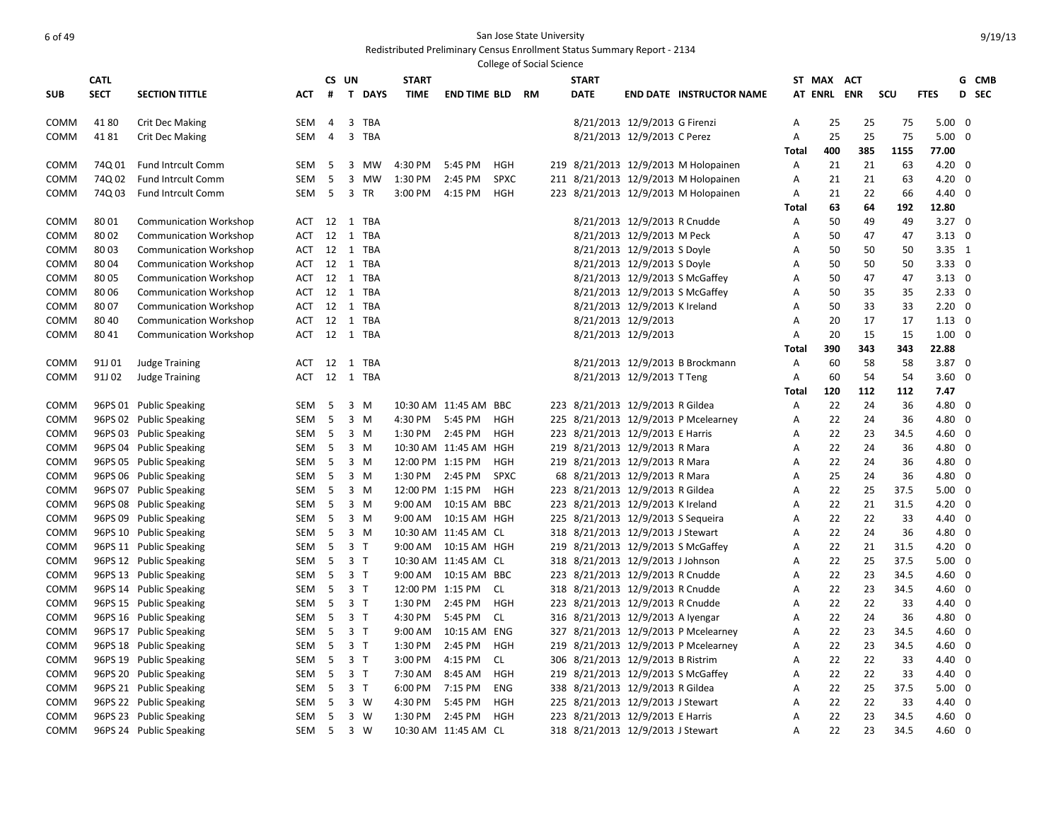# San Jose State University

Redistributed Preliminary Census Enrollment Status Summary Report - 2134

College of Social Science

| SUB | CATL SECT | SECTION TITTLE | ACT | CS # | UN T | DAYS | START TIME | END TIME | BLD | RM | START DATE | END DATE | INSTRUCTOR NAME | ST AT | MAX ENRL | ACT ENR | SCU | FTES | G D | CMB SEC |
|---|---|---|---|---|---|---|---|---|---|---|---|---|---|---|---|---|---|---|---|---|
| COMM | 41 80 | Crit Dec Making | SEM | 4 | 3 | TBA | | | | | 8/21/2013 | 12/9/2013 | G Firenzi | A | 25 | 25 | 75 | 5.00 | 0 | |
| COMM | 41 81 | Crit Dec Making | SEM | 4 | 3 | TBA | | | | | 8/21/2013 | 12/9/2013 | C Perez | A | 25 | 25 | 75 | 5.00 | 0 | |
| | | | | | | | | | | | | | | Total | 400 | 385 | 1155 | 77.00 | | |
| COMM | 74Q 01 | Fund Intrcult Comm | SEM | 5 | 3 | MW | 4:30 PM | 5:45 PM | HGH | 219 | 8/21/2013 | 12/9/2013 | M Holopainen | A | 21 | 21 | 63 | 4.20 | 0 | |
| COMM | 74Q 02 | Fund Intrcult Comm | SEM | 5 | 3 | MW | 1:30 PM | 2:45 PM | SPXC | 211 | 8/21/2013 | 12/9/2013 | M Holopainen | A | 21 | 21 | 63 | 4.20 | 0 | |
| COMM | 74Q 03 | Fund Intrcult Comm | SEM | 5 | 3 | TR | 3:00 PM | 4:15 PM | HGH | 223 | 8/21/2013 | 12/9/2013 | M Holopainen | A | 21 | 22 | 66 | 4.40 | 0 | |
| | | | | | | | | | | | | | | Total | 63 | 64 | 192 | 12.80 | | |
| COMM | 80 01 | Communication Workshop | ACT | 12 | 1 | TBA | | | | | 8/21/2013 | 12/9/2013 | R Cnudde | A | 50 | 49 | 49 | 3.27 | 0 | |
| COMM | 80 02 | Communication Workshop | ACT | 12 | 1 | TBA | | | | | 8/21/2013 | 12/9/2013 | M Peck | A | 50 | 47 | 47 | 3.13 | 0 | |
| COMM | 80 03 | Communication Workshop | ACT | 12 | 1 | TBA | | | | | 8/21/2013 | 12/9/2013 | S Doyle | A | 50 | 50 | 50 | 3.35 | 1 | |
| COMM | 80 04 | Communication Workshop | ACT | 12 | 1 | TBA | | | | | 8/21/2013 | 12/9/2013 | S Doyle | A | 50 | 50 | 50 | 3.33 | 0 | |
| COMM | 80 05 | Communication Workshop | ACT | 12 | 1 | TBA | | | | | 8/21/2013 | 12/9/2013 | S McGaffey | A | 50 | 47 | 47 | 3.13 | 0 | |
| COMM | 80 06 | Communication Workshop | ACT | 12 | 1 | TBA | | | | | 8/21/2013 | 12/9/2013 | S McGaffey | A | 50 | 35 | 35 | 2.33 | 0 | |
| COMM | 80 07 | Communication Workshop | ACT | 12 | 1 | TBA | | | | | 8/21/2013 | 12/9/2013 | K Ireland | A | 50 | 33 | 33 | 2.20 | 0 | |
| COMM | 80 40 | Communication Workshop | ACT | 12 | 1 | TBA | | | | | 8/21/2013 | 12/9/2013 | | A | 20 | 17 | 17 | 1.13 | 0 | |
| COMM | 80 41 | Communication Workshop | ACT | 12 | 1 | TBA | | | | | 8/21/2013 | 12/9/2013 | | A | 20 | 15 | 15 | 1.00 | 0 | |
| | | | | | | | | | | | | | | Total | 390 | 343 | 343 | 22.88 | | |
| COMM | 91J 01 | Judge Training | ACT | 12 | 1 | TBA | | | | | 8/21/2013 | 12/9/2013 | B Brockmann | A | 60 | 58 | 58 | 3.87 | 0 | |
| COMM | 91J 02 | Judge Training | ACT | 12 | 1 | TBA | | | | | 8/21/2013 | 12/9/2013 | T Teng | A | 60 | 54 | 54 | 3.60 | 0 | |
| | | | | | | | | | | | | | | Total | 120 | 112 | 112 | 7.47 | | |
| COMM | 96PS 01 | Public Speaking | SEM | 5 | 3 | M | 10:30 AM | 11:45 AM | BBC | 223 | 8/21/2013 | 12/9/2013 | R Gildea | A | 22 | 24 | 36 | 4.80 | 0 | |
| COMM | 96PS 02 | Public Speaking | SEM | 5 | 3 | M | 4:30 PM | 5:45 PM | HGH | 225 | 8/21/2013 | 12/9/2013 | P Mcelearney | A | 22 | 24 | 36 | 4.80 | 0 | |
| COMM | 96PS 03 | Public Speaking | SEM | 5 | 3 | M | 1:30 PM | 2:45 PM | HGH | 223 | 8/21/2013 | 12/9/2013 | E Harris | A | 22 | 23 | 34.5 | 4.60 | 0 | |
| COMM | 96PS 04 | Public Speaking | SEM | 5 | 3 | M | 10:30 AM | 11:45 AM | HGH | 219 | 8/21/2013 | 12/9/2013 | R Mara | A | 22 | 24 | 36 | 4.80 | 0 | |
| COMM | 96PS 05 | Public Speaking | SEM | 5 | 3 | M | 12:00 PM | 1:15 PM | HGH | 219 | 8/21/2013 | 12/9/2013 | R Mara | A | 22 | 24 | 36 | 4.80 | 0 | |
| COMM | 96PS 06 | Public Speaking | SEM | 5 | 3 | M | 1:30 PM | 2:45 PM | SPXC | 68 | 8/21/2013 | 12/9/2013 | R Mara | A | 25 | 24 | 36 | 4.80 | 0 | |
| COMM | 96PS 07 | Public Speaking | SEM | 5 | 3 | M | 12:00 PM | 1:15 PM | HGH | 223 | 8/21/2013 | 12/9/2013 | R Gildea | A | 22 | 25 | 37.5 | 5.00 | 0 | |
| COMM | 96PS 08 | Public Speaking | SEM | 5 | 3 | M | 9:00 AM | 10:15 AM | BBC | 223 | 8/21/2013 | 12/9/2013 | K Ireland | A | 22 | 21 | 31.5 | 4.20 | 0 | |
| COMM | 96PS 09 | Public Speaking | SEM | 5 | 3 | M | 9:00 AM | 10:15 AM | HGH | 225 | 8/21/2013 | 12/9/2013 | S Sequeira | A | 22 | 22 | 33 | 4.40 | 0 | |
| COMM | 96PS 10 | Public Speaking | SEM | 5 | 3 | M | 10:30 AM | 11:45 AM | CL | 318 | 8/21/2013 | 12/9/2013 | J Stewart | A | 22 | 24 | 36 | 4.80 | 0 | |
| COMM | 96PS 11 | Public Speaking | SEM | 5 | 3 | T | 9:00 AM | 10:15 AM | HGH | 219 | 8/21/2013 | 12/9/2013 | S McGaffey | A | 22 | 21 | 31.5 | 4.20 | 0 | |
| COMM | 96PS 12 | Public Speaking | SEM | 5 | 3 | T | 10:30 AM | 11:45 AM | CL | 318 | 8/21/2013 | 12/9/2013 | J Johnson | A | 22 | 25 | 37.5 | 5.00 | 0 | |
| COMM | 96PS 13 | Public Speaking | SEM | 5 | 3 | T | 9:00 AM | 10:15 AM | BBC | 223 | 8/21/2013 | 12/9/2013 | R Cnudde | A | 22 | 23 | 34.5 | 4.60 | 0 | |
| COMM | 96PS 14 | Public Speaking | SEM | 5 | 3 | T | 12:00 PM | 1:15 PM | CL | 318 | 8/21/2013 | 12/9/2013 | R Cnudde | A | 22 | 23 | 34.5 | 4.60 | 0 | |
| COMM | 96PS 15 | Public Speaking | SEM | 5 | 3 | T | 1:30 PM | 2:45 PM | HGH | 223 | 8/21/2013 | 12/9/2013 | R Cnudde | A | 22 | 22 | 33 | 4.40 | 0 | |
| COMM | 96PS 16 | Public Speaking | SEM | 5 | 3 | T | 4:30 PM | 5:45 PM | CL | 316 | 8/21/2013 | 12/9/2013 | A Iyengar | A | 22 | 24 | 36 | 4.80 | 0 | |
| COMM | 96PS 17 | Public Speaking | SEM | 5 | 3 | T | 9:00 AM | 10:15 AM | ENG | 327 | 8/21/2013 | 12/9/2013 | P Mcelearney | A | 22 | 23 | 34.5 | 4.60 | 0 | |
| COMM | 96PS 18 | Public Speaking | SEM | 5 | 3 | T | 1:30 PM | 2:45 PM | HGH | 219 | 8/21/2013 | 12/9/2013 | P Mcelearney | A | 22 | 23 | 34.5 | 4.60 | 0 | |
| COMM | 96PS 19 | Public Speaking | SEM | 5 | 3 | T | 3:00 PM | 4:15 PM | CL | 306 | 8/21/2013 | 12/9/2013 | B Ristrim | A | 22 | 22 | 33 | 4.40 | 0 | |
| COMM | 96PS 20 | Public Speaking | SEM | 5 | 3 | T | 7:30 AM | 8:45 AM | HGH | 219 | 8/21/2013 | 12/9/2013 | S McGaffey | A | 22 | 22 | 33 | 4.40 | 0 | |
| COMM | 96PS 21 | Public Speaking | SEM | 5 | 3 | T | 6:00 PM | 7:15 PM | ENG | 338 | 8/21/2013 | 12/9/2013 | R Gildea | A | 22 | 25 | 37.5 | 5.00 | 0 | |
| COMM | 96PS 22 | Public Speaking | SEM | 5 | 3 | W | 4:30 PM | 5:45 PM | HGH | 225 | 8/21/2013 | 12/9/2013 | J Stewart | A | 22 | 22 | 33 | 4.40 | 0 | |
| COMM | 96PS 23 | Public Speaking | SEM | 5 | 3 | W | 1:30 PM | 2:45 PM | HGH | 223 | 8/21/2013 | 12/9/2013 | E Harris | A | 22 | 23 | 34.5 | 4.60 | 0 | |
| COMM | 96PS 24 | Public Speaking | SEM | 5 | 3 | W | 10:30 AM | 11:45 AM | CL | 318 | 8/21/2013 | 12/9/2013 | J Stewart | A | 22 | 23 | 34.5 | 4.60 | 0 | |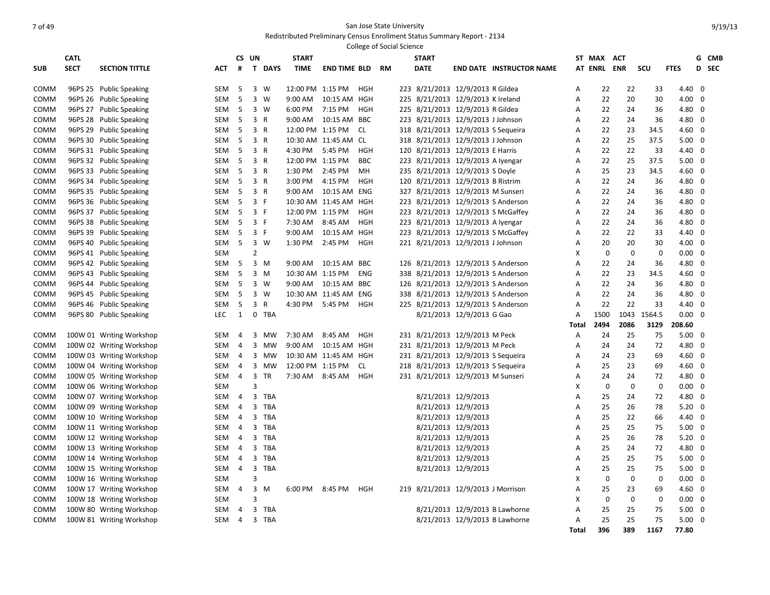San Jose State University

Redistributed Preliminary Census Enrollment Status Summary Report - 2134

College of Social Science

| SUB | CATL SECT | SECTION TITTLE | ACT | CS # | UN T | DAYS | START TIME | END TIME | BLD | RM | START DATE | END DATE | INSTRUCTOR NAME | ST AT | MAX ENRL | ACT ENR | SCU | FTES | G D | CMB SEC |
|---|---|---|---|---|---|---|---|---|---|---|---|---|---|---|---|---|---|---|---|---|
| COMM | 96PS 25 | Public Speaking | SEM | 5 | 3 | W | 12:00 PM | 1:15 PM | HGH | 223 | 8/21/2013 | 12/9/2013 | R Gildea | A | 22 | 22 | 33 | 4.40 | 0 | |
| COMM | 96PS 26 | Public Speaking | SEM | 5 | 3 | W | 9:00 AM | 10:15 AM | HGH | 225 | 8/21/2013 | 12/9/2013 | K Ireland | A | 22 | 20 | 30 | 4.00 | 0 | |
| COMM | 96PS 27 | Public Speaking | SEM | 5 | 3 | W | 6:00 PM | 7:15 PM | HGH | 225 | 8/21/2013 | 12/9/2013 | R Gildea | A | 22 | 24 | 36 | 4.80 | 0 | |
| COMM | 96PS 28 | Public Speaking | SEM | 5 | 3 | R | 9:00 AM | 10:15 AM | BBC | 223 | 8/21/2013 | 12/9/2013 | J Johnson | A | 22 | 24 | 36 | 4.80 | 0 | |
| COMM | 96PS 29 | Public Speaking | SEM | 5 | 3 | R | 12:00 PM | 1:15 PM | CL | 318 | 8/21/2013 | 12/9/2013 | S Sequeira | A | 22 | 23 | 34.5 | 4.60 | 0 | |
| COMM | 96PS 30 | Public Speaking | SEM | 5 | 3 | R | 10:30 AM | 11:45 AM | CL | 318 | 8/21/2013 | 12/9/2013 | J Johnson | A | 22 | 25 | 37.5 | 5.00 | 0 | |
| COMM | 96PS 31 | Public Speaking | SEM | 5 | 3 | R | 4:30 PM | 5:45 PM | HGH | 120 | 8/21/2013 | 12/9/2013 | E Harris | A | 22 | 22 | 33 | 4.40 | 0 | |
| COMM | 96PS 32 | Public Speaking | SEM | 5 | 3 | R | 12:00 PM | 1:15 PM | BBC | 223 | 8/21/2013 | 12/9/2013 | A Iyengar | A | 22 | 25 | 37.5 | 5.00 | 0 | |
| COMM | 96PS 33 | Public Speaking | SEM | 5 | 3 | R | 1:30 PM | 2:45 PM | MH | 235 | 8/21/2013 | 12/9/2013 | S Doyle | A | 25 | 23 | 34.5 | 4.60 | 0 | |
| COMM | 96PS 34 | Public Speaking | SEM | 5 | 3 | R | 3:00 PM | 4:15 PM | HGH | 120 | 8/21/2013 | 12/9/2013 | B Ristrim | A | 22 | 24 | 36 | 4.80 | 0 | |
| COMM | 96PS 35 | Public Speaking | SEM | 5 | 3 | R | 9:00 AM | 10:15 AM | ENG | 327 | 8/21/2013 | 12/9/2013 | M Sunseri | A | 22 | 24 | 36 | 4.80 | 0 | |
| COMM | 96PS 36 | Public Speaking | SEM | 5 | 3 | F | 10:30 AM | 11:45 AM | HGH | 223 | 8/21/2013 | 12/9/2013 | S Anderson | A | 22 | 24 | 36 | 4.80 | 0 | |
| COMM | 96PS 37 | Public Speaking | SEM | 5 | 3 | F | 12:00 PM | 1:15 PM | HGH | 223 | 8/21/2013 | 12/9/2013 | S McGaffey | A | 22 | 24 | 36 | 4.80 | 0 | |
| COMM | 96PS 38 | Public Speaking | SEM | 5 | 3 | F | 7:30 AM | 8:45 AM | HGH | 223 | 8/21/2013 | 12/9/2013 | A Iyengar | A | 22 | 24 | 36 | 4.80 | 0 | |
| COMM | 96PS 39 | Public Speaking | SEM | 5 | 3 | F | 9:00 AM | 10:15 AM | HGH | 223 | 8/21/2013 | 12/9/2013 | S McGaffey | A | 22 | 22 | 33 | 4.40 | 0 | |
| COMM | 96PS 40 | Public Speaking | SEM | 5 | 3 | W | 1:30 PM | 2:45 PM | HGH | 221 | 8/21/2013 | 12/9/2013 | J Johnson | A | 20 | 20 | 30 | 4.00 | 0 | |
| COMM | 96PS 41 | Public Speaking | SEM | | 2 | | | | | | | | | X | 0 | 0 | 0 | 0.00 | 0 | |
| COMM | 96PS 42 | Public Speaking | SEM | 5 | 3 | M | 9:00 AM | 10:15 AM | BBC | 126 | 8/21/2013 | 12/9/2013 | S Anderson | A | 22 | 24 | 36 | 4.80 | 0 | |
| COMM | 96PS 43 | Public Speaking | SEM | 5 | 3 | M | 10:30 AM | 1:15 PM | ENG | 338 | 8/21/2013 | 12/9/2013 | S Anderson | A | 22 | 23 | 34.5 | 4.60 | 0 | |
| COMM | 96PS 44 | Public Speaking | SEM | 5 | 3 | W | 9:00 AM | 10:15 AM | BBC | 126 | 8/21/2013 | 12/9/2013 | S Anderson | A | 22 | 24 | 36 | 4.80 | 0 | |
| COMM | 96PS 45 | Public Speaking | SEM | 5 | 3 | W | 10:30 AM | 11:45 AM | ENG | 338 | 8/21/2013 | 12/9/2013 | S Anderson | A | 22 | 24 | 36 | 4.80 | 0 | |
| COMM | 96PS 46 | Public Speaking | SEM | 5 | 3 | R | 4:30 PM | 5:45 PM | HGH | 225 | 8/21/2013 | 12/9/2013 | S Anderson | A | 22 | 22 | 33 | 4.40 | 0 | |
| COMM | 96PS 80 | Public Speaking | LEC | 1 | 0 | TBA | | | | | 8/21/2013 | 12/9/2013 | G Gao | A | 1500 | 1043 | 1564.5 | 0.00 | 0 | |
| | | | | | | | | | | | | | | Total | 2494 | 2086 | 3129 | 208.60 | | |
| COMM | 100W 01 | Writing Workshop | SEM | 4 | 3 | MW | 7:30 AM | 8:45 AM | HGH | 231 | 8/21/2013 | 12/9/2013 | M Peck | A | 24 | 25 | 75 | 5.00 | 0 | |
| COMM | 100W 02 | Writing Workshop | SEM | 4 | 3 | MW | 9:00 AM | 10:15 AM | HGH | 231 | 8/21/2013 | 12/9/2013 | M Peck | A | 24 | 24 | 72 | 4.80 | 0 | |
| COMM | 100W 03 | Writing Workshop | SEM | 4 | 3 | MW | 10:30 AM | 11:45 AM | HGH | 231 | 8/21/2013 | 12/9/2013 | S Sequeira | A | 24 | 23 | 69 | 4.60 | 0 | |
| COMM | 100W 04 | Writing Workshop | SEM | 4 | 3 | MW | 12:00 PM | 1:15 PM | CL | 218 | 8/21/2013 | 12/9/2013 | S Sequeira | A | 25 | 23 | 69 | 4.60 | 0 | |
| COMM | 100W 05 | Writing Workshop | SEM | 4 | 3 | TR | 7:30 AM | 8:45 AM | HGH | 231 | 8/21/2013 | 12/9/2013 | M Sunseri | A | 24 | 24 | 72 | 4.80 | 0 | |
| COMM | 100W 06 | Writing Workshop | SEM | | 3 | | | | | | | | | X | 0 | 0 | 0 | 0.00 | 0 | |
| COMM | 100W 07 | Writing Workshop | SEM | 4 | 3 | TBA | | | | | 8/21/2013 | 12/9/2013 | | A | 25 | 24 | 72 | 4.80 | 0 | |
| COMM | 100W 09 | Writing Workshop | SEM | 4 | 3 | TBA | | | | | 8/21/2013 | 12/9/2013 | | A | 25 | 26 | 78 | 5.20 | 0 | |
| COMM | 100W 10 | Writing Workshop | SEM | 4 | 3 | TBA | | | | | 8/21/2013 | 12/9/2013 | | A | 25 | 22 | 66 | 4.40 | 0 | |
| COMM | 100W 11 | Writing Workshop | SEM | 4 | 3 | TBA | | | | | 8/21/2013 | 12/9/2013 | | A | 25 | 25 | 75 | 5.00 | 0 | |
| COMM | 100W 12 | Writing Workshop | SEM | 4 | 3 | TBA | | | | | 8/21/2013 | 12/9/2013 | | A | 25 | 26 | 78 | 5.20 | 0 | |
| COMM | 100W 13 | Writing Workshop | SEM | 4 | 3 | TBA | | | | | 8/21/2013 | 12/9/2013 | | A | 25 | 24 | 72 | 4.80 | 0 | |
| COMM | 100W 14 | Writing Workshop | SEM | 4 | 3 | TBA | | | | | 8/21/2013 | 12/9/2013 | | A | 25 | 25 | 75 | 5.00 | 0 | |
| COMM | 100W 15 | Writing Workshop | SEM | 4 | 3 | TBA | | | | | 8/21/2013 | 12/9/2013 | | A | 25 | 25 | 75 | 5.00 | 0 | |
| COMM | 100W 16 | Writing Workshop | SEM | | 3 | | | | | | | | | X | 0 | 0 | 0 | 0.00 | 0 | |
| COMM | 100W 17 | Writing Workshop | SEM | 4 | 3 | M | 6:00 PM | 8:45 PM | HGH | 219 | 8/21/2013 | 12/9/2013 | J Morrison | A | 25 | 23 | 69 | 4.60 | 0 | |
| COMM | 100W 18 | Writing Workshop | SEM | | 3 | | | | | | | | | X | 0 | 0 | 0 | 0.00 | 0 | |
| COMM | 100W 80 | Writing Workshop | SEM | 4 | 3 | TBA | | | | | 8/21/2013 | 12/9/2013 | B Lawhorne | A | 25 | 25 | 75 | 5.00 | 0 | |
| COMM | 100W 81 | Writing Workshop | SEM | 4 | 3 | TBA | | | | | 8/21/2013 | 12/9/2013 | B Lawhorne | A | 25 | 25 | 75 | 5.00 | 0 | |
| | | | | | | | | | | | | | | Total | 396 | 389 | 1167 | 77.80 | | |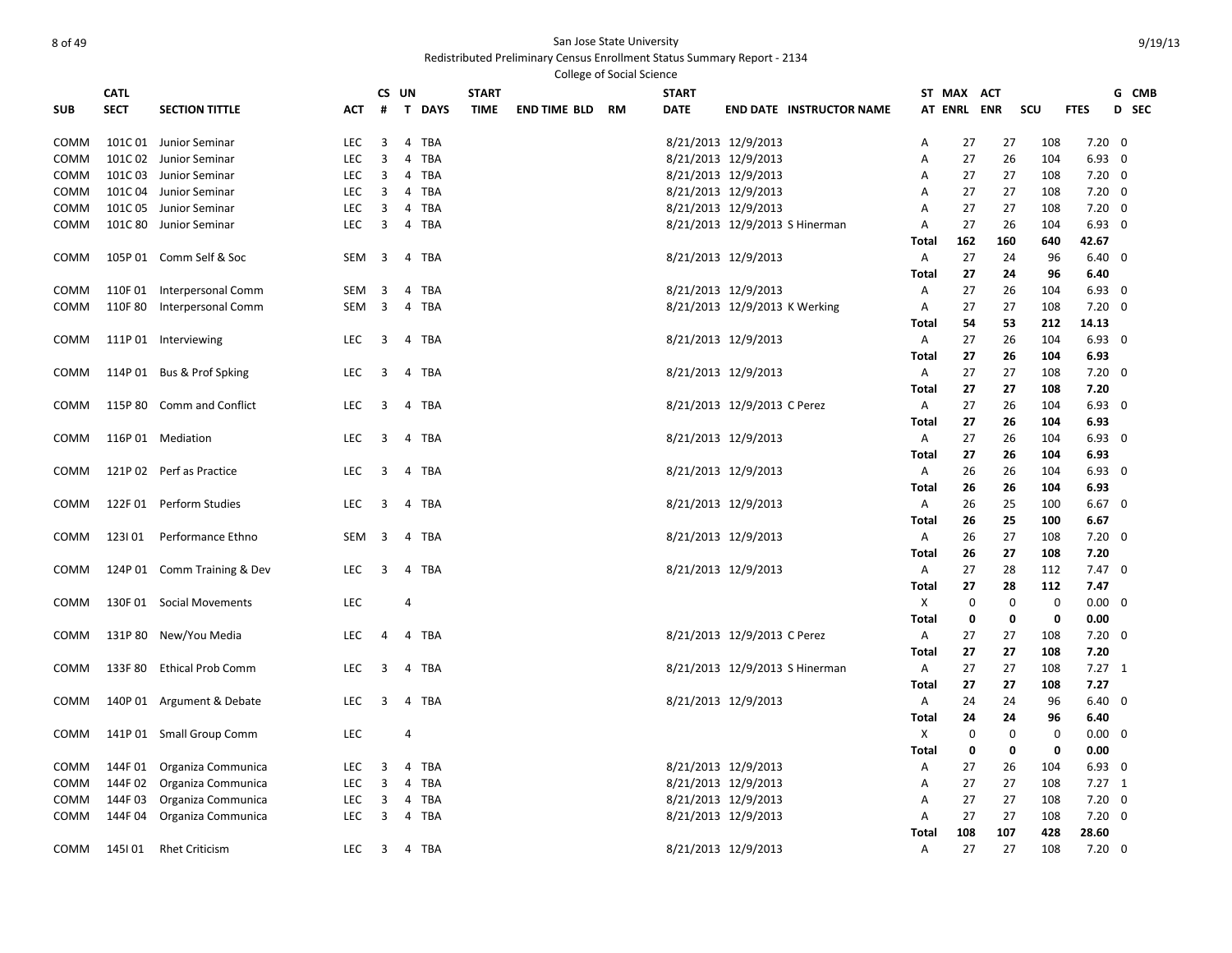San Jose State University
Redistributed Preliminary Census Enrollment Status Summary Report - 2134
College of Social Science

| SUB | CATL SECT | SECTION TITTLE | ACT | CS # | UN T | DAYS | START TIME | END TIME | BLD | RM | START DATE | END DATE | INSTRUCTOR NAME | ST AT | MAX ENRL | ACT ENR | SCU | FTES | G D | CMB SEC |
|---|---|---|---|---|---|---|---|---|---|---|---|---|---|---|---|---|---|---|---|---|
| COMM | 101C 01 | Junior Seminar | LEC | 3 | 4 | TBA | | | | | 8/21/2013 | 12/9/2013 | | A | 27 | 27 | 108 | 7.20 | 0 | |
| COMM | 101C 02 | Junior Seminar | LEC | 3 | 4 | TBA | | | | | 8/21/2013 | 12/9/2013 | | A | 27 | 26 | 104 | 6.93 | 0 | |
| COMM | 101C 03 | Junior Seminar | LEC | 3 | 4 | TBA | | | | | 8/21/2013 | 12/9/2013 | | A | 27 | 27 | 108 | 7.20 | 0 | |
| COMM | 101C 04 | Junior Seminar | LEC | 3 | 4 | TBA | | | | | 8/21/2013 | 12/9/2013 | | A | 27 | 27 | 108 | 7.20 | 0 | |
| COMM | 101C 05 | Junior Seminar | LEC | 3 | 4 | TBA | | | | | 8/21/2013 | 12/9/2013 | | A | 27 | 27 | 108 | 7.20 | 0 | |
| COMM | 101C 80 | Junior Seminar | LEC | 3 | 4 | TBA | | | | | 8/21/2013 | 12/9/2013 | S Hinerman | A | 27 | 26 | 104 | 6.93 | 0 | |
| | | | | | | | | | | | | | | **Total** | **162** | **160** | **640** | **42.67** | | |
| COMM | 105P 01 | Comm Self & Soc | SEM | 3 | 4 | TBA | | | | | 8/21/2013 | 12/9/2013 | | A | 27 | 24 | 96 | 6.40 | 0 | |
| | | | | | | | | | | | | | | **Total** | **27** | **24** | **96** | **6.40** | | |
| COMM | 110F 01 | Interpersonal Comm | SEM | 3 | 4 | TBA | | | | | 8/21/2013 | 12/9/2013 | | A | 27 | 26 | 104 | 6.93 | 0 | |
| COMM | 110F 80 | Interpersonal Comm | SEM | 3 | 4 | TBA | | | | | 8/21/2013 | 12/9/2013 | K Werking | A | 27 | 27 | 108 | 7.20 | 0 | |
| | | | | | | | | | | | | | | **Total** | **54** | **53** | **212** | **14.13** | | |
| COMM | 111P 01 | Interviewing | LEC | 3 | 4 | TBA | | | | | 8/21/2013 | 12/9/2013 | | A | 27 | 26 | 104 | 6.93 | 0 | |
| | | | | | | | | | | | | | | **Total** | **27** | **26** | **104** | **6.93** | | |
| COMM | 114P 01 | Bus & Prof Spking | LEC | 3 | 4 | TBA | | | | | 8/21/2013 | 12/9/2013 | | A | 27 | 27 | 108 | 7.20 | 0 | |
| | | | | | | | | | | | | | | **Total** | **27** | **27** | **108** | **7.20** | | |
| COMM | 115P 80 | Comm and Conflict | LEC | 3 | 4 | TBA | | | | | 8/21/2013 | 12/9/2013 | C Perez | A | 27 | 26 | 104 | 6.93 | 0 | |
| | | | | | | | | | | | | | | **Total** | **27** | **26** | **104** | **6.93** | | |
| COMM | 116P 01 | Mediation | LEC | 3 | 4 | TBA | | | | | 8/21/2013 | 12/9/2013 | | A | 27 | 26 | 104 | 6.93 | 0 | |
| | | | | | | | | | | | | | | **Total** | **27** | **26** | **104** | **6.93** | | |
| COMM | 121P 02 | Perf as Practice | LEC | 3 | 4 | TBA | | | | | 8/21/2013 | 12/9/2013 | | A | 26 | 26 | 104 | 6.93 | 0 | |
| | | | | | | | | | | | | | | **Total** | **26** | **26** | **104** | **6.93** | | |
| COMM | 122F 01 | Perform Studies | LEC | 3 | 4 | TBA | | | | | 8/21/2013 | 12/9/2013 | | A | 26 | 25 | 100 | 6.67 | 0 | |
| | | | | | | | | | | | | | | **Total** | **26** | **25** | **100** | **6.67** | | |
| COMM | 123I 01 | Performance Ethno | SEM | 3 | 4 | TBA | | | | | 8/21/2013 | 12/9/2013 | | A | 26 | 27 | 108 | 7.20 | 0 | |
| | | | | | | | | | | | | | | **Total** | **26** | **27** | **108** | **7.20** | | |
| COMM | 124P 01 | Comm Training & Dev | LEC | 3 | 4 | TBA | | | | | 8/21/2013 | 12/9/2013 | | A | 27 | 28 | 112 | 7.47 | 0 | |
| | | | | | | | | | | | | | | **Total** | **27** | **28** | **112** | **7.47** | | |
| COMM | 130F 01 | Social Movements | LEC | | 4 | | | | | | | | | X | 0 | 0 | 0 | 0.00 | 0 | |
| | | | | | | | | | | | | | | **Total** | **0** | **0** | **0** | **0.00** | | |
| COMM | 131P 80 | New/You Media | LEC | 4 | 4 | TBA | | | | | 8/21/2013 | 12/9/2013 | C Perez | A | 27 | 27 | 108 | 7.20 | 0 | |
| | | | | | | | | | | | | | | **Total** | **27** | **27** | **108** | **7.20** | | |
| COMM | 133F 80 | Ethical Prob Comm | LEC | 3 | 4 | TBA | | | | | 8/21/2013 | 12/9/2013 | S Hinerman | A | 27 | 27 | 108 | 7.27 | 1 | |
| | | | | | | | | | | | | | | **Total** | **27** | **27** | **108** | **7.27** | | |
| COMM | 140P 01 | Argument & Debate | LEC | 3 | 4 | TBA | | | | | 8/21/2013 | 12/9/2013 | | A | 24 | 24 | 96 | 6.40 | 0 | |
| | | | | | | | | | | | | | | **Total** | **24** | **24** | **96** | **6.40** | | |
| COMM | 141P 01 | Small Group Comm | LEC | | 4 | | | | | | | | | X | 0 | 0 | 0 | 0.00 | 0 | |
| | | | | | | | | | | | | | | **Total** | **0** | **0** | **0** | **0.00** | | |
| COMM | 144F 01 | Organiza Communica | LEC | 3 | 4 | TBA | | | | | 8/21/2013 | 12/9/2013 | | A | 27 | 26 | 104 | 6.93 | 0 | |
| COMM | 144F 02 | Organiza Communica | LEC | 3 | 4 | TBA | | | | | 8/21/2013 | 12/9/2013 | | A | 27 | 27 | 108 | 7.27 | 1 | |
| COMM | 144F 03 | Organiza Communica | LEC | 3 | 4 | TBA | | | | | 8/21/2013 | 12/9/2013 | | A | 27 | 27 | 108 | 7.20 | 0 | |
| COMM | 144F 04 | Organiza Communica | LEC | 3 | 4 | TBA | | | | | 8/21/2013 | 12/9/2013 | | A | 27 | 27 | 108 | 7.20 | 0 | |
| | | | | | | | | | | | | | | **Total** | **108** | **107** | **428** | **28.60** | | |
| COMM | 145I 01 | Rhet Criticism | LEC | 3 | 4 | TBA | | | | | 8/21/2013 | 12/9/2013 | | A | 27 | 27 | 108 | 7.20 | 0 | |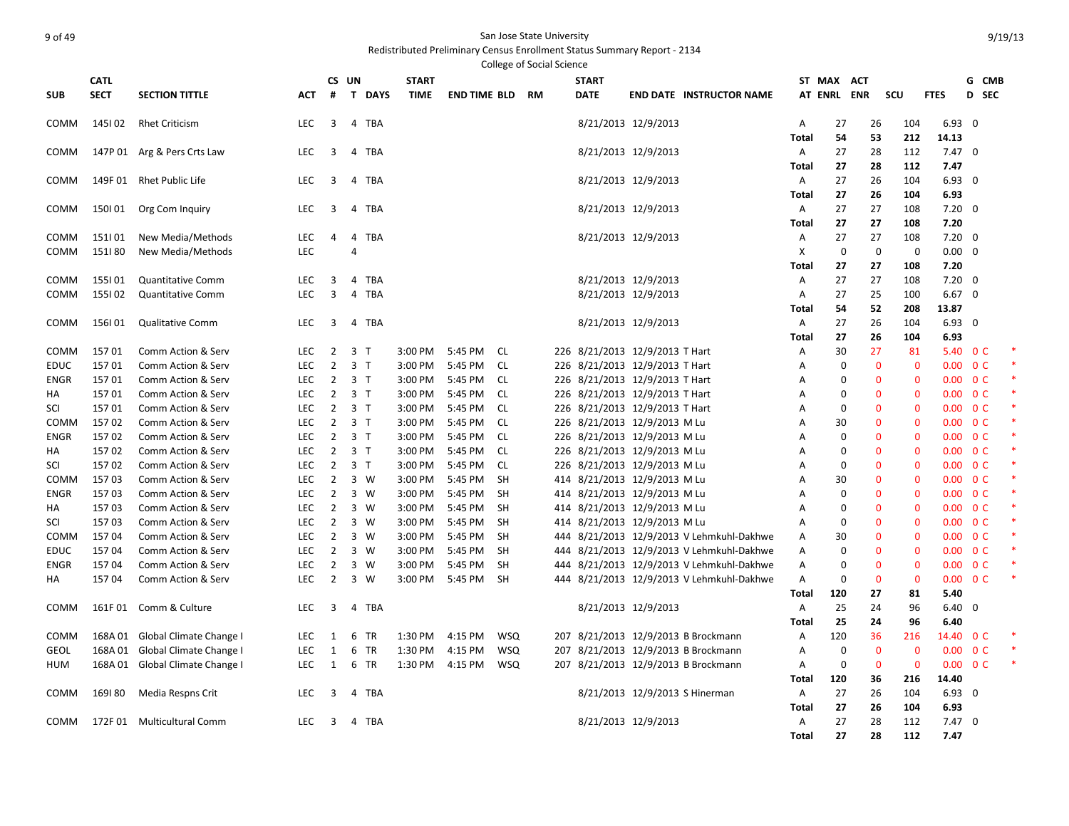San Jose State University

Redistributed Preliminary Census Enrollment Status Summary Report - 2134

College of Social Science

| SUB | CATL SECT | SECTION TITTLE | ACT | CS # | UN T | DAYS | START TIME | END TIME | BLD | RM | START DATE | END DATE | INSTRUCTOR NAME | ST AT | MAX ENRL | ACT ENR | SCU | FTES | G D | CMB SEC |
|---|---|---|---|---|---|---|---|---|---|---|---|---|---|---|---|---|---|---|---|---|
| COMM | 145I 02 | Rhet Criticism | LEC | 3 | 4 | TBA | | | | | 8/21/2013 | 12/9/2013 | | A | 27 | 26 | 104 | 6.93 | 0 | |
| | | | | | | | | | | | | | | Total | 54 | 53 | 212 | 14.13 | | |
| COMM | 147P 01 | Arg & Pers Crts Law | LEC | 3 | 4 | TBA | | | | | 8/21/2013 | 12/9/2013 | | A | 27 | 28 | 112 | 7.47 | 0 | |
| | | | | | | | | | | | | | | Total | 27 | 28 | 112 | 7.47 | | |
| COMM | 149F 01 | Rhet Public Life | LEC | 3 | 4 | TBA | | | | | 8/21/2013 | 12/9/2013 | | A | 27 | 26 | 104 | 6.93 | 0 | |
| | | | | | | | | | | | | | | Total | 27 | 26 | 104 | 6.93 | | |
| COMM | 150I 01 | Org Com Inquiry | LEC | 3 | 4 | TBA | | | | | 8/21/2013 | 12/9/2013 | | A | 27 | 27 | 108 | 7.20 | 0 | |
| | | | | | | | | | | | | | | Total | 27 | 27 | 108 | 7.20 | | |
| COMM | 151I 01 | New Media/Methods | LEC | 4 | 4 | TBA | | | | | 8/21/2013 | 12/9/2013 | | A | 27 | 27 | 108 | 7.20 | 0 | |
| COMM | 151I 80 | New Media/Methods | LEC | | 4 | | | | | | | | | X | 0 | 0 | 0 | 0.00 | 0 | |
| | | | | | | | | | | | | | | Total | 27 | 27 | 108 | 7.20 | | |
| COMM | 155I 01 | Quantitative Comm | LEC | 3 | 4 | TBA | | | | | 8/21/2013 | 12/9/2013 | | A | 27 | 27 | 108 | 7.20 | 0 | |
| COMM | 155I 02 | Quantitative Comm | LEC | 3 | 4 | TBA | | | | | 8/21/2013 | 12/9/2013 | | A | 27 | 25 | 100 | 6.67 | 0 | |
| | | | | | | | | | | | | | | Total | 54 | 52 | 208 | 13.87 | | |
| COMM | 156I 01 | Qualitative Comm | LEC | 3 | 4 | TBA | | | | | 8/21/2013 | 12/9/2013 | | A | 27 | 26 | 104 | 6.93 | 0 | |
| | | | | | | | | | | | | | | Total | 27 | 26 | 104 | 6.93 | | |
| COMM | 157 01 | Comm Action & Serv | LEC | 2 | 3 | T | 3:00 PM | 5:45 PM | CL | 226 | 8/21/2013 | 12/9/2013 | T Hart | A | 30 | 27 | 81 | 5.40 | 0 | C * |
| EDUC | 157 01 | Comm Action & Serv | LEC | 2 | 3 | T | 3:00 PM | 5:45 PM | CL | 226 | 8/21/2013 | 12/9/2013 | T Hart | A | 0 | 0 | 0 | 0.00 | 0 | C * |
| ENGR | 157 01 | Comm Action & Serv | LEC | 2 | 3 | T | 3:00 PM | 5:45 PM | CL | 226 | 8/21/2013 | 12/9/2013 | T Hart | A | 0 | 0 | 0 | 0.00 | 0 | C * |
| HA | 157 01 | Comm Action & Serv | LEC | 2 | 3 | T | 3:00 PM | 5:45 PM | CL | 226 | 8/21/2013 | 12/9/2013 | T Hart | A | 0 | 0 | 0 | 0.00 | 0 | C * |
| SCI | 157 01 | Comm Action & Serv | LEC | 2 | 3 | T | 3:00 PM | 5:45 PM | CL | 226 | 8/21/2013 | 12/9/2013 | T Hart | A | 0 | 0 | 0 | 0.00 | 0 | C * |
| COMM | 157 02 | Comm Action & Serv | LEC | 2 | 3 | T | 3:00 PM | 5:45 PM | CL | 226 | 8/21/2013 | 12/9/2013 | M Lu | A | 30 | 0 | 0 | 0.00 | 0 | C * |
| ENGR | 157 02 | Comm Action & Serv | LEC | 2 | 3 | T | 3:00 PM | 5:45 PM | CL | 226 | 8/21/2013 | 12/9/2013 | M Lu | A | 0 | 0 | 0 | 0.00 | 0 | C * |
| HA | 157 02 | Comm Action & Serv | LEC | 2 | 3 | T | 3:00 PM | 5:45 PM | CL | 226 | 8/21/2013 | 12/9/2013 | M Lu | A | 0 | 0 | 0 | 0.00 | 0 | C * |
| SCI | 157 02 | Comm Action & Serv | LEC | 2 | 3 | T | 3:00 PM | 5:45 PM | CL | 226 | 8/21/2013 | 12/9/2013 | M Lu | A | 0 | 0 | 0 | 0.00 | 0 | C * |
| COMM | 157 03 | Comm Action & Serv | LEC | 2 | 3 | W | 3:00 PM | 5:45 PM | SH | 414 | 8/21/2013 | 12/9/2013 | M Lu | A | 30 | 0 | 0 | 0.00 | 0 | C * |
| ENGR | 157 03 | Comm Action & Serv | LEC | 2 | 3 | W | 3:00 PM | 5:45 PM | SH | 414 | 8/21/2013 | 12/9/2013 | M Lu | A | 0 | 0 | 0 | 0.00 | 0 | C * |
| HA | 157 03 | Comm Action & Serv | LEC | 2 | 3 | W | 3:00 PM | 5:45 PM | SH | 414 | 8/21/2013 | 12/9/2013 | M Lu | A | 0 | 0 | 0 | 0.00 | 0 | C * |
| SCI | 157 03 | Comm Action & Serv | LEC | 2 | 3 | W | 3:00 PM | 5:45 PM | SH | 414 | 8/21/2013 | 12/9/2013 | M Lu | A | 0 | 0 | 0 | 0.00 | 0 | C * |
| COMM | 157 04 | Comm Action & Serv | LEC | 2 | 3 | W | 3:00 PM | 5:45 PM | SH | 444 | 8/21/2013 | 12/9/2013 | V Lehmkuhl-Dakhwe | A | 30 | 0 | 0 | 0.00 | 0 | C * |
| EDUC | 157 04 | Comm Action & Serv | LEC | 2 | 3 | W | 3:00 PM | 5:45 PM | SH | 444 | 8/21/2013 | 12/9/2013 | V Lehmkuhl-Dakhwe | A | 0 | 0 | 0 | 0.00 | 0 | C * |
| ENGR | 157 04 | Comm Action & Serv | LEC | 2 | 3 | W | 3:00 PM | 5:45 PM | SH | 444 | 8/21/2013 | 12/9/2013 | V Lehmkuhl-Dakhwe | A | 0 | 0 | 0 | 0.00 | 0 | C * |
| HA | 157 04 | Comm Action & Serv | LEC | 2 | 3 | W | 3:00 PM | 5:45 PM | SH | 444 | 8/21/2013 | 12/9/2013 | V Lehmkuhl-Dakhwe | A | 0 | 0 | 0 | 0.00 | 0 | C * |
| | | | | | | | | | | | | | | Total | 120 | 27 | 81 | 5.40 | | |
| COMM | 161F 01 | Comm & Culture | LEC | 3 | 4 | TBA | | | | | 8/21/2013 | 12/9/2013 | | A | 25 | 24 | 96 | 6.40 | 0 | |
| | | | | | | | | | | | | | | Total | 25 | 24 | 96 | 6.40 | | |
| COMM | 168A 01 | Global Climate Change I | LEC | 1 | 6 | TR | 1:30 PM | 4:15 PM | WSQ | 207 | 8/21/2013 | 12/9/2013 | B Brockmann | A | 120 | 36 | 216 | 14.40 | 0 | C * |
| GEOL | 168A 01 | Global Climate Change I | LEC | 1 | 6 | TR | 1:30 PM | 4:15 PM | WSQ | 207 | 8/21/2013 | 12/9/2013 | B Brockmann | A | 0 | 0 | 0 | 0.00 | 0 | C * |
| HUM | 168A 01 | Global Climate Change I | LEC | 1 | 6 | TR | 1:30 PM | 4:15 PM | WSQ | 207 | 8/21/2013 | 12/9/2013 | B Brockmann | A | 0 | 0 | 0 | 0.00 | 0 | C * |
| | | | | | | | | | | | | | | Total | 120 | 36 | 216 | 14.40 | | |
| COMM | 169I 80 | Media Respns Crit | LEC | 3 | 4 | TBA | | | | | 8/21/2013 | 12/9/2013 | S Hinerman | A | 27 | 26 | 104 | 6.93 | 0 | |
| | | | | | | | | | | | | | | Total | 27 | 26 | 104 | 6.93 | | |
| COMM | 172F 01 | Multicultural Comm | LEC | 3 | 4 | TBA | | | | | 8/21/2013 | 12/9/2013 | | A | 27 | 28 | 112 | 7.47 | 0 | |
| | | | | | | | | | | | | | | Total | 27 | 28 | 112 | 7.47 | | |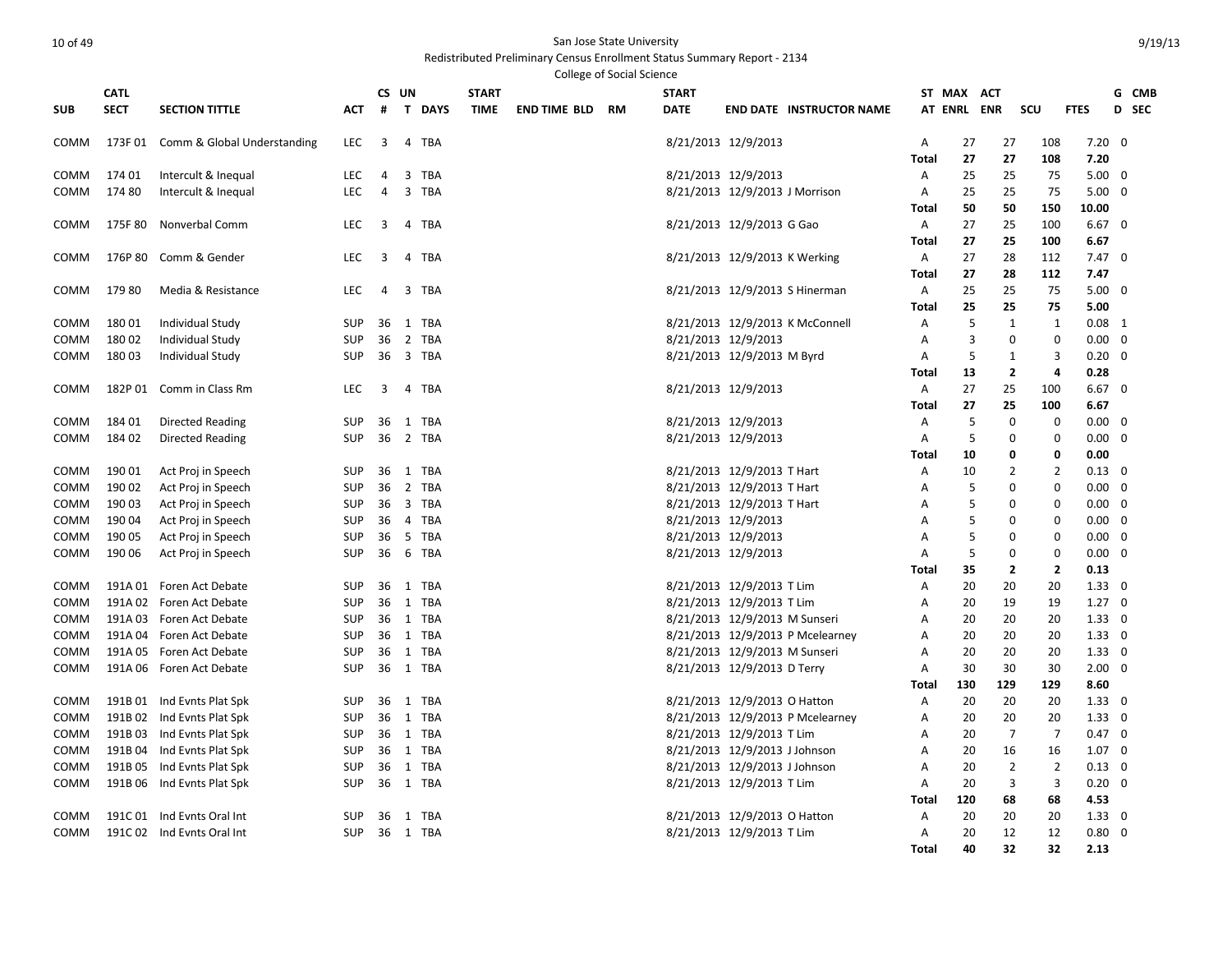San Jose State University

Redistributed Preliminary Census Enrollment Status Summary Report - 2134

College of Social Science

| SUB | CATL SECT | SECTION TITTLE | ACT | CS # | UN T | DAYS | START TIME | END TIME | BLD | RM | START DATE | END DATE | INSTRUCTOR NAME | ST AT | MAX ENRL | ACT ENR | SCU | FTES | GD | CMB SEC |
|---|---|---|---|---|---|---|---|---|---|---|---|---|---|---|---|---|---|---|---|---|
| COMM | 173F 01 | Comm & Global Understanding | LEC | 3 | 4 | TBA | | | | | 8/21/2013 | 12/9/2013 | | A | 27 | 27 | 108 | 7.20 | 0 | |
| | | | | | | | | | | | | | | **Total** | **27** | **27** | **108** | **7.20** | | |
| COMM | 174 01 | Intercult & Inequal | LEC | 4 | 3 | TBA | | | | | 8/21/2013 | 12/9/2013 | | A | 25 | 25 | 75 | 5.00 | 0 | |
| COMM | 174 80 | Intercult & Inequal | LEC | 4 | 3 | TBA | | | | | 8/21/2013 | 12/9/2013 | J Morrison | A | 25 | 25 | 75 | 5.00 | 0 | |
| | | | | | | | | | | | | | | **Total** | **50** | **50** | **150** | **10.00** | | |
| COMM | 175F 80 | Nonverbal Comm | LEC | 3 | 4 | TBA | | | | | 8/21/2013 | 12/9/2013 | G Gao | A | 27 | 25 | 100 | 6.67 | 0 | |
| | | | | | | | | | | | | | | **Total** | **27** | **25** | **100** | **6.67** | | |
| COMM | 176P 80 | Comm & Gender | LEC | 3 | 4 | TBA | | | | | 8/21/2013 | 12/9/2013 | K Werking | A | 27 | 28 | 112 | 7.47 | 0 | |
| | | | | | | | | | | | | | | **Total** | **27** | **28** | **112** | **7.47** | | |
| COMM | 179 80 | Media & Resistance | LEC | 4 | 3 | TBA | | | | | 8/21/2013 | 12/9/2013 | S Hinerman | A | 25 | 25 | 75 | 5.00 | 0 | |
| | | | | | | | | | | | | | | **Total** | **25** | **25** | **75** | **5.00** | | |
| COMM | 180 01 | Individual Study | SUP | 36 | 1 | TBA | | | | | 8/21/2013 | 12/9/2013 | K McConnell | A | 5 | 1 | 1 | 0.08 | 1 | |
| COMM | 180 02 | Individual Study | SUP | 36 | 2 | TBA | | | | | 8/21/2013 | 12/9/2013 | | A | 3 | 0 | 0 | 0.00 | 0 | |
| COMM | 180 03 | Individual Study | SUP | 36 | 3 | TBA | | | | | 8/21/2013 | 12/9/2013 | M Byrd | A | 5 | 1 | 3 | 0.20 | 0 | |
| | | | | | | | | | | | | | | **Total** | **13** | **2** | **4** | **0.28** | | |
| COMM | 182P 01 | Comm in Class Rm | LEC | 3 | 4 | TBA | | | | | 8/21/2013 | 12/9/2013 | | A | 27 | 25 | 100 | 6.67 | 0 | |
| | | | | | | | | | | | | | | **Total** | **27** | **25** | **100** | **6.67** | | |
| COMM | 184 01 | Directed Reading | SUP | 36 | 1 | TBA | | | | | 8/21/2013 | 12/9/2013 | | A | 5 | 0 | 0 | 0.00 | 0 | |
| COMM | 184 02 | Directed Reading | SUP | 36 | 2 | TBA | | | | | 8/21/2013 | 12/9/2013 | | A | 5 | 0 | 0 | 0.00 | 0 | |
| | | | | | | | | | | | | | | **Total** | **10** | **0** | **0** | **0.00** | | |
| COMM | 190 01 | Act Proj in Speech | SUP | 36 | 1 | TBA | | | | | 8/21/2013 | 12/9/2013 | T Hart | A | 10 | 2 | 2 | 0.13 | 0 | |
| COMM | 190 02 | Act Proj in Speech | SUP | 36 | 2 | TBA | | | | | 8/21/2013 | 12/9/2013 | T Hart | A | 5 | 0 | 0 | 0.00 | 0 | |
| COMM | 190 03 | Act Proj in Speech | SUP | 36 | 3 | TBA | | | | | 8/21/2013 | 12/9/2013 | T Hart | A | 5 | 0 | 0 | 0.00 | 0 | |
| COMM | 190 04 | Act Proj in Speech | SUP | 36 | 4 | TBA | | | | | 8/21/2013 | 12/9/2013 | | A | 5 | 0 | 0 | 0.00 | 0 | |
| COMM | 190 05 | Act Proj in Speech | SUP | 36 | 5 | TBA | | | | | 8/21/2013 | 12/9/2013 | | A | 5 | 0 | 0 | 0.00 | 0 | |
| COMM | 190 06 | Act Proj in Speech | SUP | 36 | 6 | TBA | | | | | 8/21/2013 | 12/9/2013 | | A | 5 | 0 | 0 | 0.00 | 0 | |
| | | | | | | | | | | | | | | **Total** | **35** | **2** | **2** | **0.13** | | |
| COMM | 191A 01 | Foren Act Debate | SUP | 36 | 1 | TBA | | | | | 8/21/2013 | 12/9/2013 | T Lim | A | 20 | 20 | 20 | 1.33 | 0 | |
| COMM | 191A 02 | Foren Act Debate | SUP | 36 | 1 | TBA | | | | | 8/21/2013 | 12/9/2013 | T Lim | A | 20 | 19 | 19 | 1.27 | 0 | |
| COMM | 191A 03 | Foren Act Debate | SUP | 36 | 1 | TBA | | | | | 8/21/2013 | 12/9/2013 | M Sunseri | A | 20 | 20 | 20 | 1.33 | 0 | |
| COMM | 191A 04 | Foren Act Debate | SUP | 36 | 1 | TBA | | | | | 8/21/2013 | 12/9/2013 | P Mcelearney | A | 20 | 20 | 20 | 1.33 | 0 | |
| COMM | 191A 05 | Foren Act Debate | SUP | 36 | 1 | TBA | | | | | 8/21/2013 | 12/9/2013 | M Sunseri | A | 20 | 20 | 20 | 1.33 | 0 | |
| COMM | 191A 06 | Foren Act Debate | SUP | 36 | 1 | TBA | | | | | 8/21/2013 | 12/9/2013 | D Terry | A | 30 | 30 | 30 | 2.00 | 0 | |
| | | | | | | | | | | | | | | **Total** | **130** | **129** | **129** | **8.60** | | |
| COMM | 191B 01 | Ind Evnts Plat Spk | SUP | 36 | 1 | TBA | | | | | 8/21/2013 | 12/9/2013 | O Hatton | A | 20 | 20 | 20 | 1.33 | 0 | |
| COMM | 191B 02 | Ind Evnts Plat Spk | SUP | 36 | 1 | TBA | | | | | 8/21/2013 | 12/9/2013 | P Mcelearney | A | 20 | 20 | 20 | 1.33 | 0 | |
| COMM | 191B 03 | Ind Evnts Plat Spk | SUP | 36 | 1 | TBA | | | | | 8/21/2013 | 12/9/2013 | T Lim | A | 20 | 7 | 7 | 0.47 | 0 | |
| COMM | 191B 04 | Ind Evnts Plat Spk | SUP | 36 | 1 | TBA | | | | | 8/21/2013 | 12/9/2013 | J Johnson | A | 20 | 16 | 16 | 1.07 | 0 | |
| COMM | 191B 05 | Ind Evnts Plat Spk | SUP | 36 | 1 | TBA | | | | | 8/21/2013 | 12/9/2013 | J Johnson | A | 20 | 2 | 2 | 0.13 | 0 | |
| COMM | 191B 06 | Ind Evnts Plat Spk | SUP | 36 | 1 | TBA | | | | | 8/21/2013 | 12/9/2013 | T Lim | A | 20 | 3 | 3 | 0.20 | 0 | |
| | | | | | | | | | | | | | | **Total** | **120** | **68** | **68** | **4.53** | | |
| COMM | 191C 01 | Ind Evnts Oral Int | SUP | 36 | 1 | TBA | | | | | 8/21/2013 | 12/9/2013 | O Hatton | A | 20 | 20 | 20 | 1.33 | 0 | |
| COMM | 191C 02 | Ind Evnts Oral Int | SUP | 36 | 1 | TBA | | | | | 8/21/2013 | 12/9/2013 | T Lim | A | 20 | 12 | 12 | 0.80 | 0 | |
| | | | | | | | | | | | | | | **Total** | **40** | **32** | **32** | **2.13** | | |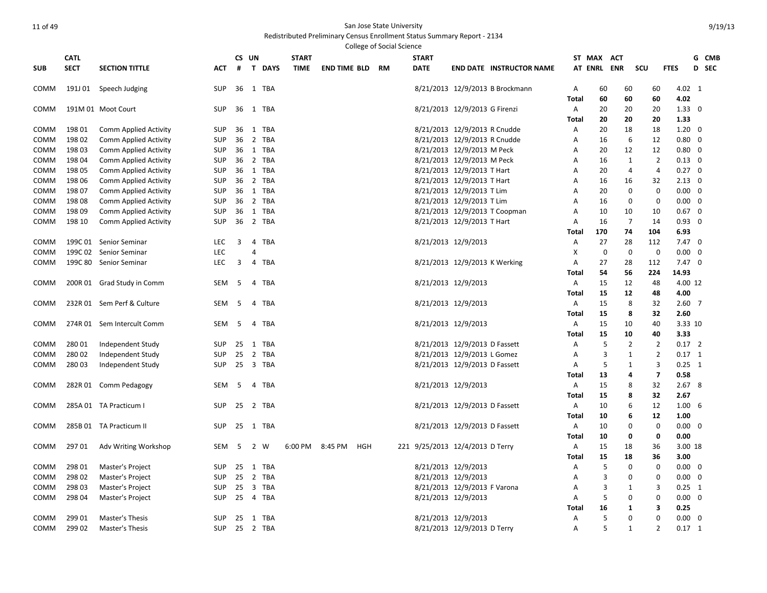San Jose State University
Redistributed Preliminary Census Enrollment Status Summary Report - 2134
College of Social Science

| SUB | CATL SECT | SECTION TITTLE | ACT | CS # | UN T | DAYS | START TIME | END TIME | BLD | RM | START DATE | END DATE | INSTRUCTOR NAME | ST AT | MAX ENRL | ACT ENR | SCU | FTES | G D | CMB SEC |
|---|---|---|---|---|---|---|---|---|---|---|---|---|---|---|---|---|---|---|---|---|
| COMM | 191J 01 | Speech Judging | SUP | 36 | 1 | TBA | | | | | 8/21/2013 | 12/9/2013 | B Brockmann | A | 60 | 60 | 60 | 4.02 | 1 | |
| | | | | | | | | | | | | | | Total | 60 | 60 | 60 | 4.02 | | |
| COMM | 191M 01 | Moot Court | SUP | 36 | 1 | TBA | | | | | 8/21/2013 | 12/9/2013 | G Firenzi | A | 20 | 20 | 20 | 1.33 | 0 | |
| | | | | | | | | | | | | | | Total | 20 | 20 | 20 | 1.33 | | |
| COMM | 198 01 | Comm Applied Activity | SUP | 36 | 1 | TBA | | | | | 8/21/2013 | 12/9/2013 | R Cnudde | A | 20 | 18 | 18 | 1.20 | 0 | |
| COMM | 198 02 | Comm Applied Activity | SUP | 36 | 2 | TBA | | | | | 8/21/2013 | 12/9/2013 | R Cnudde | A | 16 | 6 | 12 | 0.80 | 0 | |
| COMM | 198 03 | Comm Applied Activity | SUP | 36 | 1 | TBA | | | | | 8/21/2013 | 12/9/2013 | M Peck | A | 20 | 12 | 12 | 0.80 | 0 | |
| COMM | 198 04 | Comm Applied Activity | SUP | 36 | 2 | TBA | | | | | 8/21/2013 | 12/9/2013 | M Peck | A | 16 | 1 | 2 | 0.13 | 0 | |
| COMM | 198 05 | Comm Applied Activity | SUP | 36 | 1 | TBA | | | | | 8/21/2013 | 12/9/2013 | T Hart | A | 20 | 4 | 4 | 0.27 | 0 | |
| COMM | 198 06 | Comm Applied Activity | SUP | 36 | 2 | TBA | | | | | 8/21/2013 | 12/9/2013 | T Hart | A | 16 | 16 | 32 | 2.13 | 0 | |
| COMM | 198 07 | Comm Applied Activity | SUP | 36 | 1 | TBA | | | | | 8/21/2013 | 12/9/2013 | T Lim | A | 20 | 0 | 0 | 0.00 | 0 | |
| COMM | 198 08 | Comm Applied Activity | SUP | 36 | 2 | TBA | | | | | 8/21/2013 | 12/9/2013 | T Lim | A | 16 | 0 | 0 | 0.00 | 0 | |
| COMM | 198 09 | Comm Applied Activity | SUP | 36 | 1 | TBA | | | | | 8/21/2013 | 12/9/2013 | T Coopman | A | 10 | 10 | 10 | 0.67 | 0 | |
| COMM | 198 10 | Comm Applied Activity | SUP | 36 | 2 | TBA | | | | | 8/21/2013 | 12/9/2013 | T Hart | A | 16 | 7 | 14 | 0.93 | 0 | |
| | | | | | | | | | | | | | | Total | 170 | 74 | 104 | 6.93 | | |
| COMM | 199C 01 | Senior Seminar | LEC | 3 | 4 | TBA | | | | | 8/21/2013 | 12/9/2013 | | A | 27 | 28 | 112 | 7.47 | 0 | |
| COMM | 199C 02 | Senior Seminar | LEC | | 4 | | | | | | | | | X | 0 | 0 | 0 | 0.00 | 0 | |
| COMM | 199C 80 | Senior Seminar | LEC | 3 | 4 | TBA | | | | | 8/21/2013 | 12/9/2013 | K Werking | A | 27 | 28 | 112 | 7.47 | 0 | |
| | | | | | | | | | | | | | | Total | 54 | 56 | 224 | 14.93 | | |
| COMM | 200R 01 | Grad Study in Comm | SEM | 5 | 4 | TBA | | | | | 8/21/2013 | 12/9/2013 | | A | 15 | 12 | 48 | 4.00 | 12 | |
| | | | | | | | | | | | | | | Total | 15 | 12 | 48 | 4.00 | | |
| COMM | 232R 01 | Sem Perf & Culture | SEM | 5 | 4 | TBA | | | | | 8/21/2013 | 12/9/2013 | | A | 15 | 8 | 32 | 2.60 | 7 | |
| | | | | | | | | | | | | | | Total | 15 | 8 | 32 | 2.60 | | |
| COMM | 274R 01 | Sem Intercult Comm | SEM | 5 | 4 | TBA | | | | | 8/21/2013 | 12/9/2013 | | A | 15 | 10 | 40 | 3.33 | 10 | |
| | | | | | | | | | | | | | | Total | 15 | 10 | 40 | 3.33 | | |
| COMM | 280 01 | Independent Study | SUP | 25 | 1 | TBA | | | | | 8/21/2013 | 12/9/2013 | D Fassett | A | 5 | 2 | 2 | 0.17 | 2 | |
| COMM | 280 02 | Independent Study | SUP | 25 | 2 | TBA | | | | | 8/21/2013 | 12/9/2013 | L Gomez | A | 3 | 1 | 2 | 0.17 | 1 | |
| COMM | 280 03 | Independent Study | SUP | 25 | 3 | TBA | | | | | 8/21/2013 | 12/9/2013 | D Fassett | A | 5 | 1 | 3 | 0.25 | 1 | |
| | | | | | | | | | | | | | | Total | 13 | 4 | 7 | 0.58 | | |
| COMM | 282R 01 | Comm Pedagogy | SEM | 5 | 4 | TBA | | | | | 8/21/2013 | 12/9/2013 | | A | 15 | 8 | 32 | 2.67 | 8 | |
| | | | | | | | | | | | | | | Total | 15 | 8 | 32 | 2.67 | | |
| COMM | 285A 01 | TA Practicum I | SUP | 25 | 2 | TBA | | | | | 8/21/2013 | 12/9/2013 | D Fassett | A | 10 | 6 | 12 | 1.00 | 6 | |
| | | | | | | | | | | | | | | Total | 10 | 6 | 12 | 1.00 | | |
| COMM | 285B 01 | TA Practicum II | SUP | 25 | 1 | TBA | | | | | 8/21/2013 | 12/9/2013 | D Fassett | A | 10 | 0 | 0 | 0.00 | 0 | |
| | | | | | | | | | | | | | | Total | 10 | 0 | 0 | 0.00 | | |
| COMM | 297 01 | Adv Writing Workshop | SEM | 5 | 2 | W | 6:00 PM | 8:45 PM | HGH | 221 | 9/25/2013 | 12/4/2013 | D Terry | A | 15 | 18 | 36 | 3.00 | 18 | |
| | | | | | | | | | | | | | | Total | 15 | 18 | 36 | 3.00 | | |
| COMM | 298 01 | Master's Project | SUP | 25 | 1 | TBA | | | | | 8/21/2013 | 12/9/2013 | | A | 5 | 0 | 0 | 0.00 | 0 | |
| COMM | 298 02 | Master's Project | SUP | 25 | 2 | TBA | | | | | 8/21/2013 | 12/9/2013 | | A | 3 | 0 | 0 | 0.00 | 0 | |
| COMM | 298 03 | Master's Project | SUP | 25 | 3 | TBA | | | | | 8/21/2013 | 12/9/2013 | F Varona | A | 3 | 1 | 3 | 0.25 | 1 | |
| COMM | 298 04 | Master's Project | SUP | 25 | 4 | TBA | | | | | 8/21/2013 | 12/9/2013 | | A | 5 | 0 | 0 | 0.00 | 0 | |
| | | | | | | | | | | | | | | Total | 16 | 1 | 3 | 0.25 | | |
| COMM | 299 01 | Master's Thesis | SUP | 25 | 1 | TBA | | | | | 8/21/2013 | 12/9/2013 | | A | 5 | 0 | 0 | 0.00 | 0 | |
| COMM | 299 02 | Master's Thesis | SUP | 25 | 2 | TBA | | | | | 8/21/2013 | 12/9/2013 | D Terry | A | 5 | 1 | 2 | 0.17 | 1 | |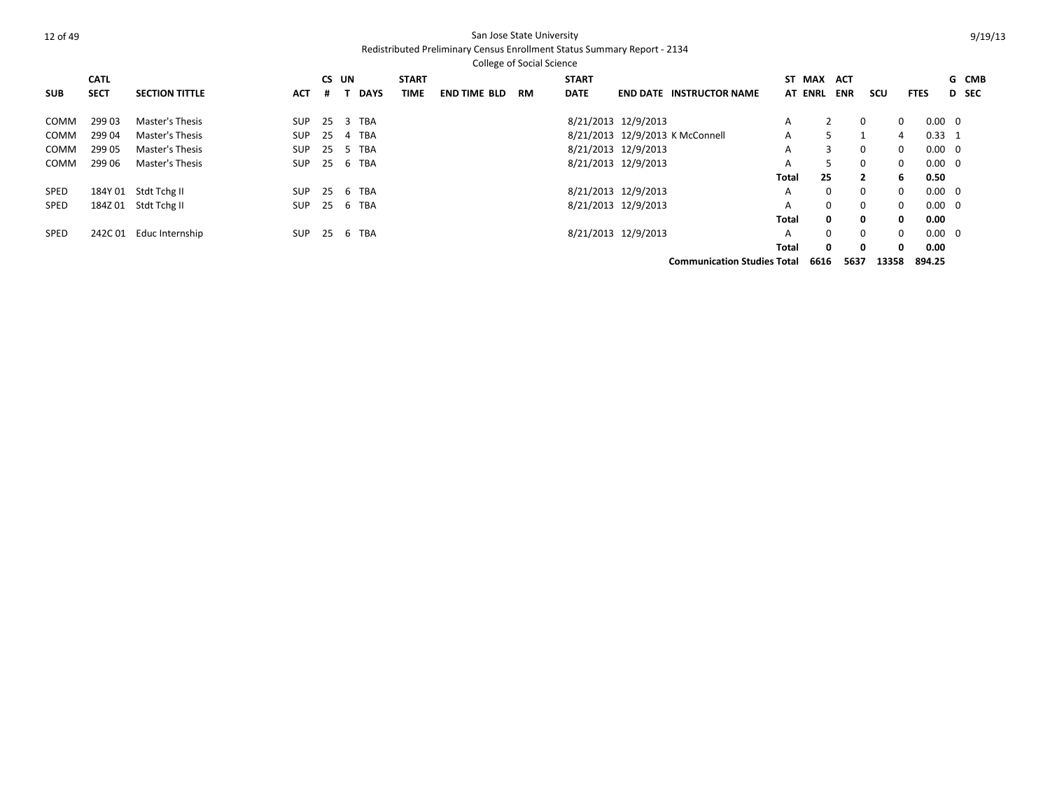San Jose State University

Redistributed Preliminary Census Enrollment Status Summary Report - 2134

College of Social Science

| SUB | CATL SECT | SECTION TITTLE | ACT | CS # | UN T | DAYS | START TIME | END TIME | BLD | RM | START DATE | END DATE | INSTRUCTOR NAME | ST AT | MAX ENRL | ACT ENR | SCU | FTES | G D | CMB SEC |
|---|---|---|---|---|---|---|---|---|---|---|---|---|---|---|---|---|---|---|---|---|
| COMM | 299 03 | Master's Thesis | SUP | 25 | 3 | TBA | | | | | 8/21/2013 | 12/9/2013 | | A | 2 | 0 | 0 | 0.00 | 0 | |
| COMM | 299 04 | Master's Thesis | SUP | 25 | 4 | TBA | | | | | 8/21/2013 | 12/9/2013 | K McConnell | A | 5 | 1 | 4 | 0.33 | 1 | |
| COMM | 299 05 | Master's Thesis | SUP | 25 | 5 | TBA | | | | | 8/21/2013 | 12/9/2013 | | A | 3 | 0 | 0 | 0.00 | 0 | |
| COMM | 299 06 | Master's Thesis | SUP | 25 | 6 | TBA | | | | | 8/21/2013 | 12/9/2013 | | A | 5 | 0 | 0 | 0.00 | 0 | |
| | | | | | | | | | | | | | | **Total** | **25** | **2** | **6** | **0.50** | | |
| SPED | 184Y 01 | Stdt Tchg II | SUP | 25 | 6 | TBA | | | | | 8/21/2013 | 12/9/2013 | | A | 0 | 0 | 0 | 0.00 | 0 | |
| SPED | 184Z 01 | Stdt Tchg II | SUP | 25 | 6 | TBA | | | | | 8/21/2013 | 12/9/2013 | | A | 0 | 0 | 0 | 0.00 | 0 | |
| | | | | | | | | | | | | | | **Total** | **0** | **0** | **0** | **0.00** | | |
| SPED | 242C 01 | Educ Internship | SUP | 25 | 6 | TBA | | | | | 8/21/2013 | 12/9/2013 | | A | 0 | 0 | 0 | 0.00 | 0 | |
| | | | | | | | | | | | | | | **Total** | **0** | **0** | **0** | **0.00** | | |
| | | | | | | | | | | | | | **Communication Studies Total** | | **6616** | **5637** | **13358** | **894.25** | | |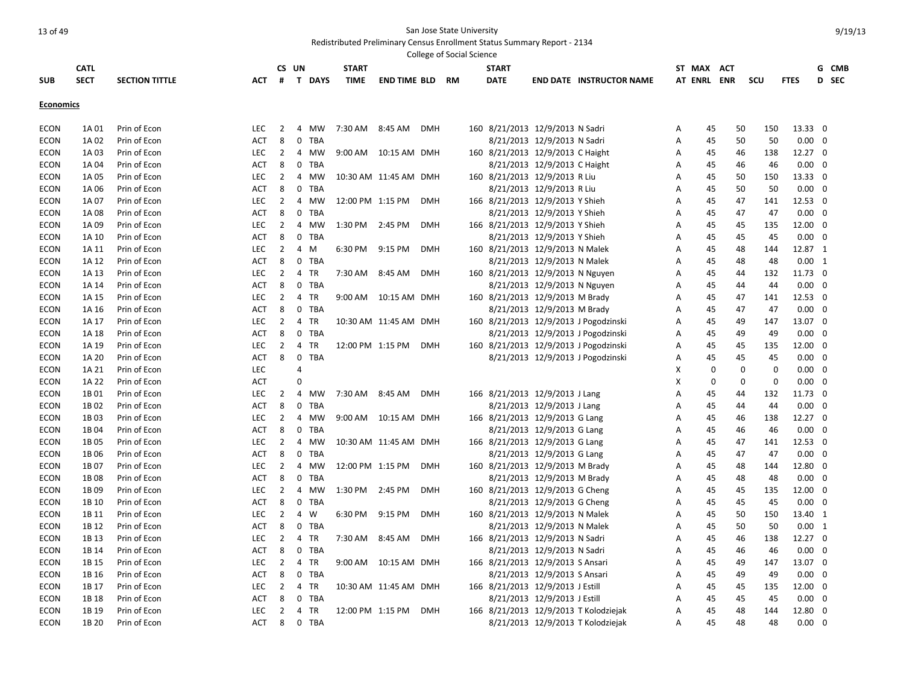San Jose State University

Redistributed Preliminary Census Enrollment Status Summary Report - 2134

College of Social Science

| SUB | CATL SECT | SECTION TITTLE | ACT | CS # | UN T | DAYS | START TIME | END TIME | BLD | RM | START DATE | END DATE | INSTRUCTOR NAME | ST AT | MAX ENRL | ACT ENR | SCU | FTES | G D | CMB SEC |
|---|---|---|---|---|---|---|---|---|---|---|---|---|---|---|---|---|---|---|---|---|
| **Economics** | | | | | | | | | | | | | | | | | | | | |
| ECON | 1A 01 | Prin of Econ | LEC | 2 | 4 | MW | 7:30 AM | 8:45 AM | DMH | 160 | 8/21/2013 | 12/9/2013 | N Sadri | A | 45 | 50 | 150 | 13.33 | 0 | |
| ECON | 1A 02 | Prin of Econ | ACT | 8 | 0 | TBA | | | | | 8/21/2013 | 12/9/2013 | N Sadri | A | 45 | 50 | 50 | 0.00 | 0 | |
| ECON | 1A 03 | Prin of Econ | LEC | 2 | 4 | MW | 9:00 AM | 10:15 AM | DMH | 160 | 8/21/2013 | 12/9/2013 | C Haight | A | 45 | 46 | 138 | 12.27 | 0 | |
| ECON | 1A 04 | Prin of Econ | ACT | 8 | 0 | TBA | | | | | 8/21/2013 | 12/9/2013 | C Haight | A | 45 | 46 | 46 | 0.00 | 0 | |
| ECON | 1A 05 | Prin of Econ | LEC | 2 | 4 | MW | 10:30 AM | 11:45 AM | DMH | 160 | 8/21/2013 | 12/9/2013 | R Liu | A | 45 | 50 | 150 | 13.33 | 0 | |
| ECON | 1A 06 | Prin of Econ | ACT | 8 | 0 | TBA | | | | | 8/21/2013 | 12/9/2013 | R Liu | A | 45 | 50 | 50 | 0.00 | 0 | |
| ECON | 1A 07 | Prin of Econ | LEC | 2 | 4 | MW | 12:00 PM | 1:15 PM | DMH | 166 | 8/21/2013 | 12/9/2013 | Y Shieh | A | 45 | 47 | 141 | 12.53 | 0 | |
| ECON | 1A 08 | Prin of Econ | ACT | 8 | 0 | TBA | | | | | 8/21/2013 | 12/9/2013 | Y Shieh | A | 45 | 47 | 47 | 0.00 | 0 | |
| ECON | 1A 09 | Prin of Econ | LEC | 2 | 4 | MW | 1:30 PM | 2:45 PM | DMH | 166 | 8/21/2013 | 12/9/2013 | Y Shieh | A | 45 | 45 | 135 | 12.00 | 0 | |
| ECON | 1A 10 | Prin of Econ | ACT | 8 | 0 | TBA | | | | | 8/21/2013 | 12/9/2013 | Y Shieh | A | 45 | 45 | 45 | 0.00 | 0 | |
| ECON | 1A 11 | Prin of Econ | LEC | 2 | 4 | M | 6:30 PM | 9:15 PM | DMH | 160 | 8/21/2013 | 12/9/2013 | N Malek | A | 45 | 48 | 144 | 12.87 | 1 | |
| ECON | 1A 12 | Prin of Econ | ACT | 8 | 0 | TBA | | | | | 8/21/2013 | 12/9/2013 | N Malek | A | 45 | 48 | 48 | 0.00 | 1 | |
| ECON | 1A 13 | Prin of Econ | LEC | 2 | 4 | TR | 7:30 AM | 8:45 AM | DMH | 160 | 8/21/2013 | 12/9/2013 | N Nguyen | A | 45 | 44 | 132 | 11.73 | 0 | |
| ECON | 1A 14 | Prin of Econ | ACT | 8 | 0 | TBA | | | | | 8/21/2013 | 12/9/2013 | N Nguyen | A | 45 | 44 | 44 | 0.00 | 0 | |
| ECON | 1A 15 | Prin of Econ | LEC | 2 | 4 | TR | 9:00 AM | 10:15 AM | DMH | 160 | 8/21/2013 | 12/9/2013 | M Brady | A | 45 | 47 | 141 | 12.53 | 0 | |
| ECON | 1A 16 | Prin of Econ | ACT | 8 | 0 | TBA | | | | | 8/21/2013 | 12/9/2013 | M Brady | A | 45 | 47 | 47 | 0.00 | 0 | |
| ECON | 1A 17 | Prin of Econ | LEC | 2 | 4 | TR | 10:30 AM | 11:45 AM | DMH | 160 | 8/21/2013 | 12/9/2013 | J Pogodzinski | A | 45 | 49 | 147 | 13.07 | 0 | |
| ECON | 1A 18 | Prin of Econ | ACT | 8 | 0 | TBA | | | | | 8/21/2013 | 12/9/2013 | J Pogodzinski | A | 45 | 49 | 49 | 0.00 | 0 | |
| ECON | 1A 19 | Prin of Econ | LEC | 2 | 4 | TR | 12:00 PM | 1:15 PM | DMH | 160 | 8/21/2013 | 12/9/2013 | J Pogodzinski | A | 45 | 45 | 135 | 12.00 | 0 | |
| ECON | 1A 20 | Prin of Econ | ACT | 8 | 0 | TBA | | | | | 8/21/2013 | 12/9/2013 | J Pogodzinski | A | 45 | 45 | 45 | 0.00 | 0 | |
| ECON | 1A 21 | Prin of Econ | LEC | | 4 | | | | | | | | | X | 0 | 0 | 0 | 0.00 | 0 | |
| ECON | 1A 22 | Prin of Econ | ACT | | 0 | | | | | | | | | X | 0 | 0 | 0 | 0.00 | 0 | |
| ECON | 1B 01 | Prin of Econ | LEC | 2 | 4 | MW | 7:30 AM | 8:45 AM | DMH | 166 | 8/21/2013 | 12/9/2013 | J Lang | A | 45 | 44 | 132 | 11.73 | 0 | |
| ECON | 1B 02 | Prin of Econ | ACT | 8 | 0 | TBA | | | | | 8/21/2013 | 12/9/2013 | J Lang | A | 45 | 44 | 44 | 0.00 | 0 | |
| ECON | 1B 03 | Prin of Econ | LEC | 2 | 4 | MW | 9:00 AM | 10:15 AM | DMH | 166 | 8/21/2013 | 12/9/2013 | G Lang | A | 45 | 46 | 138 | 12.27 | 0 | |
| ECON | 1B 04 | Prin of Econ | ACT | 8 | 0 | TBA | | | | | 8/21/2013 | 12/9/2013 | G Lang | A | 45 | 46 | 46 | 0.00 | 0 | |
| ECON | 1B 05 | Prin of Econ | LEC | 2 | 4 | MW | 10:30 AM | 11:45 AM | DMH | 166 | 8/21/2013 | 12/9/2013 | G Lang | A | 45 | 47 | 141 | 12.53 | 0 | |
| ECON | 1B 06 | Prin of Econ | ACT | 8 | 0 | TBA | | | | | 8/21/2013 | 12/9/2013 | G Lang | A | 45 | 47 | 47 | 0.00 | 0 | |
| ECON | 1B 07 | Prin of Econ | LEC | 2 | 4 | MW | 12:00 PM | 1:15 PM | DMH | 160 | 8/21/2013 | 12/9/2013 | M Brady | A | 45 | 48 | 144 | 12.80 | 0 | |
| ECON | 1B 08 | Prin of Econ | ACT | 8 | 0 | TBA | | | | | 8/21/2013 | 12/9/2013 | M Brady | A | 45 | 48 | 48 | 0.00 | 0 | |
| ECON | 1B 09 | Prin of Econ | LEC | 2 | 4 | MW | 1:30 PM | 2:45 PM | DMH | 160 | 8/21/2013 | 12/9/2013 | G Cheng | A | 45 | 45 | 135 | 12.00 | 0 | |
| ECON | 1B 10 | Prin of Econ | ACT | 8 | 0 | TBA | | | | | 8/21/2013 | 12/9/2013 | G Cheng | A | 45 | 45 | 45 | 0.00 | 0 | |
| ECON | 1B 11 | Prin of Econ | LEC | 2 | 4 | W | 6:30 PM | 9:15 PM | DMH | 160 | 8/21/2013 | 12/9/2013 | N Malek | A | 45 | 50 | 150 | 13.40 | 1 | |
| ECON | 1B 12 | Prin of Econ | ACT | 8 | 0 | TBA | | | | | 8/21/2013 | 12/9/2013 | N Malek | A | 45 | 50 | 50 | 0.00 | 1 | |
| ECON | 1B 13 | Prin of Econ | LEC | 2 | 4 | TR | 7:30 AM | 8:45 AM | DMH | 166 | 8/21/2013 | 12/9/2013 | N Sadri | A | 45 | 46 | 138 | 12.27 | 0 | |
| ECON | 1B 14 | Prin of Econ | ACT | 8 | 0 | TBA | | | | | 8/21/2013 | 12/9/2013 | N Sadri | A | 45 | 46 | 46 | 0.00 | 0 | |
| ECON | 1B 15 | Prin of Econ | LEC | 2 | 4 | TR | 9:00 AM | 10:15 AM | DMH | 166 | 8/21/2013 | 12/9/2013 | S Ansari | A | 45 | 49 | 147 | 13.07 | 0 | |
| ECON | 1B 16 | Prin of Econ | ACT | 8 | 0 | TBA | | | | | 8/21/2013 | 12/9/2013 | S Ansari | A | 45 | 49 | 49 | 0.00 | 0 | |
| ECON | 1B 17 | Prin of Econ | LEC | 2 | 4 | TR | 10:30 AM | 11:45 AM | DMH | 166 | 8/21/2013 | 12/9/2013 | J Estill | A | 45 | 45 | 135 | 12.00 | 0 | |
| ECON | 1B 18 | Prin of Econ | ACT | 8 | 0 | TBA | | | | | 8/21/2013 | 12/9/2013 | J Estill | A | 45 | 45 | 45 | 0.00 | 0 | |
| ECON | 1B 19 | Prin of Econ | LEC | 2 | 4 | TR | 12:00 PM | 1:15 PM | DMH | 166 | 8/21/2013 | 12/9/2013 | T Kolodziejak | A | 45 | 48 | 144 | 12.80 | 0 | |
| ECON | 1B 20 | Prin of Econ | ACT | 8 | 0 | TBA | | | | | 8/21/2013 | 12/9/2013 | T Kolodziejak | A | 45 | 48 | 48 | 0.00 | 0 | |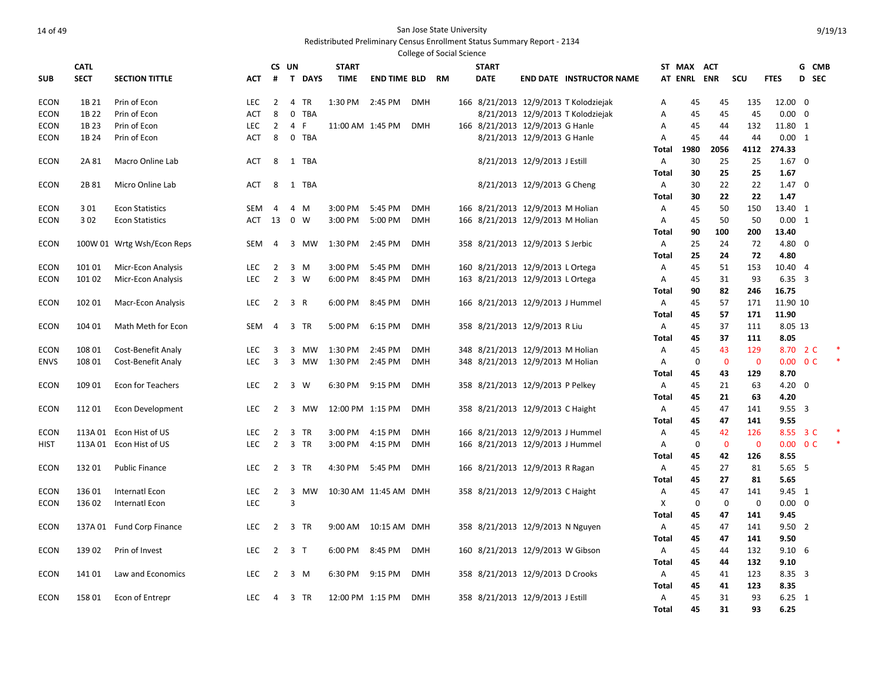San Jose State University

Redistributed Preliminary Census Enrollment Status Summary Report - 2134

College of Social Science

| SUB | CATL SECT | SECTION TITTLE | ACT | CS # | UN T | DAYS | START TIME | END TIME | BLD | RM | START DATE | END DATE | INSTRUCTOR NAME | ST AT | MAX ENRL | ACT ENR | SCU | FTES | G D | CMB SEC |
|---|---|---|---|---|---|---|---|---|---|---|---|---|---|---|---|---|---|---|---|---|
| ECON | 1B 21 | Prin of Econ | LEC | 2 | 4 | TR | 1:30 PM | 2:45 PM | DMH | 166 | 8/21/2013 | 12/9/2013 | T Kolodziejak | A | 45 | 45 | 135 | 12.00 | 0 | |
| ECON | 1B 22 | Prin of Econ | ACT | 8 | 0 | TBA | | | | | 8/21/2013 | 12/9/2013 | T Kolodziejak | A | 45 | 45 | 45 | 0.00 | 0 | |
| ECON | 1B 23 | Prin of Econ | LEC | 2 | 4 | F | 11:00 AM | 1:45 PM | DMH | 166 | 8/21/2013 | 12/9/2013 | G Hanle | A | 45 | 44 | 132 | 11.80 | 1 | |
| ECON | 1B 24 | Prin of Econ | ACT | 8 | 0 | TBA | | | | | 8/21/2013 | 12/9/2013 | G Hanle | A | 45 | 44 | 44 | 0.00 | 1 | |
| | | | | | | | | | | | | | | **Total** | **1980** | **2056** | **4112** | **274.33** | | |
| ECON | 2A 81 | Macro Online Lab | ACT | 8 | 1 | TBA | | | | | 8/21/2013 | 12/9/2013 | J Estill | A | 30 | 25 | 25 | 1.67 | 0 | |
| | | | | | | | | | | | | | | **Total** | **30** | **25** | **25** | **1.67** | | |
| ECON | 2B 81 | Micro Online Lab | ACT | 8 | 1 | TBA | | | | | 8/21/2013 | 12/9/2013 | G Cheng | A | 30 | 22 | 22 | 1.47 | 0 | |
| | | | | | | | | | | | | | | **Total** | **30** | **22** | **22** | **1.47** | | |
| ECON | 3 01 | Econ Statistics | SEM | 4 | 4 | M | 3:00 PM | 5:45 PM | DMH | 166 | 8/21/2013 | 12/9/2013 | M Holian | A | 45 | 50 | 150 | 13.40 | 1 | |
| ECON | 3 02 | Econ Statistics | ACT | 13 | 0 | W | 3:00 PM | 5:00 PM | DMH | 166 | 8/21/2013 | 12/9/2013 | M Holian | A | 45 | 50 | 50 | 0.00 | 1 | |
| | | | | | | | | | | | | | | **Total** | **90** | **100** | **200** | **13.40** | | |
| ECON | 100W 01 | Wrtg Wsh/Econ Reps | SEM | 4 | 3 | MW | 1:30 PM | 2:45 PM | DMH | 358 | 8/21/2013 | 12/9/2013 | S Jerbic | A | 25 | 24 | 72 | 4.80 | 0 | |
| | | | | | | | | | | | | | | **Total** | **25** | **24** | **72** | **4.80** | | |
| ECON | 101 01 | Micr-Econ Analysis | LEC | 2 | 3 | M | 3:00 PM | 5:45 PM | DMH | 160 | 8/21/2013 | 12/9/2013 | L Ortega | A | 45 | 51 | 153 | 10.40 | 4 | |
| ECON | 101 02 | Micr-Econ Analysis | LEC | 2 | 3 | W | 6:00 PM | 8:45 PM | DMH | 163 | 8/21/2013 | 12/9/2013 | L Ortega | A | 45 | 31 | 93 | 6.35 | 3 | |
| | | | | | | | | | | | | | | **Total** | **90** | **82** | **246** | **16.75** | | |
| ECON | 102 01 | Macr-Econ Analysis | LEC | 2 | 3 | R | 6:00 PM | 8:45 PM | DMH | 166 | 8/21/2013 | 12/9/2013 | J Hummel | A | 45 | 57 | 171 | 11.90 | 10 | |
| | | | | | | | | | | | | | | **Total** | **45** | **57** | **171** | **11.90** | | |
| ECON | 104 01 | Math Meth for Econ | SEM | 4 | 3 | TR | 5:00 PM | 6:15 PM | DMH | 358 | 8/21/2013 | 12/9/2013 | R Liu | A | 45 | 37 | 111 | 8.05 | 13 | |
| | | | | | | | | | | | | | | **Total** | **45** | **37** | **111** | **8.05** | | |
| ECON | 108 01 | Cost-Benefit Analy | LEC | 3 | 3 | MW | 1:30 PM | 2:45 PM | DMH | 348 | 8/21/2013 | 12/9/2013 | M Holian | A | 45 | 43 | 129 | 8.70 | 2 | C * |
| ENVS | 108 01 | Cost-Benefit Analy | LEC | 3 | 3 | MW | 1:30 PM | 2:45 PM | DMH | 348 | 8/21/2013 | 12/9/2013 | M Holian | A | 0 | 0 | 0 | 0.00 | 0 | C * |
| | | | | | | | | | | | | | | **Total** | **45** | **43** | **129** | **8.70** | | |
| ECON | 109 01 | Econ for Teachers | LEC | 2 | 3 | W | 6:30 PM | 9:15 PM | DMH | 358 | 8/21/2013 | 12/9/2013 | P Pelkey | A | 45 | 21 | 63 | 4.20 | 0 | |
| | | | | | | | | | | | | | | **Total** | **45** | **21** | **63** | **4.20** | | |
| ECON | 112 01 | Econ Development | LEC | 2 | 3 | MW | 12:00 PM | 1:15 PM | DMH | 358 | 8/21/2013 | 12/9/2013 | C Haight | A | 45 | 47 | 141 | 9.55 | 3 | |
| | | | | | | | | | | | | | | **Total** | **45** | **47** | **141** | **9.55** | | |
| ECON | 113A 01 | Econ Hist of US | LEC | 2 | 3 | TR | 3:00 PM | 4:15 PM | DMH | 166 | 8/21/2013 | 12/9/2013 | J Hummel | A | 45 | 42 | 126 | 8.55 | 3 | C * |
| HIST | 113A 01 | Econ Hist of US | LEC | 2 | 3 | TR | 3:00 PM | 4:15 PM | DMH | 166 | 8/21/2013 | 12/9/2013 | J Hummel | A | 0 | 0 | 0 | 0.00 | 0 | C * |
| | | | | | | | | | | | | | | **Total** | **45** | **42** | **126** | **8.55** | | |
| ECON | 132 01 | Public Finance | LEC | 2 | 3 | TR | 4:30 PM | 5:45 PM | DMH | 166 | 8/21/2013 | 12/9/2013 | R Ragan | A | 45 | 27 | 81 | 5.65 | 5 | |
| | | | | | | | | | | | | | | **Total** | **45** | **27** | **81** | **5.65** | | |
| ECON | 136 01 | Internatl Econ | LEC | 2 | 3 | MW | 10:30 AM | 11:45 AM | DMH | 358 | 8/21/2013 | 12/9/2013 | C Haight | A | 45 | 47 | 141 | 9.45 | 1 | |
| ECON | 136 02 | Internatl Econ | LEC | | 3 | | | | | | | | | X | 0 | 0 | 0 | 0.00 | 0 | |
| | | | | | | | | | | | | | | **Total** | **45** | **47** | **141** | **9.45** | | |
| ECON | 137A 01 | Fund Corp Finance | LEC | 2 | 3 | TR | 9:00 AM | 10:15 AM | DMH | 358 | 8/21/2013 | 12/9/2013 | N Nguyen | A | 45 | 47 | 141 | 9.50 | 2 | |
| | | | | | | | | | | | | | | **Total** | **45** | **47** | **141** | **9.50** | | |
| ECON | 139 02 | Prin of Invest | LEC | 2 | 3 | T | 6:00 PM | 8:45 PM | DMH | 160 | 8/21/2013 | 12/9/2013 | W Gibson | A | 45 | 44 | 132 | 9.10 | 6 | |
| | | | | | | | | | | | | | | **Total** | **45** | **44** | **132** | **9.10** | | |
| ECON | 141 01 | Law and Economics | LEC | 2 | 3 | M | 6:30 PM | 9:15 PM | DMH | 358 | 8/21/2013 | 12/9/2013 | D Crooks | A | 45 | 41 | 123 | 8.35 | 3 | |
| | | | | | | | | | | | | | | **Total** | **45** | **41** | **123** | **8.35** | | |
| ECON | 158 01 | Econ of Entrepr | LEC | 4 | 3 | TR | 12:00 PM | 1:15 PM | DMH | 358 | 8/21/2013 | 12/9/2013 | J Estill | A | 45 | 31 | 93 | 6.25 | 1 | |
| | | | | | | | | | | | | | | **Total** | **45** | **31** | **93** | **6.25** | | |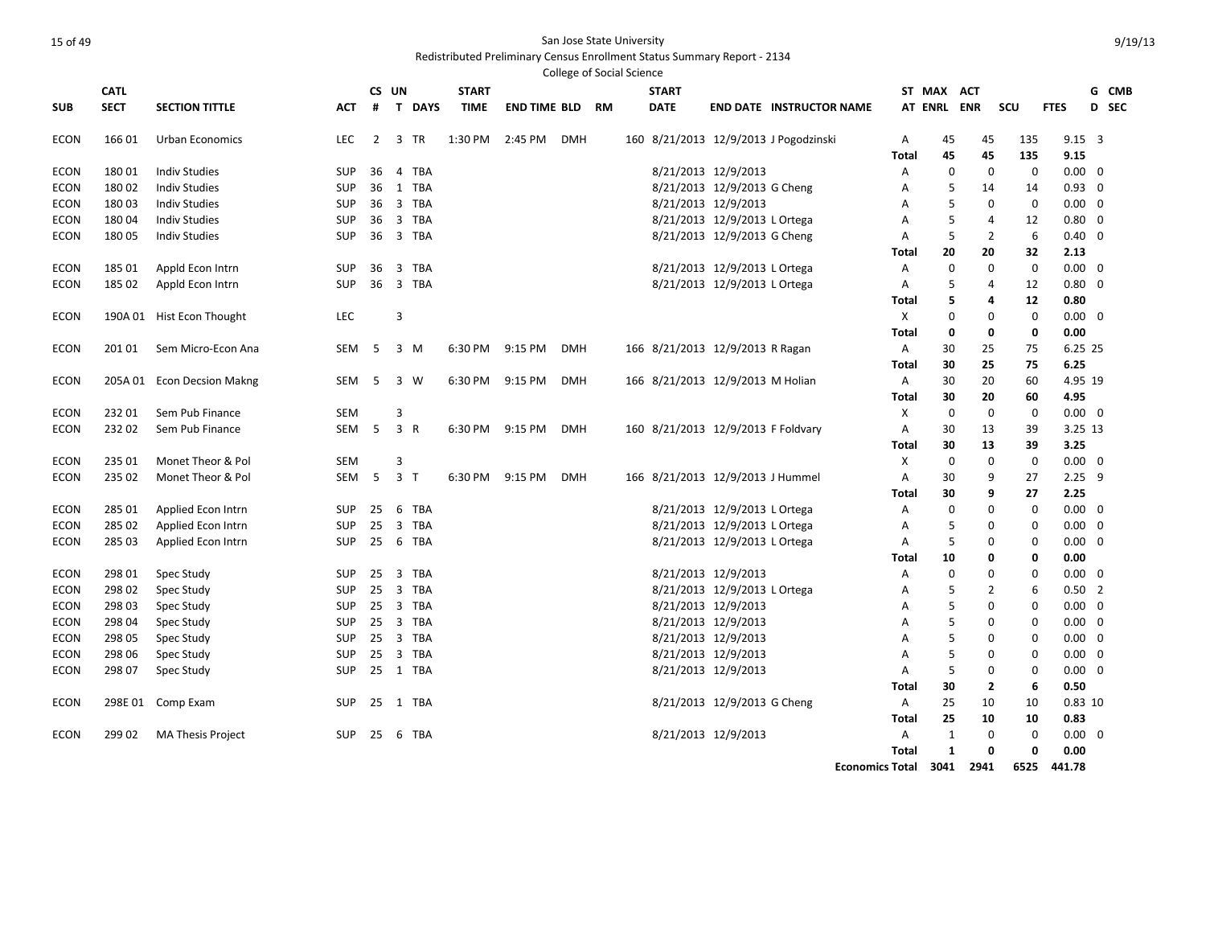# San Jose State University

Redistributed Preliminary Census Enrollment Status Summary Report - 2134

College of Social Science

| SUB | CATL SECT | SECTION TITTLE | ACT | CS # | UN T | DAYS | START TIME | END TIME | BLD | RM | START DATE | END DATE | INSTRUCTOR NAME | ST AT | MAX ENRL | ACT ENR | SCU | FTES | G D | CMB SEC |
|---|---|---|---|---|---|---|---|---|---|---|---|---|---|---|---|---|---|---|---|---|
| ECON | 166 01 | Urban Economics | LEC | 2 | 3 | TR | 1:30 PM | 2:45 PM | DMH | 160 | 8/21/2013 | 12/9/2013 | J Pogodzinski | A | 45 | 45 | 135 | 9.15 | 3 | |
| | | | | | | | | | | | | | | **Total** | **45** | **45** | **135** | **9.15** | | |
| ECON | 180 01 | Indiv Studies | SUP | 36 | 4 | TBA | | | | | 8/21/2013 | 12/9/2013 | | A | 0 | 0 | 0 | 0.00 | 0 | |
| ECON | 180 02 | Indiv Studies | SUP | 36 | 1 | TBA | | | | | 8/21/2013 | 12/9/2013 | G Cheng | A | 5 | 14 | 14 | 0.93 | 0 | |
| ECON | 180 03 | Indiv Studies | SUP | 36 | 3 | TBA | | | | | 8/21/2013 | 12/9/2013 | | A | 5 | 0 | 0 | 0.00 | 0 | |
| ECON | 180 04 | Indiv Studies | SUP | 36 | 3 | TBA | | | | | 8/21/2013 | 12/9/2013 | L Ortega | A | 5 | 4 | 12 | 0.80 | 0 | |
| ECON | 180 05 | Indiv Studies | SUP | 36 | 3 | TBA | | | | | 8/21/2013 | 12/9/2013 | G Cheng | A | 5 | 2 | 6 | 0.40 | 0 | |
| | | | | | | | | | | | | | | **Total** | **20** | **20** | **32** | **2.13** | | |
| ECON | 185 01 | Appld Econ Intrn | SUP | 36 | 3 | TBA | | | | | 8/21/2013 | 12/9/2013 | L Ortega | A | 0 | 0 | 0 | 0.00 | 0 | |
| ECON | 185 02 | Appld Econ Intrn | SUP | 36 | 3 | TBA | | | | | 8/21/2013 | 12/9/2013 | L Ortega | A | 5 | 4 | 12 | 0.80 | 0 | |
| | | | | | | | | | | | | | | **Total** | **5** | **4** | **12** | **0.80** | | |
| ECON | 190A 01 | Hist Econ Thought | LEC | | 3 | | | | | | | | | X | 0 | 0 | 0 | 0.00 | 0 | |
| | | | | | | | | | | | | | | **Total** | **0** | **0** | **0** | **0.00** | | |
| ECON | 201 01 | Sem Micro-Econ Ana | SEM | 5 | 3 | M | 6:30 PM | 9:15 PM | DMH | 166 | 8/21/2013 | 12/9/2013 | R Ragan | A | 30 | 25 | 75 | 6.25 | 25 | |
| | | | | | | | | | | | | | | **Total** | **30** | **25** | **75** | **6.25** | | |
| ECON | 205A 01 | Econ Decsion Makng | SEM | 5 | 3 | W | 6:30 PM | 9:15 PM | DMH | 166 | 8/21/2013 | 12/9/2013 | M Holian | A | 30 | 20 | 60 | 4.95 | 19 | |
| | | | | | | | | | | | | | | **Total** | **30** | **20** | **60** | **4.95** | | |
| ECON | 232 01 | Sem Pub Finance | SEM | | 3 | | | | | | | | | X | 0 | 0 | 0 | 0.00 | 0 | |
| ECON | 232 02 | Sem Pub Finance | SEM | 5 | 3 | R | 6:30 PM | 9:15 PM | DMH | 160 | 8/21/2013 | 12/9/2013 | F Foldvary | A | 30 | 13 | 39 | 3.25 | 13 | |
| | | | | | | | | | | | | | | **Total** | **30** | **13** | **39** | **3.25** | | |
| ECON | 235 01 | Monet Theor & Pol | SEM | | 3 | | | | | | | | | X | 0 | 0 | 0 | 0.00 | 0 | |
| ECON | 235 02 | Monet Theor & Pol | SEM | 5 | 3 | T | 6:30 PM | 9:15 PM | DMH | 166 | 8/21/2013 | 12/9/2013 | J Hummel | A | 30 | 9 | 27 | 2.25 | 9 | |
| | | | | | | | | | | | | | | **Total** | **30** | **9** | **27** | **2.25** | | |
| ECON | 285 01 | Applied Econ Intrn | SUP | 25 | 6 | TBA | | | | | 8/21/2013 | 12/9/2013 | L Ortega | A | 0 | 0 | 0 | 0.00 | 0 | |
| ECON | 285 02 | Applied Econ Intrn | SUP | 25 | 3 | TBA | | | | | 8/21/2013 | 12/9/2013 | L Ortega | A | 5 | 0 | 0 | 0.00 | 0 | |
| ECON | 285 03 | Applied Econ Intrn | SUP | 25 | 6 | TBA | | | | | 8/21/2013 | 12/9/2013 | L Ortega | A | 5 | 0 | 0 | 0.00 | 0 | |
| | | | | | | | | | | | | | | **Total** | **10** | **0** | **0** | **0.00** | | |
| ECON | 298 01 | Spec Study | SUP | 25 | 3 | TBA | | | | | 8/21/2013 | 12/9/2013 | | A | 0 | 0 | 0 | 0.00 | 0 | |
| ECON | 298 02 | Spec Study | SUP | 25 | 3 | TBA | | | | | 8/21/2013 | 12/9/2013 | L Ortega | A | 5 | 2 | 6 | 0.50 | 2 | |
| ECON | 298 03 | Spec Study | SUP | 25 | 3 | TBA | | | | | 8/21/2013 | 12/9/2013 | | A | 5 | 0 | 0 | 0.00 | 0 | |
| ECON | 298 04 | Spec Study | SUP | 25 | 3 | TBA | | | | | 8/21/2013 | 12/9/2013 | | A | 5 | 0 | 0 | 0.00 | 0 | |
| ECON | 298 05 | Spec Study | SUP | 25 | 3 | TBA | | | | | 8/21/2013 | 12/9/2013 | | A | 5 | 0 | 0 | 0.00 | 0 | |
| ECON | 298 06 | Spec Study | SUP | 25 | 3 | TBA | | | | | 8/21/2013 | 12/9/2013 | | A | 5 | 0 | 0 | 0.00 | 0 | |
| ECON | 298 07 | Spec Study | SUP | 25 | 1 | TBA | | | | | 8/21/2013 | 12/9/2013 | | A | 5 | 0 | 0 | 0.00 | 0 | |
| | | | | | | | | | | | | | | **Total** | **30** | **2** | **6** | **0.50** | | |
| ECON | 298E 01 | Comp Exam | SUP | 25 | 1 | TBA | | | | | 8/21/2013 | 12/9/2013 | G Cheng | A | 25 | 10 | 10 | 0.83 | 10 | |
| | | | | | | | | | | | | | | **Total** | **25** | **10** | **10** | **0.83** | | |
| ECON | 299 02 | MA Thesis Project | SUP | 25 | 6 | TBA | | | | | 8/21/2013 | 12/9/2013 | | A | 1 | 0 | 0 | 0.00 | 0 | |
| | | | | | | | | | | | | | | **Total** | **1** | **0** | **0** | **0.00** | | |
| | | | | | | | | | | | | | | **Economics Total** | **3041** | **2941** | **6525** | **441.78** | | |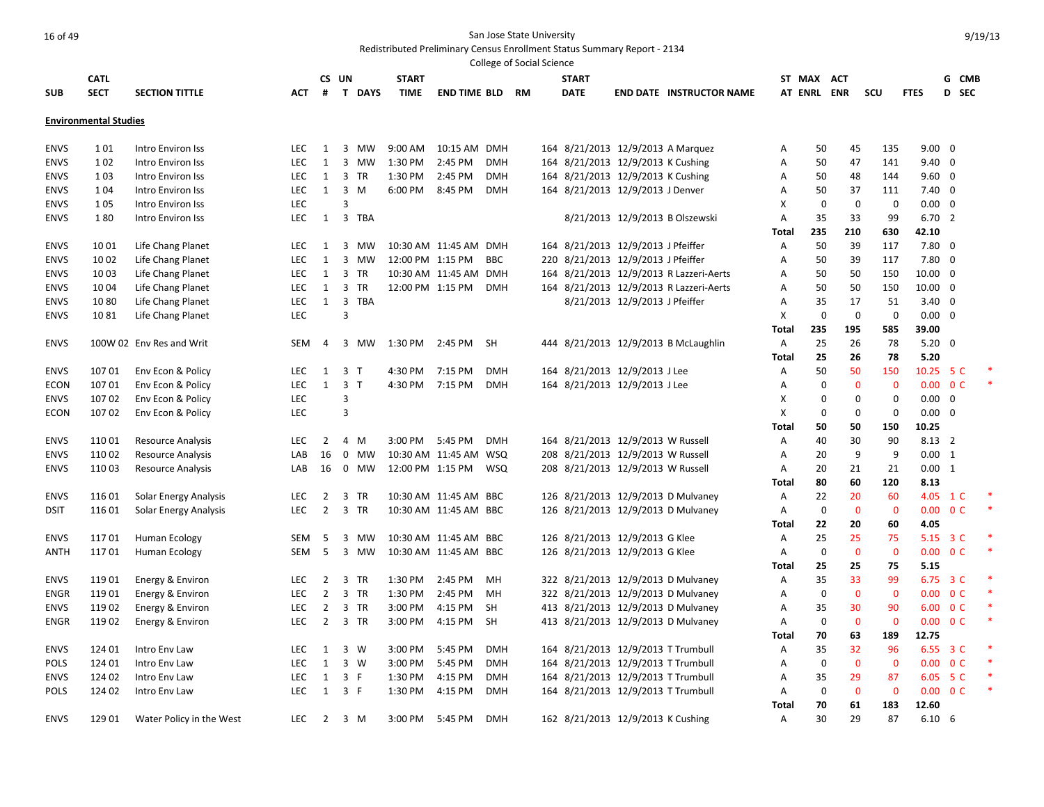San Jose State University
Redistributed Preliminary Census Enrollment Status Summary Report - 2134
College of Social Science

9/19/13

| SUB | CATL SECT | SECTION TITTLE | ACT | CS # | UN T | DAYS | START TIME | END TIME | BLD | RM | START DATE | END DATE | INSTRUCTOR NAME | ST AT | MAX ENRL | ACT ENR | SCU | FTES | G D | CMB SEC |
|---|---|---|---|---|---|---|---|---|---|---|---|---|---|---|---|---|---|---|---|---|
| **Environmental Studies** | | | | | | | | | | | | | | | | | | | | |
| ENVS | 1 01 | Intro Environ Iss | LEC | 1 | 3 | MW | 9:00 AM | 10:15 AM | DMH | 164 | 8/21/2013 | 12/9/2013 | A Marquez | A | 50 | 45 | 135 | 9.00 | 0 | |
| ENVS | 1 02 | Intro Environ Iss | LEC | 1 | 3 | MW | 1:30 PM | 2:45 PM | DMH | 164 | 8/21/2013 | 12/9/2013 | K Cushing | A | 50 | 47 | 141 | 9.40 | 0 | |
| ENVS | 1 03 | Intro Environ Iss | LEC | 1 | 3 | TR | 1:30 PM | 2:45 PM | DMH | 164 | 8/21/2013 | 12/9/2013 | K Cushing | A | 50 | 48 | 144 | 9.60 | 0 | |
| ENVS | 1 04 | Intro Environ Iss | LEC | 1 | 3 | M | 6:00 PM | 8:45 PM | DMH | 164 | 8/21/2013 | 12/9/2013 | J Denver | A | 50 | 37 | 111 | 7.40 | 0 | |
| ENVS | 1 05 | Intro Environ Iss | LEC | | 3 | | | | | | | | | X | 0 | 0 | 0 | 0.00 | 0 | |
| ENVS | 1 80 | Intro Environ Iss | LEC | 1 | 3 | TBA | | | | | 8/21/2013 | 12/9/2013 | B Olszewski | A | 35 | 33 | 99 | 6.70 | 2 | |
| | | | | | | | | | | | | | | **Total** | **235** | **210** | **630** | **42.10** | | |
| ENVS | 10 01 | Life Chang Planet | LEC | 1 | 3 | MW | 10:30 AM | 11:45 AM | DMH | 164 | 8/21/2013 | 12/9/2013 | J Pfeiffer | A | 50 | 39 | 117 | 7.80 | 0 | |
| ENVS | 10 02 | Life Chang Planet | LEC | 1 | 3 | MW | 12:00 PM | 1:15 PM | BBC | 220 | 8/21/2013 | 12/9/2013 | J Pfeiffer | A | 50 | 39 | 117 | 7.80 | 0 | |
| ENVS | 10 03 | Life Chang Planet | LEC | 1 | 3 | TR | 10:30 AM | 11:45 AM | DMH | 164 | 8/21/2013 | 12/9/2013 | R Lazzeri-Aerts | A | 50 | 50 | 150 | 10.00 | 0 | |
| ENVS | 10 04 | Life Chang Planet | LEC | 1 | 3 | TR | 12:00 PM | 1:15 PM | DMH | 164 | 8/21/2013 | 12/9/2013 | R Lazzeri-Aerts | A | 50 | 50 | 150 | 10.00 | 0 | |
| ENVS | 10 80 | Life Chang Planet | LEC | 1 | 3 | TBA | | | | | 8/21/2013 | 12/9/2013 | J Pfeiffer | A | 35 | 17 | 51 | 3.40 | 0 | |
| ENVS | 10 81 | Life Chang Planet | LEC | | 3 | | | | | | | | | X | 0 | 0 | 0 | 0.00 | 0 | |
| | | | | | | | | | | | | | | **Total** | **235** | **195** | **585** | **39.00** | | |
| ENVS | 100W 02 | Env Res and Writ | SEM | 4 | 3 | MW | 1:30 PM | 2:45 PM | SH | 444 | 8/21/2013 | 12/9/2013 | B McLaughlin | A | 25 | 26 | 78 | 5.20 | 0 | |
| | | | | | | | | | | | | | | **Total** | **25** | **26** | **78** | **5.20** | | |
| ENVS | 107 01 | Env Econ & Policy | LEC | 1 | 3 | T | 4:30 PM | 7:15 PM | DMH | 164 | 8/21/2013 | 12/9/2013 | J Lee | A | 50 | 50 | 150 | 10.25 | 5 | C * |
| ECON | 107 01 | Env Econ & Policy | LEC | 1 | 3 | T | 4:30 PM | 7:15 PM | DMH | 164 | 8/21/2013 | 12/9/2013 | J Lee | A | 0 | 0 | 0 | 0.00 | 0 | C * |
| ENVS | 107 02 | Env Econ & Policy | LEC | | 3 | | | | | | | | | X | 0 | 0 | 0 | 0.00 | 0 | |
| ECON | 107 02 | Env Econ & Policy | LEC | | 3 | | | | | | | | | X | 0 | 0 | 0 | 0.00 | 0 | |
| | | | | | | | | | | | | | | **Total** | **50** | **50** | **150** | **10.25** | | |
| ENVS | 110 01 | Resource Analysis | LEC | 2 | 4 | M | 3:00 PM | 5:45 PM | DMH | 164 | 8/21/2013 | 12/9/2013 | W Russell | A | 40 | 30 | 90 | 8.13 | 2 | |
| ENVS | 110 02 | Resource Analysis | LAB | 16 | 0 | MW | 10:30 AM | 11:45 AM | WSQ | 208 | 8/21/2013 | 12/9/2013 | W Russell | A | 20 | 9 | 9 | 0.00 | 1 | |
| ENVS | 110 03 | Resource Analysis | LAB | 16 | 0 | MW | 12:00 PM | 1:15 PM | WSQ | 208 | 8/21/2013 | 12/9/2013 | W Russell | A | 20 | 21 | 21 | 0.00 | 1 | |
| | | | | | | | | | | | | | | **Total** | **80** | **60** | **120** | **8.13** | | |
| ENVS | 116 01 | Solar Energy Analysis | LEC | 2 | 3 | TR | 10:30 AM | 11:45 AM | BBC | 126 | 8/21/2013 | 12/9/2013 | D Mulvaney | A | 22 | 20 | 60 | 4.05 | 1 | C * |
| DSIT | 116 01 | Solar Energy Analysis | LEC | 2 | 3 | TR | 10:30 AM | 11:45 AM | BBC | 126 | 8/21/2013 | 12/9/2013 | D Mulvaney | A | 0 | 0 | 0 | 0.00 | 0 | C * |
| | | | | | | | | | | | | | | **Total** | **22** | **20** | **60** | **4.05** | | |
| ENVS | 117 01 | Human Ecology | SEM | 5 | 3 | MW | 10:30 AM | 11:45 AM | BBC | 126 | 8/21/2013 | 12/9/2013 | G Klee | A | 25 | 25 | 75 | 5.15 | 3 | C * |
| ANTH | 117 01 | Human Ecology | SEM | 5 | 3 | MW | 10:30 AM | 11:45 AM | BBC | 126 | 8/21/2013 | 12/9/2013 | G Klee | A | 0 | 0 | 0 | 0.00 | 0 | C * |
| | | | | | | | | | | | | | | **Total** | **25** | **25** | **75** | **5.15** | | |
| ENVS | 119 01 | Energy & Environ | LEC | 2 | 3 | TR | 1:30 PM | 2:45 PM | MH | 322 | 8/21/2013 | 12/9/2013 | D Mulvaney | A | 35 | 33 | 99 | 6.75 | 3 | C * |
| ENGR | 119 01 | Energy & Environ | LEC | 2 | 3 | TR | 1:30 PM | 2:45 PM | MH | 322 | 8/21/2013 | 12/9/2013 | D Mulvaney | A | 0 | 0 | 0 | 0.00 | 0 | C * |
| ENVS | 119 02 | Energy & Environ | LEC | 2 | 3 | TR | 3:00 PM | 4:15 PM | SH | 413 | 8/21/2013 | 12/9/2013 | D Mulvaney | A | 35 | 30 | 90 | 6.00 | 0 | C * |
| ENGR | 119 02 | Energy & Environ | LEC | 2 | 3 | TR | 3:00 PM | 4:15 PM | SH | 413 | 8/21/2013 | 12/9/2013 | D Mulvaney | A | 0 | 0 | 0 | 0.00 | 0 | C * |
| | | | | | | | | | | | | | | **Total** | **70** | **63** | **189** | **12.75** | | |
| ENVS | 124 01 | Intro Env Law | LEC | 1 | 3 | W | 3:00 PM | 5:45 PM | DMH | 164 | 8/21/2013 | 12/9/2013 | T Trumbull | A | 35 | 32 | 96 | 6.55 | 3 | C * |
| POLS | 124 01 | Intro Env Law | LEC | 1 | 3 | W | 3:00 PM | 5:45 PM | DMH | 164 | 8/21/2013 | 12/9/2013 | T Trumbull | A | 0 | 0 | 0 | 0.00 | 0 | C * |
| ENVS | 124 02 | Intro Env Law | LEC | 1 | 3 | F | 1:30 PM | 4:15 PM | DMH | 164 | 8/21/2013 | 12/9/2013 | T Trumbull | A | 35 | 29 | 87 | 6.05 | 5 | C * |
| POLS | 124 02 | Intro Env Law | LEC | 1 | 3 | F | 1:30 PM | 4:15 PM | DMH | 164 | 8/21/2013 | 12/9/2013 | T Trumbull | A | 0 | 0 | 0 | 0.00 | 0 | C * |
| | | | | | | | | | | | | | | **Total** | **70** | **61** | **183** | **12.60** | | |
| ENVS | 129 01 | Water Policy in the West | LEC | 2 | 3 | M | 3:00 PM | 5:45 PM | DMH | 162 | 8/21/2013 | 12/9/2013 | K Cushing | A | 30 | 29 | 87 | 6.10 | 6 | |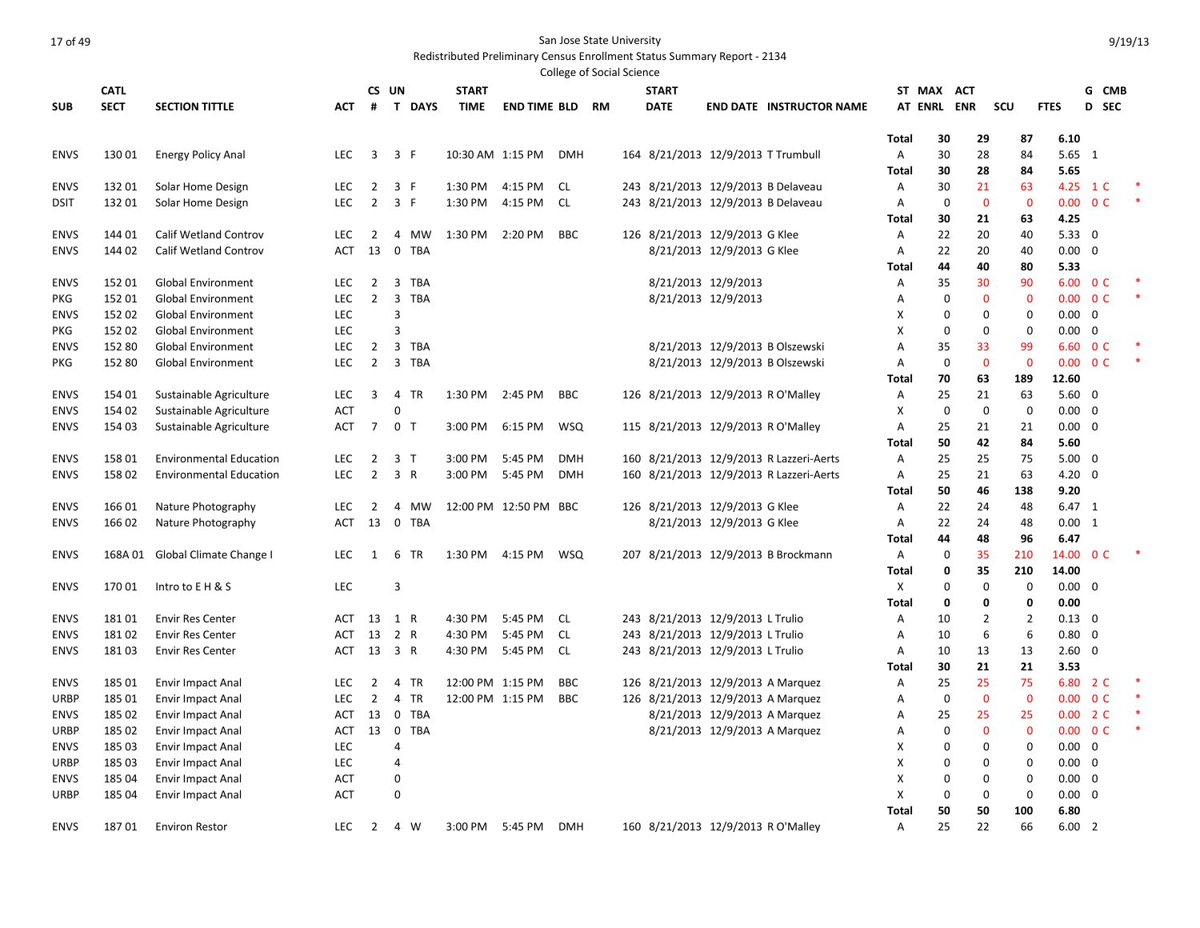San Jose State University

Redistributed Preliminary Census Enrollment Status Summary Report - 2134

College of Social Science

| SUB | CATL SECT | SECTION TITTLE | ACT | CS # | UN T | DAYS | START TIME | END TIME | BLD | RM | START DATE | END DATE | INSTRUCTOR NAME | ST AT | MAX ENRL | ACT ENR | SCU | FTES | G D | CMB SEC | |
|---|---|---|---|---|---|---|---|---|---|---|---|---|---|---|---|---|---|---|---|---|---|
| | | | | | | | | | | | | | | **Total** | **30** | **29** | **87** | **6.10** | | | |
| ENVS | 130 01 | Energy Policy Anal | LEC | 3 | 3 | F | 10:30 AM | 1:15 PM | DMH | 164 | 8/21/2013 | 12/9/2013 | T Trumbull | A | 30 | 28 | 84 | 5.65 | 1 | | |
| | | | | | | | | | | | | | | **Total** | **30** | **28** | **84** | **5.65** | | | |
| ENVS | 132 01 | Solar Home Design | LEC | 2 | 3 | F | 1:30 PM | 4:15 PM | CL | 243 | 8/21/2013 | 12/9/2013 | B Delaveau | A | 30 | 21 | 63 | 4.25 | 1 | C | * |
| DSIT | 132 01 | Solar Home Design | LEC | 2 | 3 | F | 1:30 PM | 4:15 PM | CL | 243 | 8/21/2013 | 12/9/2013 | B Delaveau | A | 0 | 0 | 0 | 0.00 | 0 | C | * |
| | | | | | | | | | | | | | | **Total** | **30** | **21** | **63** | **4.25** | | | |
| ENVS | 144 01 | Calif Wetland Controv | LEC | 2 | 4 | MW | 1:30 PM | 2:20 PM | BBC | 126 | 8/21/2013 | 12/9/2013 | G Klee | A | 22 | 20 | 40 | 5.33 | 0 | | |
| ENVS | 144 02 | Calif Wetland Controv | ACT | 13 | 0 | TBA | | | | | 8/21/2013 | 12/9/2013 | G Klee | A | 22 | 20 | 40 | 0.00 | 0 | | |
| | | | | | | | | | | | | | | **Total** | **44** | **40** | **80** | **5.33** | | | |
| ENVS | 152 01 | Global Environment | LEC | 2 | 3 | TBA | | | | | 8/21/2013 | 12/9/2013 | | A | 35 | 30 | 90 | 6.00 | 0 | C | * |
| PKG | 152 01 | Global Environment | LEC | 2 | 3 | TBA | | | | | 8/21/2013 | 12/9/2013 | | A | 0 | 0 | 0 | 0.00 | 0 | C | * |
| ENVS | 152 02 | Global Environment | LEC | | 3 | | | | | | | | | X | 0 | 0 | 0 | 0.00 | 0 | | |
| PKG | 152 02 | Global Environment | LEC | | 3 | | | | | | | | | X | 0 | 0 | 0 | 0.00 | 0 | | |
| ENVS | 152 80 | Global Environment | LEC | 2 | 3 | TBA | | | | | 8/21/2013 | 12/9/2013 | B Olszewski | A | 35 | 33 | 99 | 6.60 | 0 | C | * |
| PKG | 152 80 | Global Environment | LEC | 2 | 3 | TBA | | | | | 8/21/2013 | 12/9/2013 | B Olszewski | A | 0 | 0 | 0 | 0.00 | 0 | C | * |
| | | | | | | | | | | | | | | **Total** | **70** | **63** | **189** | **12.60** | | | |
| ENVS | 154 01 | Sustainable Agriculture | LEC | 3 | 4 | TR | 1:30 PM | 2:45 PM | BBC | 126 | 8/21/2013 | 12/9/2013 | R O'Malley | A | 25 | 21 | 63 | 5.60 | 0 | | |
| ENVS | 154 02 | Sustainable Agriculture | ACT | | 0 | | | | | | | | | X | 0 | 0 | 0 | 0.00 | 0 | | |
| ENVS | 154 03 | Sustainable Agriculture | ACT | 7 | 0 | T | 3:00 PM | 6:15 PM | WSQ | 115 | 8/21/2013 | 12/9/2013 | R O'Malley | A | 25 | 21 | 21 | 0.00 | 0 | | |
| | | | | | | | | | | | | | | **Total** | **50** | **42** | **84** | **5.60** | | | |
| ENVS | 158 01 | Environmental Education | LEC | 2 | 3 | T | 3:00 PM | 5:45 PM | DMH | 160 | 8/21/2013 | 12/9/2013 | R Lazzeri-Aerts | A | 25 | 25 | 75 | 5.00 | 0 | | |
| ENVS | 158 02 | Environmental Education | LEC | 2 | 3 | R | 3:00 PM | 5:45 PM | DMH | 160 | 8/21/2013 | 12/9/2013 | R Lazzeri-Aerts | A | 25 | 21 | 63 | 4.20 | 0 | | |
| | | | | | | | | | | | | | | **Total** | **50** | **46** | **138** | **9.20** | | | |
| ENVS | 166 01 | Nature Photography | LEC | 2 | 4 | MW | 12:00 PM | 12:50 PM | BBC | 126 | 8/21/2013 | 12/9/2013 | G Klee | A | 22 | 24 | 48 | 6.47 | 1 | | |
| ENVS | 166 02 | Nature Photography | ACT | 13 | 0 | TBA | | | | | 8/21/2013 | 12/9/2013 | G Klee | A | 22 | 24 | 48 | 0.00 | 1 | | |
| | | | | | | | | | | | | | | **Total** | **44** | **48** | **96** | **6.47** | | | |
| ENVS | 168A 01 | Global Climate Change I | LEC | 1 | 6 | TR | 1:30 PM | 4:15 PM | WSQ | 207 | 8/21/2013 | 12/9/2013 | B Brockmann | A | 0 | 35 | 210 | 14.00 | 0 | C | * |
| | | | | | | | | | | | | | | **Total** | **0** | **35** | **210** | **14.00** | | | |
| ENVS | 170 01 | Intro to E H & S | LEC | | 3 | | | | | | | | | X | 0 | 0 | 0 | 0.00 | 0 | | |
| | | | | | | | | | | | | | | **Total** | **0** | **0** | **0** | **0.00** | | | |
| ENVS | 181 01 | Envir Res Center | ACT | 13 | 1 | R | 4:30 PM | 5:45 PM | CL | 243 | 8/21/2013 | 12/9/2013 | L Trulio | A | 10 | 2 | 2 | 0.13 | 0 | | |
| ENVS | 181 02 | Envir Res Center | ACT | 13 | 2 | R | 4:30 PM | 5:45 PM | CL | 243 | 8/21/2013 | 12/9/2013 | L Trulio | A | 10 | 6 | 6 | 0.80 | 0 | | |
| ENVS | 181 03 | Envir Res Center | ACT | 13 | 3 | R | 4:30 PM | 5:45 PM | CL | 243 | 8/21/2013 | 12/9/2013 | L Trulio | A | 10 | 13 | 13 | 2.60 | 0 | | |
| | | | | | | | | | | | | | | **Total** | **30** | **21** | **21** | **3.53** | | | |
| ENVS | 185 01 | Envir Impact Anal | LEC | 2 | 4 | TR | 12:00 PM | 1:15 PM | BBC | 126 | 8/21/2013 | 12/9/2013 | A Marquez | A | 25 | 25 | 75 | 6.80 | 2 | C | * |
| URBP | 185 01 | Envir Impact Anal | LEC | 2 | 4 | TR | 12:00 PM | 1:15 PM | BBC | 126 | 8/21/2013 | 12/9/2013 | A Marquez | A | 0 | 0 | 0 | 0.00 | 0 | C | * |
| ENVS | 185 02 | Envir Impact Anal | ACT | 13 | 0 | TBA | | | | | 8/21/2013 | 12/9/2013 | A Marquez | A | 25 | 25 | 25 | 0.00 | 2 | C | * |
| URBP | 185 02 | Envir Impact Anal | ACT | 13 | 0 | TBA | | | | | 8/21/2013 | 12/9/2013 | A Marquez | A | 0 | 0 | 0 | 0.00 | 0 | C | * |
| ENVS | 185 03 | Envir Impact Anal | LEC | | 4 | | | | | | | | | X | 0 | 0 | 0 | 0.00 | 0 | | |
| URBP | 185 03 | Envir Impact Anal | LEC | | 4 | | | | | | | | | X | 0 | 0 | 0 | 0.00 | 0 | | |
| ENVS | 185 04 | Envir Impact Anal | ACT | | 0 | | | | | | | | | X | 0 | 0 | 0 | 0.00 | 0 | | |
| URBP | 185 04 | Envir Impact Anal | ACT | | 0 | | | | | | | | | X | 0 | 0 | 0 | 0.00 | 0 | | |
| | | | | | | | | | | | | | | **Total** | **50** | **50** | **100** | **6.80** | | | |
| ENVS | 187 01 | Environ Restor | LEC | 2 | 4 | W | 3:00 PM | 5:45 PM | DMH | 160 | 8/21/2013 | 12/9/2013 | R O'Malley | A | 25 | 22 | 66 | 6.00 | 2 | | |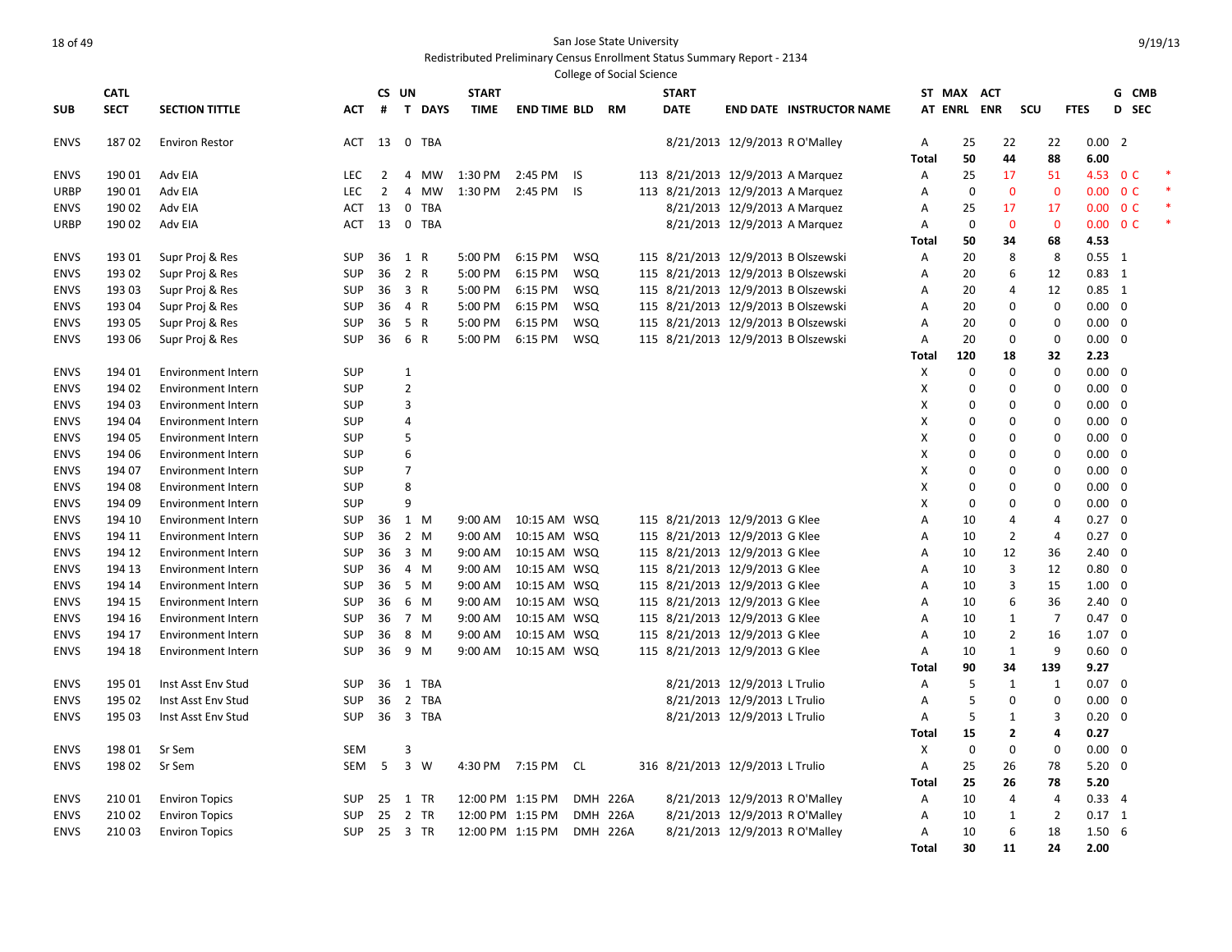San Jose State University

Redistributed Preliminary Census Enrollment Status Summary Report - 2134

College of Social Science

| SUB | CATL SECT | SECTION TITTLE | ACT | CS # | UN T | DAYS | START TIME | END TIME | BLD | RM | START DATE | END DATE | INSTRUCTOR NAME | ST AT | MAX ENRL | ACT ENR | SCU | FTES | G D | CMB SEC |
|---|---|---|---|---|---|---|---|---|---|---|---|---|---|---|---|---|---|---|---|---|
| ENVS | 187 02 | Environ Restor | ACT | 13 | 0 | TBA | | | | | 8/21/2013 | 12/9/2013 | R O'Malley | A | 25 | 22 | 22 | 0.00 | 2 | |
| | | | | | | | | | | | | | | Total | 50 | 44 | 88 | 6.00 | | |
| ENVS | 190 01 | Adv EIA | LEC | 2 | 4 | MW | 1:30 PM | 2:45 PM | IS | 113 | 8/21/2013 | 12/9/2013 | A Marquez | A | 25 | 17 | 51 | 4.53 | 0 | C * |
| URBP | 190 01 | Adv EIA | LEC | 2 | 4 | MW | 1:30 PM | 2:45 PM | IS | 113 | 8/21/2013 | 12/9/2013 | A Marquez | A | 0 | 0 | 0 | 0.00 | 0 | C * |
| ENVS | 190 02 | Adv EIA | ACT | 13 | 0 | TBA | | | | | 8/21/2013 | 12/9/2013 | A Marquez | A | 25 | 17 | 17 | 0.00 | 0 | C * |
| URBP | 190 02 | Adv EIA | ACT | 13 | 0 | TBA | | | | | 8/21/2013 | 12/9/2013 | A Marquez | A | 0 | 0 | 0 | 0.00 | 0 | C * |
| | | | | | | | | | | | | | | Total | 50 | 34 | 68 | 4.53 | | |
| ENVS | 193 01 | Supr Proj & Res | SUP | 36 | 1 | R | 5:00 PM | 6:15 PM | WSQ | 115 | 8/21/2013 | 12/9/2013 | B Olszewski | A | 20 | 8 | 8 | 0.55 | 1 | |
| ENVS | 193 02 | Supr Proj & Res | SUP | 36 | 2 | R | 5:00 PM | 6:15 PM | WSQ | 115 | 8/21/2013 | 12/9/2013 | B Olszewski | A | 20 | 6 | 12 | 0.83 | 1 | |
| ENVS | 193 03 | Supr Proj & Res | SUP | 36 | 3 | R | 5:00 PM | 6:15 PM | WSQ | 115 | 8/21/2013 | 12/9/2013 | B Olszewski | A | 20 | 4 | 12 | 0.85 | 1 | |
| ENVS | 193 04 | Supr Proj & Res | SUP | 36 | 4 | R | 5:00 PM | 6:15 PM | WSQ | 115 | 8/21/2013 | 12/9/2013 | B Olszewski | A | 20 | 0 | 0 | 0.00 | 0 | |
| ENVS | 193 05 | Supr Proj & Res | SUP | 36 | 5 | R | 5:00 PM | 6:15 PM | WSQ | 115 | 8/21/2013 | 12/9/2013 | B Olszewski | A | 20 | 0 | 0 | 0.00 | 0 | |
| ENVS | 193 06 | Supr Proj & Res | SUP | 36 | 6 | R | 5:00 PM | 6:15 PM | WSQ | 115 | 8/21/2013 | 12/9/2013 | B Olszewski | A | 20 | 0 | 0 | 0.00 | 0 | |
| | | | | | | | | | | | | | | Total | 120 | 18 | 32 | 2.23 | | |
| ENVS | 194 01 | Environment Intern | SUP | | 1 | | | | | | | | | X | 0 | 0 | 0 | 0.00 | 0 | |
| ENVS | 194 02 | Environment Intern | SUP | | 2 | | | | | | | | | X | 0 | 0 | 0 | 0.00 | 0 | |
| ENVS | 194 03 | Environment Intern | SUP | | 3 | | | | | | | | | X | 0 | 0 | 0 | 0.00 | 0 | |
| ENVS | 194 04 | Environment Intern | SUP | | 4 | | | | | | | | | X | 0 | 0 | 0 | 0.00 | 0 | |
| ENVS | 194 05 | Environment Intern | SUP | | 5 | | | | | | | | | X | 0 | 0 | 0 | 0.00 | 0 | |
| ENVS | 194 06 | Environment Intern | SUP | | 6 | | | | | | | | | X | 0 | 0 | 0 | 0.00 | 0 | |
| ENVS | 194 07 | Environment Intern | SUP | | 7 | | | | | | | | | X | 0 | 0 | 0 | 0.00 | 0 | |
| ENVS | 194 08 | Environment Intern | SUP | | 8 | | | | | | | | | X | 0 | 0 | 0 | 0.00 | 0 | |
| ENVS | 194 09 | Environment Intern | SUP | | 9 | | | | | | | | | X | 0 | 0 | 0 | 0.00 | 0 | |
| ENVS | 194 10 | Environment Intern | SUP | 36 | 1 | M | 9:00 AM | 10:15 AM | WSQ | 115 | 8/21/2013 | 12/9/2013 | G Klee | A | 10 | 4 | 4 | 0.27 | 0 | |
| ENVS | 194 11 | Environment Intern | SUP | 36 | 2 | M | 9:00 AM | 10:15 AM | WSQ | 115 | 8/21/2013 | 12/9/2013 | G Klee | A | 10 | 2 | 4 | 0.27 | 0 | |
| ENVS | 194 12 | Environment Intern | SUP | 36 | 3 | M | 9:00 AM | 10:15 AM | WSQ | 115 | 8/21/2013 | 12/9/2013 | G Klee | A | 10 | 12 | 36 | 2.40 | 0 | |
| ENVS | 194 13 | Environment Intern | SUP | 36 | 4 | M | 9:00 AM | 10:15 AM | WSQ | 115 | 8/21/2013 | 12/9/2013 | G Klee | A | 10 | 3 | 12 | 0.80 | 0 | |
| ENVS | 194 14 | Environment Intern | SUP | 36 | 5 | M | 9:00 AM | 10:15 AM | WSQ | 115 | 8/21/2013 | 12/9/2013 | G Klee | A | 10 | 3 | 15 | 1.00 | 0 | |
| ENVS | 194 15 | Environment Intern | SUP | 36 | 6 | M | 9:00 AM | 10:15 AM | WSQ | 115 | 8/21/2013 | 12/9/2013 | G Klee | A | 10 | 6 | 36 | 2.40 | 0 | |
| ENVS | 194 16 | Environment Intern | SUP | 36 | 7 | M | 9:00 AM | 10:15 AM | WSQ | 115 | 8/21/2013 | 12/9/2013 | G Klee | A | 10 | 1 | 7 | 0.47 | 0 | |
| ENVS | 194 17 | Environment Intern | SUP | 36 | 8 | M | 9:00 AM | 10:15 AM | WSQ | 115 | 8/21/2013 | 12/9/2013 | G Klee | A | 10 | 2 | 16 | 1.07 | 0 | |
| ENVS | 194 18 | Environment Intern | SUP | 36 | 9 | M | 9:00 AM | 10:15 AM | WSQ | 115 | 8/21/2013 | 12/9/2013 | G Klee | A | 10 | 1 | 9 | 0.60 | 0 | |
| | | | | | | | | | | | | | | Total | 90 | 34 | 139 | 9.27 | | |
| ENVS | 195 01 | Inst Asst Env Stud | SUP | 36 | 1 | TBA | | | | | 8/21/2013 | 12/9/2013 | L Trulio | A | 5 | 1 | 1 | 0.07 | 0 | |
| ENVS | 195 02 | Inst Asst Env Stud | SUP | 36 | 2 | TBA | | | | | 8/21/2013 | 12/9/2013 | L Trulio | A | 5 | 0 | 0 | 0.00 | 0 | |
| ENVS | 195 03 | Inst Asst Env Stud | SUP | 36 | 3 | TBA | | | | | 8/21/2013 | 12/9/2013 | L Trulio | A | 5 | 1 | 3 | 0.20 | 0 | |
| | | | | | | | | | | | | | | Total | 15 | 2 | 4 | 0.27 | | |
| ENVS | 198 01 | Sr Sem | SEM | | 3 | | | | | | | | | X | 0 | 0 | 0 | 0.00 | 0 | |
| ENVS | 198 02 | Sr Sem | SEM | 5 | 3 | W | 4:30 PM | 7:15 PM | CL | 316 | 8/21/2013 | 12/9/2013 | L Trulio | A | 25 | 26 | 78 | 5.20 | 0 | |
| | | | | | | | | | | | | | | Total | 25 | 26 | 78 | 5.20 | | |
| ENVS | 210 01 | Environ Topics | SUP | 25 | 1 | TR | 12:00 PM | 1:15 PM | DMH | 226A | 8/21/2013 | 12/9/2013 | R O'Malley | A | 10 | 4 | 4 | 0.33 | 4 | |
| ENVS | 210 02 | Environ Topics | SUP | 25 | 2 | TR | 12:00 PM | 1:15 PM | DMH | 226A | 8/21/2013 | 12/9/2013 | R O'Malley | A | 10 | 1 | 2 | 0.17 | 1 | |
| ENVS | 210 03 | Environ Topics | SUP | 25 | 3 | TR | 12:00 PM | 1:15 PM | DMH | 226A | 8/21/2013 | 12/9/2013 | R O'Malley | A | 10 | 6 | 18 | 1.50 | 6 | |
| | | | | | | | | | | | | | | Total | 30 | 11 | 24 | 2.00 | | |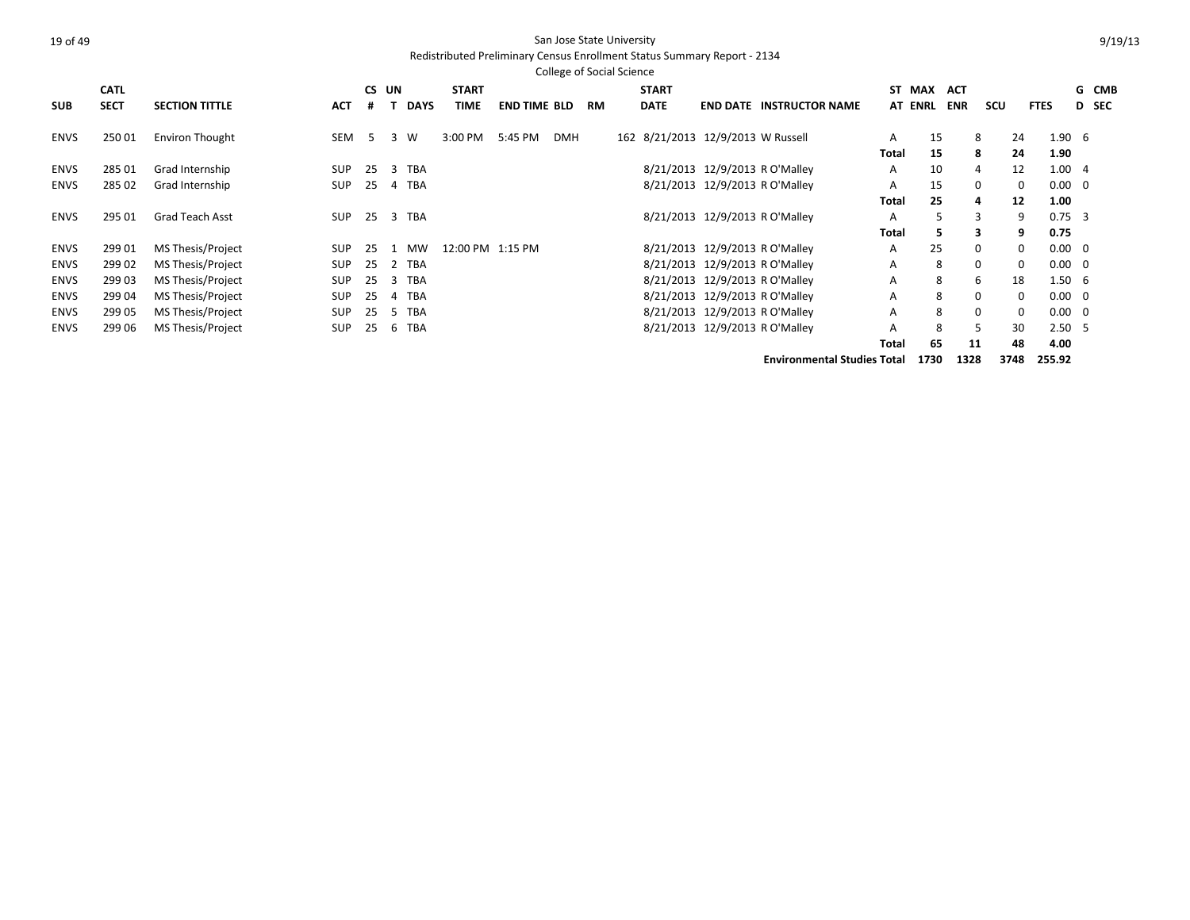San Jose State University

Redistributed Preliminary Census Enrollment Status Summary Report - 2134

College of Social Science

| SUB | CATL SECT | SECTION TITTLE | ACT | CS # | UN T | DAYS | START TIME | END TIME | BLD | RM | START DATE | END DATE | INSTRUCTOR NAME | ST AT | MAX ENRL | ACT ENR | SCU | FTES | G D | CMB SEC |
|---|---|---|---|---|---|---|---|---|---|---|---|---|---|---|---|---|---|---|---|---|
| ENVS | 250 01 | Environ Thought | SEM | 5 | 3 | W | 3:00 PM | 5:45 PM | DMH | 162 | 8/21/2013 | 12/9/2013 | W Russell | A | 15 | 8 | 24 | 1.90 | 6 | |
| | | | | | | | | | | | | | | **Total** | **15** | **8** | **24** | **1.90** | | |
| ENVS | 285 01 | Grad Internship | SUP | 25 | 3 | TBA | | | | | 8/21/2013 | 12/9/2013 | R O'Malley | A | 10 | 4 | 12 | 1.00 | 4 | |
| ENVS | 285 02 | Grad Internship | SUP | 25 | 4 | TBA | | | | | 8/21/2013 | 12/9/2013 | R O'Malley | A | 15 | 0 | 0 | 0.00 | 0 | |
| | | | | | | | | | | | | | | **Total** | **25** | **4** | **12** | **1.00** | | |
| ENVS | 295 01 | Grad Teach Asst | SUP | 25 | 3 | TBA | | | | | 8/21/2013 | 12/9/2013 | R O'Malley | A | 5 | 3 | 9 | 0.75 | 3 | |
| | | | | | | | | | | | | | | **Total** | **5** | **3** | **9** | **0.75** | | |
| ENVS | 299 01 | MS Thesis/Project | SUP | 25 | 1 | MW | 12:00 PM | 1:15 PM | | | 8/21/2013 | 12/9/2013 | R O'Malley | A | 25 | 0 | 0 | 0.00 | 0 | |
| ENVS | 299 02 | MS Thesis/Project | SUP | 25 | 2 | TBA | | | | | 8/21/2013 | 12/9/2013 | R O'Malley | A | 8 | 0 | 0 | 0.00 | 0 | |
| ENVS | 299 03 | MS Thesis/Project | SUP | 25 | 3 | TBA | | | | | 8/21/2013 | 12/9/2013 | R O'Malley | A | 8 | 6 | 18 | 1.50 | 6 | |
| ENVS | 299 04 | MS Thesis/Project | SUP | 25 | 4 | TBA | | | | | 8/21/2013 | 12/9/2013 | R O'Malley | A | 8 | 0 | 0 | 0.00 | 0 | |
| ENVS | 299 05 | MS Thesis/Project | SUP | 25 | 5 | TBA | | | | | 8/21/2013 | 12/9/2013 | R O'Malley | A | 8 | 0 | 0 | 0.00 | 0 | |
| ENVS | 299 06 | MS Thesis/Project | SUP | 25 | 6 | TBA | | | | | 8/21/2013 | 12/9/2013 | R O'Malley | A | 8 | 5 | 30 | 2.50 | 5 | |
| | | | | | | | | | | | | | | **Total** | **65** | **11** | **48** | **4.00** | | |
| | | | | | | | | | | | | | **Environmental Studies Total** | | **1730** | **1328** | **3748** | **255.92** | | |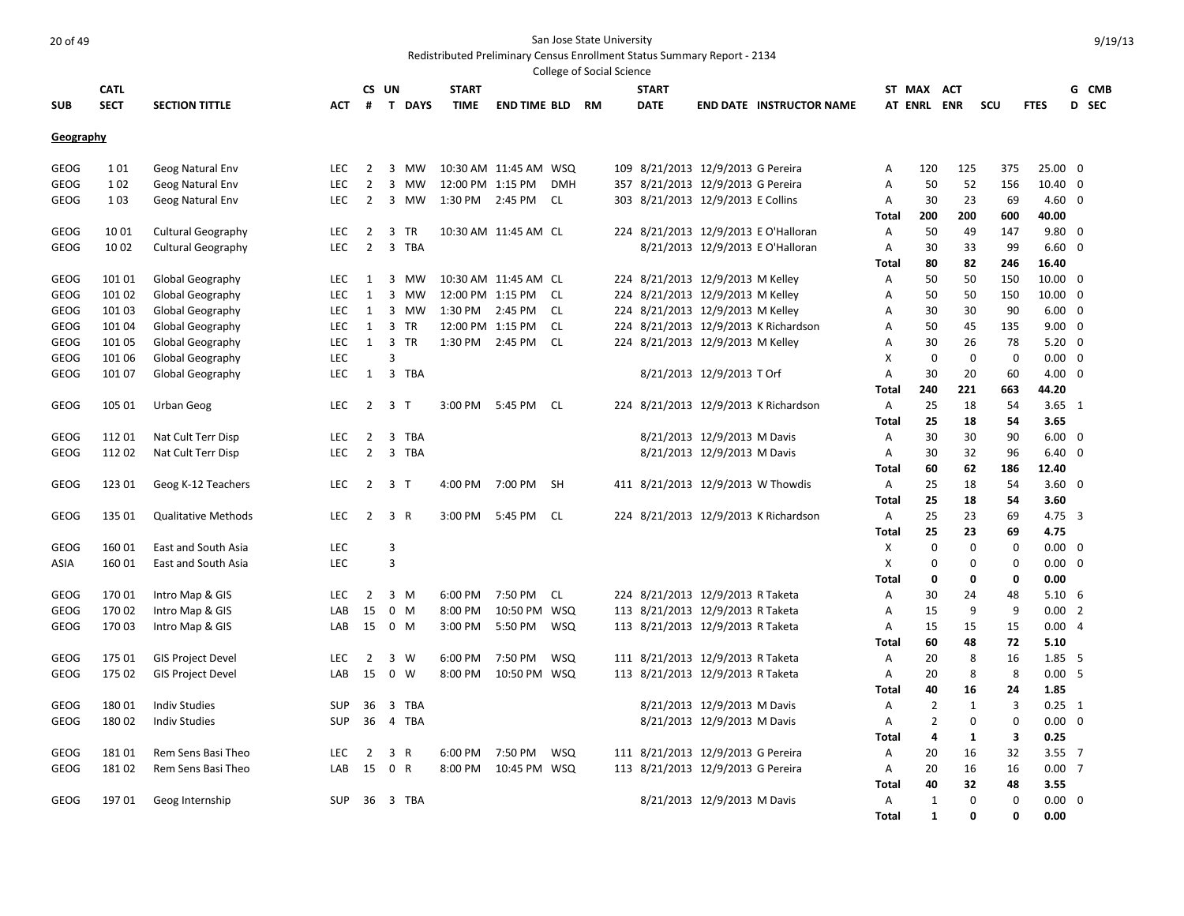San Jose State University

Redistributed Preliminary Census Enrollment Status Summary Report - 2134

College of Social Science

| SUB | CATL SECT | SECTION TITTLE | ACT | CS # | UN T | DAYS | START TIME | END TIME | BLD | RM | START DATE | END DATE | INSTRUCTOR NAME | ST AT | MAX ENRL | ACT ENR | SCU | FTES | G D | CMB SEC |
|---|---|---|---|---|---|---|---|---|---|---|---|---|---|---|---|---|---|---|---|---|
| **Geography** | | | | | | | | | | | | | | | | | | | | |
| GEOG | 1 01 | Geog Natural Env | LEC | 2 | 3 | MW | 10:30 AM | 11:45 AM | WSQ | 109 | 8/21/2013 | 12/9/2013 | G Pereira | A | 120 | 125 | 375 | 25.00 | 0 | |
| GEOG | 1 02 | Geog Natural Env | LEC | 2 | 3 | MW | 12:00 PM | 1:15 PM | DMH | 357 | 8/21/2013 | 12/9/2013 | G Pereira | A | 50 | 52 | 156 | 10.40 | 0 | |
| GEOG | 1 03 | Geog Natural Env | LEC | 2 | 3 | MW | 1:30 PM | 2:45 PM | CL | 303 | 8/21/2013 | 12/9/2013 | E Collins | A | 30 | 23 | 69 | 4.60 | 0 | |
| | | | | | | | | | | | | | | **Total** | **200** | **200** | **600** | **40.00** | | |
| GEOG | 10 01 | Cultural Geography | LEC | 2 | 3 | TR | 10:30 AM | 11:45 AM | CL | 224 | 8/21/2013 | 12/9/2013 | E O'Halloran | A | 50 | 49 | 147 | 9.80 | 0 | |
| GEOG | 10 02 | Cultural Geography | LEC | 2 | 3 | TBA | | | | | 8/21/2013 | 12/9/2013 | E O'Halloran | A | 30 | 33 | 99 | 6.60 | 0 | |
| | | | | | | | | | | | | | | **Total** | **80** | **82** | **246** | **16.40** | | |
| GEOG | 101 01 | Global Geography | LEC | 1 | 3 | MW | 10:30 AM | 11:45 AM | CL | 224 | 8/21/2013 | 12/9/2013 | M Kelley | A | 50 | 50 | 150 | 10.00 | 0 | |
| GEOG | 101 02 | Global Geography | LEC | 1 | 3 | MW | 12:00 PM | 1:15 PM | CL | 224 | 8/21/2013 | 12/9/2013 | M Kelley | A | 50 | 50 | 150 | 10.00 | 0 | |
| GEOG | 101 03 | Global Geography | LEC | 1 | 3 | MW | 1:30 PM | 2:45 PM | CL | 224 | 8/21/2013 | 12/9/2013 | M Kelley | A | 30 | 30 | 90 | 6.00 | 0 | |
| GEOG | 101 04 | Global Geography | LEC | 1 | 3 | TR | 12:00 PM | 1:15 PM | CL | 224 | 8/21/2013 | 12/9/2013 | K Richardson | A | 50 | 45 | 135 | 9.00 | 0 | |
| GEOG | 101 05 | Global Geography | LEC | 1 | 3 | TR | 1:30 PM | 2:45 PM | CL | 224 | 8/21/2013 | 12/9/2013 | M Kelley | A | 30 | 26 | 78 | 5.20 | 0 | |
| GEOG | 101 06 | Global Geography | LEC | | 3 | | | | | | | | | X | 0 | 0 | 0 | 0.00 | 0 | |
| GEOG | 101 07 | Global Geography | LEC | 1 | 3 | TBA | | | | | 8/21/2013 | 12/9/2013 | T Orf | A | 30 | 20 | 60 | 4.00 | 0 | |
| | | | | | | | | | | | | | | **Total** | **240** | **221** | **663** | **44.20** | | |
| GEOG | 105 01 | Urban Geog | LEC | 2 | 3 | T | 3:00 PM | 5:45 PM | CL | 224 | 8/21/2013 | 12/9/2013 | K Richardson | A | 25 | 18 | 54 | 3.65 | 1 | |
| | | | | | | | | | | | | | | **Total** | **25** | **18** | **54** | **3.65** | | |
| GEOG | 112 01 | Nat Cult Terr Disp | LEC | 2 | 3 | TBA | | | | | 8/21/2013 | 12/9/2013 | M Davis | A | 30 | 30 | 90 | 6.00 | 0 | |
| GEOG | 112 02 | Nat Cult Terr Disp | LEC | 2 | 3 | TBA | | | | | 8/21/2013 | 12/9/2013 | M Davis | A | 30 | 32 | 96 | 6.40 | 0 | |
| | | | | | | | | | | | | | | **Total** | **60** | **62** | **186** | **12.40** | | |
| GEOG | 123 01 | Geog K-12 Teachers | LEC | 2 | 3 | T | 4:00 PM | 7:00 PM | SH | 411 | 8/21/2013 | 12/9/2013 | W Thowdis | A | 25 | 18 | 54 | 3.60 | 0 | |
| | | | | | | | | | | | | | | **Total** | **25** | **18** | **54** | **3.60** | | |
| GEOG | 135 01 | Qualitative Methods | LEC | 2 | 3 | R | 3:00 PM | 5:45 PM | CL | 224 | 8/21/2013 | 12/9/2013 | K Richardson | A | 25 | 23 | 69 | 4.75 | 3 | |
| | | | | | | | | | | | | | | **Total** | **25** | **23** | **69** | **4.75** | | |
| GEOG | 160 01 | East and South Asia | LEC | | 3 | | | | | | | | | X | 0 | 0 | 0 | 0.00 | 0 | |
| ASIA | 160 01 | East and South Asia | LEC | | 3 | | | | | | | | | X | 0 | 0 | 0 | 0.00 | 0 | |
| | | | | | | | | | | | | | | **Total** | **0** | **0** | **0** | **0.00** | | |
| GEOG | 170 01 | Intro Map & GIS | LEC | 2 | 3 | M | 6:00 PM | 7:50 PM | CL | 224 | 8/21/2013 | 12/9/2013 | R Taketa | A | 30 | 24 | 48 | 5.10 | 6 | |
| GEOG | 170 02 | Intro Map & GIS | LAB | 15 | 0 | M | 8:00 PM | 10:50 PM | WSQ | 113 | 8/21/2013 | 12/9/2013 | R Taketa | A | 15 | 9 | 9 | 0.00 | 2 | |
| GEOG | 170 03 | Intro Map & GIS | LAB | 15 | 0 | M | 3:00 PM | 5:50 PM | WSQ | 113 | 8/21/2013 | 12/9/2013 | R Taketa | A | 15 | 15 | 15 | 0.00 | 4 | |
| | | | | | | | | | | | | | | **Total** | **60** | **48** | **72** | **5.10** | | |
| GEOG | 175 01 | GIS Project Devel | LEC | 2 | 3 | W | 6:00 PM | 7:50 PM | WSQ | 111 | 8/21/2013 | 12/9/2013 | R Taketa | A | 20 | 8 | 16 | 1.85 | 5 | |
| GEOG | 175 02 | GIS Project Devel | LAB | 15 | 0 | W | 8:00 PM | 10:50 PM | WSQ | 113 | 8/21/2013 | 12/9/2013 | R Taketa | A | 20 | 8 | 8 | 0.00 | 5 | |
| | | | | | | | | | | | | | | **Total** | **40** | **16** | **24** | **1.85** | | |
| GEOG | 180 01 | Indiv Studies | SUP | 36 | 3 | TBA | | | | | 8/21/2013 | 12/9/2013 | M Davis | A | 2 | 1 | 3 | 0.25 | 1 | |
| GEOG | 180 02 | Indiv Studies | SUP | 36 | 4 | TBA | | | | | 8/21/2013 | 12/9/2013 | M Davis | A | 2 | 0 | 0 | 0.00 | 0 | |
| | | | | | | | | | | | | | | **Total** | **4** | **1** | **3** | **0.25** | | |
| GEOG | 181 01 | Rem Sens Basi Theo | LEC | 2 | 3 | R | 6:00 PM | 7:50 PM | WSQ | 111 | 8/21/2013 | 12/9/2013 | G Pereira | A | 20 | 16 | 32 | 3.55 | 7 | |
| GEOG | 181 02 | Rem Sens Basi Theo | LAB | 15 | 0 | R | 8:00 PM | 10:45 PM | WSQ | 113 | 8/21/2013 | 12/9/2013 | G Pereira | A | 20 | 16 | 16 | 0.00 | 7 | |
| | | | | | | | | | | | | | | **Total** | **40** | **32** | **48** | **3.55** | | |
| GEOG | 197 01 | Geog Internship | SUP | 36 | 3 | TBA | | | | | 8/21/2013 | 12/9/2013 | M Davis | A | 1 | 0 | 0 | 0.00 | 0 | |
| | | | | | | | | | | | | | | **Total** | **1** | **0** | **0** | **0.00** | | |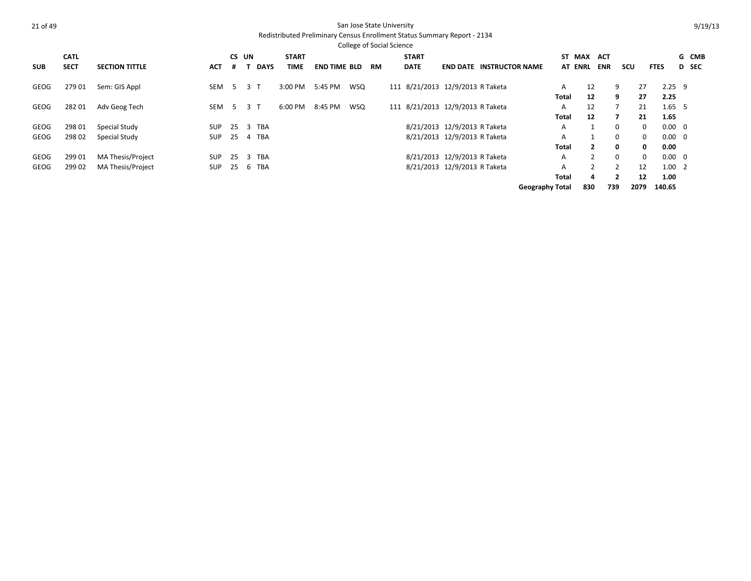San Jose State University

Redistributed Preliminary Census Enrollment Status Summary Report - 2134

College of Social Science

| SUB | CATL SECT | SECTION TITTLE | ACT | CS # | UN T | DAYS | START TIME | END TIME | BLD | RM | START DATE | END DATE | INSTRUCTOR NAME | ST AT | MAX ENRL | ACT ENR | SCU | FTES | GD | CMB SEC |
|---|---|---|---|---|---|---|---|---|---|---|---|---|---|---|---|---|---|---|---|---|
| GEOG | 279 01 | Sem: GIS Appl | SEM | 5 | 3 | T | 3:00 PM | 5:45 PM | WSQ | 111 | 8/21/2013 | 12/9/2013 | R Taketa | A | 12 | 9 | 27 | 2.25 | 9 | |
| | | | | | | | | | | | | | | **Total** | **12** | **9** | **27** | **2.25** | | |
| GEOG | 282 01 | Adv Geog Tech | SEM | 5 | 3 | T | 6:00 PM | 8:45 PM | WSQ | 111 | 8/21/2013 | 12/9/2013 | R Taketa | A | 12 | 7 | 21 | 1.65 | 5 | |
| | | | | | | | | | | | | | | **Total** | **12** | **7** | **21** | **1.65** | | |
| GEOG | 298 01 | Special Study | SUP | 25 | 3 | TBA | | | | | 8/21/2013 | 12/9/2013 | R Taketa | A | 1 | 0 | 0 | 0.00 | 0 | |
| GEOG | 298 02 | Special Study | SUP | 25 | 4 | TBA | | | | | 8/21/2013 | 12/9/2013 | R Taketa | A | 1 | 0 | 0 | 0.00 | 0 | |
| | | | | | | | | | | | | | | **Total** | **2** | **0** | **0** | **0.00** | | |
| GEOG | 299 01 | MA Thesis/Project | SUP | 25 | 3 | TBA | | | | | 8/21/2013 | 12/9/2013 | R Taketa | A | 2 | 0 | 0 | 0.00 | 0 | |
| GEOG | 299 02 | MA Thesis/Project | SUP | 25 | 6 | TBA | | | | | 8/21/2013 | 12/9/2013 | R Taketa | A | 2 | 2 | 12 | 1.00 | 2 | |
| | | | | | | | | | | | | | | **Total** | **4** | **2** | **12** | **1.00** | | |
| | | | | | | | | | | | | | | **Geography Total** | **830** | **739** | **2079** | **140.65** | | |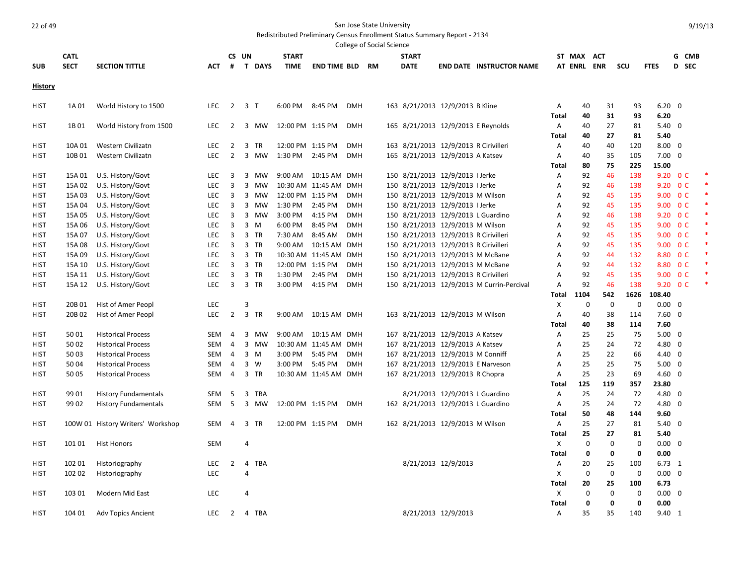San Jose State University

Redistributed Preliminary Census Enrollment Status Summary Report - 2134

College of Social Science

9/19/13

| SUB | CATL SECT | SECTION TITTLE | ACT | CS # | UN T | DAYS | START TIME | END TIME | BLD | RM | START DATE | END DATE | INSTRUCTOR NAME | ST AT | MAX ENRL | ACT ENR | SCU | FTES | G D | CMB SEC |
|---|---|---|---|---|---|---|---|---|---|---|---|---|---|---|---|---|---|---|---|---|
| **History** | | | | | | | | | | | | | | | | | | | | |
| HIST | 1A 01 | World History to 1500 | LEC | 2 | 3 | T | 6:00 PM | 8:45 PM | DMH | 163 | 8/21/2013 | 12/9/2013 | B Kline | A | 40 | 31 | 93 | 6.20 | 0 | |
| | | | | | | | | | | | | | | **Total** | **40** | **31** | **93** | **6.20** | | |
| HIST | 1B 01 | World History from 1500 | LEC | 2 | 3 | MW | 12:00 PM | 1:15 PM | DMH | 165 | 8/21/2013 | 12/9/2013 | E Reynolds | A | 40 | 27 | 81 | 5.40 | 0 | |
| | | | | | | | | | | | | | | **Total** | **40** | **27** | **81** | **5.40** | | |
| HIST | 10A 01 | Western Civilizatn | LEC | 2 | 3 | TR | 12:00 PM | 1:15 PM | DMH | 163 | 8/21/2013 | 12/9/2013 | R Cirivilleri | A | 40 | 40 | 120 | 8.00 | 0 | |
| HIST | 10B 01 | Western Civilizatn | LEC | 2 | 3 | MW | 1:30 PM | 2:45 PM | DMH | 165 | 8/21/2013 | 12/9/2013 | A Katsev | A | 40 | 35 | 105 | 7.00 | 0 | |
| | | | | | | | | | | | | | | **Total** | **80** | **75** | **225** | **15.00** | | |
| HIST | 15A 01 | U.S. History/Govt | LEC | 3 | 3 | MW | 9:00 AM | 10:15 AM | DMH | 150 | 8/21/2013 | 12/9/2013 | I Jerke | A | 92 | 46 | 138 | 9.20 | 0 | C * |
| HIST | 15A 02 | U.S. History/Govt | LEC | 3 | 3 | MW | 10:30 AM | 11:45 AM | DMH | 150 | 8/21/2013 | 12/9/2013 | I Jerke | A | 92 | 46 | 138 | 9.20 | 0 | C * |
| HIST | 15A 03 | U.S. History/Govt | LEC | 3 | 3 | MW | 12:00 PM | 1:15 PM | DMH | 150 | 8/21/2013 | 12/9/2013 | M Wilson | A | 92 | 45 | 135 | 9.00 | 0 | C * |
| HIST | 15A 04 | U.S. History/Govt | LEC | 3 | 3 | MW | 1:30 PM | 2:45 PM | DMH | 150 | 8/21/2013 | 12/9/2013 | I Jerke | A | 92 | 45 | 135 | 9.00 | 0 | C * |
| HIST | 15A 05 | U.S. History/Govt | LEC | 3 | 3 | MW | 3:00 PM | 4:15 PM | DMH | 150 | 8/21/2013 | 12/9/2013 | L Guardino | A | 92 | 46 | 138 | 9.20 | 0 | C * |
| HIST | 15A 06 | U.S. History/Govt | LEC | 3 | 3 | M | 6:00 PM | 8:45 PM | DMH | 150 | 8/21/2013 | 12/9/2013 | M Wilson | A | 92 | 45 | 135 | 9.00 | 0 | C * |
| HIST | 15A 07 | U.S. History/Govt | LEC | 3 | 3 | TR | 7:30 AM | 8:45 AM | DMH | 150 | 8/21/2013 | 12/9/2013 | R Cirivilleri | A | 92 | 45 | 135 | 9.00 | 0 | C * |
| HIST | 15A 08 | U.S. History/Govt | LEC | 3 | 3 | TR | 9:00 AM | 10:15 AM | DMH | 150 | 8/21/2013 | 12/9/2013 | R Cirivilleri | A | 92 | 45 | 135 | 9.00 | 0 | C * |
| HIST | 15A 09 | U.S. History/Govt | LEC | 3 | 3 | TR | 10:30 AM | 11:45 AM | DMH | 150 | 8/21/2013 | 12/9/2013 | M McBane | A | 92 | 44 | 132 | 8.80 | 0 | C * |
| HIST | 15A 10 | U.S. History/Govt | LEC | 3 | 3 | TR | 12:00 PM | 1:15 PM | DMH | 150 | 8/21/2013 | 12/9/2013 | M McBane | A | 92 | 44 | 132 | 8.80 | 0 | C * |
| HIST | 15A 11 | U.S. History/Govt | LEC | 3 | 3 | TR | 1:30 PM | 2:45 PM | DMH | 150 | 8/21/2013 | 12/9/2013 | R Cirivilleri | A | 92 | 45 | 135 | 9.00 | 0 | C * |
| HIST | 15A 12 | U.S. History/Govt | LEC | 3 | 3 | TR | 3:00 PM | 4:15 PM | DMH | 150 | 8/21/2013 | 12/9/2013 | M Currin-Percival | A | 92 | 46 | 138 | 9.20 | 0 | C * |
| | | | | | | | | | | | | | | **Total** | **1104** | **542** | **1626** | **108.40** | | |
| HIST | 20B 01 | Hist of Amer Peopl | LEC | | 3 | | | | | | | | | X | 0 | 0 | 0 | 0.00 | 0 | |
| HIST | 20B 02 | Hist of Amer Peopl | LEC | 2 | 3 | TR | 9:00 AM | 10:15 AM | DMH | 163 | 8/21/2013 | 12/9/2013 | M Wilson | A | 40 | 38 | 114 | 7.60 | 0 | |
| | | | | | | | | | | | | | | **Total** | **40** | **38** | **114** | **7.60** | | |
| HIST | 50 01 | Historical Process | SEM | 4 | 3 | MW | 9:00 AM | 10:15 AM | DMH | 167 | 8/21/2013 | 12/9/2013 | A Katsev | A | 25 | 25 | 75 | 5.00 | 0 | |
| HIST | 50 02 | Historical Process | SEM | 4 | 3 | MW | 10:30 AM | 11:45 AM | DMH | 167 | 8/21/2013 | 12/9/2013 | A Katsev | A | 25 | 24 | 72 | 4.80 | 0 | |
| HIST | 50 03 | Historical Process | SEM | 4 | 3 | M | 3:00 PM | 5:45 PM | DMH | 167 | 8/21/2013 | 12/9/2013 | M Conniff | A | 25 | 22 | 66 | 4.40 | 0 | |
| HIST | 50 04 | Historical Process | SEM | 4 | 3 | W | 3:00 PM | 5:45 PM | DMH | 167 | 8/21/2013 | 12/9/2013 | E Narveson | A | 25 | 25 | 75 | 5.00 | 0 | |
| HIST | 50 05 | Historical Process | SEM | 4 | 3 | TR | 10:30 AM | 11:45 AM | DMH | 167 | 8/21/2013 | 12/9/2013 | R Chopra | A | 25 | 23 | 69 | 4.60 | 0 | |
| | | | | | | | | | | | | | | **Total** | **125** | **119** | **357** | **23.80** | | |
| HIST | 99 01 | History Fundamentals | SEM | 5 | 3 | TBA | | | | | 8/21/2013 | 12/9/2013 | L Guardino | A | 25 | 24 | 72 | 4.80 | 0 | |
| HIST | 99 02 | History Fundamentals | SEM | 5 | 3 | MW | 12:00 PM | 1:15 PM | DMH | 162 | 8/21/2013 | 12/9/2013 | L Guardino | A | 25 | 24 | 72 | 4.80 | 0 | |
| | | | | | | | | | | | | | | **Total** | **50** | **48** | **144** | **9.60** | | |
| HIST | 100W 01 | History Writers' Workshop | SEM | 4 | 3 | TR | 12:00 PM | 1:15 PM | DMH | 162 | 8/21/2013 | 12/9/2013 | M Wilson | A | 25 | 27 | 81 | 5.40 | 0 | |
| | | | | | | | | | | | | | | **Total** | **25** | **27** | **81** | **5.40** | | |
| HIST | 101 01 | Hist Honors | SEM | | 4 | | | | | | | | | X | 0 | 0 | 0 | 0.00 | 0 | |
| | | | | | | | | | | | | | | **Total** | **0** | **0** | **0** | **0.00** | | |
| HIST | 102 01 | Historiography | LEC | 2 | 4 | TBA | | | | | 8/21/2013 | 12/9/2013 | | A | 20 | 25 | 100 | 6.73 | 1 | |
| HIST | 102 02 | Historiography | LEC | | 4 | | | | | | | | | X | 0 | 0 | 0 | 0.00 | 0 | |
| | | | | | | | | | | | | | | **Total** | **20** | **25** | **100** | **6.73** | | |
| HIST | 103 01 | Modern Mid East | LEC | | 4 | | | | | | | | | X | 0 | 0 | 0 | 0.00 | 0 | |
| | | | | | | | | | | | | | | **Total** | **0** | **0** | **0** | **0.00** | | |
| HIST | 104 01 | Adv Topics Ancient | LEC | 2 | 4 | TBA | | | | | 8/21/2013 | 12/9/2013 | | A | 35 | 35 | 140 | 9.40 | 1 | |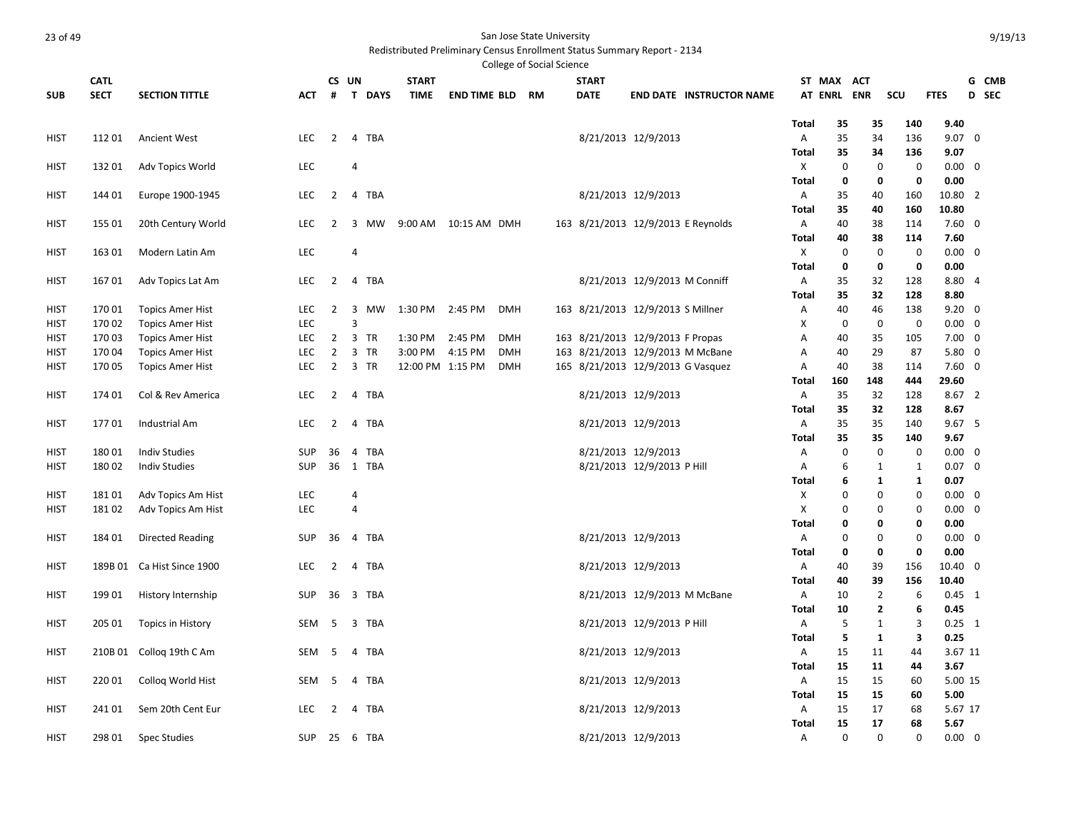San Jose State University

Redistributed Preliminary Census Enrollment Status Summary Report - 2134

College of Social Science

| SUB | CATL SECT | SECTION TITTLE | ACT | CS # | UN T | DAYS | START TIME | END TIME | BLD | RM | START DATE | END DATE | INSTRUCTOR NAME | ST AT | MAX ENRL | ACT ENR | SCU | FTES | G D | CMB SEC |
|---|---|---|---|---|---|---|---|---|---|---|---|---|---|---|---|---|---|---|---|---|
| | | | | | | | | | | | | | | **Total** | **35** | **35** | **140** | **9.40** | | |
| HIST | 112 01 | Ancient West | LEC | 2 | 4 | TBA | | | | | 8/21/2013 | 12/9/2013 | | A | 35 | 34 | 136 | 9.07 | 0 | |
| | | | | | | | | | | | | | | **Total** | **35** | **34** | **136** | **9.07** | | |
| HIST | 132 01 | Adv Topics World | LEC | | 4 | | | | | | | | | X | 0 | 0 | 0 | 0.00 | 0 | |
| | | | | | | | | | | | | | | **Total** | **0** | **0** | **0** | **0.00** | | |
| HIST | 144 01 | Europe 1900-1945 | LEC | 2 | 4 | TBA | | | | | 8/21/2013 | 12/9/2013 | | A | 35 | 40 | 160 | 10.80 | 2 | |
| | | | | | | | | | | | | | | **Total** | **35** | **40** | **160** | **10.80** | | |
| HIST | 155 01 | 20th Century World | LEC | 2 | 3 | MW | 9:00 AM | 10:15 AM | DMH | 163 | 8/21/2013 | 12/9/2013 | E Reynolds | A | 40 | 38 | 114 | 7.60 | 0 | |
| | | | | | | | | | | | | | | **Total** | **40** | **38** | **114** | **7.60** | | |
| HIST | 163 01 | Modern Latin Am | LEC | | 4 | | | | | | | | | X | 0 | 0 | 0 | 0.00 | 0 | |
| | | | | | | | | | | | | | | **Total** | **0** | **0** | **0** | **0.00** | | |
| HIST | 167 01 | Adv Topics Lat Am | LEC | 2 | 4 | TBA | | | | | 8/21/2013 | 12/9/2013 | M Conniff | A | 35 | 32 | 128 | 8.80 | 4 | |
| | | | | | | | | | | | | | | **Total** | **35** | **32** | **128** | **8.80** | | |
| HIST | 170 01 | Topics Amer Hist | LEC | 2 | 3 | MW | 1:30 PM | 2:45 PM | DMH | 163 | 8/21/2013 | 12/9/2013 | S Millner | A | 40 | 46 | 138 | 9.20 | 0 | |
| HIST | 170 02 | Topics Amer Hist | LEC | | 3 | | | | | | | | | X | 0 | 0 | 0 | 0.00 | 0 | |
| HIST | 170 03 | Topics Amer Hist | LEC | 2 | 3 | TR | 1:30 PM | 2:45 PM | DMH | 163 | 8/21/2013 | 12/9/2013 | F Propas | A | 40 | 35 | 105 | 7.00 | 0 | |
| HIST | 170 04 | Topics Amer Hist | LEC | 2 | 3 | TR | 3:00 PM | 4:15 PM | DMH | 163 | 8/21/2013 | 12/9/2013 | M McBane | A | 40 | 29 | 87 | 5.80 | 0 | |
| HIST | 170 05 | Topics Amer Hist | LEC | 2 | 3 | TR | 12:00 PM | 1:15 PM | DMH | 165 | 8/21/2013 | 12/9/2013 | G Vasquez | A | 40 | 38 | 114 | 7.60 | 0 | |
| | | | | | | | | | | | | | | **Total** | **160** | **148** | **444** | **29.60** | | |
| HIST | 174 01 | Col & Rev America | LEC | 2 | 4 | TBA | | | | | 8/21/2013 | 12/9/2013 | | A | 35 | 32 | 128 | 8.67 | 2 | |
| | | | | | | | | | | | | | | **Total** | **35** | **32** | **128** | **8.67** | | |
| HIST | 177 01 | Industrial Am | LEC | 2 | 4 | TBA | | | | | 8/21/2013 | 12/9/2013 | | A | 35 | 35 | 140 | 9.67 | 5 | |
| | | | | | | | | | | | | | | **Total** | **35** | **35** | **140** | **9.67** | | |
| HIST | 180 01 | Indiv Studies | SUP | 36 | 4 | TBA | | | | | 8/21/2013 | 12/9/2013 | | A | 0 | 0 | 0 | 0.00 | 0 | |
| HIST | 180 02 | Indiv Studies | SUP | 36 | 1 | TBA | | | | | 8/21/2013 | 12/9/2013 | P Hill | A | 6 | 1 | 1 | 0.07 | 0 | |
| | | | | | | | | | | | | | | **Total** | **6** | **1** | **1** | **0.07** | | |
| HIST | 181 01 | Adv Topics Am Hist | LEC | | 4 | | | | | | | | | X | 0 | 0 | 0 | 0.00 | 0 | |
| HIST | 181 02 | Adv Topics Am Hist | LEC | | 4 | | | | | | | | | X | 0 | 0 | 0 | 0.00 | 0 | |
| | | | | | | | | | | | | | | **Total** | **0** | **0** | **0** | **0.00** | | |
| HIST | 184 01 | Directed Reading | SUP | 36 | 4 | TBA | | | | | 8/21/2013 | 12/9/2013 | | A | 0 | 0 | 0 | 0.00 | 0 | |
| | | | | | | | | | | | | | | **Total** | **0** | **0** | **0** | **0.00** | | |
| HIST | 189B 01 | Ca Hist Since 1900 | LEC | 2 | 4 | TBA | | | | | 8/21/2013 | 12/9/2013 | | A | 40 | 39 | 156 | 10.40 | 0 | |
| | | | | | | | | | | | | | | **Total** | **40** | **39** | **156** | **10.40** | | |
| HIST | 199 01 | History Internship | SUP | 36 | 3 | TBA | | | | | 8/21/2013 | 12/9/2013 | M McBane | A | 10 | 2 | 6 | 0.45 | 1 | |
| | | | | | | | | | | | | | | **Total** | **10** | **2** | **6** | **0.45** | | |
| HIST | 205 01 | Topics in History | SEM | 5 | 3 | TBA | | | | | 8/21/2013 | 12/9/2013 | P Hill | A | 5 | 1 | 3 | 0.25 | 1 | |
| | | | | | | | | | | | | | | **Total** | **5** | **1** | **3** | **0.25** | | |
| HIST | 210B 01 | Colloq 19th C Am | SEM | 5 | 4 | TBA | | | | | 8/21/2013 | 12/9/2013 | | A | 15 | 11 | 44 | 3.67 | 11 | |
| | | | | | | | | | | | | | | **Total** | **15** | **11** | **44** | **3.67** | | |
| HIST | 220 01 | Colloq World Hist | SEM | 5 | 4 | TBA | | | | | 8/21/2013 | 12/9/2013 | | A | 15 | 15 | 60 | 5.00 | 15 | |
| | | | | | | | | | | | | | | **Total** | **15** | **15** | **60** | **5.00** | | |
| HIST | 241 01 | Sem 20th Cent Eur | LEC | 2 | 4 | TBA | | | | | 8/21/2013 | 12/9/2013 | | A | 15 | 17 | 68 | 5.67 | 17 | |
| | | | | | | | | | | | | | | **Total** | **15** | **17** | **68** | **5.67** | | |
| HIST | 298 01 | Spec Studies | SUP | 25 | 6 | TBA | | | | | 8/21/2013 | 12/9/2013 | | A | 0 | 0 | 0 | 0.00 | 0 | |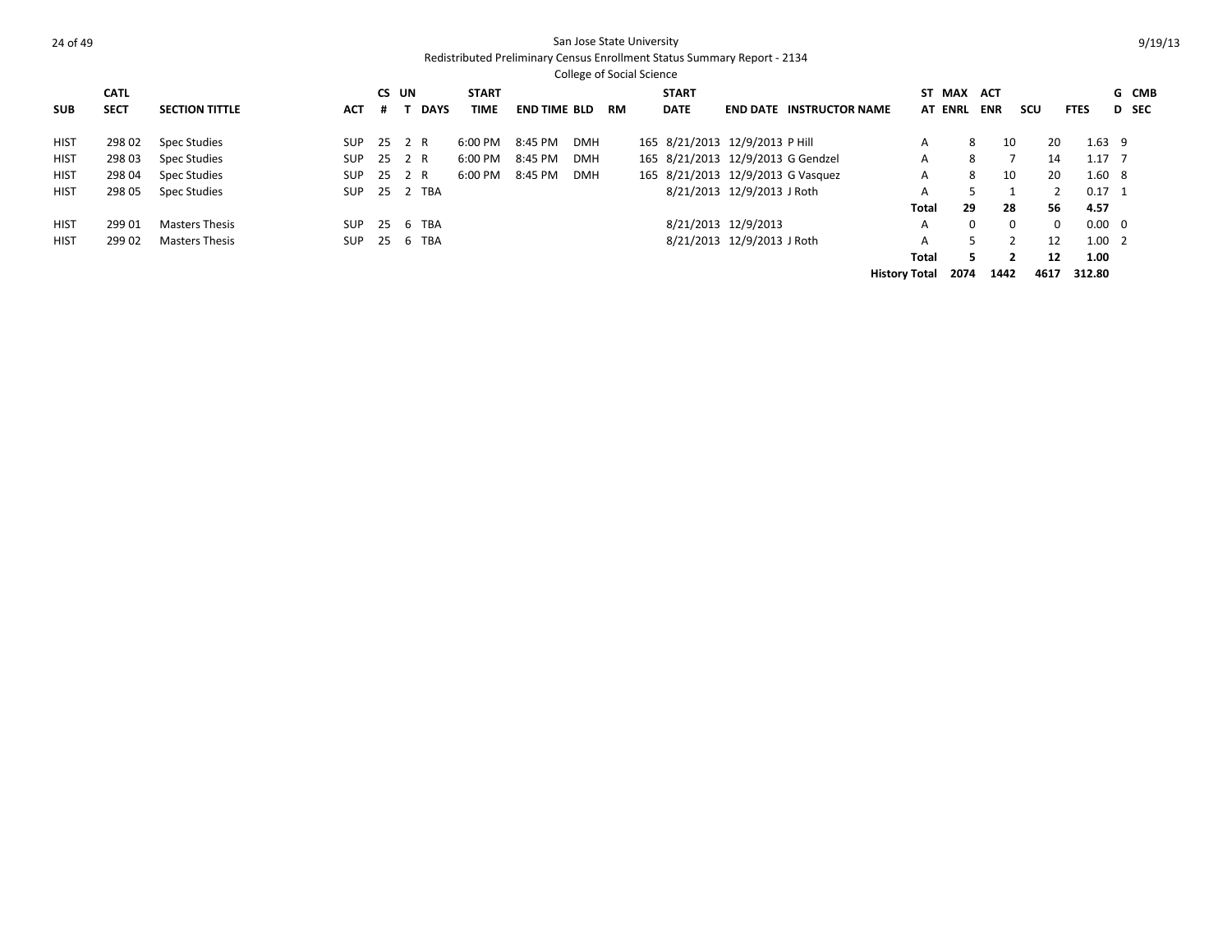San Jose State University

Redistributed Preliminary Census Enrollment Status Summary Report - 2134

College of Social Science

9/19/13

| SUB | CATL SECT | SECTION TITTLE | ACT | CS # | UN T | DAYS | START TIME | END TIME | BLD | RM | START DATE | END DATE | INSTRUCTOR NAME | ST AT | MAX ENRL | ACT ENR | SCU | FTES | G D | CMB SEC |
|---|---|---|---|---|---|---|---|---|---|---|---|---|---|---|---|---|---|---|---|---|
| HIST | 298 02 | Spec Studies | SUP | 25 | 2 | R | 6:00 PM | 8:45 PM | DMH | 165 | 8/21/2013 | 12/9/2013 | P Hill | A | 8 | 10 | 20 | 1.63 | 9 | |
| HIST | 298 03 | Spec Studies | SUP | 25 | 2 | R | 6:00 PM | 8:45 PM | DMH | 165 | 8/21/2013 | 12/9/2013 | G Gendzel | A | 8 | 7 | 14 | 1.17 | 7 | |
| HIST | 298 04 | Spec Studies | SUP | 25 | 2 | R | 6:00 PM | 8:45 PM | DMH | 165 | 8/21/2013 | 12/9/2013 | G Vasquez | A | 8 | 10 | 20 | 1.60 | 8 | |
| HIST | 298 05 | Spec Studies | SUP | 25 | 2 | TBA | | | | | 8/21/2013 | 12/9/2013 | J Roth | A | 5 | 1 | 2 | 0.17 | 1 | |
| | | | | | | | | | | | | | | **Total** | **29** | **28** | **56** | **4.57** | | |
| HIST | 299 01 | Masters Thesis | SUP | 25 | 6 | TBA | | | | | 8/21/2013 | 12/9/2013 | | A | 0 | 0 | 0 | 0.00 | 0 | |
| HIST | 299 02 | Masters Thesis | SUP | 25 | 6 | TBA | | | | | 8/21/2013 | 12/9/2013 | J Roth | A | 5 | 2 | 12 | 1.00 | 2 | |
| | | | | | | | | | | | | | | **Total** | **5** | **2** | **12** | **1.00** | | |
| | | | | | | | | | | | | | | **History Total** | **2074** | **1442** | **4617** | **312.80** | | |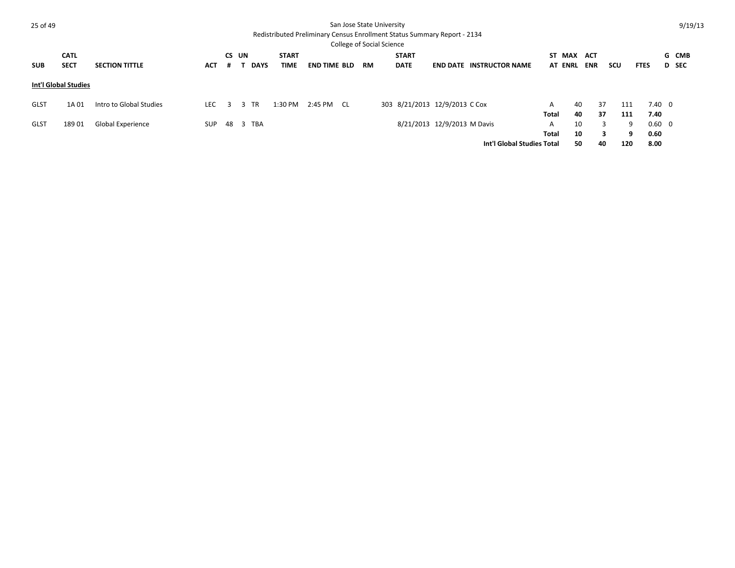San Jose State University

Redistributed Preliminary Census Enrollment Status Summary Report - 2134

College of Social Science

| SUB | CATL SECT | SECTION TITTLE | ACT | CS # | UNT | DAYS | START TIME | END TIME | BLD | RM | START DATE | END DATE | INSTRUCTOR NAME | STAT | MAX ENRL | ACT ENR | SCU | FTES | GD | CMB SEC |
|---|---|---|---|---|---|---|---|---|---|---|---|---|---|---|---|---|---|---|---|---|
| **Int'l Global Studies** | | | | | | | | | | | | | | | | | | | | |
| GLST | 1A 01 | Intro to Global Studies | LEC | 3 | 3 | TR | 1:30 PM | 2:45 PM | CL | 303 | 8/21/2013 | 12/9/2013 | C Cox | A | 40 | 37 | 111 | 7.40 | 0 | |
| | | | | | | | | | | | | | | **Total** | **40** | **37** | **111** | **7.40** | | |
| GLST | 189 01 | Global Experience | SUP | 48 | 3 | TBA | | | | | 8/21/2013 | 12/9/2013 | M Davis | A | 10 | 3 | 9 | 0.60 | 0 | |
| | | | | | | | | | | | | | | **Total** | **10** | **3** | **9** | **0.60** | | |
| | | | | | | | | | | | | | **Int'l Global Studies Total** | | **50** | **40** | **120** | **8.00** | | |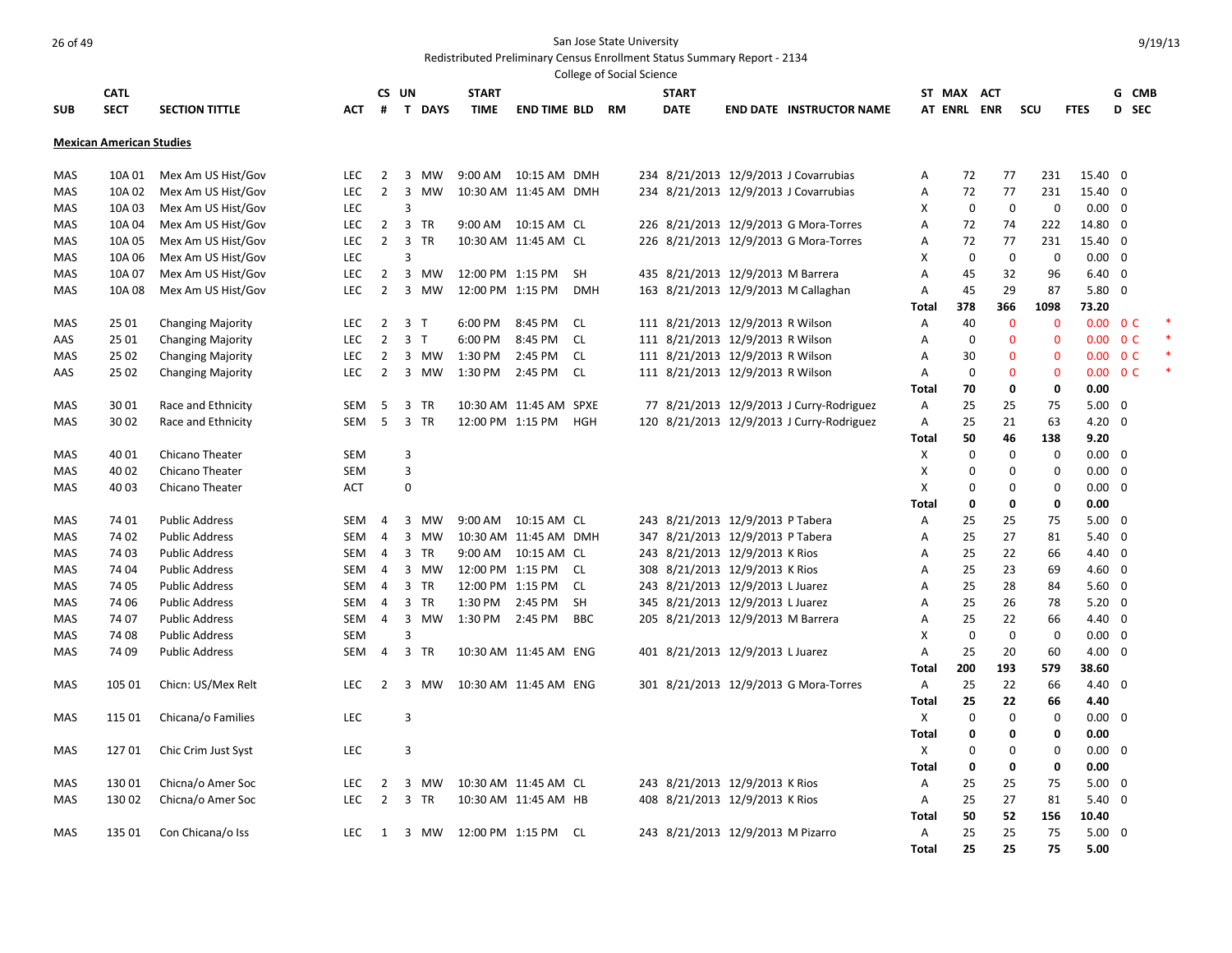San Jose State University
Redistributed Preliminary Census Enrollment Status Summary Report - 2134
College of Social Science

9/19/13

**Mexican American Studies**

| SUB | CATL SECT | SECTION TITTLE | ACT | CS # | UN T | DAYS | START TIME | END TIME | BLD | RM | START DATE | END DATE | INSTRUCTOR NAME | ST AT | MAX ENRL | ACT ENR | SCU | FTES | G D | CMB SEC |
|---|---|---|---|---|---|---|---|---|---|---|---|---|---|---|---|---|---|---|---|---|
| MAS | 10A 01 | Mex Am US Hist/Gov | LEC | 2 | 3 | MW | 9:00 AM | 10:15 AM | DMH | 234 | 8/21/2013 | 12/9/2013 | J Covarrubias | A | 72 | 77 | 231 | 15.40 | 0 | |
| MAS | 10A 02 | Mex Am US Hist/Gov | LEC | 2 | 3 | MW | 10:30 AM | 11:45 AM | DMH | 234 | 8/21/2013 | 12/9/2013 | J Covarrubias | A | 72 | 77 | 231 | 15.40 | 0 | |
| MAS | 10A 03 | Mex Am US Hist/Gov | LEC | | 3 | | | | | | | | | X | 0 | 0 | 0 | 0.00 | 0 | |
| MAS | 10A 04 | Mex Am US Hist/Gov | LEC | 2 | 3 | TR | 9:00 AM | 10:15 AM | CL | 226 | 8/21/2013 | 12/9/2013 | G Mora-Torres | A | 72 | 74 | 222 | 14.80 | 0 | |
| MAS | 10A 05 | Mex Am US Hist/Gov | LEC | 2 | 3 | TR | 10:30 AM | 11:45 AM | CL | 226 | 8/21/2013 | 12/9/2013 | G Mora-Torres | A | 72 | 77 | 231 | 15.40 | 0 | |
| MAS | 10A 06 | Mex Am US Hist/Gov | LEC | | 3 | | | | | | | | | X | 0 | 0 | 0 | 0.00 | 0 | |
| MAS | 10A 07 | Mex Am US Hist/Gov | LEC | 2 | 3 | MW | 12:00 PM | 1:15 PM | SH | 435 | 8/21/2013 | 12/9/2013 | M Barrera | A | 45 | 32 | 96 | 6.40 | 0 | |
| MAS | 10A 08 | Mex Am US Hist/Gov | LEC | 2 | 3 | MW | 12:00 PM | 1:15 PM | DMH | 163 | 8/21/2013 | 12/9/2013 | M Callaghan | A | 45 | 29 | 87 | 5.80 | 0 | |
| | | | | | | | | | | | | | | **Total** | **378** | **366** | **1098** | **73.20** | | |
| MAS | 25 01 | Changing Majority | LEC | 2 | 3 | T | 6:00 PM | 8:45 PM | CL | 111 | 8/21/2013 | 12/9/2013 | R Wilson | A | 40 | 0 | 0 | 0.00 | 0 | C * |
| AAS | 25 01 | Changing Majority | LEC | 2 | 3 | T | 6:00 PM | 8:45 PM | CL | 111 | 8/21/2013 | 12/9/2013 | R Wilson | A | 0 | 0 | 0 | 0.00 | 0 | C * |
| MAS | 25 02 | Changing Majority | LEC | 2 | 3 | MW | 1:30 PM | 2:45 PM | CL | 111 | 8/21/2013 | 12/9/2013 | R Wilson | A | 30 | 0 | 0 | 0.00 | 0 | C * |
| AAS | 25 02 | Changing Majority | LEC | 2 | 3 | MW | 1:30 PM | 2:45 PM | CL | 111 | 8/21/2013 | 12/9/2013 | R Wilson | A | 0 | 0 | 0 | 0.00 | 0 | C * |
| | | | | | | | | | | | | | | **Total** | **70** | **0** | **0** | **0.00** | | |
| MAS | 30 01 | Race and Ethnicity | SEM | 5 | 3 | TR | 10:30 AM | 11:45 AM | SPXE | 77 | 8/21/2013 | 12/9/2013 | J Curry-Rodriguez | A | 25 | 25 | 75 | 5.00 | 0 | |
| MAS | 30 02 | Race and Ethnicity | SEM | 5 | 3 | TR | 12:00 PM | 1:15 PM | HGH | 120 | 8/21/2013 | 12/9/2013 | J Curry-Rodriguez | A | 25 | 21 | 63 | 4.20 | 0 | |
| | | | | | | | | | | | | | | **Total** | **50** | **46** | **138** | **9.20** | | |
| MAS | 40 01 | Chicano Theater | SEM | | 3 | | | | | | | | | X | 0 | 0 | 0 | 0.00 | 0 | |
| MAS | 40 02 | Chicano Theater | SEM | | 3 | | | | | | | | | X | 0 | 0 | 0 | 0.00 | 0 | |
| MAS | 40 03 | Chicano Theater | ACT | | 0 | | | | | | | | | X | 0 | 0 | 0 | 0.00 | 0 | |
| | | | | | | | | | | | | | | **Total** | **0** | **0** | **0** | **0.00** | | |
| MAS | 74 01 | Public Address | SEM | 4 | 3 | MW | 9:00 AM | 10:15 AM | CL | 243 | 8/21/2013 | 12/9/2013 | P Tabera | A | 25 | 25 | 75 | 5.00 | 0 | |
| MAS | 74 02 | Public Address | SEM | 4 | 3 | MW | 10:30 AM | 11:45 AM | DMH | 347 | 8/21/2013 | 12/9/2013 | P Tabera | A | 25 | 27 | 81 | 5.40 | 0 | |
| MAS | 74 03 | Public Address | SEM | 4 | 3 | TR | 9:00 AM | 10:15 AM | CL | 243 | 8/21/2013 | 12/9/2013 | K Rios | A | 25 | 22 | 66 | 4.40 | 0 | |
| MAS | 74 04 | Public Address | SEM | 4 | 3 | MW | 12:00 PM | 1:15 PM | CL | 308 | 8/21/2013 | 12/9/2013 | K Rios | A | 25 | 23 | 69 | 4.60 | 0 | |
| MAS | 74 05 | Public Address | SEM | 4 | 3 | TR | 12:00 PM | 1:15 PM | CL | 243 | 8/21/2013 | 12/9/2013 | L Juarez | A | 25 | 28 | 84 | 5.60 | 0 | |
| MAS | 74 06 | Public Address | SEM | 4 | 3 | TR | 1:30 PM | 2:45 PM | SH | 345 | 8/21/2013 | 12/9/2013 | L Juarez | A | 25 | 26 | 78 | 5.20 | 0 | |
| MAS | 74 07 | Public Address | SEM | 4 | 3 | MW | 1:30 PM | 2:45 PM | BBC | 205 | 8/21/2013 | 12/9/2013 | M Barrera | A | 25 | 22 | 66 | 4.40 | 0 | |
| MAS | 74 08 | Public Address | SEM | | 3 | | | | | | | | | X | 0 | 0 | 0 | 0.00 | 0 | |
| MAS | 74 09 | Public Address | SEM | 4 | 3 | TR | 10:30 AM | 11:45 AM | ENG | 401 | 8/21/2013 | 12/9/2013 | L Juarez | A | 25 | 20 | 60 | 4.00 | 0 | |
| | | | | | | | | | | | | | | **Total** | **200** | **193** | **579** | **38.60** | | |
| MAS | 105 01 | Chicn: US/Mex Relt | LEC | 2 | 3 | MW | 10:30 AM | 11:45 AM | ENG | 301 | 8/21/2013 | 12/9/2013 | G Mora-Torres | A | 25 | 22 | 66 | 4.40 | 0 | |
| | | | | | | | | | | | | | | **Total** | **25** | **22** | **66** | **4.40** | | |
| MAS | 115 01 | Chicana/o Families | LEC | | 3 | | | | | | | | | X | 0 | 0 | 0 | 0.00 | 0 | |
| | | | | | | | | | | | | | | **Total** | **0** | **0** | **0** | **0.00** | | |
| MAS | 127 01 | Chic Crim Just Syst | LEC | | 3 | | | | | | | | | X | 0 | 0 | 0 | 0.00 | 0 | |
| | | | | | | | | | | | | | | **Total** | **0** | **0** | **0** | **0.00** | | |
| MAS | 130 01 | Chicna/o Amer Soc | LEC | 2 | 3 | MW | 10:30 AM | 11:45 AM | CL | 243 | 8/21/2013 | 12/9/2013 | K Rios | A | 25 | 25 | 75 | 5.00 | 0 | |
| MAS | 130 02 | Chicna/o Amer Soc | LEC | 2 | 3 | TR | 10:30 AM | 11:45 AM | HB | 408 | 8/21/2013 | 12/9/2013 | K Rios | A | 25 | 27 | 81 | 5.40 | 0 | |
| | | | | | | | | | | | | | | **Total** | **50** | **52** | **156** | **10.40** | | |
| MAS | 135 01 | Con Chicana/o Iss | LEC | 1 | 3 | MW | 12:00 PM | 1:15 PM | CL | 243 | 8/21/2013 | 12/9/2013 | M Pizarro | A | 25 | 25 | 75 | 5.00 | 0 | |
| | | | | | | | | | | | | | | **Total** | **25** | **25** | **75** | **5.00** | | |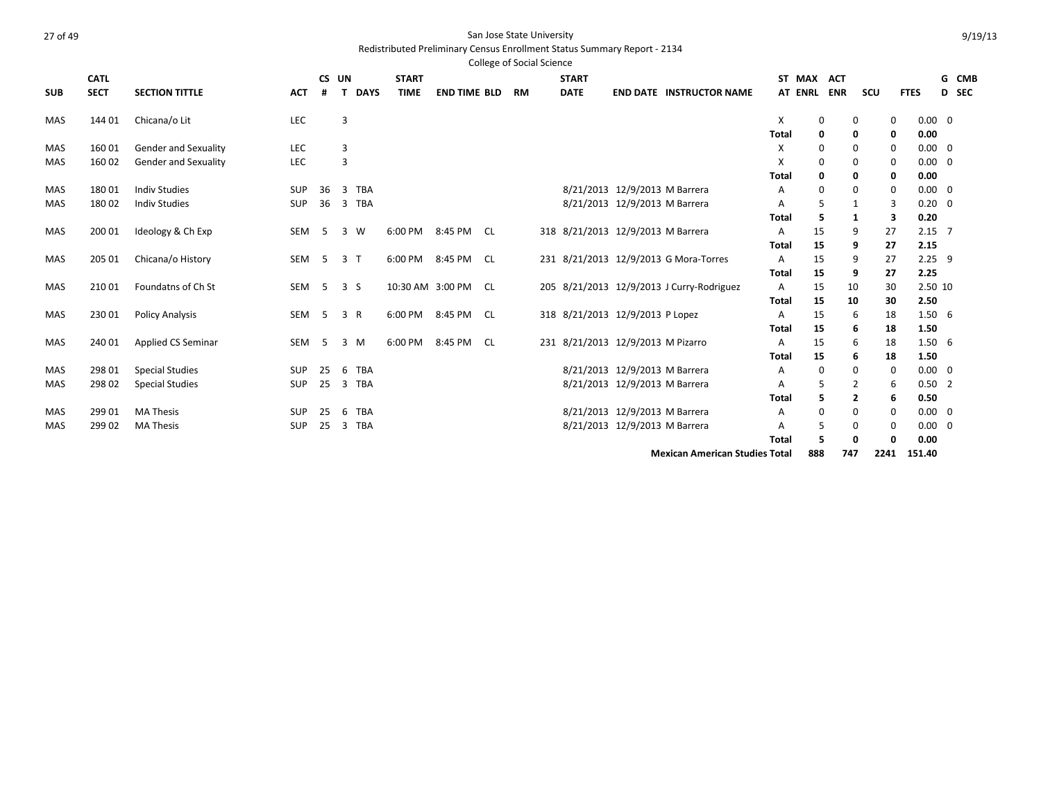San Jose State University

Redistributed Preliminary Census Enrollment Status Summary Report - 2134

College of Social Science

| SUB | CATL SECT | SECTION TITTLE | ACT | CS # | UN T | DAYS | START TIME | END TIME | BLD | RM | START DATE | END DATE | INSTRUCTOR NAME | ST AT | MAX ENRL | ACT ENR | SCU | FTES | G D | CMB SEC |
|---|---|---|---|---|---|---|---|---|---|---|---|---|---|---|---|---|---|---|---|---|
| MAS | 144 01 | Chicana/o Lit | LEC | | 3 | | | | | | | | | X | 0 | 0 | 0 | 0.00 | 0 | |
| | | | | | | | | | | | | | | **Total** | **0** | **0** | **0** | **0.00** | | |
| MAS | 160 01 | Gender and Sexuality | LEC | | 3 | | | | | | | | | X | 0 | 0 | 0 | 0.00 | 0 | |
| MAS | 160 02 | Gender and Sexuality | LEC | | 3 | | | | | | | | | X | 0 | 0 | 0 | 0.00 | 0 | |
| | | | | | | | | | | | | | | **Total** | **0** | **0** | **0** | **0.00** | | |
| MAS | 180 01 | Indiv Studies | SUP | 36 | 3 | TBA | | | | | 8/21/2013 | 12/9/2013 | M Barrera | A | 0 | 0 | 0 | 0.00 | 0 | |
| MAS | 180 02 | Indiv Studies | SUP | 36 | 3 | TBA | | | | | 8/21/2013 | 12/9/2013 | M Barrera | A | 5 | 1 | 3 | 0.20 | 0 | |
| | | | | | | | | | | | | | | **Total** | **5** | **1** | **3** | **0.20** | | |
| MAS | 200 01 | Ideology & Ch Exp | SEM | 5 | 3 | W | 6:00 PM | 8:45 PM | CL | 318 | 8/21/2013 | 12/9/2013 | M Barrera | A | 15 | 9 | 27 | 2.15 | 7 | |
| | | | | | | | | | | | | | | **Total** | **15** | **9** | **27** | **2.15** | | |
| MAS | 205 01 | Chicana/o History | SEM | 5 | 3 | T | 6:00 PM | 8:45 PM | CL | 231 | 8/21/2013 | 12/9/2013 | G Mora-Torres | A | 15 | 9 | 27 | 2.25 | 9 | |
| | | | | | | | | | | | | | | **Total** | **15** | **9** | **27** | **2.25** | | |
| MAS | 210 01 | Foundatns of Ch St | SEM | 5 | 3 | S | 10:30 AM | 3:00 PM | CL | 205 | 8/21/2013 | 12/9/2013 | J Curry-Rodriguez | A | 15 | 10 | 30 | 2.50 | 10 | |
| | | | | | | | | | | | | | | **Total** | **15** | **10** | **30** | **2.50** | | |
| MAS | 230 01 | Policy Analysis | SEM | 5 | 3 | R | 6:00 PM | 8:45 PM | CL | 318 | 8/21/2013 | 12/9/2013 | P Lopez | A | 15 | 6 | 18 | 1.50 | 6 | |
| | | | | | | | | | | | | | | **Total** | **15** | **6** | **18** | **1.50** | | |
| MAS | 240 01 | Applied CS Seminar | SEM | 5 | 3 | M | 6:00 PM | 8:45 PM | CL | 231 | 8/21/2013 | 12/9/2013 | M Pizarro | A | 15 | 6 | 18 | 1.50 | 6 | |
| | | | | | | | | | | | | | | **Total** | **15** | **6** | **18** | **1.50** | | |
| MAS | 298 01 | Special Studies | SUP | 25 | 6 | TBA | | | | | 8/21/2013 | 12/9/2013 | M Barrera | A | 0 | 0 | 0 | 0.00 | 0 | |
| MAS | 298 02 | Special Studies | SUP | 25 | 3 | TBA | | | | | 8/21/2013 | 12/9/2013 | M Barrera | A | 5 | 2 | 6 | 0.50 | 2 | |
| | | | | | | | | | | | | | | **Total** | **5** | **2** | **6** | **0.50** | | |
| MAS | 299 01 | MA Thesis | SUP | 25 | 6 | TBA | | | | | 8/21/2013 | 12/9/2013 | M Barrera | A | 0 | 0 | 0 | 0.00 | 0 | |
| MAS | 299 02 | MA Thesis | SUP | 25 | 3 | TBA | | | | | 8/21/2013 | 12/9/2013 | M Barrera | A | 5 | 0 | 0 | 0.00 | 0 | |
| | | | | | | | | | | | | | | **Total** | **5** | **0** | **0** | **0.00** | | |
| | | | | | | | | | | | | | **Mexican American Studies Total** | | **888** | **747** | **2241** | **151.40** | | |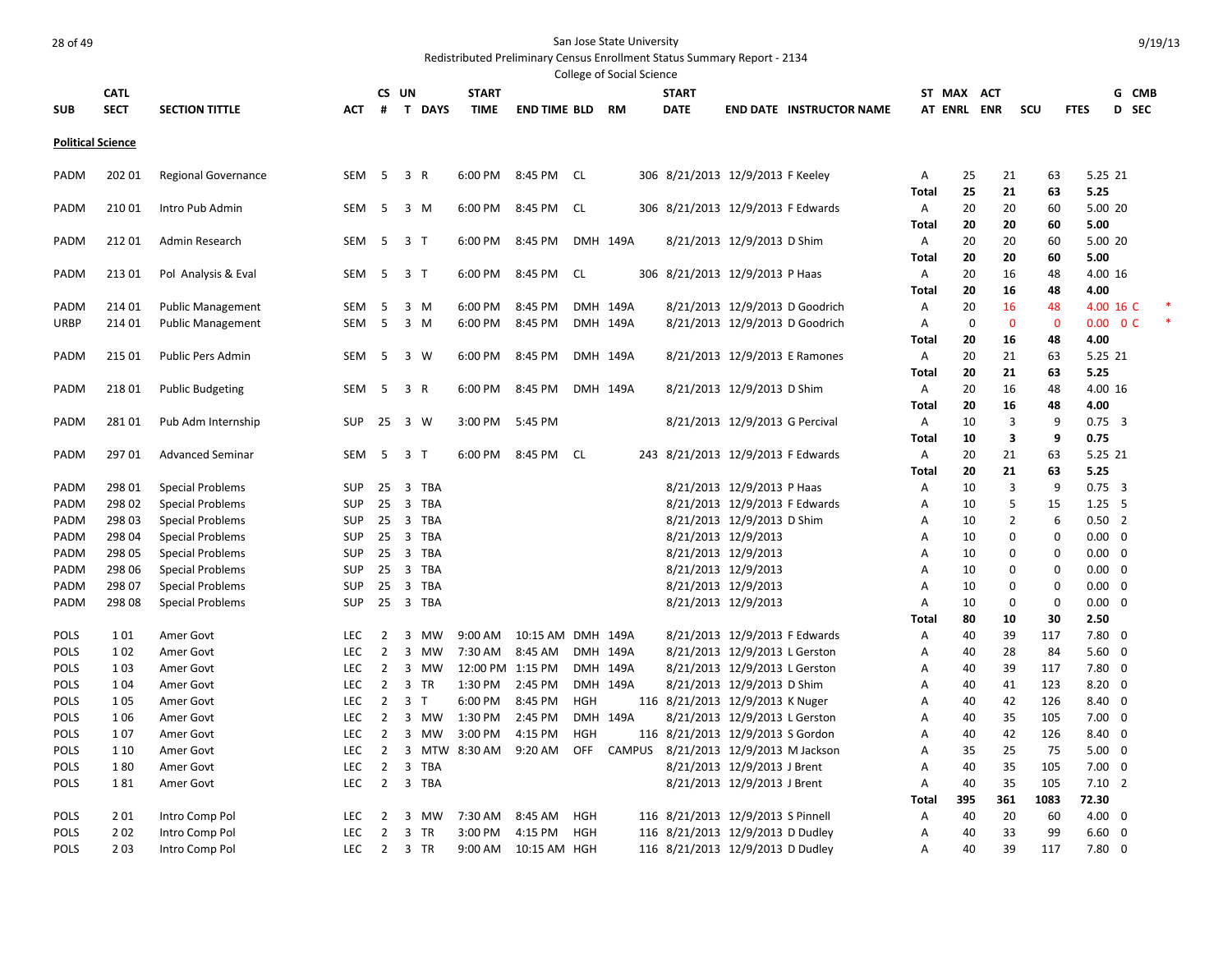San Jose State University

Redistributed Preliminary Census Enrollment Status Summary Report - 2134

College of Social Science

9/19/13

| SUB | CATL SECT | SECTION TITTLE | ACT | CS # | UN T | DAYS | START TIME | END TIME | BLD | RM | START DATE | END DATE | INSTRUCTOR NAME | ST AT | MAX ENRL | ACT ENR | SCU | FTES | G D | CMB SEC |
|---|---|---|---|---|---|---|---|---|---|---|---|---|---|---|---|---|---|---|---|---|
| **Political Science** | | | | | | | | | | | | | | | | | | | | |
| PADM | 202 01 | Regional Governance | SEM | 5 | 3 | R | 6:00 PM | 8:45 PM | CL | 306 | 8/21/2013 | 12/9/2013 | F Keeley | A | 25 | 21 | 63 | 5.25 | 21 | |
| | | | | | | | | | | | | | | **Total** | **25** | **21** | **63** | **5.25** | | |
| PADM | 210 01 | Intro Pub Admin | SEM | 5 | 3 | M | 6:00 PM | 8:45 PM | CL | 306 | 8/21/2013 | 12/9/2013 | F Edwards | A | 20 | 20 | 60 | 5.00 | 20 | |
| | | | | | | | | | | | | | | **Total** | **20** | **20** | **60** | **5.00** | | |
| PADM | 212 01 | Admin Research | SEM | 5 | 3 | T | 6:00 PM | 8:45 PM | DMH | 149A | 8/21/2013 | 12/9/2013 | D Shim | A | 20 | 20 | 60 | 5.00 | 20 | |
| | | | | | | | | | | | | | | **Total** | **20** | **20** | **60** | **5.00** | | |
| PADM | 213 01 | Pol Analysis & Eval | SEM | 5 | 3 | T | 6:00 PM | 8:45 PM | CL | 306 | 8/21/2013 | 12/9/2013 | P Haas | A | 20 | 16 | 48 | 4.00 | 16 | |
| | | | | | | | | | | | | | | **Total** | **20** | **16** | **48** | **4.00** | | |
| PADM | 214 01 | Public Management | SEM | 5 | 3 | M | 6:00 PM | 8:45 PM | DMH | 149A | 8/21/2013 | 12/9/2013 | D Goodrich | A | 20 | 16 | 48 | 4.00 | 16 | C * |
| URBP | 214 01 | Public Management | SEM | 5 | 3 | M | 6:00 PM | 8:45 PM | DMH | 149A | 8/21/2013 | 12/9/2013 | D Goodrich | A | 0 | 0 | 0 | 0.00 | 0 | C * |
| | | | | | | | | | | | | | | **Total** | **20** | **16** | **48** | **4.00** | | |
| PADM | 215 01 | Public Pers Admin | SEM | 5 | 3 | W | 6:00 PM | 8:45 PM | DMH | 149A | 8/21/2013 | 12/9/2013 | E Ramones | A | 20 | 21 | 63 | 5.25 | 21 | |
| | | | | | | | | | | | | | | **Total** | **20** | **21** | **63** | **5.25** | | |
| PADM | 218 01 | Public Budgeting | SEM | 5 | 3 | R | 6:00 PM | 8:45 PM | DMH | 149A | 8/21/2013 | 12/9/2013 | D Shim | A | 20 | 16 | 48 | 4.00 | 16 | |
| | | | | | | | | | | | | | | **Total** | **20** | **16** | **48** | **4.00** | | |
| PADM | 281 01 | Pub Adm Internship | SUP | 25 | 3 | W | 3:00 PM | 5:45 PM | | | 8/21/2013 | 12/9/2013 | G Percival | A | 10 | 3 | 9 | 0.75 | 3 | |
| | | | | | | | | | | | | | | **Total** | **10** | **3** | **9** | **0.75** | | |
| PADM | 297 01 | Advanced Seminar | SEM | 5 | 3 | T | 6:00 PM | 8:45 PM | CL | 243 | 8/21/2013 | 12/9/2013 | F Edwards | A | 20 | 21 | 63 | 5.25 | 21 | |
| | | | | | | | | | | | | | | **Total** | **20** | **21** | **63** | **5.25** | | |
| PADM | 298 01 | Special Problems | SUP | 25 | 3 | TBA | | | | | 8/21/2013 | 12/9/2013 | P Haas | A | 10 | 3 | 9 | 0.75 | 3 | |
| PADM | 298 02 | Special Problems | SUP | 25 | 3 | TBA | | | | | 8/21/2013 | 12/9/2013 | F Edwards | A | 10 | 5 | 15 | 1.25 | 5 | |
| PADM | 298 03 | Special Problems | SUP | 25 | 3 | TBA | | | | | 8/21/2013 | 12/9/2013 | D Shim | A | 10 | 2 | 6 | 0.50 | 2 | |
| PADM | 298 04 | Special Problems | SUP | 25 | 3 | TBA | | | | | 8/21/2013 | 12/9/2013 | | A | 10 | 0 | 0 | 0.00 | 0 | |
| PADM | 298 05 | Special Problems | SUP | 25 | 3 | TBA | | | | | 8/21/2013 | 12/9/2013 | | A | 10 | 0 | 0 | 0.00 | 0 | |
| PADM | 298 06 | Special Problems | SUP | 25 | 3 | TBA | | | | | 8/21/2013 | 12/9/2013 | | A | 10 | 0 | 0 | 0.00 | 0 | |
| PADM | 298 07 | Special Problems | SUP | 25 | 3 | TBA | | | | | 8/21/2013 | 12/9/2013 | | A | 10 | 0 | 0 | 0.00 | 0 | |
| PADM | 298 08 | Special Problems | SUP | 25 | 3 | TBA | | | | | 8/21/2013 | 12/9/2013 | | A | 10 | 0 | 0 | 0.00 | 0 | |
| | | | | | | | | | | | | | | **Total** | **80** | **10** | **30** | **2.50** | | |
| POLS | 1 01 | Amer Govt | LEC | 2 | 3 | MW | 9:00 AM | 10:15 AM | DMH | 149A | 8/21/2013 | 12/9/2013 | F Edwards | A | 40 | 39 | 117 | 7.80 | 0 | |
| POLS | 1 02 | Amer Govt | LEC | 2 | 3 | MW | 7:30 AM | 8:45 AM | DMH | 149A | 8/21/2013 | 12/9/2013 | L Gerston | A | 40 | 28 | 84 | 5.60 | 0 | |
| POLS | 1 03 | Amer Govt | LEC | 2 | 3 | MW | 12:00 PM | 1:15 PM | DMH | 149A | 8/21/2013 | 12/9/2013 | L Gerston | A | 40 | 39 | 117 | 7.80 | 0 | |
| POLS | 1 04 | Amer Govt | LEC | 2 | 3 | TR | 1:30 PM | 2:45 PM | DMH | 149A | 8/21/2013 | 12/9/2013 | D Shim | A | 40 | 41 | 123 | 8.20 | 0 | |
| POLS | 1 05 | Amer Govt | LEC | 2 | 3 | T | 6:00 PM | 8:45 PM | HGH | 116 | 8/21/2013 | 12/9/2013 | K Nuger | A | 40 | 42 | 126 | 8.40 | 0 | |
| POLS | 1 06 | Amer Govt | LEC | 2 | 3 | MW | 1:30 PM | 2:45 PM | DMH | 149A | 8/21/2013 | 12/9/2013 | L Gerston | A | 40 | 35 | 105 | 7.00 | 0 | |
| POLS | 1 07 | Amer Govt | LEC | 2 | 3 | MW | 3:00 PM | 4:15 PM | HGH | 116 | 8/21/2013 | 12/9/2013 | S Gordon | A | 40 | 42 | 126 | 8.40 | 0 | |
| POLS | 1 10 | Amer Govt | LEC | 2 | 3 | MTW | 8:30 AM | 9:20 AM | OFF | CAMPUS | 8/21/2013 | 12/9/2013 | M Jackson | A | 35 | 25 | 75 | 5.00 | 0 | |
| POLS | 1 80 | Amer Govt | LEC | 2 | 3 | TBA | | | | | 8/21/2013 | 12/9/2013 | J Brent | A | 40 | 35 | 105 | 7.00 | 0 | |
| POLS | 1 81 | Amer Govt | LEC | 2 | 3 | TBA | | | | | 8/21/2013 | 12/9/2013 | J Brent | A | 40 | 35 | 105 | 7.10 | 2 | |
| | | | | | | | | | | | | | | **Total** | **395** | **361** | **1083** | **72.30** | | |
| POLS | 2 01 | Intro Comp Pol | LEC | 2 | 3 | MW | 7:30 AM | 8:45 AM | HGH | 116 | 8/21/2013 | 12/9/2013 | S Pinnell | A | 40 | 20 | 60 | 4.00 | 0 | |
| POLS | 2 02 | Intro Comp Pol | LEC | 2 | 3 | TR | 3:00 PM | 4:15 PM | HGH | 116 | 8/21/2013 | 12/9/2013 | D Dudley | A | 40 | 33 | 99 | 6.60 | 0 | |
| POLS | 2 03 | Intro Comp Pol | LEC | 2 | 3 | TR | 9:00 AM | 10:15 AM | HGH | 116 | 8/21/2013 | 12/9/2013 | D Dudley | A | 40 | 39 | 117 | 7.80 | 0 | |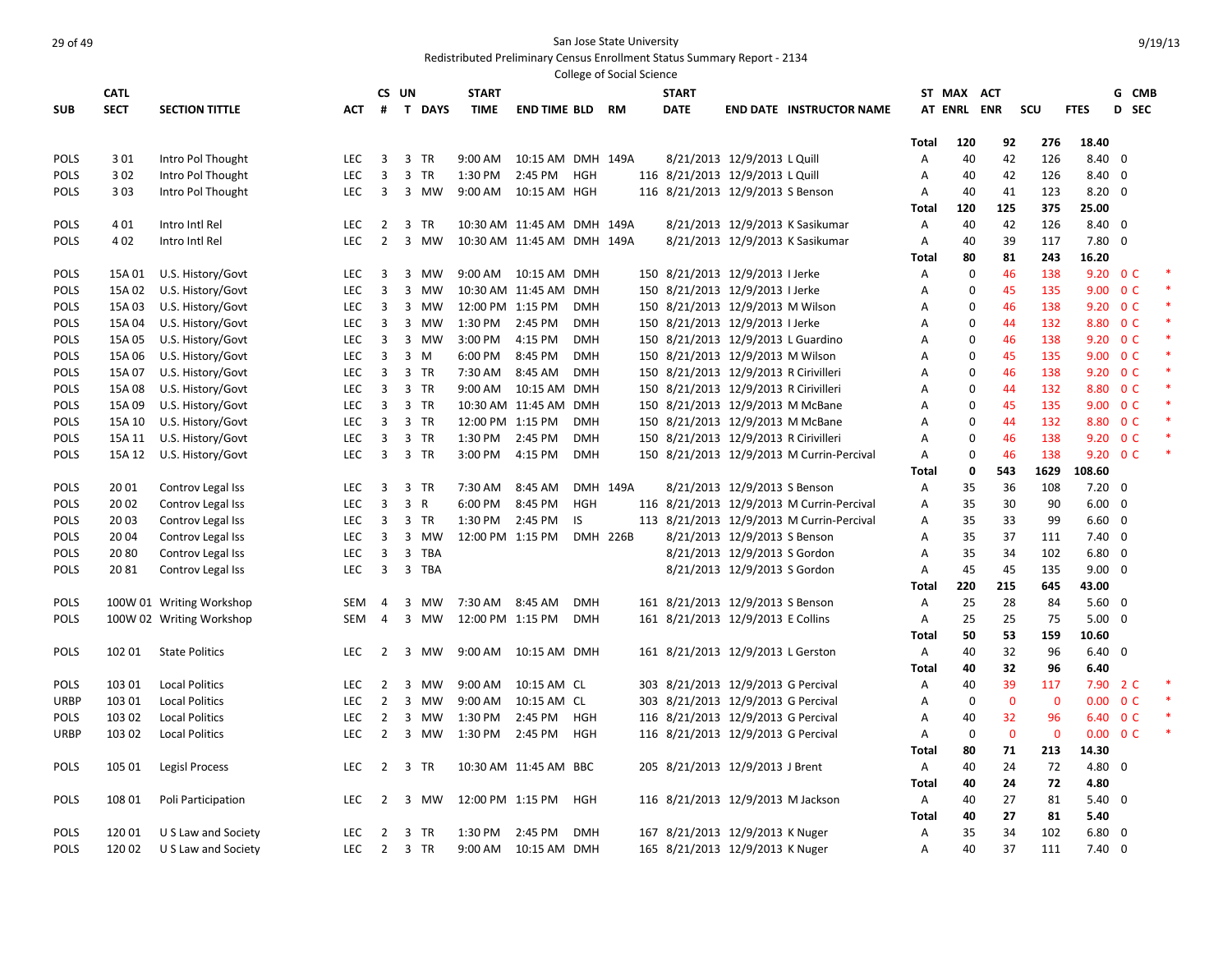San Jose State University
Redistributed Preliminary Census Enrollment Status Summary Report - 2134
College of Social Science

| SUB | CATL SECT | SECTION TITTLE | ACT | CS # | UN T | DAYS | START TIME | END TIME | BLD | RM | START DATE | END DATE | INSTRUCTOR NAME | ST AT | MAX ENRL | ACT ENR | SCU | FTES | G D | CMB SEC | |
|---|---|---|---|---|---|---|---|---|---|---|---|---|---|---|---|---|---|---|---|---|---|
| | | | | | | | | | | | | | | Total | 120 | 92 | 276 | 18.40 | | | |
| POLS | 3 01 | Intro Pol Thought | LEC | 3 | 3 | TR | 9:00 AM | 10:15 AM | DMH | 149A | 8/21/2013 | 12/9/2013 | L Quill | A | 40 | 42 | 126 | 8.40 | 0 | | |
| POLS | 3 02 | Intro Pol Thought | LEC | 3 | 3 | TR | 1:30 PM | 2:45 PM | HGH | 116 | 8/21/2013 | 12/9/2013 | L Quill | A | 40 | 42 | 126 | 8.40 | 0 | | |
| POLS | 3 03 | Intro Pol Thought | LEC | 3 | 3 | MW | 9:00 AM | 10:15 AM | HGH | 116 | 8/21/2013 | 12/9/2013 | S Benson | A | 40 | 41 | 123 | 8.20 | 0 | | |
| | | | | | | | | | | | | | | Total | 120 | 125 | 375 | 25.00 | | | |
| POLS | 4 01 | Intro Intl Rel | LEC | 2 | 3 | TR | 10:30 AM | 11:45 AM | DMH | 149A | 8/21/2013 | 12/9/2013 | K Sasikumar | A | 40 | 42 | 126 | 8.40 | 0 | | |
| POLS | 4 02 | Intro Intl Rel | LEC | 2 | 3 | MW | 10:30 AM | 11:45 AM | DMH | 149A | 8/21/2013 | 12/9/2013 | K Sasikumar | A | 40 | 39 | 117 | 7.80 | 0 | | |
| | | | | | | | | | | | | | | Total | 80 | 81 | 243 | 16.20 | | | |
| POLS | 15A 01 | U.S. History/Govt | LEC | 3 | 3 | MW | 9:00 AM | 10:15 AM | DMH | 150 | 8/21/2013 | 12/9/2013 | I Jerke | A | 0 | 46 | 138 | 9.20 | 0 | C | * |
| POLS | 15A 02 | U.S. History/Govt | LEC | 3 | 3 | MW | 10:30 AM | 11:45 AM | DMH | 150 | 8/21/2013 | 12/9/2013 | I Jerke | A | 0 | 45 | 135 | 9.00 | 0 | C | * |
| POLS | 15A 03 | U.S. History/Govt | LEC | 3 | 3 | MW | 12:00 PM | 1:15 PM | DMH | 150 | 8/21/2013 | 12/9/2013 | M Wilson | A | 0 | 46 | 138 | 9.20 | 0 | C | * |
| POLS | 15A 04 | U.S. History/Govt | LEC | 3 | 3 | MW | 1:30 PM | 2:45 PM | DMH | 150 | 8/21/2013 | 12/9/2013 | I Jerke | A | 0 | 44 | 132 | 8.80 | 0 | C | * |
| POLS | 15A 05 | U.S. History/Govt | LEC | 3 | 3 | MW | 3:00 PM | 4:15 PM | DMH | 150 | 8/21/2013 | 12/9/2013 | L Guardino | A | 0 | 46 | 138 | 9.20 | 0 | C | * |
| POLS | 15A 06 | U.S. History/Govt | LEC | 3 | 3 | M | 6:00 PM | 8:45 PM | DMH | 150 | 8/21/2013 | 12/9/2013 | M Wilson | A | 0 | 45 | 135 | 9.00 | 0 | C | * |
| POLS | 15A 07 | U.S. History/Govt | LEC | 3 | 3 | TR | 7:30 AM | 8:45 AM | DMH | 150 | 8/21/2013 | 12/9/2013 | R Cirivilleri | A | 0 | 46 | 138 | 9.20 | 0 | C | * |
| POLS | 15A 08 | U.S. History/Govt | LEC | 3 | 3 | TR | 9:00 AM | 10:15 AM | DMH | 150 | 8/21/2013 | 12/9/2013 | R Cirivilleri | A | 0 | 44 | 132 | 8.80 | 0 | C | * |
| POLS | 15A 09 | U.S. History/Govt | LEC | 3 | 3 | TR | 10:30 AM | 11:45 AM | DMH | 150 | 8/21/2013 | 12/9/2013 | M McBane | A | 0 | 45 | 135 | 9.00 | 0 | C | * |
| POLS | 15A 10 | U.S. History/Govt | LEC | 3 | 3 | TR | 12:00 PM | 1:15 PM | DMH | 150 | 8/21/2013 | 12/9/2013 | M McBane | A | 0 | 44 | 132 | 8.80 | 0 | C | * |
| POLS | 15A 11 | U.S. History/Govt | LEC | 3 | 3 | TR | 1:30 PM | 2:45 PM | DMH | 150 | 8/21/2013 | 12/9/2013 | R Cirivilleri | A | 0 | 46 | 138 | 9.20 | 0 | C | * |
| POLS | 15A 12 | U.S. History/Govt | LEC | 3 | 3 | TR | 3:00 PM | 4:15 PM | DMH | 150 | 8/21/2013 | 12/9/2013 | M Currin-Percival | A | 0 | 46 | 138 | 9.20 | 0 | C | * |
| | | | | | | | | | | | | | | Total | 0 | 543 | 1629 | 108.60 | | | |
| POLS | 20 01 | Controv Legal Iss | LEC | 3 | 3 | TR | 7:30 AM | 8:45 AM | DMH | 149A | 8/21/2013 | 12/9/2013 | S Benson | A | 35 | 36 | 108 | 7.20 | 0 | | |
| POLS | 20 02 | Controv Legal Iss | LEC | 3 | 3 | R | 6:00 PM | 8:45 PM | HGH | 116 | 8/21/2013 | 12/9/2013 | M Currin-Percival | A | 35 | 30 | 90 | 6.00 | 0 | | |
| POLS | 20 03 | Controv Legal Iss | LEC | 3 | 3 | TR | 1:30 PM | 2:45 PM | IS | 113 | 8/21/2013 | 12/9/2013 | M Currin-Percival | A | 35 | 33 | 99 | 6.60 | 0 | | |
| POLS | 20 04 | Controv Legal Iss | LEC | 3 | 3 | MW | 12:00 PM | 1:15 PM | DMH | 226B | 8/21/2013 | 12/9/2013 | S Benson | A | 35 | 37 | 111 | 7.40 | 0 | | |
| POLS | 20 80 | Controv Legal Iss | LEC | 3 | 3 | TBA | | | | | 8/21/2013 | 12/9/2013 | S Gordon | A | 35 | 34 | 102 | 6.80 | 0 | | |
| POLS | 20 81 | Controv Legal Iss | LEC | 3 | 3 | TBA | | | | | 8/21/2013 | 12/9/2013 | S Gordon | A | 45 | 45 | 135 | 9.00 | 0 | | |
| | | | | | | | | | | | | | | Total | 220 | 215 | 645 | 43.00 | | | |
| POLS | 100W 01 | Writing Workshop | SEM | 4 | 3 | MW | 7:30 AM | 8:45 AM | DMH | 161 | 8/21/2013 | 12/9/2013 | S Benson | A | 25 | 28 | 84 | 5.60 | 0 | | |
| POLS | 100W 02 | Writing Workshop | SEM | 4 | 3 | MW | 12:00 PM | 1:15 PM | DMH | 161 | 8/21/2013 | 12/9/2013 | E Collins | A | 25 | 25 | 75 | 5.00 | 0 | | |
| | | | | | | | | | | | | | | Total | 50 | 53 | 159 | 10.60 | | | |
| POLS | 102 01 | State Politics | LEC | 2 | 3 | MW | 9:00 AM | 10:15 AM | DMH | 161 | 8/21/2013 | 12/9/2013 | L Gerston | A | 40 | 32 | 96 | 6.40 | 0 | | |
| | | | | | | | | | | | | | | Total | 40 | 32 | 96 | 6.40 | | | |
| POLS | 103 01 | Local Politics | LEC | 2 | 3 | MW | 9:00 AM | 10:15 AM | CL | 303 | 8/21/2013 | 12/9/2013 | G Percival | A | 40 | 39 | 117 | 7.90 | 2 | C | * |
| URBP | 103 01 | Local Politics | LEC | 2 | 3 | MW | 9:00 AM | 10:15 AM | CL | 303 | 8/21/2013 | 12/9/2013 | G Percival | A | 0 | 0 | 0 | 0.00 | 0 | C | * |
| POLS | 103 02 | Local Politics | LEC | 2 | 3 | MW | 1:30 PM | 2:45 PM | HGH | 116 | 8/21/2013 | 12/9/2013 | G Percival | A | 40 | 32 | 96 | 6.40 | 0 | C | * |
| URBP | 103 02 | Local Politics | LEC | 2 | 3 | MW | 1:30 PM | 2:45 PM | HGH | 116 | 8/21/2013 | 12/9/2013 | G Percival | A | 0 | 0 | 0 | 0.00 | 0 | C | * |
| | | | | | | | | | | | | | | Total | 80 | 71 | 213 | 14.30 | | | |
| POLS | 105 01 | Legisl Process | LEC | 2 | 3 | TR | 10:30 AM | 11:45 AM | BBC | 205 | 8/21/2013 | 12/9/2013 | J Brent | A | 40 | 24 | 72 | 4.80 | 0 | | |
| | | | | | | | | | | | | | | Total | 40 | 24 | 72 | 4.80 | | | |
| POLS | 108 01 | Poli Participation | LEC | 2 | 3 | MW | 12:00 PM | 1:15 PM | HGH | 116 | 8/21/2013 | 12/9/2013 | M Jackson | A | 40 | 27 | 81 | 5.40 | 0 | | |
| | | | | | | | | | | | | | | Total | 40 | 27 | 81 | 5.40 | | | |
| POLS | 120 01 | U S Law and Society | LEC | 2 | 3 | TR | 1:30 PM | 2:45 PM | DMH | 167 | 8/21/2013 | 12/9/2013 | K Nuger | A | 35 | 34 | 102 | 6.80 | 0 | | |
| POLS | 120 02 | U S Law and Society | LEC | 2 | 3 | TR | 9:00 AM | 10:15 AM | DMH | 165 | 8/21/2013 | 12/9/2013 | K Nuger | A | 40 | 37 | 111 | 7.40 | 0 | | |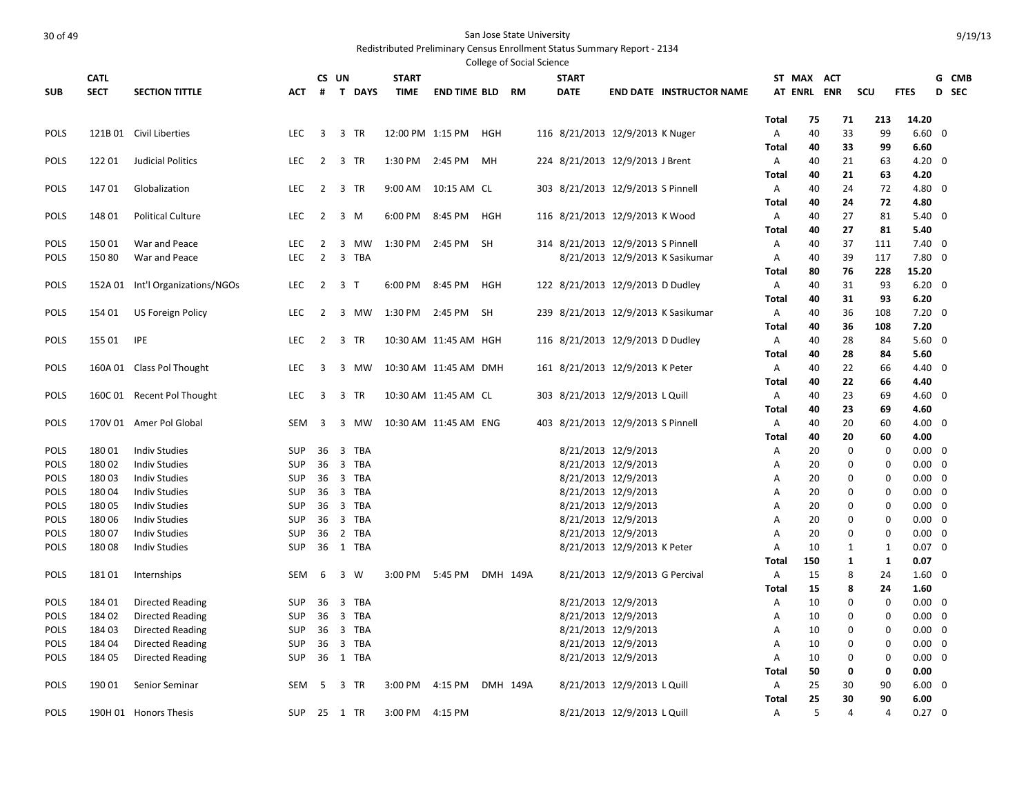San Jose State University

Redistributed Preliminary Census Enrollment Status Summary Report - 2134

College of Social Science

| SUB | CATL SECT | SECTION TITTLE | ACT | CS # | UN T | DAYS | START TIME | END TIME | BLD | RM | START DATE | END DATE | INSTRUCTOR NAME | ST AT | MAX ENRL | ACT ENR | SCU | FTES | G D | CMB SEC |
|---|---|---|---|---|---|---|---|---|---|---|---|---|---|---|---|---|---|---|---|---|
| | | | | | | | | | | | | | | Total | 75 | 71 | 213 | 14.20 | | |
| POLS | 121B 01 | Civil Liberties | LEC | 3 | 3 | TR | 12:00 PM | 1:15 PM | HGH | 116 | 8/21/2013 | 12/9/2013 | K Nuger | A | 40 | 33 | 99 | 6.60 | 0 | |
| | | | | | | | | | | | | | | Total | 40 | 33 | 99 | 6.60 | | |
| POLS | 122 01 | Judicial Politics | LEC | 2 | 3 | TR | 1:30 PM | 2:45 PM | MH | 224 | 8/21/2013 | 12/9/2013 | J Brent | A | 40 | 21 | 63 | 4.20 | 0 | |
| | | | | | | | | | | | | | | Total | 40 | 21 | 63 | 4.20 | | |
| POLS | 147 01 | Globalization | LEC | 2 | 3 | TR | 9:00 AM | 10:15 AM | CL | 303 | 8/21/2013 | 12/9/2013 | S Pinnell | A | 40 | 24 | 72 | 4.80 | 0 | |
| | | | | | | | | | | | | | | Total | 40 | 24 | 72 | 4.80 | | |
| POLS | 148 01 | Political Culture | LEC | 2 | 3 | M | 6:00 PM | 8:45 PM | HGH | 116 | 8/21/2013 | 12/9/2013 | K Wood | A | 40 | 27 | 81 | 5.40 | 0 | |
| | | | | | | | | | | | | | | Total | 40 | 27 | 81 | 5.40 | | |
| POLS | 150 01 | War and Peace | LEC | 2 | 3 | MW | 1:30 PM | 2:45 PM | SH | 314 | 8/21/2013 | 12/9/2013 | S Pinnell | A | 40 | 37 | 111 | 7.40 | 0 | |
| POLS | 150 80 | War and Peace | LEC | 2 | 3 | TBA | | | | | 8/21/2013 | 12/9/2013 | K Sasikumar | A | 40 | 39 | 117 | 7.80 | 0 | |
| | | | | | | | | | | | | | | Total | 80 | 76 | 228 | 15.20 | | |
| POLS | 152A 01 | Int'l Organizations/NGOs | LEC | 2 | 3 | T | 6:00 PM | 8:45 PM | HGH | 122 | 8/21/2013 | 12/9/2013 | D Dudley | A | 40 | 31 | 93 | 6.20 | 0 | |
| | | | | | | | | | | | | | | Total | 40 | 31 | 93 | 6.20 | | |
| POLS | 154 01 | US Foreign Policy | LEC | 2 | 3 | MW | 1:30 PM | 2:45 PM | SH | 239 | 8/21/2013 | 12/9/2013 | K Sasikumar | A | 40 | 36 | 108 | 7.20 | 0 | |
| | | | | | | | | | | | | | | Total | 40 | 36 | 108 | 7.20 | | |
| POLS | 155 01 | IPE | LEC | 2 | 3 | TR | 10:30 AM | 11:45 AM | HGH | 116 | 8/21/2013 | 12/9/2013 | D Dudley | A | 40 | 28 | 84 | 5.60 | 0 | |
| | | | | | | | | | | | | | | Total | 40 | 28 | 84 | 5.60 | | |
| POLS | 160A 01 | Class Pol Thought | LEC | 3 | 3 | MW | 10:30 AM | 11:45 AM | DMH | 161 | 8/21/2013 | 12/9/2013 | K Peter | A | 40 | 22 | 66 | 4.40 | 0 | |
| | | | | | | | | | | | | | | Total | 40 | 22 | 66 | 4.40 | | |
| POLS | 160C 01 | Recent Pol Thought | LEC | 3 | 3 | TR | 10:30 AM | 11:45 AM | CL | 303 | 8/21/2013 | 12/9/2013 | L Quill | A | 40 | 23 | 69 | 4.60 | 0 | |
| | | | | | | | | | | | | | | Total | 40 | 23 | 69 | 4.60 | | |
| POLS | 170V 01 | Amer Pol Global | SEM | 3 | 3 | MW | 10:30 AM | 11:45 AM | ENG | 403 | 8/21/2013 | 12/9/2013 | S Pinnell | A | 40 | 20 | 60 | 4.00 | 0 | |
| | | | | | | | | | | | | | | Total | 40 | 20 | 60 | 4.00 | | |
| POLS | 180 01 | Indiv Studies | SUP | 36 | 3 | TBA | | | | | 8/21/2013 | 12/9/2013 | | A | 20 | 0 | 0 | 0.00 | 0 | |
| POLS | 180 02 | Indiv Studies | SUP | 36 | 3 | TBA | | | | | 8/21/2013 | 12/9/2013 | | A | 20 | 0 | 0 | 0.00 | 0 | |
| POLS | 180 03 | Indiv Studies | SUP | 36 | 3 | TBA | | | | | 8/21/2013 | 12/9/2013 | | A | 20 | 0 | 0 | 0.00 | 0 | |
| POLS | 180 04 | Indiv Studies | SUP | 36 | 3 | TBA | | | | | 8/21/2013 | 12/9/2013 | | A | 20 | 0 | 0 | 0.00 | 0 | |
| POLS | 180 05 | Indiv Studies | SUP | 36 | 3 | TBA | | | | | 8/21/2013 | 12/9/2013 | | A | 20 | 0 | 0 | 0.00 | 0 | |
| POLS | 180 06 | Indiv Studies | SUP | 36 | 3 | TBA | | | | | 8/21/2013 | 12/9/2013 | | A | 20 | 0 | 0 | 0.00 | 0 | |
| POLS | 180 07 | Indiv Studies | SUP | 36 | 2 | TBA | | | | | 8/21/2013 | 12/9/2013 | | A | 20 | 0 | 0 | 0.00 | 0 | |
| POLS | 180 08 | Indiv Studies | SUP | 36 | 1 | TBA | | | | | 8/21/2013 | 12/9/2013 | K Peter | A | 10 | 1 | 1 | 0.07 | 0 | |
| | | | | | | | | | | | | | | Total | 150 | 1 | 1 | 0.07 | | |
| POLS | 181 01 | Internships | SEM | 6 | 3 | W | 3:00 PM | 5:45 PM | DMH | 149A | 8/21/2013 | 12/9/2013 | G Percival | A | 15 | 8 | 24 | 1.60 | 0 | |
| | | | | | | | | | | | | | | Total | 15 | 8 | 24 | 1.60 | | |
| POLS | 184 01 | Directed Reading | SUP | 36 | 3 | TBA | | | | | 8/21/2013 | 12/9/2013 | | A | 10 | 0 | 0 | 0.00 | 0 | |
| POLS | 184 02 | Directed Reading | SUP | 36 | 3 | TBA | | | | | 8/21/2013 | 12/9/2013 | | A | 10 | 0 | 0 | 0.00 | 0 | |
| POLS | 184 03 | Directed Reading | SUP | 36 | 3 | TBA | | | | | 8/21/2013 | 12/9/2013 | | A | 10 | 0 | 0 | 0.00 | 0 | |
| POLS | 184 04 | Directed Reading | SUP | 36 | 3 | TBA | | | | | 8/21/2013 | 12/9/2013 | | A | 10 | 0 | 0 | 0.00 | 0 | |
| POLS | 184 05 | Directed Reading | SUP | 36 | 1 | TBA | | | | | 8/21/2013 | 12/9/2013 | | A | 10 | 0 | 0 | 0.00 | 0 | |
| | | | | | | | | | | | | | | Total | 50 | 0 | 0 | 0.00 | | |
| POLS | 190 01 | Senior Seminar | SEM | 5 | 3 | TR | 3:00 PM | 4:15 PM | DMH | 149A | 8/21/2013 | 12/9/2013 | L Quill | A | 25 | 30 | 90 | 6.00 | 0 | |
| | | | | | | | | | | | | | | Total | 25 | 30 | 90 | 6.00 | | |
| POLS | 190H 01 | Honors Thesis | SUP | 25 | 1 | TR | 3:00 PM | 4:15 PM | | | 8/21/2013 | 12/9/2013 | L Quill | A | 5 | 4 | 4 | 0.27 | 0 | |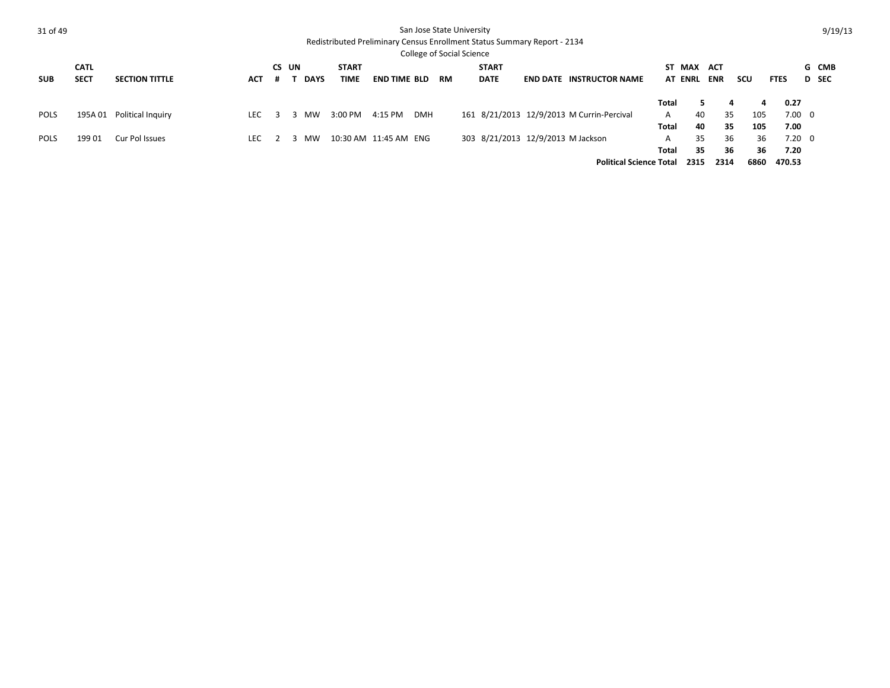San Jose State University

Redistributed Preliminary Census Enrollment Status Summary Report - 2134

College of Social Science

| SUB | CATL SECT | SECTION TITTLE | ACT | CS # | UN T | DAYS | START TIME | END TIME | BLD | RM | START DATE | END DATE | INSTRUCTOR NAME | ST AT | MAX ENRL | ACT ENR | SCU | FTES | G D | CMB SEC |
|---|---|---|---|---|---|---|---|---|---|---|---|---|---|---|---|---|---|---|---|---|
| | | | | | | | | | | | | | | **Total** | **5** | **4** | **4** | **0.27** | | |
| POLS | 195A 01 | Political Inquiry | LEC | 3 | 3 | MW | 3:00 PM | 4:15 PM | DMH | 161 | 8/21/2013 | 12/9/2013 | M Currin-Percival | A | 40 | 35 | 105 | 7.00 | 0 | |
| | | | | | | | | | | | | | | **Total** | **40** | **35** | **105** | **7.00** | | |
| POLS | 199 01 | Cur Pol Issues | LEC | 2 | 3 | MW | 10:30 AM | 11:45 AM | ENG | 303 | 8/21/2013 | 12/9/2013 | M Jackson | A | 35 | 36 | 36 | 7.20 | 0 | |
| | | | | | | | | | | | | | | **Total** | **35** | **36** | **36** | **7.20** | | |
| | | | | | | | | | | | | | **Political Science Total** | | **2315** | **2314** | **6860** | **470.53** | | |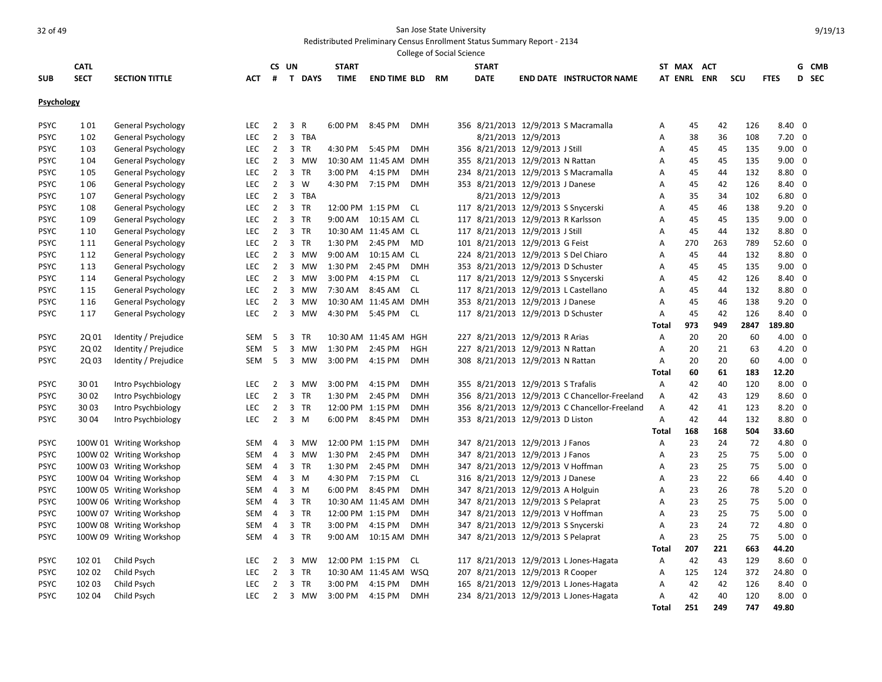San Jose State University

Redistributed Preliminary Census Enrollment Status Summary Report - 2134

College of Social Science

| SUB | CATL SECT | SECTION TITTLE | ACT | CS # | UN T | DAYS | START TIME | END TIME | BLD | RM | START DATE | END DATE | INSTRUCTOR NAME | ST AT | MAX ENRL | ACT ENR | SCU | FTES | GD | CMB SEC |
|---|---|---|---|---|---|---|---|---|---|---|---|---|---|---|---|---|---|---|---|---|
| **Psychology** | | | | | | | | | | | | | | | | | | | | |
| PSYC | 1 01 | General Psychology | LEC | 2 | 3 | R | 6:00 PM | 8:45 PM | DMH | 356 | 8/21/2013 | 12/9/2013 | S Macramalla | A | 45 | 42 | 126 | 8.40 | 0 | |
| PSYC | 1 02 | General Psychology | LEC | 2 | 3 | TBA | | | | | 8/21/2013 | 12/9/2013 | | A | 38 | 36 | 108 | 7.20 | 0 | |
| PSYC | 1 03 | General Psychology | LEC | 2 | 3 | TR | 4:30 PM | 5:45 PM | DMH | 356 | 8/21/2013 | 12/9/2013 | J Still | A | 45 | 45 | 135 | 9.00 | 0 | |
| PSYC | 1 04 | General Psychology | LEC | 2 | 3 | MW | 10:30 AM | 11:45 AM | DMH | 355 | 8/21/2013 | 12/9/2013 | N Rattan | A | 45 | 45 | 135 | 9.00 | 0 | |
| PSYC | 1 05 | General Psychology | LEC | 2 | 3 | TR | 3:00 PM | 4:15 PM | DMH | 234 | 8/21/2013 | 12/9/2013 | S Macramalla | A | 45 | 44 | 132 | 8.80 | 0 | |
| PSYC | 1 06 | General Psychology | LEC | 2 | 3 | W | 4:30 PM | 7:15 PM | DMH | 353 | 8/21/2013 | 12/9/2013 | J Danese | A | 45 | 42 | 126 | 8.40 | 0 | |
| PSYC | 1 07 | General Psychology | LEC | 2 | 3 | TBA | | | | | 8/21/2013 | 12/9/2013 | | A | 35 | 34 | 102 | 6.80 | 0 | |
| PSYC | 1 08 | General Psychology | LEC | 2 | 3 | TR | 12:00 PM | 1:15 PM | CL | 117 | 8/21/2013 | 12/9/2013 | S Snycerski | A | 45 | 46 | 138 | 9.20 | 0 | |
| PSYC | 1 09 | General Psychology | LEC | 2 | 3 | TR | 9:00 AM | 10:15 AM | CL | 117 | 8/21/2013 | 12/9/2013 | R Karlsson | A | 45 | 45 | 135 | 9.00 | 0 | |
| PSYC | 1 10 | General Psychology | LEC | 2 | 3 | TR | 10:30 AM | 11:45 AM | CL | 117 | 8/21/2013 | 12/9/2013 | J Still | A | 45 | 44 | 132 | 8.80 | 0 | |
| PSYC | 1 11 | General Psychology | LEC | 2 | 3 | TR | 1:30 PM | 2:45 PM | MD | 101 | 8/21/2013 | 12/9/2013 | G Feist | A | 270 | 263 | 789 | 52.60 | 0 | |
| PSYC | 1 12 | General Psychology | LEC | 2 | 3 | MW | 9:00 AM | 10:15 AM | CL | 224 | 8/21/2013 | 12/9/2013 | S Del Chiaro | A | 45 | 44 | 132 | 8.80 | 0 | |
| PSYC | 1 13 | General Psychology | LEC | 2 | 3 | MW | 1:30 PM | 2:45 PM | DMH | 353 | 8/21/2013 | 12/9/2013 | D Schuster | A | 45 | 45 | 135 | 9.00 | 0 | |
| PSYC | 1 14 | General Psychology | LEC | 2 | 3 | MW | 3:00 PM | 4:15 PM | CL | 117 | 8/21/2013 | 12/9/2013 | S Snycerski | A | 45 | 42 | 126 | 8.40 | 0 | |
| PSYC | 1 15 | General Psychology | LEC | 2 | 3 | MW | 7:30 AM | 8:45 AM | CL | 117 | 8/21/2013 | 12/9/2013 | L Castellano | A | 45 | 44 | 132 | 8.80 | 0 | |
| PSYC | 1 16 | General Psychology | LEC | 2 | 3 | MW | 10:30 AM | 11:45 AM | DMH | 353 | 8/21/2013 | 12/9/2013 | J Danese | A | 45 | 46 | 138 | 9.20 | 0 | |
| PSYC | 1 17 | General Psychology | LEC | 2 | 3 | MW | 4:30 PM | 5:45 PM | CL | 117 | 8/21/2013 | 12/9/2013 | D Schuster | A | 45 | 42 | 126 | 8.40 | 0 | |
| | | | | | | | | | | | | | | **Total** | **973** | **949** | **2847** | **189.80** | | |
| PSYC | 2Q 01 | Identity / Prejudice | SEM | 5 | 3 | TR | 10:30 AM | 11:45 AM | HGH | 227 | 8/21/2013 | 12/9/2013 | R Arias | A | 20 | 20 | 60 | 4.00 | 0 | |
| PSYC | 2Q 02 | Identity / Prejudice | SEM | 5 | 3 | MW | 1:30 PM | 2:45 PM | HGH | 227 | 8/21/2013 | 12/9/2013 | N Rattan | A | 20 | 21 | 63 | 4.20 | 0 | |
| PSYC | 2Q 03 | Identity / Prejudice | SEM | 5 | 3 | MW | 3:00 PM | 4:15 PM | DMH | 308 | 8/21/2013 | 12/9/2013 | N Rattan | A | 20 | 20 | 60 | 4.00 | 0 | |
| | | | | | | | | | | | | | | **Total** | **60** | **61** | **183** | **12.20** | | |
| PSYC | 30 01 | Intro Psychbiology | LEC | 2 | 3 | MW | 3:00 PM | 4:15 PM | DMH | 355 | 8/21/2013 | 12/9/2013 | S Trafalis | A | 42 | 40 | 120 | 8.00 | 0 | |
| PSYC | 30 02 | Intro Psychbiology | LEC | 2 | 3 | TR | 1:30 PM | 2:45 PM | DMH | 356 | 8/21/2013 | 12/9/2013 | C Chancellor-Freeland | A | 42 | 43 | 129 | 8.60 | 0 | |
| PSYC | 30 03 | Intro Psychbiology | LEC | 2 | 3 | TR | 12:00 PM | 1:15 PM | DMH | 356 | 8/21/2013 | 12/9/2013 | C Chancellor-Freeland | A | 42 | 41 | 123 | 8.20 | 0 | |
| PSYC | 30 04 | Intro Psychbiology | LEC | 2 | 3 | M | 6:00 PM | 8:45 PM | DMH | 353 | 8/21/2013 | 12/9/2013 | D Liston | A | 42 | 44 | 132 | 8.80 | 0 | |
| | | | | | | | | | | | | | | **Total** | **168** | **168** | **504** | **33.60** | | |
| PSYC | 100W 01 | Writing Workshop | SEM | 4 | 3 | MW | 12:00 PM | 1:15 PM | DMH | 347 | 8/21/2013 | 12/9/2013 | J Fanos | A | 23 | 24 | 72 | 4.80 | 0 | |
| PSYC | 100W 02 | Writing Workshop | SEM | 4 | 3 | MW | 1:30 PM | 2:45 PM | DMH | 347 | 8/21/2013 | 12/9/2013 | J Fanos | A | 23 | 25 | 75 | 5.00 | 0 | |
| PSYC | 100W 03 | Writing Workshop | SEM | 4 | 3 | TR | 1:30 PM | 2:45 PM | DMH | 347 | 8/21/2013 | 12/9/2013 | V Hoffman | A | 23 | 25 | 75 | 5.00 | 0 | |
| PSYC | 100W 04 | Writing Workshop | SEM | 4 | 3 | M | 4:30 PM | 7:15 PM | CL | 316 | 8/21/2013 | 12/9/2013 | J Danese | A | 23 | 22 | 66 | 4.40 | 0 | |
| PSYC | 100W 05 | Writing Workshop | SEM | 4 | 3 | M | 6:00 PM | 8:45 PM | DMH | 347 | 8/21/2013 | 12/9/2013 | A Holguin | A | 23 | 26 | 78 | 5.20 | 0 | |
| PSYC | 100W 06 | Writing Workshop | SEM | 4 | 3 | TR | 10:30 AM | 11:45 AM | DMH | 347 | 8/21/2013 | 12/9/2013 | S Pelaprat | A | 23 | 25 | 75 | 5.00 | 0 | |
| PSYC | 100W 07 | Writing Workshop | SEM | 4 | 3 | TR | 12:00 PM | 1:15 PM | DMH | 347 | 8/21/2013 | 12/9/2013 | V Hoffman | A | 23 | 25 | 75 | 5.00 | 0 | |
| PSYC | 100W 08 | Writing Workshop | SEM | 4 | 3 | TR | 3:00 PM | 4:15 PM | DMH | 347 | 8/21/2013 | 12/9/2013 | S Snycerski | A | 23 | 24 | 72 | 4.80 | 0 | |
| PSYC | 100W 09 | Writing Workshop | SEM | 4 | 3 | TR | 9:00 AM | 10:15 AM | DMH | 347 | 8/21/2013 | 12/9/2013 | S Pelaprat | A | 23 | 25 | 75 | 5.00 | 0 | |
| | | | | | | | | | | | | | | **Total** | **207** | **221** | **663** | **44.20** | | |
| PSYC | 102 01 | Child Psych | LEC | 2 | 3 | MW | 12:00 PM | 1:15 PM | CL | 117 | 8/21/2013 | 12/9/2013 | L Jones-Hagata | A | 42 | 43 | 129 | 8.60 | 0 | |
| PSYC | 102 02 | Child Psych | LEC | 2 | 3 | TR | 10:30 AM | 11:45 AM | WSQ | 207 | 8/21/2013 | 12/9/2013 | R Cooper | A | 125 | 124 | 372 | 24.80 | 0 | |
| PSYC | 102 03 | Child Psych | LEC | 2 | 3 | TR | 3:00 PM | 4:15 PM | DMH | 165 | 8/21/2013 | 12/9/2013 | L Jones-Hagata | A | 42 | 42 | 126 | 8.40 | 0 | |
| PSYC | 102 04 | Child Psych | LEC | 2 | 3 | MW | 3:00 PM | 4:15 PM | DMH | 234 | 8/21/2013 | 12/9/2013 | L Jones-Hagata | A | 42 | 40 | 120 | 8.00 | 0 | |
| | | | | | | | | | | | | | | **Total** | **251** | **249** | **747** | **49.80** | | |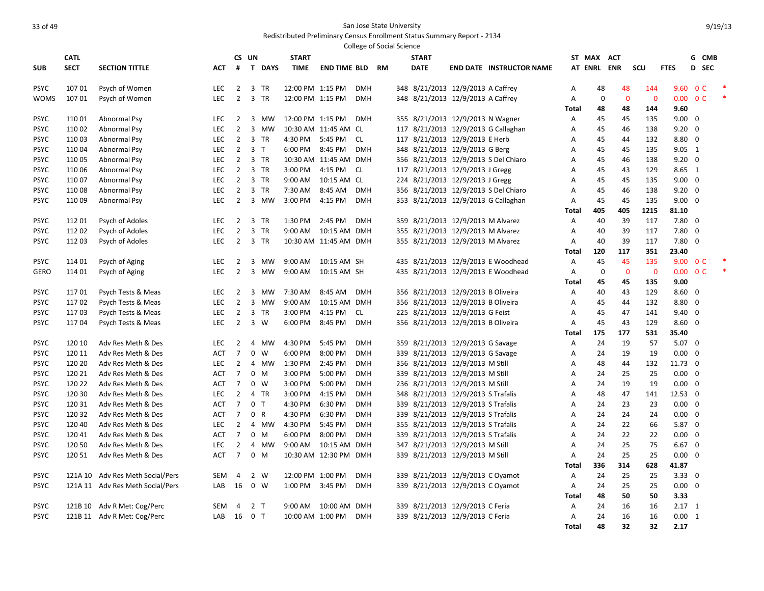San Jose State University

Redistributed Preliminary Census Enrollment Status Summary Report - 2134

College of Social Science

| SUB | CATL SECT | SECTION TITTLE | ACT | CS # | UN T | DAYS | START TIME | END TIME | BLD | RM | START DATE | END DATE | INSTRUCTOR NAME | ST AT | MAX ENRL | ACT ENR | SCU | FTES | G D | CMB SEC | |
|---|---|---|---|---|---|---|---|---|---|---|---|---|---|---|---|---|---|---|---|---|---|
| PSYC | 107 01 | Psych of Women | LEC | 2 | 3 | TR | 12:00 PM | 1:15 PM | DMH | 348 | 8/21/2013 | 12/9/2013 | A Caffrey | A | 48 | 48 | 144 | 9.60 | 0 | C | * |
| WOMS | 107 01 | Psych of Women | LEC | 2 | 3 | TR | 12:00 PM | 1:15 PM | DMH | 348 | 8/21/2013 | 12/9/2013 | A Caffrey | A | 0 | 0 | 0 | 0.00 | 0 | C | * |
| | | | | | | | | | | | | | | Total | 48 | 48 | 144 | 9.60 | | | |
| PSYC | 110 01 | Abnormal Psy | LEC | 2 | 3 | MW | 12:00 PM | 1:15 PM | DMH | 355 | 8/21/2013 | 12/9/2013 | N Wagner | A | 45 | 45 | 135 | 9.00 | 0 | | |
| PSYC | 110 02 | Abnormal Psy | LEC | 2 | 3 | MW | 10:30 AM | 11:45 AM | CL | 117 | 8/21/2013 | 12/9/2013 | G Callaghan | A | 45 | 46 | 138 | 9.20 | 0 | | |
| PSYC | 110 03 | Abnormal Psy | LEC | 2 | 3 | TR | 4:30 PM | 5:45 PM | CL | 117 | 8/21/2013 | 12/9/2013 | E Herb | A | 45 | 44 | 132 | 8.80 | 0 | | |
| PSYC | 110 04 | Abnormal Psy | LEC | 2 | 3 | T | 6:00 PM | 8:45 PM | DMH | 348 | 8/21/2013 | 12/9/2013 | G Berg | A | 45 | 45 | 135 | 9.05 | 1 | | |
| PSYC | 110 05 | Abnormal Psy | LEC | 2 | 3 | TR | 10:30 AM | 11:45 AM | DMH | 356 | 8/21/2013 | 12/9/2013 | S Del Chiaro | A | 45 | 46 | 138 | 9.20 | 0 | | |
| PSYC | 110 06 | Abnormal Psy | LEC | 2 | 3 | TR | 3:00 PM | 4:15 PM | CL | 117 | 8/21/2013 | 12/9/2013 | J Gregg | A | 45 | 43 | 129 | 8.65 | 1 | | |
| PSYC | 110 07 | Abnormal Psy | LEC | 2 | 3 | TR | 9:00 AM | 10:15 AM | CL | 224 | 8/21/2013 | 12/9/2013 | J Gregg | A | 45 | 45 | 135 | 9.00 | 0 | | |
| PSYC | 110 08 | Abnormal Psy | LEC | 2 | 3 | TR | 7:30 AM | 8:45 AM | DMH | 356 | 8/21/2013 | 12/9/2013 | S Del Chiaro | A | 45 | 46 | 138 | 9.20 | 0 | | |
| PSYC | 110 09 | Abnormal Psy | LEC | 2 | 3 | MW | 3:00 PM | 4:15 PM | DMH | 353 | 8/21/2013 | 12/9/2013 | G Callaghan | A | 45 | 45 | 135 | 9.00 | 0 | | |
| | | | | | | | | | | | | | | Total | 405 | 405 | 1215 | 81.10 | | | |
| PSYC | 112 01 | Psych of Adoles | LEC | 2 | 3 | TR | 1:30 PM | 2:45 PM | DMH | 359 | 8/21/2013 | 12/9/2013 | M Alvarez | A | 40 | 39 | 117 | 7.80 | 0 | | |
| PSYC | 112 02 | Psych of Adoles | LEC | 2 | 3 | TR | 9:00 AM | 10:15 AM | DMH | 355 | 8/21/2013 | 12/9/2013 | M Alvarez | A | 40 | 39 | 117 | 7.80 | 0 | | |
| PSYC | 112 03 | Psych of Adoles | LEC | 2 | 3 | TR | 10:30 AM | 11:45 AM | DMH | 355 | 8/21/2013 | 12/9/2013 | M Alvarez | A | 40 | 39 | 117 | 7.80 | 0 | | |
| | | | | | | | | | | | | | | Total | 120 | 117 | 351 | 23.40 | | | |
| PSYC | 114 01 | Psych of Aging | LEC | 2 | 3 | MW | 9:00 AM | 10:15 AM | SH | 435 | 8/21/2013 | 12/9/2013 | E Woodhead | A | 45 | 45 | 135 | 9.00 | 0 | C | * |
| GERO | 114 01 | Psych of Aging | LEC | 2 | 3 | MW | 9:00 AM | 10:15 AM | SH | 435 | 8/21/2013 | 12/9/2013 | E Woodhead | A | 0 | 0 | 0 | 0.00 | 0 | C | * |
| | | | | | | | | | | | | | | Total | 45 | 45 | 135 | 9.00 | | | |
| PSYC | 117 01 | Psych Tests & Meas | LEC | 2 | 3 | MW | 7:30 AM | 8:45 AM | DMH | 356 | 8/21/2013 | 12/9/2013 | B Oliveira | A | 40 | 43 | 129 | 8.60 | 0 | | |
| PSYC | 117 02 | Psych Tests & Meas | LEC | 2 | 3 | MW | 9:00 AM | 10:15 AM | DMH | 356 | 8/21/2013 | 12/9/2013 | B Oliveira | A | 45 | 44 | 132 | 8.80 | 0 | | |
| PSYC | 117 03 | Psych Tests & Meas | LEC | 2 | 3 | TR | 3:00 PM | 4:15 PM | CL | 225 | 8/21/2013 | 12/9/2013 | G Feist | A | 45 | 47 | 141 | 9.40 | 0 | | |
| PSYC | 117 04 | Psych Tests & Meas | LEC | 2 | 3 | W | 6:00 PM | 8:45 PM | DMH | 356 | 8/21/2013 | 12/9/2013 | B Oliveira | A | 45 | 43 | 129 | 8.60 | 0 | | |
| | | | | | | | | | | | | | | Total | 175 | 177 | 531 | 35.40 | | | |
| PSYC | 120 10 | Adv Res Meth & Des | LEC | 2 | 4 | MW | 4:30 PM | 5:45 PM | DMH | 359 | 8/21/2013 | 12/9/2013 | G Savage | A | 24 | 19 | 57 | 5.07 | 0 | | |
| PSYC | 120 11 | Adv Res Meth & Des | ACT | 7 | 0 | W | 6:00 PM | 8:00 PM | DMH | 339 | 8/21/2013 | 12/9/2013 | G Savage | A | 24 | 19 | 19 | 0.00 | 0 | | |
| PSYC | 120 20 | Adv Res Meth & Des | LEC | 2 | 4 | MW | 1:30 PM | 2:45 PM | DMH | 356 | 8/21/2013 | 12/9/2013 | M Still | A | 48 | 44 | 132 | 11.73 | 0 | | |
| PSYC | 120 21 | Adv Res Meth & Des | ACT | 7 | 0 | M | 3:00 PM | 5:00 PM | DMH | 339 | 8/21/2013 | 12/9/2013 | M Still | A | 24 | 25 | 25 | 0.00 | 0 | | |
| PSYC | 120 22 | Adv Res Meth & Des | ACT | 7 | 0 | W | 3:00 PM | 5:00 PM | DMH | 236 | 8/21/2013 | 12/9/2013 | M Still | A | 24 | 19 | 19 | 0.00 | 0 | | |
| PSYC | 120 30 | Adv Res Meth & Des | LEC | 2 | 4 | TR | 3:00 PM | 4:15 PM | DMH | 348 | 8/21/2013 | 12/9/2013 | S Trafalis | A | 48 | 47 | 141 | 12.53 | 0 | | |
| PSYC | 120 31 | Adv Res Meth & Des | ACT | 7 | 0 | T | 4:30 PM | 6:30 PM | DMH | 339 | 8/21/2013 | 12/9/2013 | S Trafalis | A | 24 | 23 | 23 | 0.00 | 0 | | |
| PSYC | 120 32 | Adv Res Meth & Des | ACT | 7 | 0 | R | 4:30 PM | 6:30 PM | DMH | 339 | 8/21/2013 | 12/9/2013 | S Trafalis | A | 24 | 24 | 24 | 0.00 | 0 | | |
| PSYC | 120 40 | Adv Res Meth & Des | LEC | 2 | 4 | MW | 4:30 PM | 5:45 PM | DMH | 355 | 8/21/2013 | 12/9/2013 | S Trafalis | A | 24 | 22 | 66 | 5.87 | 0 | | |
| PSYC | 120 41 | Adv Res Meth & Des | ACT | 7 | 0 | M | 6:00 PM | 8:00 PM | DMH | 339 | 8/21/2013 | 12/9/2013 | S Trafalis | A | 24 | 22 | 22 | 0.00 | 0 | | |
| PSYC | 120 50 | Adv Res Meth & Des | LEC | 2 | 4 | MW | 9:00 AM | 10:15 AM | DMH | 347 | 8/21/2013 | 12/9/2013 | M Still | A | 24 | 25 | 75 | 6.67 | 0 | | |
| PSYC | 120 51 | Adv Res Meth & Des | ACT | 7 | 0 | M | 10:30 AM | 12:30 PM | DMH | 339 | 8/21/2013 | 12/9/2013 | M Still | A | 24 | 25 | 25 | 0.00 | 0 | | |
| | | | | | | | | | | | | | | Total | 336 | 314 | 628 | 41.87 | | | |
| PSYC | 121A 10 | Adv Res Meth Social/Pers | SEM | 4 | 2 | W | 12:00 PM | 1:00 PM | DMH | 339 | 8/21/2013 | 12/9/2013 | C Oyamot | A | 24 | 25 | 25 | 3.33 | 0 | | |
| PSYC | 121A 11 | Adv Res Meth Social/Pers | LAB | 16 | 0 | W | 1:00 PM | 3:45 PM | DMH | 339 | 8/21/2013 | 12/9/2013 | C Oyamot | A | 24 | 25 | 25 | 0.00 | 0 | | |
| | | | | | | | | | | | | | | Total | 48 | 50 | 50 | 3.33 | | | |
| PSYC | 121B 10 | Adv R Met: Cog/Perc | SEM | 4 | 2 | T | 9:00 AM | 10:00 AM | DMH | 339 | 8/21/2013 | 12/9/2013 | C Feria | A | 24 | 16 | 16 | 2.17 | 1 | | |
| PSYC | 121B 11 | Adv R Met: Cog/Perc | LAB | 16 | 0 | T | 10:00 AM | 1:00 PM | DMH | 339 | 8/21/2013 | 12/9/2013 | C Feria | A | 24 | 16 | 16 | 0.00 | 1 | | |
| | | | | | | | | | | | | | | Total | 48 | 32 | 32 | 2.17 | | | |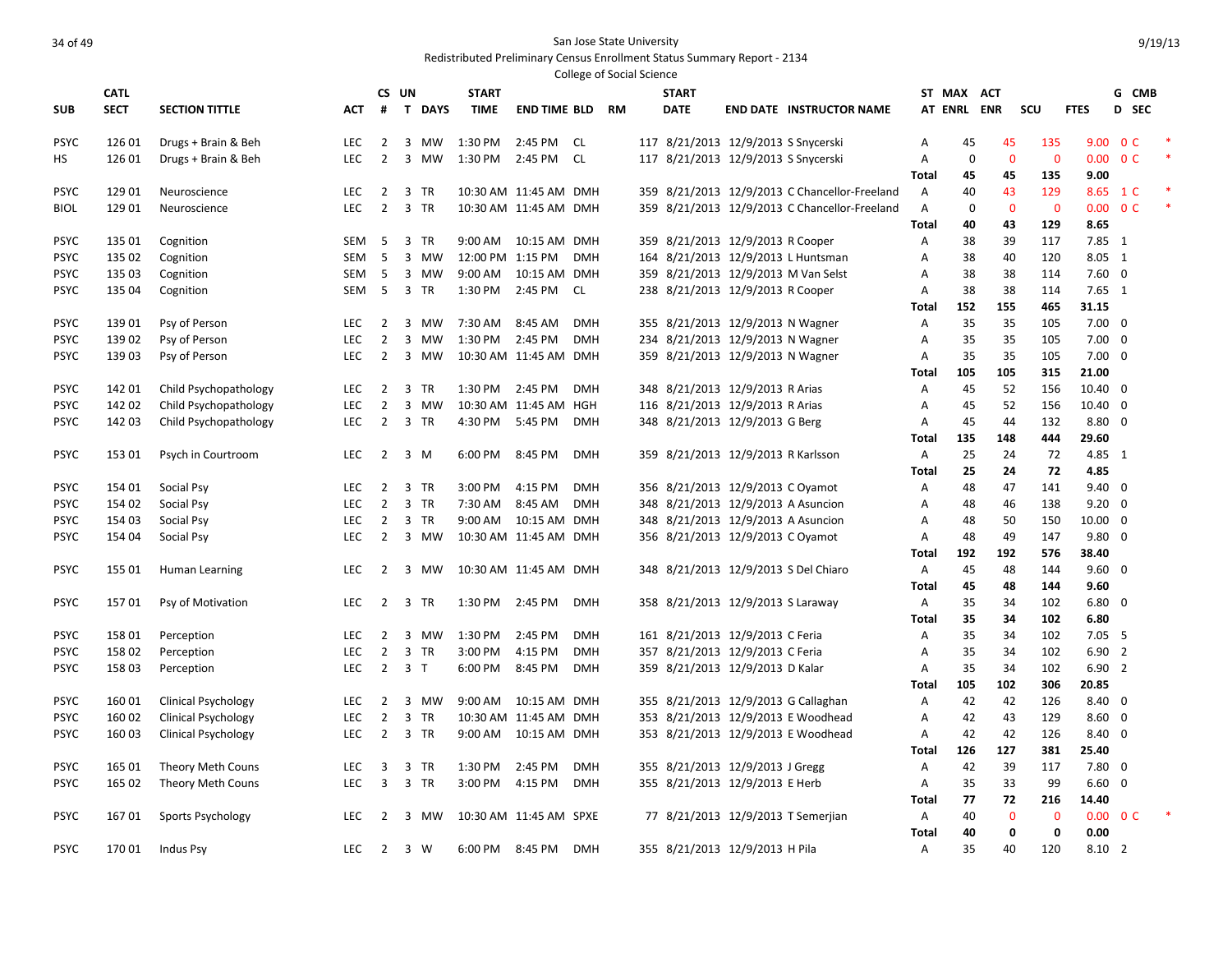San Jose State University

Redistributed Preliminary Census Enrollment Status Summary Report - 2134

College of Social Science

| SUB | CATL SECT | SECTION TITTLE | ACT | CS # | UN T | DAYS | START TIME | END TIME | BLD | RM | START DATE | END DATE | INSTRUCTOR NAME | ST AT | MAX ENRL | ACT ENR | SCU | FTES | G D | CMB SEC | |
|---|---|---|---|---|---|---|---|---|---|---|---|---|---|---|---|---|---|---|---|---|---|
| PSYC | 126 01 | Drugs + Brain & Beh | LEC | 2 | 3 | MW | 1:30 PM | 2:45 PM | CL | 117 | 8/21/2013 | 12/9/2013 | S Snycerski | A | 45 | 45 | 135 | 9.00 | 0 | C | * |
| HS | 126 01 | Drugs + Brain & Beh | LEC | 2 | 3 | MW | 1:30 PM | 2:45 PM | CL | 117 | 8/21/2013 | 12/9/2013 | S Snycerski | A | 0 | 0 | 0 | 0.00 | 0 | C | * |
| | | | | | | | | | | | | | | Total | 45 | 45 | 135 | 9.00 | | | |
| PSYC | 129 01 | Neuroscience | LEC | 2 | 3 | TR | 10:30 AM | 11:45 AM | DMH | 359 | 8/21/2013 | 12/9/2013 | C Chancellor-Freeland | A | 40 | 43 | 129 | 8.65 | 1 | C | * |
| BIOL | 129 01 | Neuroscience | LEC | 2 | 3 | TR | 10:30 AM | 11:45 AM | DMH | 359 | 8/21/2013 | 12/9/2013 | C Chancellor-Freeland | A | 0 | 0 | 0 | 0.00 | 0 | C | * |
| | | | | | | | | | | | | | | Total | 40 | 43 | 129 | 8.65 | | | |
| PSYC | 135 01 | Cognition | SEM | 5 | 3 | TR | 9:00 AM | 10:15 AM | DMH | 359 | 8/21/2013 | 12/9/2013 | R Cooper | A | 38 | 39 | 117 | 7.85 | 1 | | |
| PSYC | 135 02 | Cognition | SEM | 5 | 3 | MW | 12:00 PM | 1:15 PM | DMH | 164 | 8/21/2013 | 12/9/2013 | L Huntsman | A | 38 | 40 | 120 | 8.05 | 1 | | |
| PSYC | 135 03 | Cognition | SEM | 5 | 3 | MW | 9:00 AM | 10:15 AM | DMH | 359 | 8/21/2013 | 12/9/2013 | M Van Selst | A | 38 | 38 | 114 | 7.60 | 0 | | |
| PSYC | 135 04 | Cognition | SEM | 5 | 3 | TR | 1:30 PM | 2:45 PM | CL | 238 | 8/21/2013 | 12/9/2013 | R Cooper | A | 38 | 38 | 114 | 7.65 | 1 | | |
| | | | | | | | | | | | | | | Total | 152 | 155 | 465 | 31.15 | | | |
| PSYC | 139 01 | Psy of Person | LEC | 2 | 3 | MW | 7:30 AM | 8:45 AM | DMH | 355 | 8/21/2013 | 12/9/2013 | N Wagner | A | 35 | 35 | 105 | 7.00 | 0 | | |
| PSYC | 139 02 | Psy of Person | LEC | 2 | 3 | MW | 1:30 PM | 2:45 PM | DMH | 234 | 8/21/2013 | 12/9/2013 | N Wagner | A | 35 | 35 | 105 | 7.00 | 0 | | |
| PSYC | 139 03 | Psy of Person | LEC | 2 | 3 | MW | 10:30 AM | 11:45 AM | DMH | 359 | 8/21/2013 | 12/9/2013 | N Wagner | A | 35 | 35 | 105 | 7.00 | 0 | | |
| | | | | | | | | | | | | | | Total | 105 | 105 | 315 | 21.00 | | | |
| PSYC | 142 01 | Child Psychopathology | LEC | 2 | 3 | TR | 1:30 PM | 2:45 PM | DMH | 348 | 8/21/2013 | 12/9/2013 | R Arias | A | 45 | 52 | 156 | 10.40 | 0 | | |
| PSYC | 142 02 | Child Psychopathology | LEC | 2 | 3 | MW | 10:30 AM | 11:45 AM | HGH | 116 | 8/21/2013 | 12/9/2013 | R Arias | A | 45 | 52 | 156 | 10.40 | 0 | | |
| PSYC | 142 03 | Child Psychopathology | LEC | 2 | 3 | TR | 4:30 PM | 5:45 PM | DMH | 348 | 8/21/2013 | 12/9/2013 | G Berg | A | 45 | 44 | 132 | 8.80 | 0 | | |
| | | | | | | | | | | | | | | Total | 135 | 148 | 444 | 29.60 | | | |
| PSYC | 153 01 | Psych in Courtroom | LEC | 2 | 3 | M | 6:00 PM | 8:45 PM | DMH | 359 | 8/21/2013 | 12/9/2013 | R Karlsson | A | 25 | 24 | 72 | 4.85 | 1 | | |
| | | | | | | | | | | | | | | Total | 25 | 24 | 72 | 4.85 | | | |
| PSYC | 154 01 | Social Psy | LEC | 2 | 3 | TR | 3:00 PM | 4:15 PM | DMH | 356 | 8/21/2013 | 12/9/2013 | C Oyamot | A | 48 | 47 | 141 | 9.40 | 0 | | |
| PSYC | 154 02 | Social Psy | LEC | 2 | 3 | TR | 7:30 AM | 8:45 AM | DMH | 348 | 8/21/2013 | 12/9/2013 | A Asuncion | A | 48 | 46 | 138 | 9.20 | 0 | | |
| PSYC | 154 03 | Social Psy | LEC | 2 | 3 | TR | 9:00 AM | 10:15 AM | DMH | 348 | 8/21/2013 | 12/9/2013 | A Asuncion | A | 48 | 50 | 150 | 10.00 | 0 | | |
| PSYC | 154 04 | Social Psy | LEC | 2 | 3 | MW | 10:30 AM | 11:45 AM | DMH | 356 | 8/21/2013 | 12/9/2013 | C Oyamot | A | 48 | 49 | 147 | 9.80 | 0 | | |
| | | | | | | | | | | | | | | Total | 192 | 192 | 576 | 38.40 | | | |
| PSYC | 155 01 | Human Learning | LEC | 2 | 3 | MW | 10:30 AM | 11:45 AM | DMH | 348 | 8/21/2013 | 12/9/2013 | S Del Chiaro | A | 45 | 48 | 144 | 9.60 | 0 | | |
| | | | | | | | | | | | | | | Total | 45 | 48 | 144 | 9.60 | | | |
| PSYC | 157 01 | Psy of Motivation | LEC | 2 | 3 | TR | 1:30 PM | 2:45 PM | DMH | 358 | 8/21/2013 | 12/9/2013 | S Laraway | A | 35 | 34 | 102 | 6.80 | 0 | | |
| | | | | | | | | | | | | | | Total | 35 | 34 | 102 | 6.80 | | | |
| PSYC | 158 01 | Perception | LEC | 2 | 3 | MW | 1:30 PM | 2:45 PM | DMH | 161 | 8/21/2013 | 12/9/2013 | C Feria | A | 35 | 34 | 102 | 7.05 | 5 | | |
| PSYC | 158 02 | Perception | LEC | 2 | 3 | TR | 3:00 PM | 4:15 PM | DMH | 357 | 8/21/2013 | 12/9/2013 | C Feria | A | 35 | 34 | 102 | 6.90 | 2 | | |
| PSYC | 158 03 | Perception | LEC | 2 | 3 | T | 6:00 PM | 8:45 PM | DMH | 359 | 8/21/2013 | 12/9/2013 | D Kalar | A | 35 | 34 | 102 | 6.90 | 2 | | |
| | | | | | | | | | | | | | | Total | 105 | 102 | 306 | 20.85 | | | |
| PSYC | 160 01 | Clinical Psychology | LEC | 2 | 3 | MW | 9:00 AM | 10:15 AM | DMH | 355 | 8/21/2013 | 12/9/2013 | G Callaghan | A | 42 | 42 | 126 | 8.40 | 0 | | |
| PSYC | 160 02 | Clinical Psychology | LEC | 2 | 3 | TR | 10:30 AM | 11:45 AM | DMH | 353 | 8/21/2013 | 12/9/2013 | E Woodhead | A | 42 | 43 | 129 | 8.60 | 0 | | |
| PSYC | 160 03 | Clinical Psychology | LEC | 2 | 3 | TR | 9:00 AM | 10:15 AM | DMH | 353 | 8/21/2013 | 12/9/2013 | E Woodhead | A | 42 | 42 | 126 | 8.40 | 0 | | |
| | | | | | | | | | | | | | | Total | 126 | 127 | 381 | 25.40 | | | |
| PSYC | 165 01 | Theory Meth Couns | LEC | 3 | 3 | TR | 1:30 PM | 2:45 PM | DMH | 355 | 8/21/2013 | 12/9/2013 | J Gregg | A | 42 | 39 | 117 | 7.80 | 0 | | |
| PSYC | 165 02 | Theory Meth Couns | LEC | 3 | 3 | TR | 3:00 PM | 4:15 PM | DMH | 355 | 8/21/2013 | 12/9/2013 | E Herb | A | 35 | 33 | 99 | 6.60 | 0 | | |
| | | | | | | | | | | | | | | Total | 77 | 72 | 216 | 14.40 | | | |
| PSYC | 167 01 | Sports Psychology | LEC | 2 | 3 | MW | 10:30 AM | 11:45 AM | SPXE | 77 | 8/21/2013 | 12/9/2013 | T Semerjian | A | 40 | 0 | 0 | 0.00 | 0 | C | * |
| | | | | | | | | | | | | | | Total | 40 | 0 | 0 | 0.00 | | | |
| PSYC | 170 01 | Indus Psy | LEC | 2 | 3 | W | 6:00 PM | 8:45 PM | DMH | 355 | 8/21/2013 | 12/9/2013 | H Pila | A | 35 | 40 | 120 | 8.10 | 2 | | |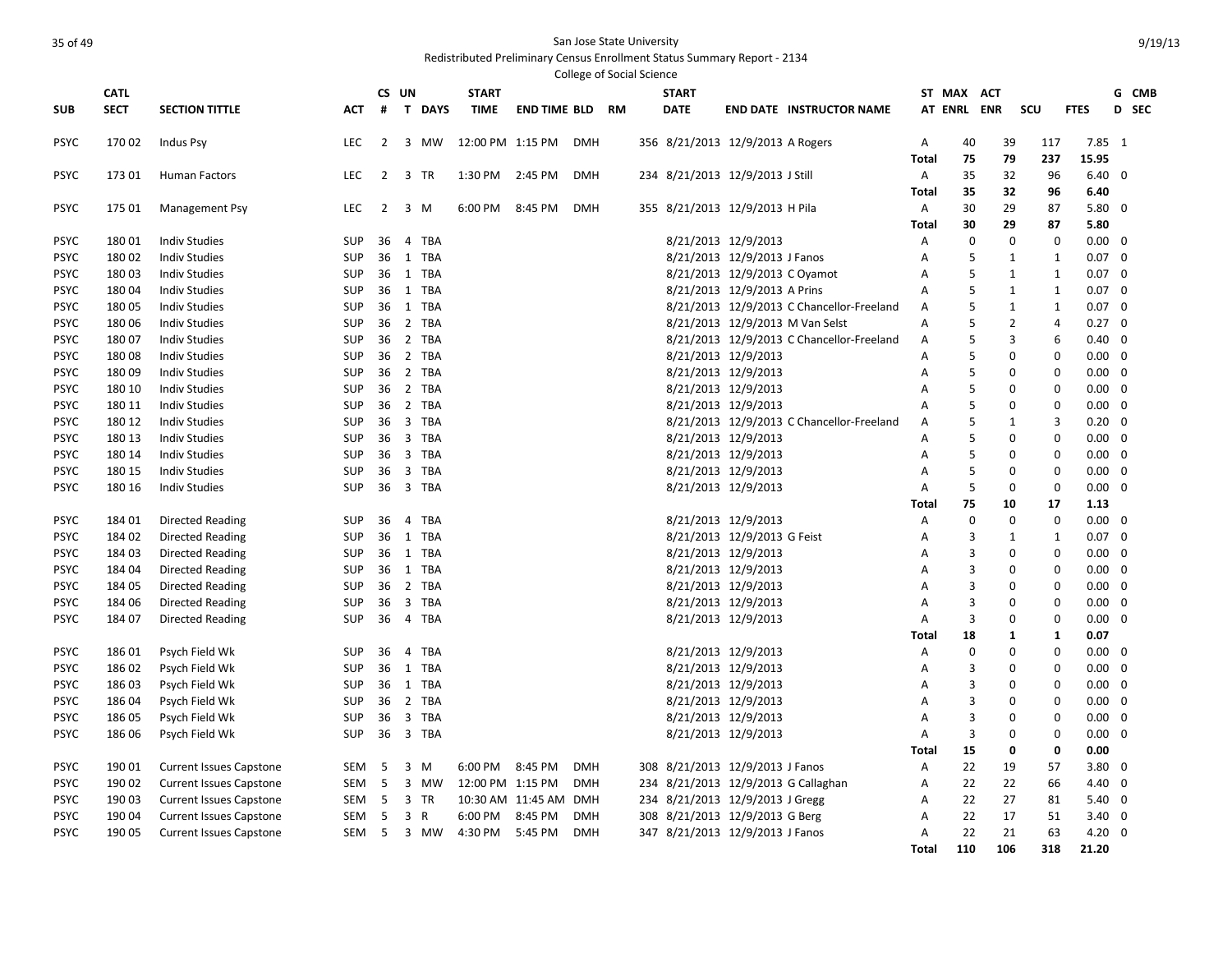San Jose State University

Redistributed Preliminary Census Enrollment Status Summary Report - 2134

College of Social Science

| SUB | CATL SECT | SECTION TITTLE | ACT | CS # | UN T | DAYS | START TIME | END TIME | BLD | RM | START DATE | END DATE | INSTRUCTOR NAME | ST AT | MAX ENRL | ACT ENR | SCU | FTES | G D | CMB SEC |
|---|---|---|---|---|---|---|---|---|---|---|---|---|---|---|---|---|---|---|---|---|
| PSYC | 170 02 | Indus Psy | LEC | 2 | 3 | MW | 12:00 PM | 1:15 PM | DMH | 356 | 8/21/2013 | 12/9/2013 | A Rogers | A | 40 | 39 | 117 | 7.85 | 1 | |
| | | | | | | | | | | | | | | **Total** | **75** | **79** | **237** | **15.95** | | |
| PSYC | 173 01 | Human Factors | LEC | 2 | 3 | TR | 1:30 PM | 2:45 PM | DMH | 234 | 8/21/2013 | 12/9/2013 | J Still | A | 35 | 32 | 96 | 6.40 | 0 | |
| | | | | | | | | | | | | | | **Total** | **35** | **32** | **96** | **6.40** | | |
| PSYC | 175 01 | Management Psy | LEC | 2 | 3 | M | 6:00 PM | 8:45 PM | DMH | 355 | 8/21/2013 | 12/9/2013 | H Pila | A | 30 | 29 | 87 | 5.80 | 0 | |
| | | | | | | | | | | | | | | **Total** | **30** | **29** | **87** | **5.80** | | |
| PSYC | 180 01 | Indiv Studies | SUP | 36 | 4 | TBA | | | | | 8/21/2013 | 12/9/2013 | | A | 0 | 0 | 0 | 0.00 | 0 | |
| PSYC | 180 02 | Indiv Studies | SUP | 36 | 1 | TBA | | | | | 8/21/2013 | 12/9/2013 | J Fanos | A | 5 | 1 | 1 | 0.07 | 0 | |
| PSYC | 180 03 | Indiv Studies | SUP | 36 | 1 | TBA | | | | | 8/21/2013 | 12/9/2013 | C Oyamot | A | 5 | 1 | 1 | 0.07 | 0 | |
| PSYC | 180 04 | Indiv Studies | SUP | 36 | 1 | TBA | | | | | 8/21/2013 | 12/9/2013 | A Prins | A | 5 | 1 | 1 | 0.07 | 0 | |
| PSYC | 180 05 | Indiv Studies | SUP | 36 | 1 | TBA | | | | | 8/21/2013 | 12/9/2013 | C Chancellor-Freeland | A | 5 | 1 | 1 | 0.07 | 0 | |
| PSYC | 180 06 | Indiv Studies | SUP | 36 | 2 | TBA | | | | | 8/21/2013 | 12/9/2013 | M Van Selst | A | 5 | 2 | 4 | 0.27 | 0 | |
| PSYC | 180 07 | Indiv Studies | SUP | 36 | 2 | TBA | | | | | 8/21/2013 | 12/9/2013 | C Chancellor-Freeland | A | 5 | 3 | 6 | 0.40 | 0 | |
| PSYC | 180 08 | Indiv Studies | SUP | 36 | 2 | TBA | | | | | 8/21/2013 | 12/9/2013 | | A | 5 | 0 | 0 | 0.00 | 0 | |
| PSYC | 180 09 | Indiv Studies | SUP | 36 | 2 | TBA | | | | | 8/21/2013 | 12/9/2013 | | A | 5 | 0 | 0 | 0.00 | 0 | |
| PSYC | 180 10 | Indiv Studies | SUP | 36 | 2 | TBA | | | | | 8/21/2013 | 12/9/2013 | | A | 5 | 0 | 0 | 0.00 | 0 | |
| PSYC | 180 11 | Indiv Studies | SUP | 36 | 2 | TBA | | | | | 8/21/2013 | 12/9/2013 | | A | 5 | 0 | 0 | 0.00 | 0 | |
| PSYC | 180 12 | Indiv Studies | SUP | 36 | 3 | TBA | | | | | 8/21/2013 | 12/9/2013 | C Chancellor-Freeland | A | 5 | 1 | 3 | 0.20 | 0 | |
| PSYC | 180 13 | Indiv Studies | SUP | 36 | 3 | TBA | | | | | 8/21/2013 | 12/9/2013 | | A | 5 | 0 | 0 | 0.00 | 0 | |
| PSYC | 180 14 | Indiv Studies | SUP | 36 | 3 | TBA | | | | | 8/21/2013 | 12/9/2013 | | A | 5 | 0 | 0 | 0.00 | 0 | |
| PSYC | 180 15 | Indiv Studies | SUP | 36 | 3 | TBA | | | | | 8/21/2013 | 12/9/2013 | | A | 5 | 0 | 0 | 0.00 | 0 | |
| PSYC | 180 16 | Indiv Studies | SUP | 36 | 3 | TBA | | | | | 8/21/2013 | 12/9/2013 | | A | 5 | 0 | 0 | 0.00 | 0 | |
| | | | | | | | | | | | | | | **Total** | **75** | **10** | **17** | **1.13** | | |
| PSYC | 184 01 | Directed Reading | SUP | 36 | 4 | TBA | | | | | 8/21/2013 | 12/9/2013 | | A | 0 | 0 | 0 | 0.00 | 0 | |
| PSYC | 184 02 | Directed Reading | SUP | 36 | 1 | TBA | | | | | 8/21/2013 | 12/9/2013 | G Feist | A | 3 | 1 | 1 | 0.07 | 0 | |
| PSYC | 184 03 | Directed Reading | SUP | 36 | 1 | TBA | | | | | 8/21/2013 | 12/9/2013 | | A | 3 | 0 | 0 | 0.00 | 0 | |
| PSYC | 184 04 | Directed Reading | SUP | 36 | 1 | TBA | | | | | 8/21/2013 | 12/9/2013 | | A | 3 | 0 | 0 | 0.00 | 0 | |
| PSYC | 184 05 | Directed Reading | SUP | 36 | 2 | TBA | | | | | 8/21/2013 | 12/9/2013 | | A | 3 | 0 | 0 | 0.00 | 0 | |
| PSYC | 184 06 | Directed Reading | SUP | 36 | 3 | TBA | | | | | 8/21/2013 | 12/9/2013 | | A | 3 | 0 | 0 | 0.00 | 0 | |
| PSYC | 184 07 | Directed Reading | SUP | 36 | 4 | TBA | | | | | 8/21/2013 | 12/9/2013 | | A | 3 | 0 | 0 | 0.00 | 0 | |
| | | | | | | | | | | | | | | **Total** | **18** | **1** | **1** | **0.07** | | |
| PSYC | 186 01 | Psych Field Wk | SUP | 36 | 4 | TBA | | | | | 8/21/2013 | 12/9/2013 | | A | 0 | 0 | 0 | 0.00 | 0 | |
| PSYC | 186 02 | Psych Field Wk | SUP | 36 | 1 | TBA | | | | | 8/21/2013 | 12/9/2013 | | A | 3 | 0 | 0 | 0.00 | 0 | |
| PSYC | 186 03 | Psych Field Wk | SUP | 36 | 1 | TBA | | | | | 8/21/2013 | 12/9/2013 | | A | 3 | 0 | 0 | 0.00 | 0 | |
| PSYC | 186 04 | Psych Field Wk | SUP | 36 | 2 | TBA | | | | | 8/21/2013 | 12/9/2013 | | A | 3 | 0 | 0 | 0.00 | 0 | |
| PSYC | 186 05 | Psych Field Wk | SUP | 36 | 3 | TBA | | | | | 8/21/2013 | 12/9/2013 | | A | 3 | 0 | 0 | 0.00 | 0 | |
| PSYC | 186 06 | Psych Field Wk | SUP | 36 | 3 | TBA | | | | | 8/21/2013 | 12/9/2013 | | A | 3 | 0 | 0 | 0.00 | 0 | |
| | | | | | | | | | | | | | | **Total** | **15** | **0** | **0** | **0.00** | | |
| PSYC | 190 01 | Current Issues Capstone | SEM | 5 | 3 | M | 6:00 PM | 8:45 PM | DMH | 308 | 8/21/2013 | 12/9/2013 | J Fanos | A | 22 | 19 | 57 | 3.80 | 0 | |
| PSYC | 190 02 | Current Issues Capstone | SEM | 5 | 3 | MW | 12:00 PM | 1:15 PM | DMH | 234 | 8/21/2013 | 12/9/2013 | G Callaghan | A | 22 | 22 | 66 | 4.40 | 0 | |
| PSYC | 190 03 | Current Issues Capstone | SEM | 5 | 3 | TR | 10:30 AM | 11:45 AM | DMH | 234 | 8/21/2013 | 12/9/2013 | J Gregg | A | 22 | 27 | 81 | 5.40 | 0 | |
| PSYC | 190 04 | Current Issues Capstone | SEM | 5 | 3 | R | 6:00 PM | 8:45 PM | DMH | 308 | 8/21/2013 | 12/9/2013 | G Berg | A | 22 | 17 | 51 | 3.40 | 0 | |
| PSYC | 190 05 | Current Issues Capstone | SEM | 5 | 3 | MW | 4:30 PM | 5:45 PM | DMH | 347 | 8/21/2013 | 12/9/2013 | J Fanos | A | 22 | 21 | 63 | 4.20 | 0 | |
| | | | | | | | | | | | | | | **Total** | **110** | **106** | **318** | **21.20** | | |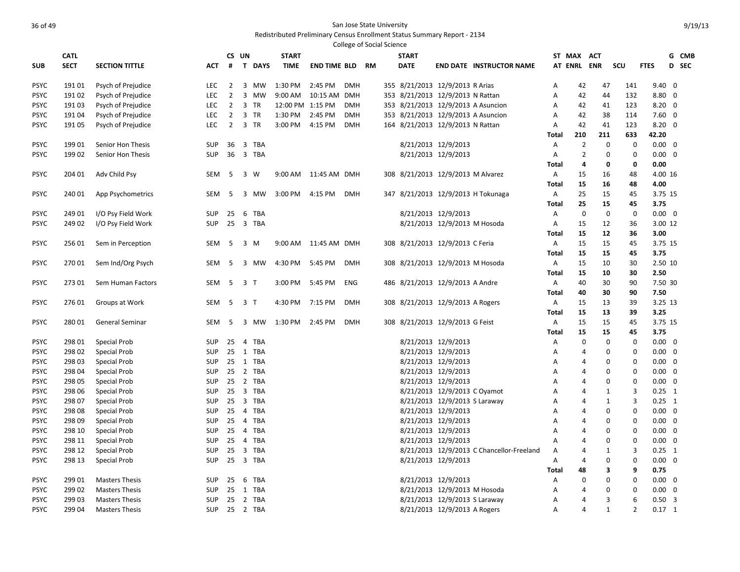San Jose State University

Redistributed Preliminary Census Enrollment Status Summary Report - 2134

College of Social Science

| SUB | CATL SECT | SECTION TITTLE | ACT | CS # | UN T | DAYS | START TIME | END TIME | BLD | RM | START DATE | END DATE | INSTRUCTOR NAME | ST AT | MAX ENRL | ACT ENR | SCU | FTES | G D | CMB SEC |
|---|---|---|---|---|---|---|---|---|---|---|---|---|---|---|---|---|---|---|---|---|
| PSYC | 191 01 | Psych of Prejudice | LEC | 2 | 3 | MW | 1:30 PM | 2:45 PM | DMH | 355 | 8/21/2013 | 12/9/2013 | R Arias | A | 42 | 47 | 141 | 9.40 | 0 | |
| PSYC | 191 02 | Psych of Prejudice | LEC | 2 | 3 | MW | 9:00 AM | 10:15 AM | DMH | 353 | 8/21/2013 | 12/9/2013 | N Rattan | A | 42 | 44 | 132 | 8.80 | 0 | |
| PSYC | 191 03 | Psych of Prejudice | LEC | 2 | 3 | TR | 12:00 PM | 1:15 PM | DMH | 353 | 8/21/2013 | 12/9/2013 | A Asuncion | A | 42 | 41 | 123 | 8.20 | 0 | |
| PSYC | 191 04 | Psych of Prejudice | LEC | 2 | 3 | TR | 1:30 PM | 2:45 PM | DMH | 353 | 8/21/2013 | 12/9/2013 | A Asuncion | A | 42 | 38 | 114 | 7.60 | 0 | |
| PSYC | 191 05 | Psych of Prejudice | LEC | 2 | 3 | TR | 3:00 PM | 4:15 PM | DMH | 164 | 8/21/2013 | 12/9/2013 | N Rattan | A | 42 | 41 | 123 | 8.20 | 0 | |
| | | | | | | | | | | | | | | **Total** | **210** | **211** | **633** | **42.20** | | |
| PSYC | 199 01 | Senior Hon Thesis | SUP | 36 | 3 | TBA | | | | | 8/21/2013 | 12/9/2013 | | A | 2 | 0 | 0 | 0.00 | 0 | |
| PSYC | 199 02 | Senior Hon Thesis | SUP | 36 | 3 | TBA | | | | | 8/21/2013 | 12/9/2013 | | A | 2 | 0 | 0 | 0.00 | 0 | |
| | | | | | | | | | | | | | | **Total** | **4** | **0** | **0** | **0.00** | | |
| PSYC | 204 01 | Adv Child Psy | SEM | 5 | 3 | W | 9:00 AM | 11:45 AM | DMH | 308 | 8/21/2013 | 12/9/2013 | M Alvarez | A | 15 | 16 | 48 | 4.00 | 16 | |
| | | | | | | | | | | | | | | **Total** | **15** | **16** | **48** | **4.00** | | |
| PSYC | 240 01 | App Psychometrics | SEM | 5 | 3 | MW | 3:00 PM | 4:15 PM | DMH | 347 | 8/21/2013 | 12/9/2013 | H Tokunaga | A | 25 | 15 | 45 | 3.75 | 15 | |
| | | | | | | | | | | | | | | **Total** | **25** | **15** | **45** | **3.75** | | |
| PSYC | 249 01 | I/O Psy Field Work | SUP | 25 | 6 | TBA | | | | | 8/21/2013 | 12/9/2013 | | A | 0 | 0 | 0 | 0.00 | 0 | |
| PSYC | 249 02 | I/O Psy Field Work | SUP | 25 | 3 | TBA | | | | | 8/21/2013 | 12/9/2013 | M Hosoda | A | 15 | 12 | 36 | 3.00 | 12 | |
| | | | | | | | | | | | | | | **Total** | **15** | **12** | **36** | **3.00** | | |
| PSYC | 256 01 | Sem in Perception | SEM | 5 | 3 | M | 9:00 AM | 11:45 AM | DMH | 308 | 8/21/2013 | 12/9/2013 | C Feria | A | 15 | 15 | 45 | 3.75 | 15 | |
| | | | | | | | | | | | | | | **Total** | **15** | **15** | **45** | **3.75** | | |
| PSYC | 270 01 | Sem Ind/Org Psych | SEM | 5 | 3 | MW | 4:30 PM | 5:45 PM | DMH | 308 | 8/21/2013 | 12/9/2013 | M Hosoda | A | 15 | 10 | 30 | 2.50 | 10 | |
| | | | | | | | | | | | | | | **Total** | **15** | **10** | **30** | **2.50** | | |
| PSYC | 273 01 | Sem Human Factors | SEM | 5 | 3 | T | 3:00 PM | 5:45 PM | ENG | 486 | 8/21/2013 | 12/9/2013 | A Andre | A | 40 | 30 | 90 | 7.50 | 30 | |
| | | | | | | | | | | | | | | **Total** | **40** | **30** | **90** | **7.50** | | |
| PSYC | 276 01 | Groups at Work | SEM | 5 | 3 | T | 4:30 PM | 7:15 PM | DMH | 308 | 8/21/2013 | 12/9/2013 | A Rogers | A | 15 | 13 | 39 | 3.25 | 13 | |
| | | | | | | | | | | | | | | **Total** | **15** | **13** | **39** | **3.25** | | |
| PSYC | 280 01 | General Seminar | SEM | 5 | 3 | MW | 1:30 PM | 2:45 PM | DMH | 308 | 8/21/2013 | 12/9/2013 | G Feist | A | 15 | 15 | 45 | 3.75 | 15 | |
| | | | | | | | | | | | | | | **Total** | **15** | **15** | **45** | **3.75** | | |
| PSYC | 298 01 | Special Prob | SUP | 25 | 4 | TBA | | | | | 8/21/2013 | 12/9/2013 | | A | 0 | 0 | 0 | 0.00 | 0 | |
| PSYC | 298 02 | Special Prob | SUP | 25 | 1 | TBA | | | | | 8/21/2013 | 12/9/2013 | | A | 4 | 0 | 0 | 0.00 | 0 | |
| PSYC | 298 03 | Special Prob | SUP | 25 | 1 | TBA | | | | | 8/21/2013 | 12/9/2013 | | A | 4 | 0 | 0 | 0.00 | 0 | |
| PSYC | 298 04 | Special Prob | SUP | 25 | 2 | TBA | | | | | 8/21/2013 | 12/9/2013 | | A | 4 | 0 | 0 | 0.00 | 0 | |
| PSYC | 298 05 | Special Prob | SUP | 25 | 2 | TBA | | | | | 8/21/2013 | 12/9/2013 | | A | 4 | 0 | 0 | 0.00 | 0 | |
| PSYC | 298 06 | Special Prob | SUP | 25 | 3 | TBA | | | | | 8/21/2013 | 12/9/2013 | C Oyamot | A | 4 | 1 | 3 | 0.25 | 1 | |
| PSYC | 298 07 | Special Prob | SUP | 25 | 3 | TBA | | | | | 8/21/2013 | 12/9/2013 | S Laraway | A | 4 | 1 | 3 | 0.25 | 1 | |
| PSYC | 298 08 | Special Prob | SUP | 25 | 4 | TBA | | | | | 8/21/2013 | 12/9/2013 | | A | 4 | 0 | 0 | 0.00 | 0 | |
| PSYC | 298 09 | Special Prob | SUP | 25 | 4 | TBA | | | | | 8/21/2013 | 12/9/2013 | | A | 4 | 0 | 0 | 0.00 | 0 | |
| PSYC | 298 10 | Special Prob | SUP | 25 | 4 | TBA | | | | | 8/21/2013 | 12/9/2013 | | A | 4 | 0 | 0 | 0.00 | 0 | |
| PSYC | 298 11 | Special Prob | SUP | 25 | 4 | TBA | | | | | 8/21/2013 | 12/9/2013 | | A | 4 | 0 | 0 | 0.00 | 0 | |
| PSYC | 298 12 | Special Prob | SUP | 25 | 3 | TBA | | | | | 8/21/2013 | 12/9/2013 | C Chancellor-Freeland | A | 4 | 1 | 3 | 0.25 | 1 | |
| PSYC | 298 13 | Special Prob | SUP | 25 | 3 | TBA | | | | | 8/21/2013 | 12/9/2013 | | A | 4 | 0 | 0 | 0.00 | 0 | |
| | | | | | | | | | | | | | | **Total** | **48** | **3** | **9** | **0.75** | | |
| PSYC | 299 01 | Masters Thesis | SUP | 25 | 6 | TBA | | | | | 8/21/2013 | 12/9/2013 | | A | 0 | 0 | 0 | 0.00 | 0 | |
| PSYC | 299 02 | Masters Thesis | SUP | 25 | 1 | TBA | | | | | 8/21/2013 | 12/9/2013 | M Hosoda | A | 4 | 0 | 0 | 0.00 | 0 | |
| PSYC | 299 03 | Masters Thesis | SUP | 25 | 2 | TBA | | | | | 8/21/2013 | 12/9/2013 | S Laraway | A | 4 | 3 | 6 | 0.50 | 3 | |
| PSYC | 299 04 | Masters Thesis | SUP | 25 | 2 | TBA | | | | | 8/21/2013 | 12/9/2013 | A Rogers | A | 4 | 1 | 2 | 0.17 | 1 | |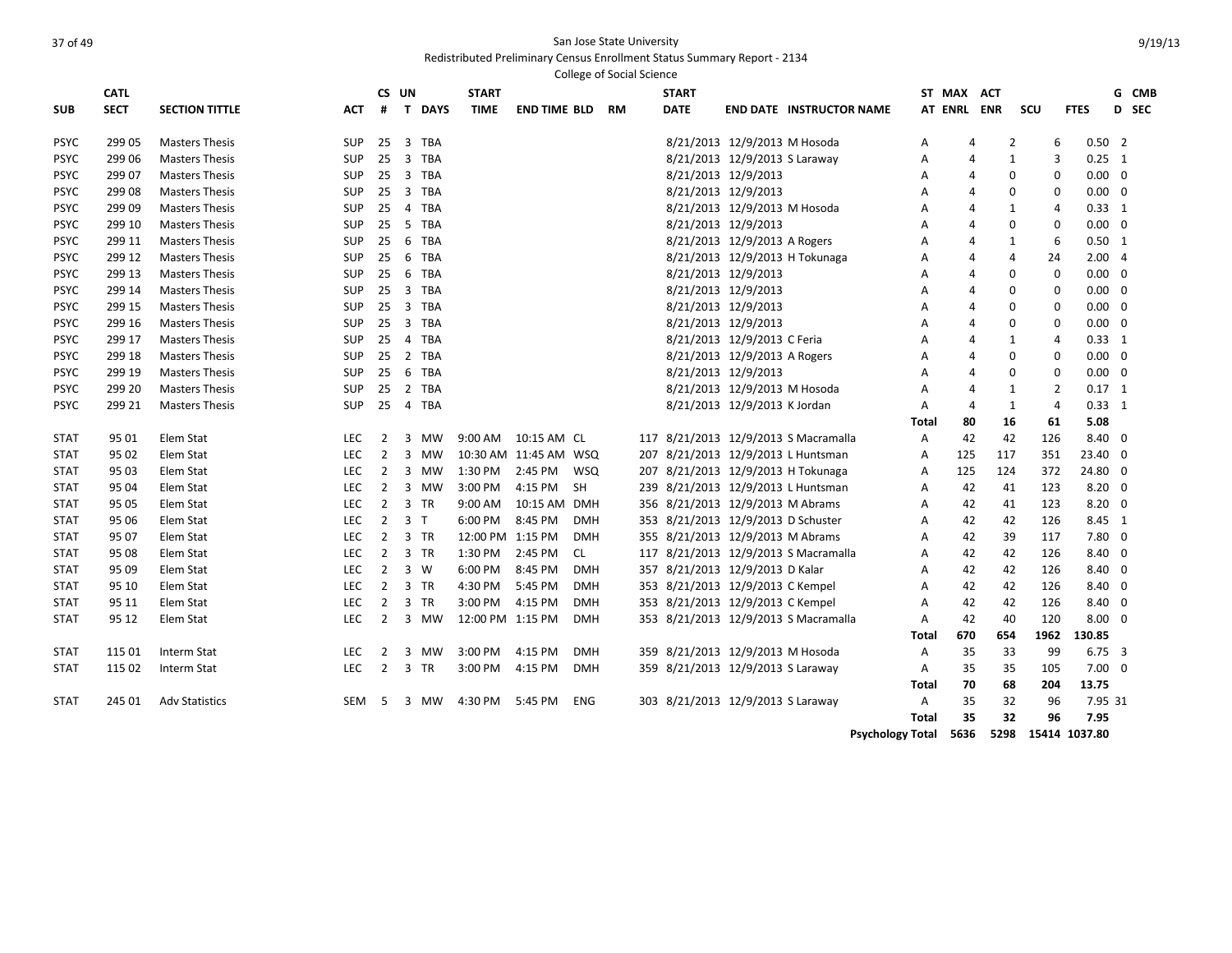San Jose State University

Redistributed Preliminary Census Enrollment Status Summary Report - 2134

College of Social Science

| SUB | CATL SECT | SECTION TITTLE | ACT | CS # | UN T | DAYS | START TIME | END TIME | BLD | RM | START DATE | END DATE | INSTRUCTOR NAME | ST AT | MAX ENRL | ACT ENR | SCU | FTES | G D | CMB SEC |
|---|---|---|---|---|---|---|---|---|---|---|---|---|---|---|---|---|---|---|---|---|
| PSYC | 299 05 | Masters Thesis | SUP | 25 | 3 | TBA | | | | | 8/21/2013 | 12/9/2013 | M Hosoda | A | 4 | 2 | 6 | 0.50 | 2 | |
| PSYC | 299 06 | Masters Thesis | SUP | 25 | 3 | TBA | | | | | 8/21/2013 | 12/9/2013 | S Laraway | A | 4 | 1 | 3 | 0.25 | 1 | |
| PSYC | 299 07 | Masters Thesis | SUP | 25 | 3 | TBA | | | | | 8/21/2013 | 12/9/2013 | | A | 4 | 0 | 0 | 0.00 | 0 | |
| PSYC | 299 08 | Masters Thesis | SUP | 25 | 3 | TBA | | | | | 8/21/2013 | 12/9/2013 | | A | 4 | 0 | 0 | 0.00 | 0 | |
| PSYC | 299 09 | Masters Thesis | SUP | 25 | 4 | TBA | | | | | 8/21/2013 | 12/9/2013 | M Hosoda | A | 4 | 1 | 4 | 0.33 | 1 | |
| PSYC | 299 10 | Masters Thesis | SUP | 25 | 5 | TBA | | | | | 8/21/2013 | 12/9/2013 | | A | 4 | 0 | 0 | 0.00 | 0 | |
| PSYC | 299 11 | Masters Thesis | SUP | 25 | 6 | TBA | | | | | 8/21/2013 | 12/9/2013 | A Rogers | A | 4 | 1 | 6 | 0.50 | 1 | |
| PSYC | 299 12 | Masters Thesis | SUP | 25 | 6 | TBA | | | | | 8/21/2013 | 12/9/2013 | H Tokunaga | A | 4 | 4 | 24 | 2.00 | 4 | |
| PSYC | 299 13 | Masters Thesis | SUP | 25 | 6 | TBA | | | | | 8/21/2013 | 12/9/2013 | | A | 4 | 0 | 0 | 0.00 | 0 | |
| PSYC | 299 14 | Masters Thesis | SUP | 25 | 3 | TBA | | | | | 8/21/2013 | 12/9/2013 | | A | 4 | 0 | 0 | 0.00 | 0 | |
| PSYC | 299 15 | Masters Thesis | SUP | 25 | 3 | TBA | | | | | 8/21/2013 | 12/9/2013 | | A | 4 | 0 | 0 | 0.00 | 0 | |
| PSYC | 299 16 | Masters Thesis | SUP | 25 | 3 | TBA | | | | | 8/21/2013 | 12/9/2013 | | A | 4 | 0 | 0 | 0.00 | 0 | |
| PSYC | 299 17 | Masters Thesis | SUP | 25 | 4 | TBA | | | | | 8/21/2013 | 12/9/2013 | C Feria | A | 4 | 1 | 4 | 0.33 | 1 | |
| PSYC | 299 18 | Masters Thesis | SUP | 25 | 2 | TBA | | | | | 8/21/2013 | 12/9/2013 | A Rogers | A | 4 | 0 | 0 | 0.00 | 0 | |
| PSYC | 299 19 | Masters Thesis | SUP | 25 | 6 | TBA | | | | | 8/21/2013 | 12/9/2013 | | A | 4 | 0 | 0 | 0.00 | 0 | |
| PSYC | 299 20 | Masters Thesis | SUP | 25 | 2 | TBA | | | | | 8/21/2013 | 12/9/2013 | M Hosoda | A | 4 | 1 | 2 | 0.17 | 1 | |
| PSYC | 299 21 | Masters Thesis | SUP | 25 | 4 | TBA | | | | | 8/21/2013 | 12/9/2013 | K Jordan | A | 4 | 1 | 4 | 0.33 | 1 | |
| | | | | | | | | | | | | | | **Total** | **80** | **16** | **61** | **5.08** | | |
| STAT | 95 01 | Elem Stat | LEC | 2 | 3 | MW | 9:00 AM | 10:15 AM | CL | 117 | 8/21/2013 | 12/9/2013 | S Macramalla | A | 42 | 42 | 126 | 8.40 | 0 | |
| STAT | 95 02 | Elem Stat | LEC | 2 | 3 | MW | 10:30 AM | 11:45 AM | WSQ | 207 | 8/21/2013 | 12/9/2013 | L Huntsman | A | 125 | 117 | 351 | 23.40 | 0 | |
| STAT | 95 03 | Elem Stat | LEC | 2 | 3 | MW | 1:30 PM | 2:45 PM | WSQ | 207 | 8/21/2013 | 12/9/2013 | H Tokunaga | A | 125 | 124 | 372 | 24.80 | 0 | |
| STAT | 95 04 | Elem Stat | LEC | 2 | 3 | MW | 3:00 PM | 4:15 PM | SH | 239 | 8/21/2013 | 12/9/2013 | L Huntsman | A | 42 | 41 | 123 | 8.20 | 0 | |
| STAT | 95 05 | Elem Stat | LEC | 2 | 3 | TR | 9:00 AM | 10:15 AM | DMH | 356 | 8/21/2013 | 12/9/2013 | M Abrams | A | 42 | 41 | 123 | 8.20 | 0 | |
| STAT | 95 06 | Elem Stat | LEC | 2 | 3 | T | 6:00 PM | 8:45 PM | DMH | 353 | 8/21/2013 | 12/9/2013 | D Schuster | A | 42 | 42 | 126 | 8.45 | 1 | |
| STAT | 95 07 | Elem Stat | LEC | 2 | 3 | TR | 12:00 PM | 1:15 PM | DMH | 355 | 8/21/2013 | 12/9/2013 | M Abrams | A | 42 | 39 | 117 | 7.80 | 0 | |
| STAT | 95 08 | Elem Stat | LEC | 2 | 3 | TR | 1:30 PM | 2:45 PM | CL | 117 | 8/21/2013 | 12/9/2013 | S Macramalla | A | 42 | 42 | 126 | 8.40 | 0 | |
| STAT | 95 09 | Elem Stat | LEC | 2 | 3 | W | 6:00 PM | 8:45 PM | DMH | 357 | 8/21/2013 | 12/9/2013 | D Kalar | A | 42 | 42 | 126 | 8.40 | 0 | |
| STAT | 95 10 | Elem Stat | LEC | 2 | 3 | TR | 4:30 PM | 5:45 PM | DMH | 353 | 8/21/2013 | 12/9/2013 | C Kempel | A | 42 | 42 | 126 | 8.40 | 0 | |
| STAT | 95 11 | Elem Stat | LEC | 2 | 3 | TR | 3:00 PM | 4:15 PM | DMH | 353 | 8/21/2013 | 12/9/2013 | C Kempel | A | 42 | 42 | 126 | 8.40 | 0 | |
| STAT | 95 12 | Elem Stat | LEC | 2 | 3 | MW | 12:00 PM | 1:15 PM | DMH | 353 | 8/21/2013 | 12/9/2013 | S Macramalla | A | 42 | 40 | 120 | 8.00 | 0 | |
| | | | | | | | | | | | | | | **Total** | **670** | **654** | **1962** | **130.85** | | |
| STAT | 115 01 | Interm Stat | LEC | 2 | 3 | MW | 3:00 PM | 4:15 PM | DMH | 359 | 8/21/2013 | 12/9/2013 | M Hosoda | A | 35 | 33 | 99 | 6.75 | 3 | |
| STAT | 115 02 | Interm Stat | LEC | 2 | 3 | TR | 3:00 PM | 4:15 PM | DMH | 359 | 8/21/2013 | 12/9/2013 | S Laraway | A | 35 | 35 | 105 | 7.00 | 0 | |
| | | | | | | | | | | | | | | **Total** | **70** | **68** | **204** | **13.75** | | |
| STAT | 245 01 | Adv Statistics | SEM | 5 | 3 | MW | 4:30 PM | 5:45 PM | ENG | 303 | 8/21/2013 | 12/9/2013 | S Laraway | A | 35 | 32 | 96 | 7.95 | 31 | |
| | | | | | | | | | | | | | | **Total** | **35** | **32** | **96** | **7.95** | | |
| | | | | | | | | | | | | | **Psychology Total** | | **5636** | **5298** | **15414** | **1037.80** | | |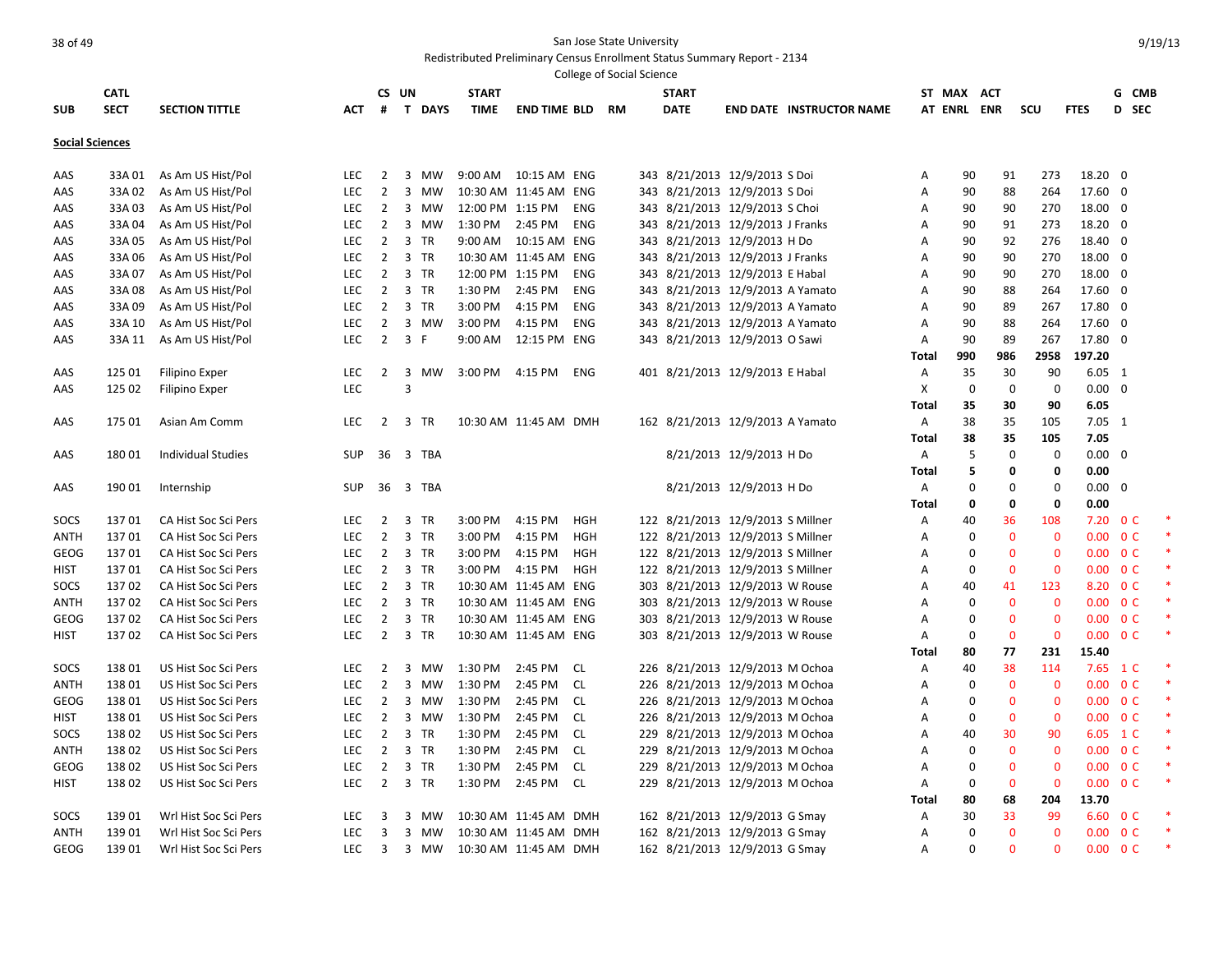San Jose State University

Redistributed Preliminary Census Enrollment Status Summary Report - 2134

College of Social Science

9/19/13

| SUB | CATL SECT | SECTION TITTLE | ACT | CS # | UN T | DAYS | START TIME | END TIME | BLD | RM | START DATE | END DATE | INSTRUCTOR NAME | ST AT | MAX ENRL | ACT ENR | SCU | FTES | G D | CMB SEC |
|---|---|---|---|---|---|---|---|---|---|---|---|---|---|---|---|---|---|---|---|---|
| **Social Sciences** | | | | | | | | | | | | | | | | | | | | |
| AAS | 33A 01 | As Am US Hist/Pol | LEC | 2 | 3 | MW | 9:00 AM | 10:15 AM | ENG | 343 | 8/21/2013 | 12/9/2013 | S Doi | A | 90 | 91 | 273 | 18.20 | 0 | |
| AAS | 33A 02 | As Am US Hist/Pol | LEC | 2 | 3 | MW | 10:30 AM | 11:45 AM | ENG | 343 | 8/21/2013 | 12/9/2013 | S Doi | A | 90 | 88 | 264 | 17.60 | 0 | |
| AAS | 33A 03 | As Am US Hist/Pol | LEC | 2 | 3 | MW | 12:00 PM | 1:15 PM | ENG | 343 | 8/21/2013 | 12/9/2013 | S Choi | A | 90 | 90 | 270 | 18.00 | 0 | |
| AAS | 33A 04 | As Am US Hist/Pol | LEC | 2 | 3 | MW | 1:30 PM | 2:45 PM | ENG | 343 | 8/21/2013 | 12/9/2013 | J Franks | A | 90 | 91 | 273 | 18.20 | 0 | |
| AAS | 33A 05 | As Am US Hist/Pol | LEC | 2 | 3 | TR | 9:00 AM | 10:15 AM | ENG | 343 | 8/21/2013 | 12/9/2013 | H Do | A | 90 | 92 | 276 | 18.40 | 0 | |
| AAS | 33A 06 | As Am US Hist/Pol | LEC | 2 | 3 | TR | 10:30 AM | 11:45 AM | ENG | 343 | 8/21/2013 | 12/9/2013 | J Franks | A | 90 | 90 | 270 | 18.00 | 0 | |
| AAS | 33A 07 | As Am US Hist/Pol | LEC | 2 | 3 | TR | 12:00 PM | 1:15 PM | ENG | 343 | 8/21/2013 | 12/9/2013 | E Habal | A | 90 | 90 | 270 | 18.00 | 0 | |
| AAS | 33A 08 | As Am US Hist/Pol | LEC | 2 | 3 | TR | 1:30 PM | 2:45 PM | ENG | 343 | 8/21/2013 | 12/9/2013 | A Yamato | A | 90 | 88 | 264 | 17.60 | 0 | |
| AAS | 33A 09 | As Am US Hist/Pol | LEC | 2 | 3 | TR | 3:00 PM | 4:15 PM | ENG | 343 | 8/21/2013 | 12/9/2013 | A Yamato | A | 90 | 89 | 267 | 17.80 | 0 | |
| AAS | 33A 10 | As Am US Hist/Pol | LEC | 2 | 3 | MW | 3:00 PM | 4:15 PM | ENG | 343 | 8/21/2013 | 12/9/2013 | A Yamato | A | 90 | 88 | 264 | 17.60 | 0 | |
| AAS | 33A 11 | As Am US Hist/Pol | LEC | 2 | 3 | F | 9:00 AM | 12:15 PM | ENG | 343 | 8/21/2013 | 12/9/2013 | O Sawi | A | 90 | 89 | 267 | 17.80 | 0 | |
| | | | | | | | | | | | | | | **Total** | **990** | **986** | **2958** | **197.20** | | |
| AAS | 125 01 | Filipino Exper | LEC | 2 | 3 | MW | 3:00 PM | 4:15 PM | ENG | 401 | 8/21/2013 | 12/9/2013 | E Habal | A | 35 | 30 | 90 | 6.05 | 1 | |
| AAS | 125 02 | Filipino Exper | LEC | | 3 | | | | | | | | | X | 0 | 0 | 0 | 0.00 | 0 | |
| | | | | | | | | | | | | | | **Total** | **35** | **30** | **90** | **6.05** | | |
| AAS | 175 01 | Asian Am Comm | LEC | 2 | 3 | TR | 10:30 AM | 11:45 AM | DMH | 162 | 8/21/2013 | 12/9/2013 | A Yamato | A | 38 | 35 | 105 | 7.05 | 1 | |
| | | | | | | | | | | | | | | **Total** | **38** | **35** | **105** | **7.05** | | |
| AAS | 180 01 | Individual Studies | SUP | 36 | 3 | TBA | | | | | 8/21/2013 | 12/9/2013 | H Do | A | 5 | 0 | 0 | 0.00 | 0 | |
| | | | | | | | | | | | | | | **Total** | **5** | **0** | **0** | **0.00** | | |
| AAS | 190 01 | Internship | SUP | 36 | 3 | TBA | | | | | 8/21/2013 | 12/9/2013 | H Do | A | 0 | 0 | 0 | 0.00 | 0 | |
| | | | | | | | | | | | | | | **Total** | **0** | **0** | **0** | **0.00** | | |
| SOCS | 137 01 | CA Hist Soc Sci Pers | LEC | 2 | 3 | TR | 3:00 PM | 4:15 PM | HGH | 122 | 8/21/2013 | 12/9/2013 | S Millner | A | 40 | 36 | 108 | 7.20 | 0 | C * |
| ANTH | 137 01 | CA Hist Soc Sci Pers | LEC | 2 | 3 | TR | 3:00 PM | 4:15 PM | HGH | 122 | 8/21/2013 | 12/9/2013 | S Millner | A | 0 | 0 | 0 | 0.00 | 0 | C * |
| GEOG | 137 01 | CA Hist Soc Sci Pers | LEC | 2 | 3 | TR | 3:00 PM | 4:15 PM | HGH | 122 | 8/21/2013 | 12/9/2013 | S Millner | A | 0 | 0 | 0 | 0.00 | 0 | C * |
| HIST | 137 01 | CA Hist Soc Sci Pers | LEC | 2 | 3 | TR | 3:00 PM | 4:15 PM | HGH | 122 | 8/21/2013 | 12/9/2013 | S Millner | A | 0 | 0 | 0 | 0.00 | 0 | C * |
| SOCS | 137 02 | CA Hist Soc Sci Pers | LEC | 2 | 3 | TR | 10:30 AM | 11:45 AM | ENG | 303 | 8/21/2013 | 12/9/2013 | W Rouse | A | 40 | 41 | 123 | 8.20 | 0 | C * |
| ANTH | 137 02 | CA Hist Soc Sci Pers | LEC | 2 | 3 | TR | 10:30 AM | 11:45 AM | ENG | 303 | 8/21/2013 | 12/9/2013 | W Rouse | A | 0 | 0 | 0 | 0.00 | 0 | C * |
| GEOG | 137 02 | CA Hist Soc Sci Pers | LEC | 2 | 3 | TR | 10:30 AM | 11:45 AM | ENG | 303 | 8/21/2013 | 12/9/2013 | W Rouse | A | 0 | 0 | 0 | 0.00 | 0 | C * |
| HIST | 137 02 | CA Hist Soc Sci Pers | LEC | 2 | 3 | TR | 10:30 AM | 11:45 AM | ENG | 303 | 8/21/2013 | 12/9/2013 | W Rouse | A | 0 | 0 | 0 | 0.00 | 0 | C * |
| | | | | | | | | | | | | | | **Total** | **80** | **77** | **231** | **15.40** | | |
| SOCS | 138 01 | US Hist Soc Sci Pers | LEC | 2 | 3 | MW | 1:30 PM | 2:45 PM | CL | 226 | 8/21/2013 | 12/9/2013 | M Ochoa | A | 40 | 38 | 114 | 7.65 | 1 | C * |
| ANTH | 138 01 | US Hist Soc Sci Pers | LEC | 2 | 3 | MW | 1:30 PM | 2:45 PM | CL | 226 | 8/21/2013 | 12/9/2013 | M Ochoa | A | 0 | 0 | 0 | 0.00 | 0 | C * |
| GEOG | 138 01 | US Hist Soc Sci Pers | LEC | 2 | 3 | MW | 1:30 PM | 2:45 PM | CL | 226 | 8/21/2013 | 12/9/2013 | M Ochoa | A | 0 | 0 | 0 | 0.00 | 0 | C * |
| HIST | 138 01 | US Hist Soc Sci Pers | LEC | 2 | 3 | MW | 1:30 PM | 2:45 PM | CL | 226 | 8/21/2013 | 12/9/2013 | M Ochoa | A | 0 | 0 | 0 | 0.00 | 0 | C * |
| SOCS | 138 02 | US Hist Soc Sci Pers | LEC | 2 | 3 | TR | 1:30 PM | 2:45 PM | CL | 229 | 8/21/2013 | 12/9/2013 | M Ochoa | A | 40 | 30 | 90 | 6.05 | 1 | C * |
| ANTH | 138 02 | US Hist Soc Sci Pers | LEC | 2 | 3 | TR | 1:30 PM | 2:45 PM | CL | 229 | 8/21/2013 | 12/9/2013 | M Ochoa | A | 0 | 0 | 0 | 0.00 | 0 | C * |
| GEOG | 138 02 | US Hist Soc Sci Pers | LEC | 2 | 3 | TR | 1:30 PM | 2:45 PM | CL | 229 | 8/21/2013 | 12/9/2013 | M Ochoa | A | 0 | 0 | 0 | 0.00 | 0 | C * |
| HIST | 138 02 | US Hist Soc Sci Pers | LEC | 2 | 3 | TR | 1:30 PM | 2:45 PM | CL | 229 | 8/21/2013 | 12/9/2013 | M Ochoa | A | 0 | 0 | 0 | 0.00 | 0 | C * |
| | | | | | | | | | | | | | | **Total** | **80** | **68** | **204** | **13.70** | | |
| SOCS | 139 01 | Wrl Hist Soc Sci Pers | LEC | 3 | 3 | MW | 10:30 AM | 11:45 AM | DMH | 162 | 8/21/2013 | 12/9/2013 | G Smay | A | 30 | 33 | 99 | 6.60 | 0 | C * |
| ANTH | 139 01 | Wrl Hist Soc Sci Pers | LEC | 3 | 3 | MW | 10:30 AM | 11:45 AM | DMH | 162 | 8/21/2013 | 12/9/2013 | G Smay | A | 0 | 0 | 0 | 0.00 | 0 | C * |
| GEOG | 139 01 | Wrl Hist Soc Sci Pers | LEC | 3 | 3 | MW | 10:30 AM | 11:45 AM | DMH | 162 | 8/21/2013 | 12/9/2013 | G Smay | A | 0 | 0 | 0 | 0.00 | 0 | C * |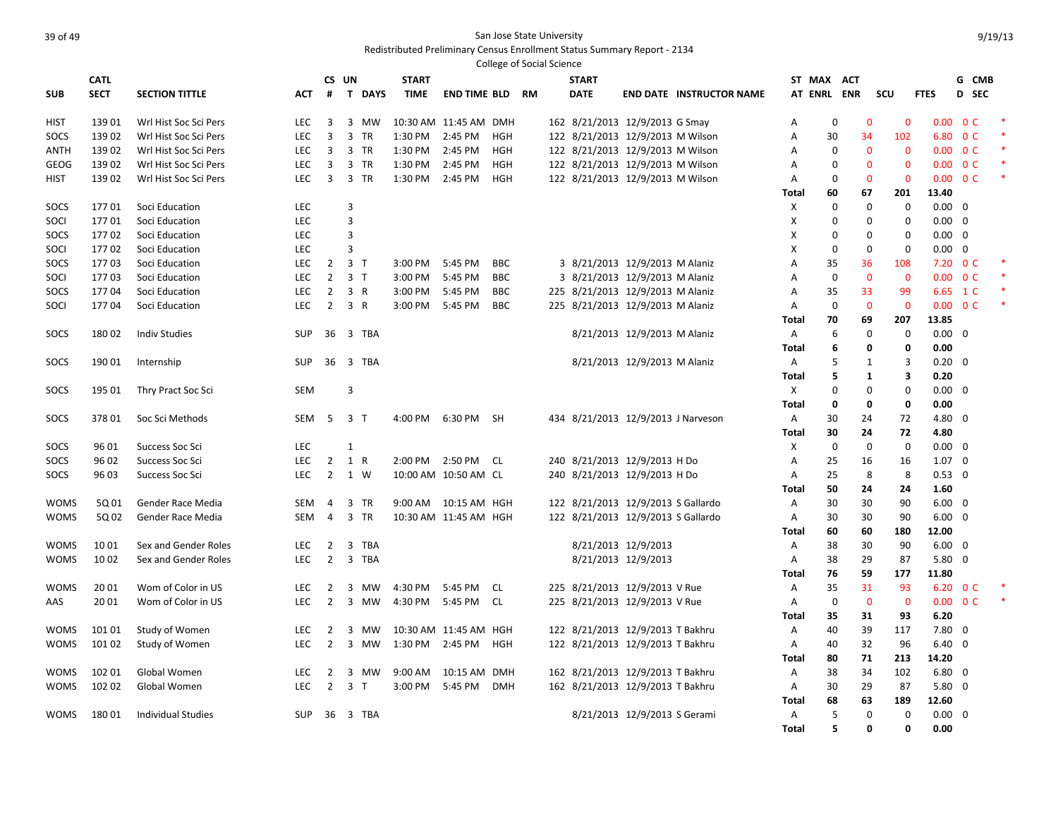San Jose State University

Redistributed Preliminary Census Enrollment Status Summary Report - 2134

College of Social Science

| SUB | CATL SECT | SECTION TITTLE | ACT | CS # | UN T | DAYS | START TIME | END TIME | BLD | RM | START DATE | END DATE | INSTRUCTOR NAME | ST AT | MAX ENRL | ACT ENR | SCU | FTES | G D | CMB SEC | |
|---|---|---|---|---|---|---|---|---|---|---|---|---|---|---|---|---|---|---|---|---|---|
| HIST | 139 01 | Wrl Hist Soc Sci Pers | LEC | 3 | 3 | MW | 10:30 AM | 11:45 AM | DMH | 162 | 8/21/2013 | 12/9/2013 | G Smay | A | 0 | 0 | 0 | 0.00 | 0 | C | * |
| SOCS | 139 02 | Wrl Hist Soc Sci Pers | LEC | 3 | 3 | TR | 1:30 PM | 2:45 PM | HGH | 122 | 8/21/2013 | 12/9/2013 | M Wilson | A | 30 | 34 | 102 | 6.80 | 0 | C | * |
| ANTH | 139 02 | Wrl Hist Soc Sci Pers | LEC | 3 | 3 | TR | 1:30 PM | 2:45 PM | HGH | 122 | 8/21/2013 | 12/9/2013 | M Wilson | A | 0 | 0 | 0 | 0.00 | 0 | C | * |
| GEOG | 139 02 | Wrl Hist Soc Sci Pers | LEC | 3 | 3 | TR | 1:30 PM | 2:45 PM | HGH | 122 | 8/21/2013 | 12/9/2013 | M Wilson | A | 0 | 0 | 0 | 0.00 | 0 | C | * |
| HIST | 139 02 | Wrl Hist Soc Sci Pers | LEC | 3 | 3 | TR | 1:30 PM | 2:45 PM | HGH | 122 | 8/21/2013 | 12/9/2013 | M Wilson | A | 0 | 0 | 0 | 0.00 | 0 | C | * |
| | | | | | | | | | | | | | | Total | 60 | 67 | 201 | 13.40 | | | |
| SOCS | 177 01 | Soci Education | LEC | | 3 | | | | | | | | | X | 0 | 0 | 0 | 0.00 | 0 | | |
| SOCI | 177 01 | Soci Education | LEC | | 3 | | | | | | | | | X | 0 | 0 | 0 | 0.00 | 0 | | |
| SOCS | 177 02 | Soci Education | LEC | | 3 | | | | | | | | | X | 0 | 0 | 0 | 0.00 | 0 | | |
| SOCI | 177 02 | Soci Education | LEC | | 3 | | | | | | | | | X | 0 | 0 | 0 | 0.00 | 0 | | |
| SOCS | 177 03 | Soci Education | LEC | 2 | 3 | T | 3:00 PM | 5:45 PM | BBC | 3 | 8/21/2013 | 12/9/2013 | M Alaniz | A | 35 | 36 | 108 | 7.20 | 0 | C | * |
| SOCI | 177 03 | Soci Education | LEC | 2 | 3 | T | 3:00 PM | 5:45 PM | BBC | 3 | 8/21/2013 | 12/9/2013 | M Alaniz | A | 0 | 0 | 0 | 0.00 | 0 | C | * |
| SOCS | 177 04 | Soci Education | LEC | 2 | 3 | R | 3:00 PM | 5:45 PM | BBC | 225 | 8/21/2013 | 12/9/2013 | M Alaniz | A | 35 | 33 | 99 | 6.65 | 1 | C | * |
| SOCI | 177 04 | Soci Education | LEC | 2 | 3 | R | 3:00 PM | 5:45 PM | BBC | 225 | 8/21/2013 | 12/9/2013 | M Alaniz | A | 0 | 0 | 0 | 0.00 | 0 | C | * |
| | | | | | | | | | | | | | | Total | 70 | 69 | 207 | 13.85 | | | |
| SOCS | 180 02 | Indiv Studies | SUP | 36 | 3 | TBA | | | | | 8/21/2013 | 12/9/2013 | M Alaniz | A | 6 | 0 | 0 | 0.00 | 0 | | |
| | | | | | | | | | | | | | | Total | 6 | 0 | 0 | 0.00 | | | |
| SOCS | 190 01 | Internship | SUP | 36 | 3 | TBA | | | | | 8/21/2013 | 12/9/2013 | M Alaniz | A | 5 | 1 | 3 | 0.20 | 0 | | |
| | | | | | | | | | | | | | | Total | 5 | 1 | 3 | 0.20 | | | |
| SOCS | 195 01 | Thry Pract Soc Sci | SEM | | 3 | | | | | | | | | X | 0 | 0 | 0 | 0.00 | 0 | | |
| | | | | | | | | | | | | | | Total | 0 | 0 | 0 | 0.00 | | | |
| SOCS | 378 01 | Soc Sci Methods | SEM | 5 | 3 | T | 4:00 PM | 6:30 PM | SH | 434 | 8/21/2013 | 12/9/2013 | J Narveson | A | 30 | 24 | 72 | 4.80 | 0 | | |
| | | | | | | | | | | | | | | Total | 30 | 24 | 72 | 4.80 | | | |
| SOCS | 96 01 | Success Soc Sci | LEC | | 1 | | | | | | | | | X | 0 | 0 | 0 | 0.00 | 0 | | |
| SOCS | 96 02 | Success Soc Sci | LEC | 2 | 1 | R | 2:00 PM | 2:50 PM | CL | 240 | 8/21/2013 | 12/9/2013 | H Do | A | 25 | 16 | 16 | 1.07 | 0 | | |
| SOCS | 96 03 | Success Soc Sci | LEC | 2 | 1 | W | 10:00 AM | 10:50 AM | CL | 240 | 8/21/2013 | 12/9/2013 | H Do | A | 25 | 8 | 8 | 0.53 | 0 | | |
| | | | | | | | | | | | | | | Total | 50 | 24 | 24 | 1.60 | | | |
| WOMS | 5Q 01 | Gender Race Media | SEM | 4 | 3 | TR | 9:00 AM | 10:15 AM | HGH | 122 | 8/21/2013 | 12/9/2013 | S Gallardo | A | 30 | 30 | 90 | 6.00 | 0 | | |
| WOMS | 5Q 02 | Gender Race Media | SEM | 4 | 3 | TR | 10:30 AM | 11:45 AM | HGH | 122 | 8/21/2013 | 12/9/2013 | S Gallardo | A | 30 | 30 | 90 | 6.00 | 0 | | |
| | | | | | | | | | | | | | | Total | 60 | 60 | 180 | 12.00 | | | |
| WOMS | 10 01 | Sex and Gender Roles | LEC | 2 | 3 | TBA | | | | | 8/21/2013 | 12/9/2013 | | A | 38 | 30 | 90 | 6.00 | 0 | | |
| WOMS | 10 02 | Sex and Gender Roles | LEC | 2 | 3 | TBA | | | | | 8/21/2013 | 12/9/2013 | | A | 38 | 29 | 87 | 5.80 | 0 | | |
| | | | | | | | | | | | | | | Total | 76 | 59 | 177 | 11.80 | | | |
| WOMS | 20 01 | Wom of Color in US | LEC | 2 | 3 | MW | 4:30 PM | 5:45 PM | CL | 225 | 8/21/2013 | 12/9/2013 | V Rue | A | 35 | 31 | 93 | 6.20 | 0 | C | * |
| AAS | 20 01 | Wom of Color in US | LEC | 2 | 3 | MW | 4:30 PM | 5:45 PM | CL | 225 | 8/21/2013 | 12/9/2013 | V Rue | A | 0 | 0 | 0 | 0.00 | 0 | C | * |
| | | | | | | | | | | | | | | Total | 35 | 31 | 93 | 6.20 | | | |
| WOMS | 101 01 | Study of Women | LEC | 2 | 3 | MW | 10:30 AM | 11:45 AM | HGH | 122 | 8/21/2013 | 12/9/2013 | T Bakhru | A | 40 | 39 | 117 | 7.80 | 0 | | |
| WOMS | 101 02 | Study of Women | LEC | 2 | 3 | MW | 1:30 PM | 2:45 PM | HGH | 122 | 8/21/2013 | 12/9/2013 | T Bakhru | A | 40 | 32 | 96 | 6.40 | 0 | | |
| | | | | | | | | | | | | | | Total | 80 | 71 | 213 | 14.20 | | | |
| WOMS | 102 01 | Global Women | LEC | 2 | 3 | MW | 9:00 AM | 10:15 AM | DMH | 162 | 8/21/2013 | 12/9/2013 | T Bakhru | A | 38 | 34 | 102 | 6.80 | 0 | | |
| WOMS | 102 02 | Global Women | LEC | 2 | 3 | T | 3:00 PM | 5:45 PM | DMH | 162 | 8/21/2013 | 12/9/2013 | T Bakhru | A | 30 | 29 | 87 | 5.80 | 0 | | |
| | | | | | | | | | | | | | | Total | 68 | 63 | 189 | 12.60 | | | |
| WOMS | 180 01 | Individual Studies | SUP | 36 | 3 | TBA | | | | | 8/21/2013 | 12/9/2013 | S Gerami | A | 5 | 0 | 0 | 0.00 | 0 | | |
| | | | | | | | | | | | | | | Total | 5 | 0 | 0 | 0.00 | | | |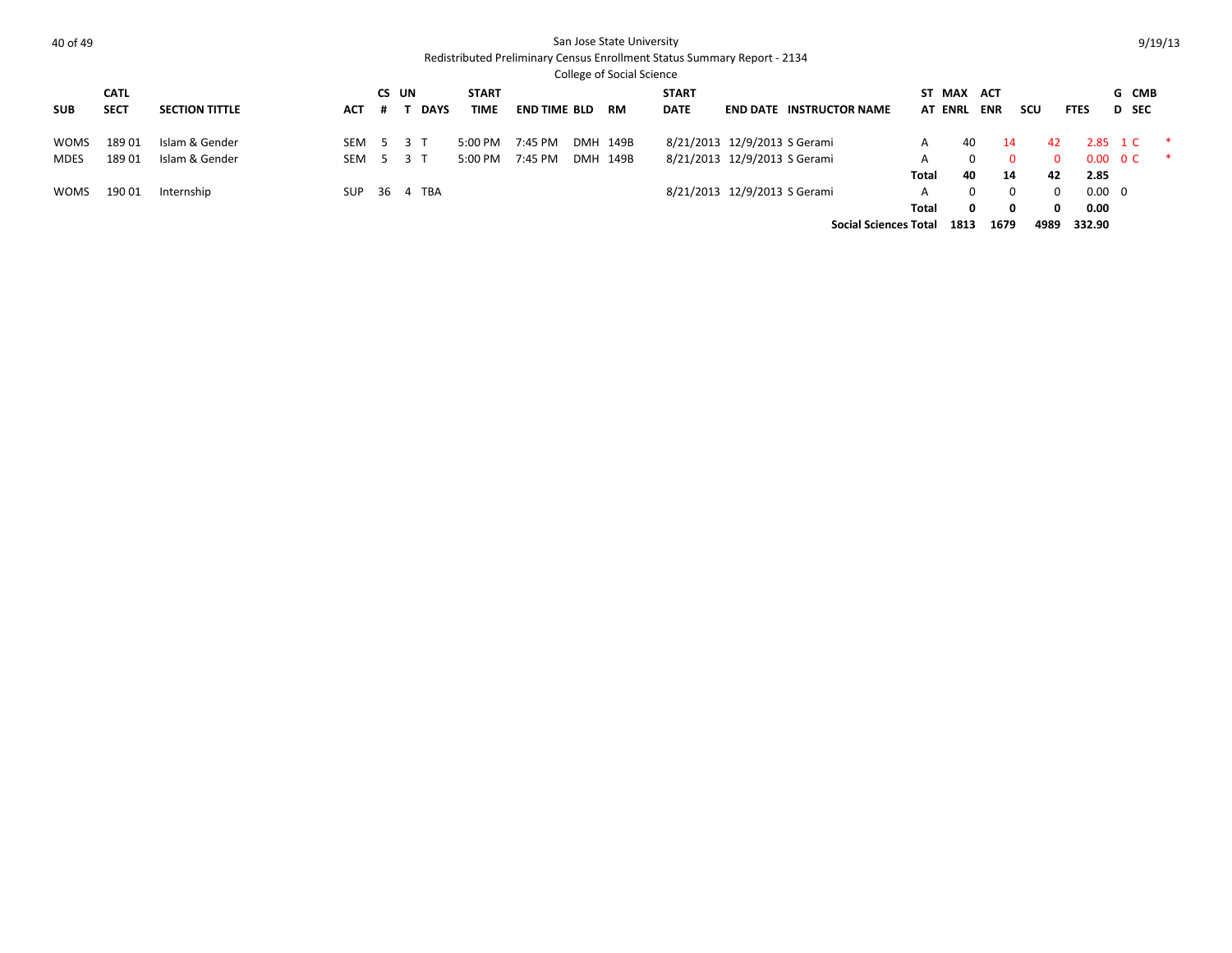San Jose State University

Redistributed Preliminary Census Enrollment Status Summary Report - 2134

College of Social Science

9/19/13

| SUB | CATL SECT | SECTION TITTLE | ACT | CS # | UN T | DAYS | START TIME | END TIME | BLD | RM | START DATE | END DATE | INSTRUCTOR NAME | ST AT | MAX ENRL | ACT ENR | SCU | FTES | G D | CMB SEC | |
|---|---|---|---|---|---|---|---|---|---|---|---|---|---|---|---|---|---|---|---|---|---|
| WOMS | 189 01 | Islam & Gender | SEM | 5 | 3 | T | 5:00 PM | 7:45 PM | DMH | 149B | 8/21/2013 | 12/9/2013 | S Gerami | A | 40 | 14 | 42 | 2.85 | 1 | C | * |
| MDES | 189 01 | Islam & Gender | SEM | 5 | 3 | T | 5:00 PM | 7:45 PM | DMH | 149B | 8/21/2013 | 12/9/2013 | S Gerami | A | 0 | 0 | 0 | 0.00 | 0 | C | * |
| | | | | | | | | | | | | | | Total | 40 | 14 | 42 | 2.85 | | | |
| WOMS | 190 01 | Internship | SUP | 36 | 4 | TBA | | | | | 8/21/2013 | 12/9/2013 | S Gerami | A | 0 | 0 | 0 | 0.00 | 0 | | |
| | | | | | | | | | | | | | | Total | 0 | 0 | 0 | 0.00 | | | |
| | | | | | | | | | | | | | Social Sciences Total | | 1813 | 1679 | 4989 | 332.90 | | | |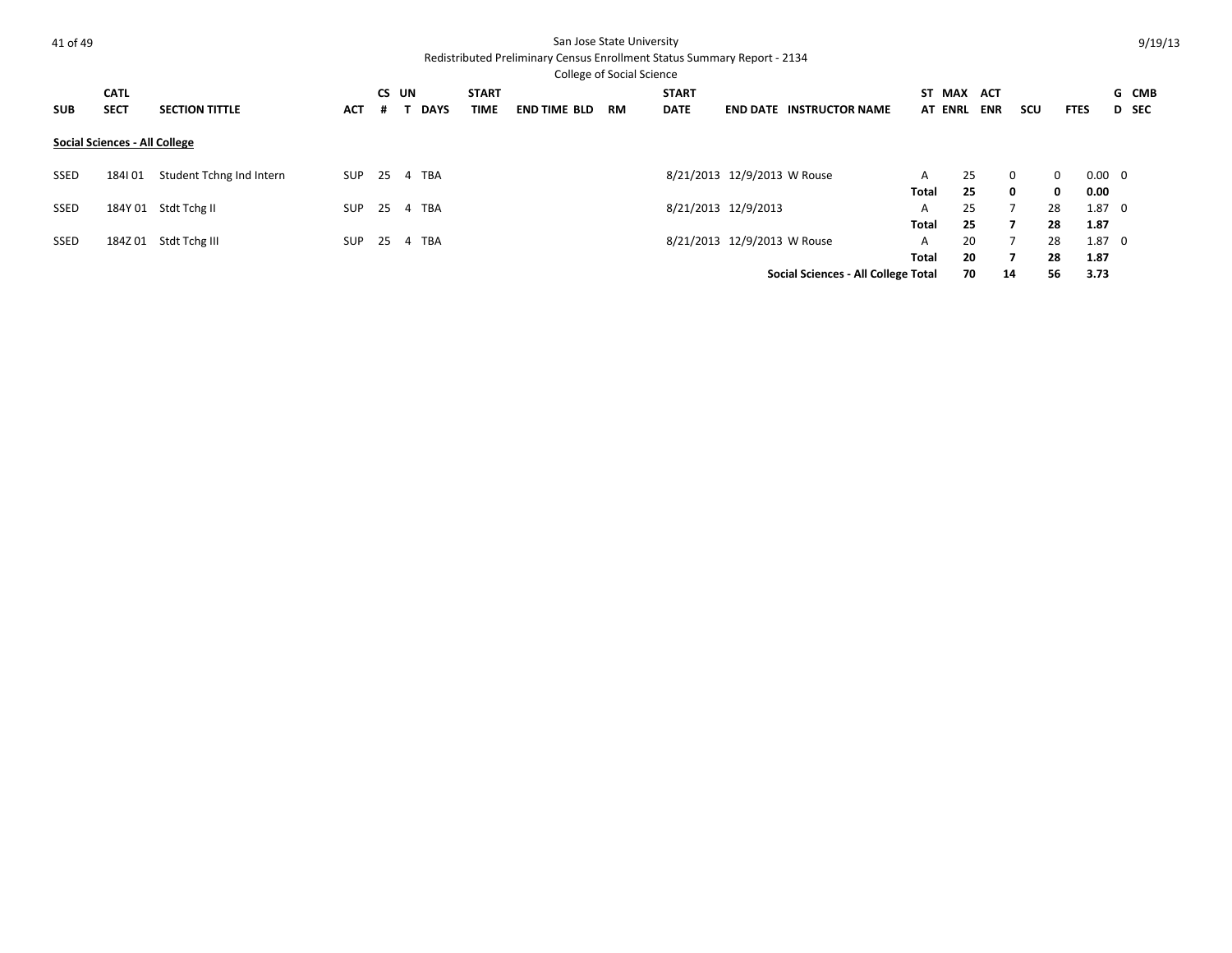San Jose State University

Redistributed Preliminary Census Enrollment Status Summary Report - 2134

College of Social Science

| SUB | CATL SECT | SECTION TITTLE | ACT | CS # | UN T | DAYS | START TIME | END TIME | BLD | RM | START DATE | END DATE | INSTRUCTOR NAME | ST AT | MAX ENRL | ACT ENR | SCU | FTES | G D | CMB SEC |
|---|---|---|---|---|---|---|---|---|---|---|---|---|---|---|---|---|---|---|---|---|
| **Social Sciences - All College** | | | | | | | | | | | | | | | | | | | | |
| SSED | 184I 01 | Student Tchng Ind Intern | SUP | 25 | 4 | TBA | | | | | 8/21/2013 | 12/9/2013 | W Rouse | A | 25 | 0 | 0 | 0.00 | 0 | |
| | | | | | | | | | | | | | | **Total** | **25** | **0** | **0** | **0.00** | | |
| SSED | 184Y 01 | Stdt Tchg II | SUP | 25 | 4 | TBA | | | | | 8/21/2013 | 12/9/2013 | | A | 25 | 7 | 28 | 1.87 | 0 | |
| | | | | | | | | | | | | | | **Total** | **25** | **7** | **28** | **1.87** | | |
| SSED | 184Z 01 | Stdt Tchg III | SUP | 25 | 4 | TBA | | | | | 8/21/2013 | 12/9/2013 | W Rouse | A | 20 | 7 | 28 | 1.87 | 0 | |
| | | | | | | | | | | | | | | **Total** | **20** | **7** | **28** | **1.87** | | |
| | | | | | | | | | | | | | **Social Sciences - All College Total** | | **70** | **14** | **56** | **3.73** | | |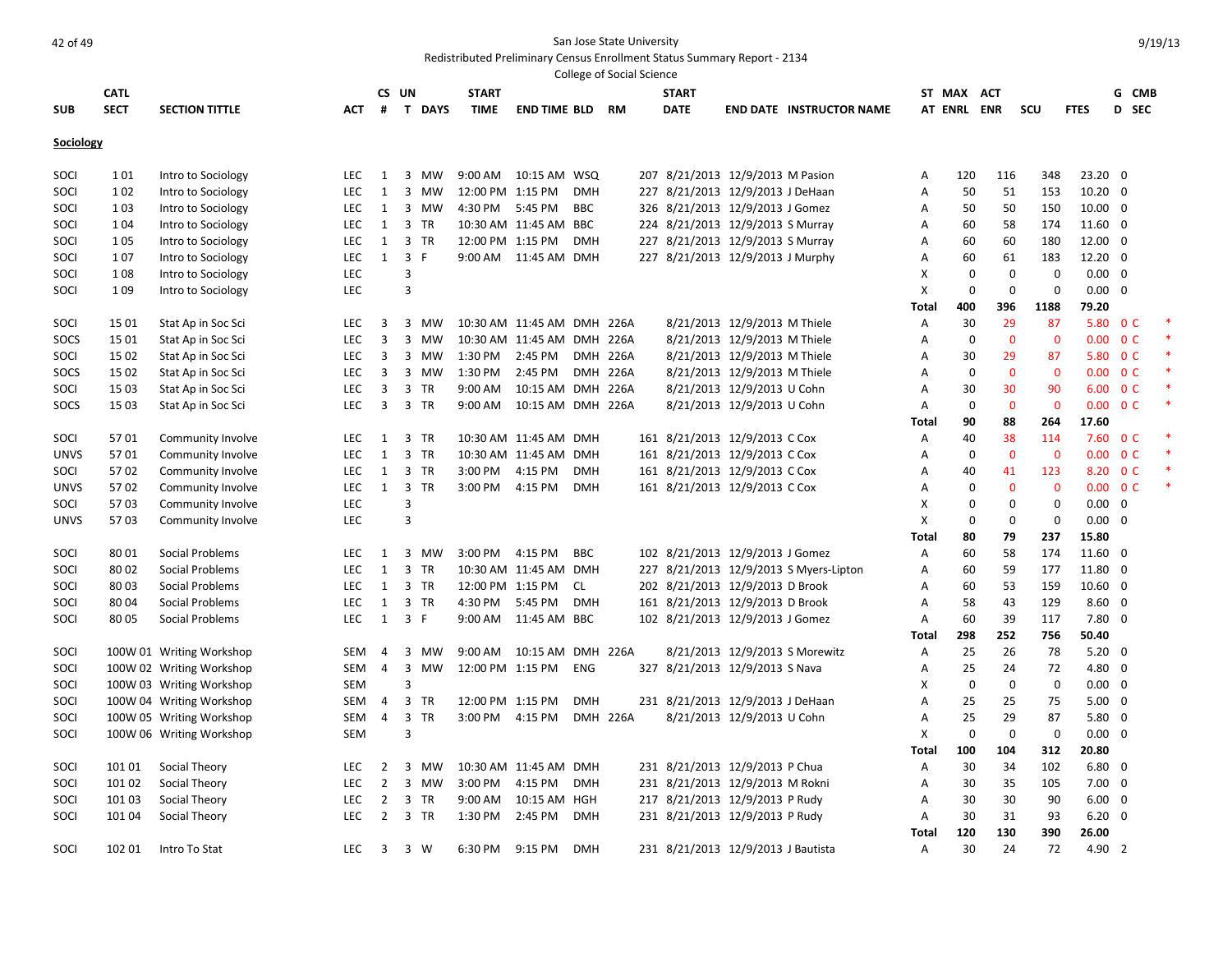San Jose State University
Redistributed Preliminary Census Enrollment Status Summary Report - 2134
College of Social Science

| SUB | CATL SECT | SECTION TITTLE | ACT | CS # | UN T | DAYS | START TIME | END TIME | BLD | RM | START DATE | END DATE | INSTRUCTOR NAME | ST AT | MAX ENRL | ACT ENR | SCU | FTES | G D | CMB SEC |
|---|---|---|---|---|---|---|---|---|---|---|---|---|---|---|---|---|---|---|---|---|
| **Sociology** | | | | | | | | | | | | | | | | | | | | |
| SOCI | 1 01 | Intro to Sociology | LEC | 1 | 3 | MW | 9:00 AM | 10:15 AM | WSQ | 207 | 8/21/2013 | 12/9/2013 | M Pasion | A | 120 | 116 | 348 | 23.20 | 0 | |
| SOCI | 1 02 | Intro to Sociology | LEC | 1 | 3 | MW | 12:00 PM | 1:15 PM | DMH | 227 | 8/21/2013 | 12/9/2013 | J DeHaan | A | 50 | 51 | 153 | 10.20 | 0 | |
| SOCI | 1 03 | Intro to Sociology | LEC | 1 | 3 | MW | 4:30 PM | 5:45 PM | BBC | 326 | 8/21/2013 | 12/9/2013 | J Gomez | A | 50 | 50 | 150 | 10.00 | 0 | |
| SOCI | 1 04 | Intro to Sociology | LEC | 1 | 3 | TR | 10:30 AM | 11:45 AM | BBC | 224 | 8/21/2013 | 12/9/2013 | S Murray | A | 60 | 58 | 174 | 11.60 | 0 | |
| SOCI | 1 05 | Intro to Sociology | LEC | 1 | 3 | TR | 12:00 PM | 1:15 PM | DMH | 227 | 8/21/2013 | 12/9/2013 | S Murray | A | 60 | 60 | 180 | 12.00 | 0 | |
| SOCI | 1 07 | Intro to Sociology | LEC | 1 | 3 | F | 9:00 AM | 11:45 AM | DMH | 227 | 8/21/2013 | 12/9/2013 | J Murphy | A | 60 | 61 | 183 | 12.20 | 0 | |
| SOCI | 1 08 | Intro to Sociology | LEC | | 3 | | | | | | | | | X | 0 | 0 | 0 | 0.00 | 0 | |
| SOCI | 1 09 | Intro to Sociology | LEC | | 3 | | | | | | | | | X | 0 | 0 | 0 | 0.00 | 0 | |
| | | | | | | | | | | | | | | **Total** | **400** | **396** | **1188** | **79.20** | | |
| SOCI | 15 01 | Stat Ap in Soc Sci | LEC | 3 | 3 | MW | 10:30 AM | 11:45 AM | DMH | 226A | 8/21/2013 | 12/9/2013 | M Thiele | A | 30 | 29 | 87 | 5.80 | 0 | C * |
| SOCS | 15 01 | Stat Ap in Soc Sci | LEC | 3 | 3 | MW | 10:30 AM | 11:45 AM | DMH | 226A | 8/21/2013 | 12/9/2013 | M Thiele | A | 0 | 0 | 0 | 0.00 | 0 | C * |
| SOCI | 15 02 | Stat Ap in Soc Sci | LEC | 3 | 3 | MW | 1:30 PM | 2:45 PM | DMH | 226A | 8/21/2013 | 12/9/2013 | M Thiele | A | 30 | 29 | 87 | 5.80 | 0 | C * |
| SOCS | 15 02 | Stat Ap in Soc Sci | LEC | 3 | 3 | MW | 1:30 PM | 2:45 PM | DMH | 226A | 8/21/2013 | 12/9/2013 | M Thiele | A | 0 | 0 | 0 | 0.00 | 0 | C * |
| SOCI | 15 03 | Stat Ap in Soc Sci | LEC | 3 | 3 | TR | 9:00 AM | 10:15 AM | DMH | 226A | 8/21/2013 | 12/9/2013 | U Cohn | A | 30 | 30 | 90 | 6.00 | 0 | C * |
| SOCS | 15 03 | Stat Ap in Soc Sci | LEC | 3 | 3 | TR | 9:00 AM | 10:15 AM | DMH | 226A | 8/21/2013 | 12/9/2013 | U Cohn | A | 0 | 0 | 0 | 0.00 | 0 | C * |
| | | | | | | | | | | | | | | **Total** | **90** | **88** | **264** | **17.60** | | |
| SOCI | 57 01 | Community Involve | LEC | 1 | 3 | TR | 10:30 AM | 11:45 AM | DMH | 161 | 8/21/2013 | 12/9/2013 | C Cox | A | 40 | 38 | 114 | 7.60 | 0 | C * |
| UNVS | 57 01 | Community Involve | LEC | 1 | 3 | TR | 10:30 AM | 11:45 AM | DMH | 161 | 8/21/2013 | 12/9/2013 | C Cox | A | 0 | 0 | 0 | 0.00 | 0 | C * |
| SOCI | 57 02 | Community Involve | LEC | 1 | 3 | TR | 3:00 PM | 4:15 PM | DMH | 161 | 8/21/2013 | 12/9/2013 | C Cox | A | 40 | 41 | 123 | 8.20 | 0 | C * |
| UNVS | 57 02 | Community Involve | LEC | 1 | 3 | TR | 3:00 PM | 4:15 PM | DMH | 161 | 8/21/2013 | 12/9/2013 | C Cox | A | 0 | 0 | 0 | 0.00 | 0 | C * |
| SOCI | 57 03 | Community Involve | LEC | | 3 | | | | | | | | | X | 0 | 0 | 0 | 0.00 | 0 | |
| UNVS | 57 03 | Community Involve | LEC | | 3 | | | | | | | | | X | 0 | 0 | 0 | 0.00 | 0 | |
| | | | | | | | | | | | | | | **Total** | **80** | **79** | **237** | **15.80** | | |
| SOCI | 80 01 | Social Problems | LEC | 1 | 3 | MW | 3:00 PM | 4:15 PM | BBC | 102 | 8/21/2013 | 12/9/2013 | J Gomez | A | 60 | 58 | 174 | 11.60 | 0 | |
| SOCI | 80 02 | Social Problems | LEC | 1 | 3 | TR | 10:30 AM | 11:45 AM | DMH | 227 | 8/21/2013 | 12/9/2013 | S Myers-Lipton | A | 60 | 59 | 177 | 11.80 | 0 | |
| SOCI | 80 03 | Social Problems | LEC | 1 | 3 | TR | 12:00 PM | 1:15 PM | CL | 202 | 8/21/2013 | 12/9/2013 | D Brook | A | 60 | 53 | 159 | 10.60 | 0 | |
| SOCI | 80 04 | Social Problems | LEC | 1 | 3 | TR | 4:30 PM | 5:45 PM | DMH | 161 | 8/21/2013 | 12/9/2013 | D Brook | A | 58 | 43 | 129 | 8.60 | 0 | |
| SOCI | 80 05 | Social Problems | LEC | 1 | 3 | F | 9:00 AM | 11:45 AM | BBC | 102 | 8/21/2013 | 12/9/2013 | J Gomez | A | 60 | 39 | 117 | 7.80 | 0 | |
| | | | | | | | | | | | | | | **Total** | **298** | **252** | **756** | **50.40** | | |
| SOCI | 100W 01 | Writing Workshop | SEM | 4 | 3 | MW | 9:00 AM | 10:15 AM | DMH | 226A | 8/21/2013 | 12/9/2013 | S Morewitz | A | 25 | 26 | 78 | 5.20 | 0 | |
| SOCI | 100W 02 | Writing Workshop | SEM | 4 | 3 | MW | 12:00 PM | 1:15 PM | ENG | 327 | 8/21/2013 | 12/9/2013 | S Nava | A | 25 | 24 | 72 | 4.80 | 0 | |
| SOCI | 100W 03 | Writing Workshop | SEM | | 3 | | | | | | | | | X | 0 | 0 | 0 | 0.00 | 0 | |
| SOCI | 100W 04 | Writing Workshop | SEM | 4 | 3 | TR | 12:00 PM | 1:15 PM | DMH | 231 | 8/21/2013 | 12/9/2013 | J DeHaan | A | 25 | 25 | 75 | 5.00 | 0 | |
| SOCI | 100W 05 | Writing Workshop | SEM | 4 | 3 | TR | 3:00 PM | 4:15 PM | DMH | 226A | 8/21/2013 | 12/9/2013 | U Cohn | A | 25 | 29 | 87 | 5.80 | 0 | |
| SOCI | 100W 06 | Writing Workshop | SEM | | 3 | | | | | | | | | X | 0 | 0 | 0 | 0.00 | 0 | |
| | | | | | | | | | | | | | | **Total** | **100** | **104** | **312** | **20.80** | | |
| SOCI | 101 01 | Social Theory | LEC | 2 | 3 | MW | 10:30 AM | 11:45 AM | DMH | 231 | 8/21/2013 | 12/9/2013 | P Chua | A | 30 | 34 | 102 | 6.80 | 0 | |
| SOCI | 101 02 | Social Theory | LEC | 2 | 3 | MW | 3:00 PM | 4:15 PM | DMH | 231 | 8/21/2013 | 12/9/2013 | M Rokni | A | 30 | 35 | 105 | 7.00 | 0 | |
| SOCI | 101 03 | Social Theory | LEC | 2 | 3 | TR | 9:00 AM | 10:15 AM | HGH | 217 | 8/21/2013 | 12/9/2013 | P Rudy | A | 30 | 30 | 90 | 6.00 | 0 | |
| SOCI | 101 04 | Social Theory | LEC | 2 | 3 | TR | 1:30 PM | 2:45 PM | DMH | 231 | 8/21/2013 | 12/9/2013 | P Rudy | A | 30 | 31 | 93 | 6.20 | 0 | |
| | | | | | | | | | | | | | | **Total** | **120** | **130** | **390** | **26.00** | | |
| SOCI | 102 01 | Intro To Stat | LEC | 3 | 3 | W | 6:30 PM | 9:15 PM | DMH | 231 | 8/21/2013 | 12/9/2013 | J Bautista | A | 30 | 24 | 72 | 4.90 | 2 | |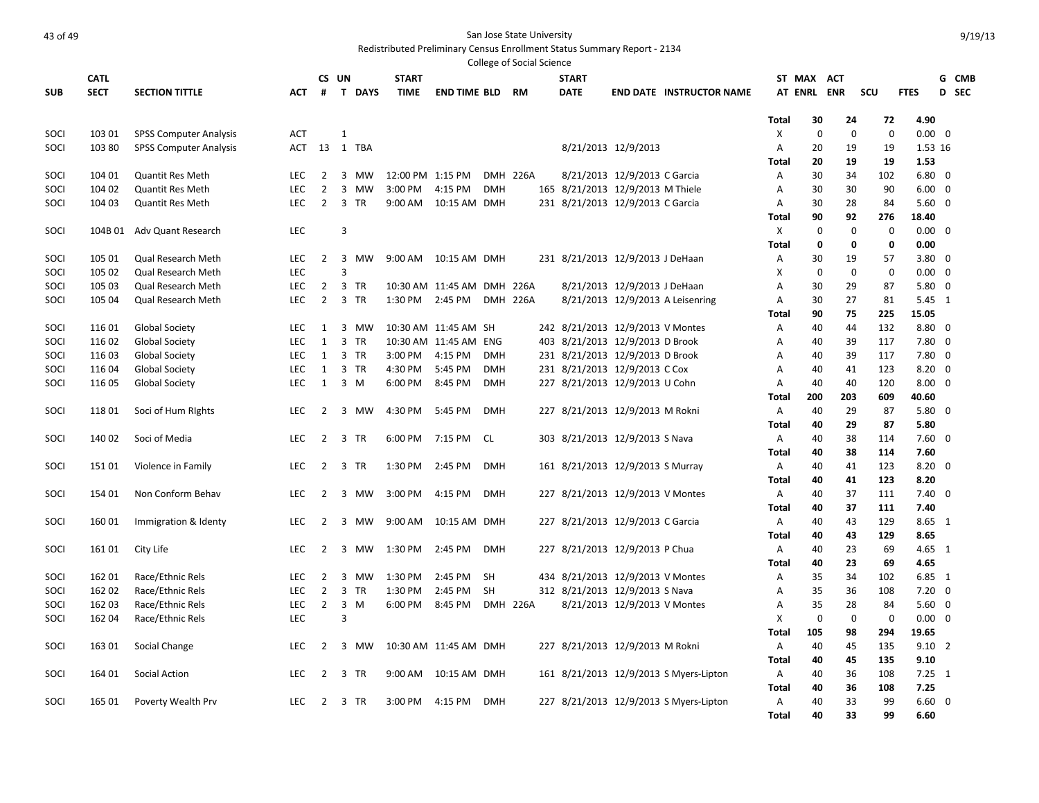San Jose State University

Redistributed Preliminary Census Enrollment Status Summary Report - 2134

College of Social Science

| SUB | CATL SECT | SECTION TITTLE | ACT | CS # | UN T | DAYS | START TIME | END TIME | BLD | RM | START DATE | END DATE | INSTRUCTOR NAME | ST AT | MAX ENRL | ACT ENR | SCU | FTES | G D | CMB SEC |
|---|---|---|---|---|---|---|---|---|---|---|---|---|---|---|---|---|---|---|---|---|
| | | | | | | | | | | | | | | Total | 30 | 24 | 72 | 4.90 | | |
| SOCI | 103 01 | SPSS Computer Analysis | ACT | | 1 | | | | | | | | | X | 0 | 0 | 0 | 0.00 | 0 | |
| SOCI | 103 80 | SPSS Computer Analysis | ACT | 13 | 1 | TBA | | | | | 8/21/2013 | 12/9/2013 | | A | 20 | 19 | 19 | 1.53 | 16 | |
| | | | | | | | | | | | | | | Total | 20 | 19 | 19 | 1.53 | | |
| SOCI | 104 01 | Quantit Res Meth | LEC | 2 | 3 | MW | 12:00 PM | 1:15 PM | DMH | 226A | 8/21/2013 | 12/9/2013 | C Garcia | A | 30 | 34 | 102 | 6.80 | 0 | |
| SOCI | 104 02 | Quantit Res Meth | LEC | 2 | 3 | MW | 3:00 PM | 4:15 PM | DMH | 165 | 8/21/2013 | 12/9/2013 | M Thiele | A | 30 | 30 | 90 | 6.00 | 0 | |
| SOCI | 104 03 | Quantit Res Meth | LEC | 2 | 3 | TR | 9:00 AM | 10:15 AM | DMH | 231 | 8/21/2013 | 12/9/2013 | C Garcia | A | 30 | 28 | 84 | 5.60 | 0 | |
| | | | | | | | | | | | | | | Total | 90 | 92 | 276 | 18.40 | | |
| SOCI | 104B 01 | Adv Quant Research | LEC | | 3 | | | | | | | | | X | 0 | 0 | 0 | 0.00 | 0 | |
| | | | | | | | | | | | | | | Total | 0 | 0 | 0 | 0.00 | | |
| SOCI | 105 01 | Qual Research Meth | LEC | 2 | 3 | MW | 9:00 AM | 10:15 AM | DMH | 231 | 8/21/2013 | 12/9/2013 | J DeHaan | A | 30 | 19 | 57 | 3.80 | 0 | |
| SOCI | 105 02 | Qual Research Meth | LEC | | 3 | | | | | | | | | X | 0 | 0 | 0 | 0.00 | 0 | |
| SOCI | 105 03 | Qual Research Meth | LEC | 2 | 3 | TR | 10:30 AM | 11:45 AM | DMH | 226A | 8/21/2013 | 12/9/2013 | J DeHaan | A | 30 | 29 | 87 | 5.80 | 0 | |
| SOCI | 105 04 | Qual Research Meth | LEC | 2 | 3 | TR | 1:30 PM | 2:45 PM | DMH | 226A | 8/21/2013 | 12/9/2013 | A Leisenring | A | 30 | 27 | 81 | 5.45 | 1 | |
| | | | | | | | | | | | | | | Total | 90 | 75 | 225 | 15.05 | | |
| SOCI | 116 01 | Global Society | LEC | 1 | 3 | MW | 10:30 AM | 11:45 AM | SH | 242 | 8/21/2013 | 12/9/2013 | V Montes | A | 40 | 44 | 132 | 8.80 | 0 | |
| SOCI | 116 02 | Global Society | LEC | 1 | 3 | TR | 10:30 AM | 11:45 AM | ENG | 403 | 8/21/2013 | 12/9/2013 | D Brook | A | 40 | 39 | 117 | 7.80 | 0 | |
| SOCI | 116 03 | Global Society | LEC | 1 | 3 | TR | 3:00 PM | 4:15 PM | DMH | 231 | 8/21/2013 | 12/9/2013 | D Brook | A | 40 | 39 | 117 | 7.80 | 0 | |
| SOCI | 116 04 | Global Society | LEC | 1 | 3 | TR | 4:30 PM | 5:45 PM | DMH | 231 | 8/21/2013 | 12/9/2013 | C Cox | A | 40 | 41 | 123 | 8.20 | 0 | |
| SOCI | 116 05 | Global Society | LEC | 1 | 3 | M | 6:00 PM | 8:45 PM | DMH | 227 | 8/21/2013 | 12/9/2013 | U Cohn | A | 40 | 40 | 120 | 8.00 | 0 | |
| | | | | | | | | | | | | | | Total | 200 | 203 | 609 | 40.60 | | |
| SOCI | 118 01 | Soci of Hum RIghts | LEC | 2 | 3 | MW | 4:30 PM | 5:45 PM | DMH | 227 | 8/21/2013 | 12/9/2013 | M Rokni | A | 40 | 29 | 87 | 5.80 | 0 | |
| | | | | | | | | | | | | | | Total | 40 | 29 | 87 | 5.80 | | |
| SOCI | 140 02 | Soci of Media | LEC | 2 | 3 | TR | 6:00 PM | 7:15 PM | CL | 303 | 8/21/2013 | 12/9/2013 | S Nava | A | 40 | 38 | 114 | 7.60 | 0 | |
| | | | | | | | | | | | | | | Total | 40 | 38 | 114 | 7.60 | | |
| SOCI | 151 01 | Violence in Family | LEC | 2 | 3 | TR | 1:30 PM | 2:45 PM | DMH | 161 | 8/21/2013 | 12/9/2013 | S Murray | A | 40 | 41 | 123 | 8.20 | 0 | |
| | | | | | | | | | | | | | | Total | 40 | 41 | 123 | 8.20 | | |
| SOCI | 154 01 | Non Conform Behav | LEC | 2 | 3 | MW | 3:00 PM | 4:15 PM | DMH | 227 | 8/21/2013 | 12/9/2013 | V Montes | A | 40 | 37 | 111 | 7.40 | 0 | |
| | | | | | | | | | | | | | | Total | 40 | 37 | 111 | 7.40 | | |
| SOCI | 160 01 | Immigration & Identy | LEC | 2 | 3 | MW | 9:00 AM | 10:15 AM | DMH | 227 | 8/21/2013 | 12/9/2013 | C Garcia | A | 40 | 43 | 129 | 8.65 | 1 | |
| | | | | | | | | | | | | | | Total | 40 | 43 | 129 | 8.65 | | |
| SOCI | 161 01 | City Life | LEC | 2 | 3 | MW | 1:30 PM | 2:45 PM | DMH | 227 | 8/21/2013 | 12/9/2013 | P Chua | A | 40 | 23 | 69 | 4.65 | 1 | |
| | | | | | | | | | | | | | | Total | 40 | 23 | 69 | 4.65 | | |
| SOCI | 162 01 | Race/Ethnic Rels | LEC | 2 | 3 | MW | 1:30 PM | 2:45 PM | SH | 434 | 8/21/2013 | 12/9/2013 | V Montes | A | 35 | 34 | 102 | 6.85 | 1 | |
| SOCI | 162 02 | Race/Ethnic Rels | LEC | 2 | 3 | TR | 1:30 PM | 2:45 PM | SH | 312 | 8/21/2013 | 12/9/2013 | S Nava | A | 35 | 36 | 108 | 7.20 | 0 | |
| SOCI | 162 03 | Race/Ethnic Rels | LEC | 2 | 3 | M | 6:00 PM | 8:45 PM | DMH | 226A | 8/21/2013 | 12/9/2013 | V Montes | A | 35 | 28 | 84 | 5.60 | 0 | |
| SOCI | 162 04 | Race/Ethnic Rels | LEC | | 3 | | | | | | | | | X | 0 | 0 | 0 | 0.00 | 0 | |
| | | | | | | | | | | | | | | Total | 105 | 98 | 294 | 19.65 | | |
| SOCI | 163 01 | Social Change | LEC | 2 | 3 | MW | 10:30 AM | 11:45 AM | DMH | 227 | 8/21/2013 | 12/9/2013 | M Rokni | A | 40 | 45 | 135 | 9.10 | 2 | |
| | | | | | | | | | | | | | | Total | 40 | 45 | 135 | 9.10 | | |
| SOCI | 164 01 | Social Action | LEC | 2 | 3 | TR | 9:00 AM | 10:15 AM | DMH | 161 | 8/21/2013 | 12/9/2013 | S Myers-Lipton | A | 40 | 36 | 108 | 7.25 | 1 | |
| | | | | | | | | | | | | | | Total | 40 | 36 | 108 | 7.25 | | |
| SOCI | 165 01 | Poverty Wealth Prv | LEC | 2 | 3 | TR | 3:00 PM | 4:15 PM | DMH | 227 | 8/21/2013 | 12/9/2013 | S Myers-Lipton | A | 40 | 33 | 99 | 6.60 | 0 | |
| | | | | | | | | | | | | | | Total | 40 | 33 | 99 | 6.60 | | |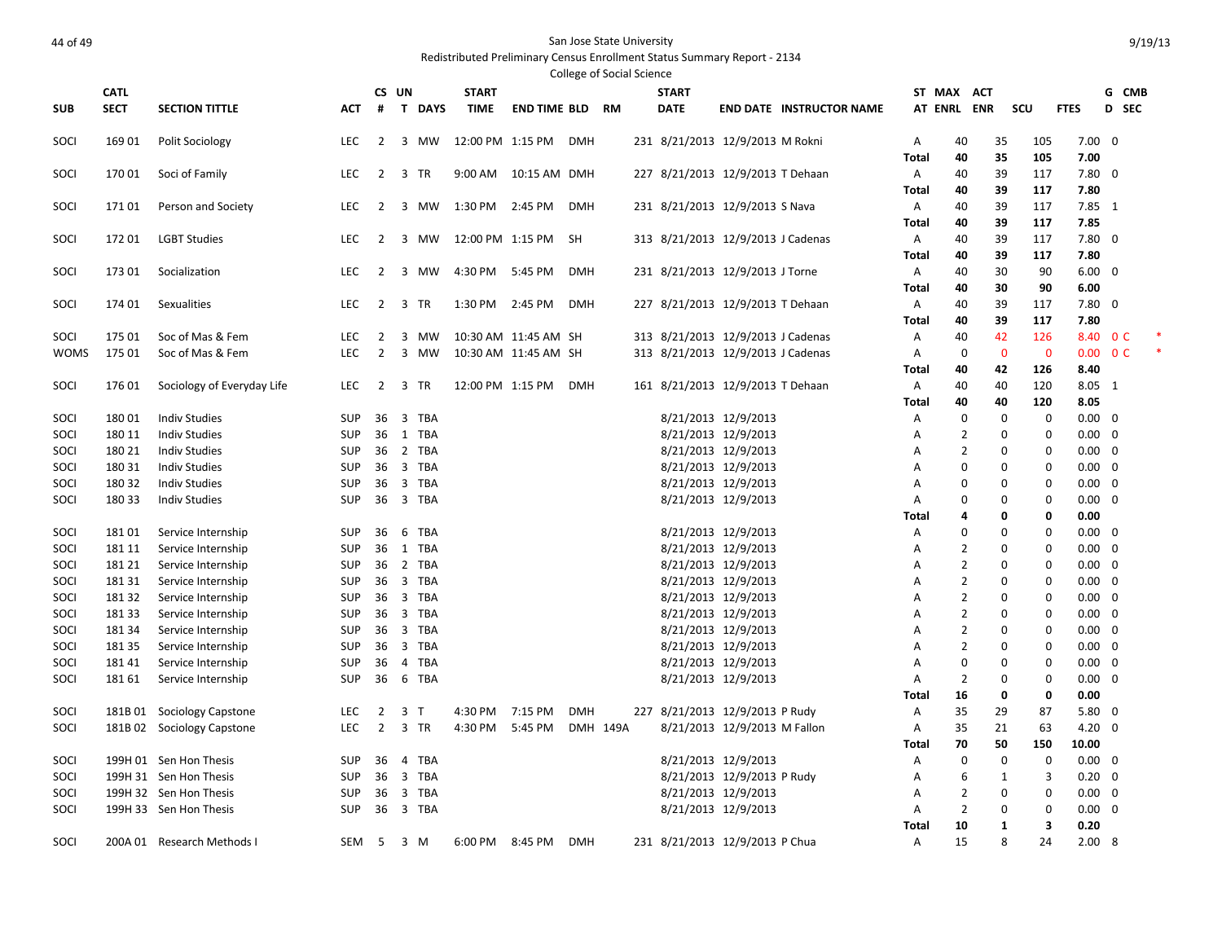San Jose State University
Redistributed Preliminary Census Enrollment Status Summary Report - 2134
College of Social Science

| SUB | CATL SECT | SECTION TITTLE | ACT | CS # | UN T | DAYS | START TIME | END TIME | BLD | RM | START DATE | END DATE | INSTRUCTOR NAME | ST AT | MAX ENRL | ACT ENR | SCU | FTES | G D | CMB SEC | |
|---|---|---|---|---|---|---|---|---|---|---|---|---|---|---|---|---|---|---|---|---|---|
| SOCI | 169 01 | Polit Sociology | LEC | 2 | 3 | MW | 12:00 PM | 1:15 PM | DMH | 231 | 8/21/2013 | 12/9/2013 | M Rokni | A | 40 | 35 | 105 | 7.00 | 0 | | |
| | | | | | | | | | | | | | | **Total** | **40** | **35** | **105** | **7.00** | | | |
| SOCI | 170 01 | Soci of Family | LEC | 2 | 3 | TR | 9:00 AM | 10:15 AM | DMH | 227 | 8/21/2013 | 12/9/2013 | T Dehaan | A | 40 | 39 | 117 | 7.80 | 0 | | |
| | | | | | | | | | | | | | | **Total** | **40** | **39** | **117** | **7.80** | | | |
| SOCI | 171 01 | Person and Society | LEC | 2 | 3 | MW | 1:30 PM | 2:45 PM | DMH | 231 | 8/21/2013 | 12/9/2013 | S Nava | A | 40 | 39 | 117 | 7.85 | 1 | | |
| | | | | | | | | | | | | | | **Total** | **40** | **39** | **117** | **7.85** | | | |
| SOCI | 172 01 | LGBT Studies | LEC | 2 | 3 | MW | 12:00 PM | 1:15 PM | SH | 313 | 8/21/2013 | 12/9/2013 | J Cadenas | A | 40 | 39 | 117 | 7.80 | 0 | | |
| | | | | | | | | | | | | | | **Total** | **40** | **39** | **117** | **7.80** | | | |
| SOCI | 173 01 | Socialization | LEC | 2 | 3 | MW | 4:30 PM | 5:45 PM | DMH | 231 | 8/21/2013 | 12/9/2013 | J Torne | A | 40 | 30 | 90 | 6.00 | 0 | | |
| | | | | | | | | | | | | | | **Total** | **40** | **30** | **90** | **6.00** | | | |
| SOCI | 174 01 | Sexualities | LEC | 2 | 3 | TR | 1:30 PM | 2:45 PM | DMH | 227 | 8/21/2013 | 12/9/2013 | T Dehaan | A | 40 | 39 | 117 | 7.80 | 0 | | |
| | | | | | | | | | | | | | | **Total** | **40** | **39** | **117** | **7.80** | | | |
| SOCI | 175 01 | Soc of Mas & Fem | LEC | 2 | 3 | MW | 10:30 AM | 11:45 AM | SH | 313 | 8/21/2013 | 12/9/2013 | J Cadenas | A | 40 | 42 | 126 | 8.40 | 0 | C | * |
| WOMS | 175 01 | Soc of Mas & Fem | LEC | 2 | 3 | MW | 10:30 AM | 11:45 AM | SH | 313 | 8/21/2013 | 12/9/2013 | J Cadenas | A | 0 | 0 | 0 | 0.00 | 0 | C | * |
| | | | | | | | | | | | | | | **Total** | **40** | **42** | **126** | **8.40** | | | |
| SOCI | 176 01 | Sociology of Everyday Life | LEC | 2 | 3 | TR | 12:00 PM | 1:15 PM | DMH | 161 | 8/21/2013 | 12/9/2013 | T Dehaan | A | 40 | 40 | 120 | 8.05 | 1 | | |
| | | | | | | | | | | | | | | **Total** | **40** | **40** | **120** | **8.05** | | | |
| SOCI | 180 01 | Indiv Studies | SUP | 36 | 3 | TBA | | | | | 8/21/2013 | 12/9/2013 | | A | 0 | 0 | 0 | 0.00 | 0 | | |
| SOCI | 180 11 | Indiv Studies | SUP | 36 | 1 | TBA | | | | | 8/21/2013 | 12/9/2013 | | A | 2 | 0 | 0 | 0.00 | 0 | | |
| SOCI | 180 21 | Indiv Studies | SUP | 36 | 2 | TBA | | | | | 8/21/2013 | 12/9/2013 | | A | 2 | 0 | 0 | 0.00 | 0 | | |
| SOCI | 180 31 | Indiv Studies | SUP | 36 | 3 | TBA | | | | | 8/21/2013 | 12/9/2013 | | A | 0 | 0 | 0 | 0.00 | 0 | | |
| SOCI | 180 32 | Indiv Studies | SUP | 36 | 3 | TBA | | | | | 8/21/2013 | 12/9/2013 | | A | 0 | 0 | 0 | 0.00 | 0 | | |
| SOCI | 180 33 | Indiv Studies | SUP | 36 | 3 | TBA | | | | | 8/21/2013 | 12/9/2013 | | A | 0 | 0 | 0 | 0.00 | 0 | | |
| | | | | | | | | | | | | | | **Total** | **4** | **0** | **0** | **0.00** | | | |
| SOCI | 181 01 | Service Internship | SUP | 36 | 6 | TBA | | | | | 8/21/2013 | 12/9/2013 | | A | 0 | 0 | 0 | 0.00 | 0 | | |
| SOCI | 181 11 | Service Internship | SUP | 36 | 1 | TBA | | | | | 8/21/2013 | 12/9/2013 | | A | 2 | 0 | 0 | 0.00 | 0 | | |
| SOCI | 181 21 | Service Internship | SUP | 36 | 2 | TBA | | | | | 8/21/2013 | 12/9/2013 | | A | 2 | 0 | 0 | 0.00 | 0 | | |
| SOCI | 181 31 | Service Internship | SUP | 36 | 3 | TBA | | | | | 8/21/2013 | 12/9/2013 | | A | 2 | 0 | 0 | 0.00 | 0 | | |
| SOCI | 181 32 | Service Internship | SUP | 36 | 3 | TBA | | | | | 8/21/2013 | 12/9/2013 | | A | 2 | 0 | 0 | 0.00 | 0 | | |
| SOCI | 181 33 | Service Internship | SUP | 36 | 3 | TBA | | | | | 8/21/2013 | 12/9/2013 | | A | 2 | 0 | 0 | 0.00 | 0 | | |
| SOCI | 181 34 | Service Internship | SUP | 36 | 3 | TBA | | | | | 8/21/2013 | 12/9/2013 | | A | 2 | 0 | 0 | 0.00 | 0 | | |
| SOCI | 181 35 | Service Internship | SUP | 36 | 3 | TBA | | | | | 8/21/2013 | 12/9/2013 | | A | 2 | 0 | 0 | 0.00 | 0 | | |
| SOCI | 181 41 | Service Internship | SUP | 36 | 4 | TBA | | | | | 8/21/2013 | 12/9/2013 | | A | 0 | 0 | 0 | 0.00 | 0 | | |
| SOCI | 181 61 | Service Internship | SUP | 36 | 6 | TBA | | | | | 8/21/2013 | 12/9/2013 | | A | 2 | 0 | 0 | 0.00 | 0 | | |
| | | | | | | | | | | | | | | **Total** | **16** | **0** | **0** | **0.00** | | | |
| SOCI | 181B 01 | Sociology Capstone | LEC | 2 | 3 | T | 4:30 PM | 7:15 PM | DMH | 227 | 8/21/2013 | 12/9/2013 | P Rudy | A | 35 | 29 | 87 | 5.80 | 0 | | |
| SOCI | 181B 02 | Sociology Capstone | LEC | 2 | 3 | TR | 4:30 PM | 5:45 PM | DMH | 149A | 8/21/2013 | 12/9/2013 | M Fallon | A | 35 | 21 | 63 | 4.20 | 0 | | |
| | | | | | | | | | | | | | | **Total** | **70** | **50** | **150** | **10.00** | | | |
| SOCI | 199H 01 | Sen Hon Thesis | SUP | 36 | 4 | TBA | | | | | 8/21/2013 | 12/9/2013 | | A | 0 | 0 | 0 | 0.00 | 0 | | |
| SOCI | 199H 31 | Sen Hon Thesis | SUP | 36 | 3 | TBA | | | | | 8/21/2013 | 12/9/2013 | P Rudy | A | 6 | 1 | 3 | 0.20 | 0 | | |
| SOCI | 199H 32 | Sen Hon Thesis | SUP | 36 | 3 | TBA | | | | | 8/21/2013 | 12/9/2013 | | A | 2 | 0 | 0 | 0.00 | 0 | | |
| SOCI | 199H 33 | Sen Hon Thesis | SUP | 36 | 3 | TBA | | | | | 8/21/2013 | 12/9/2013 | | A | 2 | 0 | 0 | 0.00 | 0 | | |
| | | | | | | | | | | | | | | **Total** | **10** | **1** | **3** | **0.20** | | | |
| SOCI | 200A 01 | Research Methods I | SEM | 5 | 3 | M | 6:00 PM | 8:45 PM | DMH | 231 | 8/21/2013 | 12/9/2013 | P Chua | A | 15 | 8 | 24 | 2.00 | 8 | | |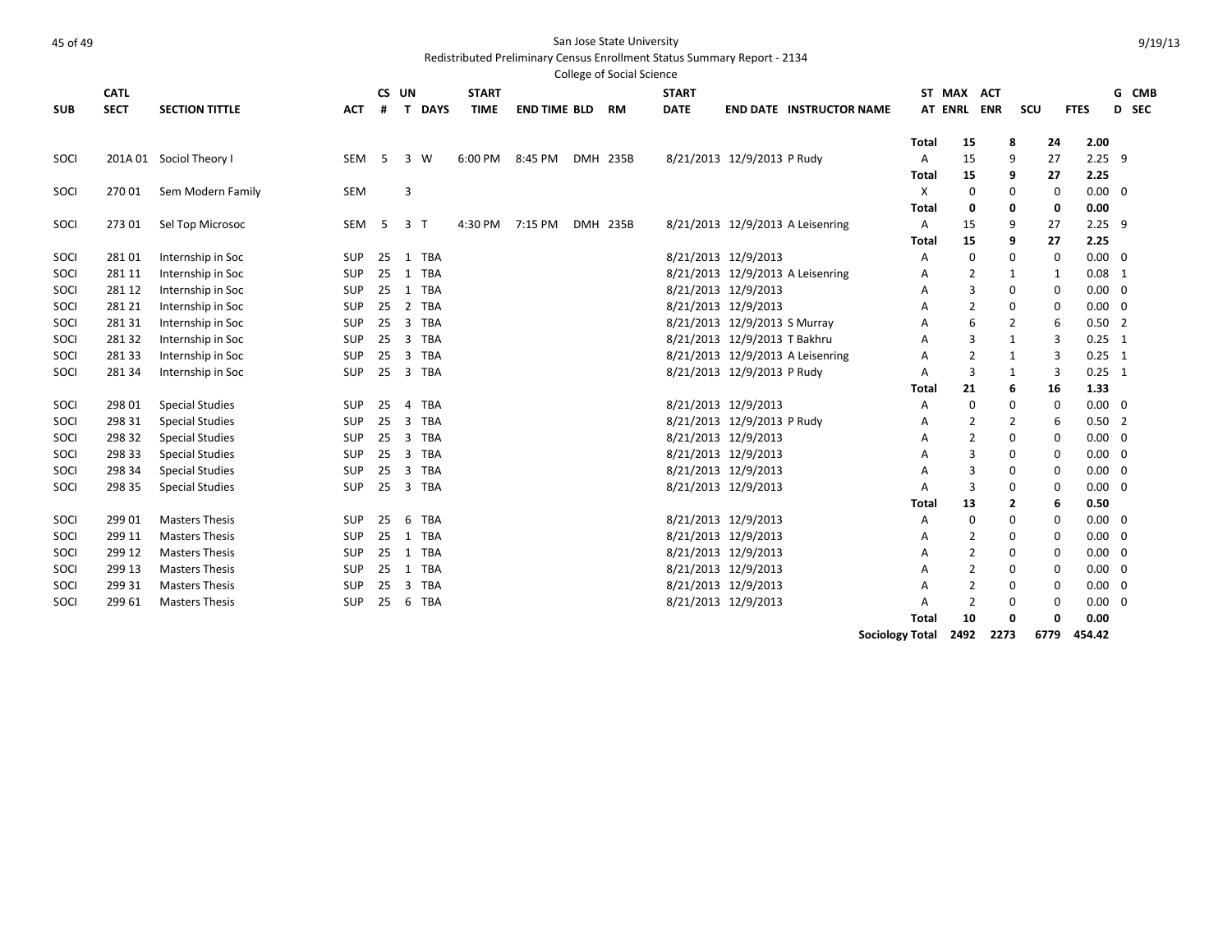San Jose State University

Redistributed Preliminary Census Enrollment Status Summary Report - 2134

College of Social Science

| SUB | CATL SECT | SECTION TITTLE | ACT | CS # | UN T | DAYS | START TIME | END TIME | BLD | RM | START DATE | END DATE | INSTRUCTOR NAME | ST AT | MAX ENRL | ACT ENR | SCU | FTES | G D | CMB SEC |
|---|---|---|---|---|---|---|---|---|---|---|---|---|---|---|---|---|---|---|---|---|
| | | | | | | | | | | | | | | **Total** | **15** | **8** | **24** | **2.00** | | |
| SOCI | 201A 01 | Sociol Theory I | SEM | 5 | 3 | W | 6:00 PM | 8:45 PM | DMH | 235B | 8/21/2013 | 12/9/2013 | P Rudy | A | 15 | 9 | 27 | 2.25 | 9 | |
| | | | | | | | | | | | | | | **Total** | **15** | **9** | **27** | **2.25** | | |
| SOCI | 270 01 | Sem Modern Family | SEM | | 3 | | | | | | | | | X | 0 | 0 | 0 | 0.00 | 0 | |
| | | | | | | | | | | | | | | **Total** | **0** | **0** | **0** | **0.00** | | |
| SOCI | 273 01 | Sel Top Microsoc | SEM | 5 | 3 | T | 4:30 PM | 7:15 PM | DMH | 235B | 8/21/2013 | 12/9/2013 | A Leisenring | A | 15 | 9 | 27 | 2.25 | 9 | |
| | | | | | | | | | | | | | | **Total** | **15** | **9** | **27** | **2.25** | | |
| SOCI | 281 01 | Internship in Soc | SUP | 25 | 1 | TBA | | | | | 8/21/2013 | 12/9/2013 | | A | 0 | 0 | 0 | 0.00 | 0 | |
| SOCI | 281 11 | Internship in Soc | SUP | 25 | 1 | TBA | | | | | 8/21/2013 | 12/9/2013 | A Leisenring | A | 2 | 1 | 1 | 0.08 | 1 | |
| SOCI | 281 12 | Internship in Soc | SUP | 25 | 1 | TBA | | | | | 8/21/2013 | 12/9/2013 | | A | 3 | 0 | 0 | 0.00 | 0 | |
| SOCI | 281 21 | Internship in Soc | SUP | 25 | 2 | TBA | | | | | 8/21/2013 | 12/9/2013 | | A | 2 | 0 | 0 | 0.00 | 0 | |
| SOCI | 281 31 | Internship in Soc | SUP | 25 | 3 | TBA | | | | | 8/21/2013 | 12/9/2013 | S Murray | A | 6 | 2 | 6 | 0.50 | 2 | |
| SOCI | 281 32 | Internship in Soc | SUP | 25 | 3 | TBA | | | | | 8/21/2013 | 12/9/2013 | T Bakhru | A | 3 | 1 | 3 | 0.25 | 1 | |
| SOCI | 281 33 | Internship in Soc | SUP | 25 | 3 | TBA | | | | | 8/21/2013 | 12/9/2013 | A Leisenring | A | 2 | 1 | 3 | 0.25 | 1 | |
| SOCI | 281 34 | Internship in Soc | SUP | 25 | 3 | TBA | | | | | 8/21/2013 | 12/9/2013 | P Rudy | A | 3 | 1 | 3 | 0.25 | 1 | |
| | | | | | | | | | | | | | | **Total** | **21** | **6** | **16** | **1.33** | | |
| SOCI | 298 01 | Special Studies | SUP | 25 | 4 | TBA | | | | | 8/21/2013 | 12/9/2013 | | A | 0 | 0 | 0 | 0.00 | 0 | |
| SOCI | 298 31 | Special Studies | SUP | 25 | 3 | TBA | | | | | 8/21/2013 | 12/9/2013 | P Rudy | A | 2 | 2 | 6 | 0.50 | 2 | |
| SOCI | 298 32 | Special Studies | SUP | 25 | 3 | TBA | | | | | 8/21/2013 | 12/9/2013 | | A | 2 | 0 | 0 | 0.00 | 0 | |
| SOCI | 298 33 | Special Studies | SUP | 25 | 3 | TBA | | | | | 8/21/2013 | 12/9/2013 | | A | 3 | 0 | 0 | 0.00 | 0 | |
| SOCI | 298 34 | Special Studies | SUP | 25 | 3 | TBA | | | | | 8/21/2013 | 12/9/2013 | | A | 3 | 0 | 0 | 0.00 | 0 | |
| SOCI | 298 35 | Special Studies | SUP | 25 | 3 | TBA | | | | | 8/21/2013 | 12/9/2013 | | A | 3 | 0 | 0 | 0.00 | 0 | |
| | | | | | | | | | | | | | | **Total** | **13** | **2** | **6** | **0.50** | | |
| SOCI | 299 01 | Masters Thesis | SUP | 25 | 6 | TBA | | | | | 8/21/2013 | 12/9/2013 | | A | 0 | 0 | 0 | 0.00 | 0 | |
| SOCI | 299 11 | Masters Thesis | SUP | 25 | 1 | TBA | | | | | 8/21/2013 | 12/9/2013 | | A | 2 | 0 | 0 | 0.00 | 0 | |
| SOCI | 299 12 | Masters Thesis | SUP | 25 | 1 | TBA | | | | | 8/21/2013 | 12/9/2013 | | A | 2 | 0 | 0 | 0.00 | 0 | |
| SOCI | 299 13 | Masters Thesis | SUP | 25 | 1 | TBA | | | | | 8/21/2013 | 12/9/2013 | | A | 2 | 0 | 0 | 0.00 | 0 | |
| SOCI | 299 31 | Masters Thesis | SUP | 25 | 3 | TBA | | | | | 8/21/2013 | 12/9/2013 | | A | 2 | 0 | 0 | 0.00 | 0 | |
| SOCI | 299 61 | Masters Thesis | SUP | 25 | 6 | TBA | | | | | 8/21/2013 | 12/9/2013 | | A | 2 | 0 | 0 | 0.00 | 0 | |
| | | | | | | | | | | | | | | **Total** | **10** | **0** | **0** | **0.00** | | |
| | | | | | | | | | | | | | | **Sociology Total** | **2492** | **2273** | **6779** | **454.42** | | |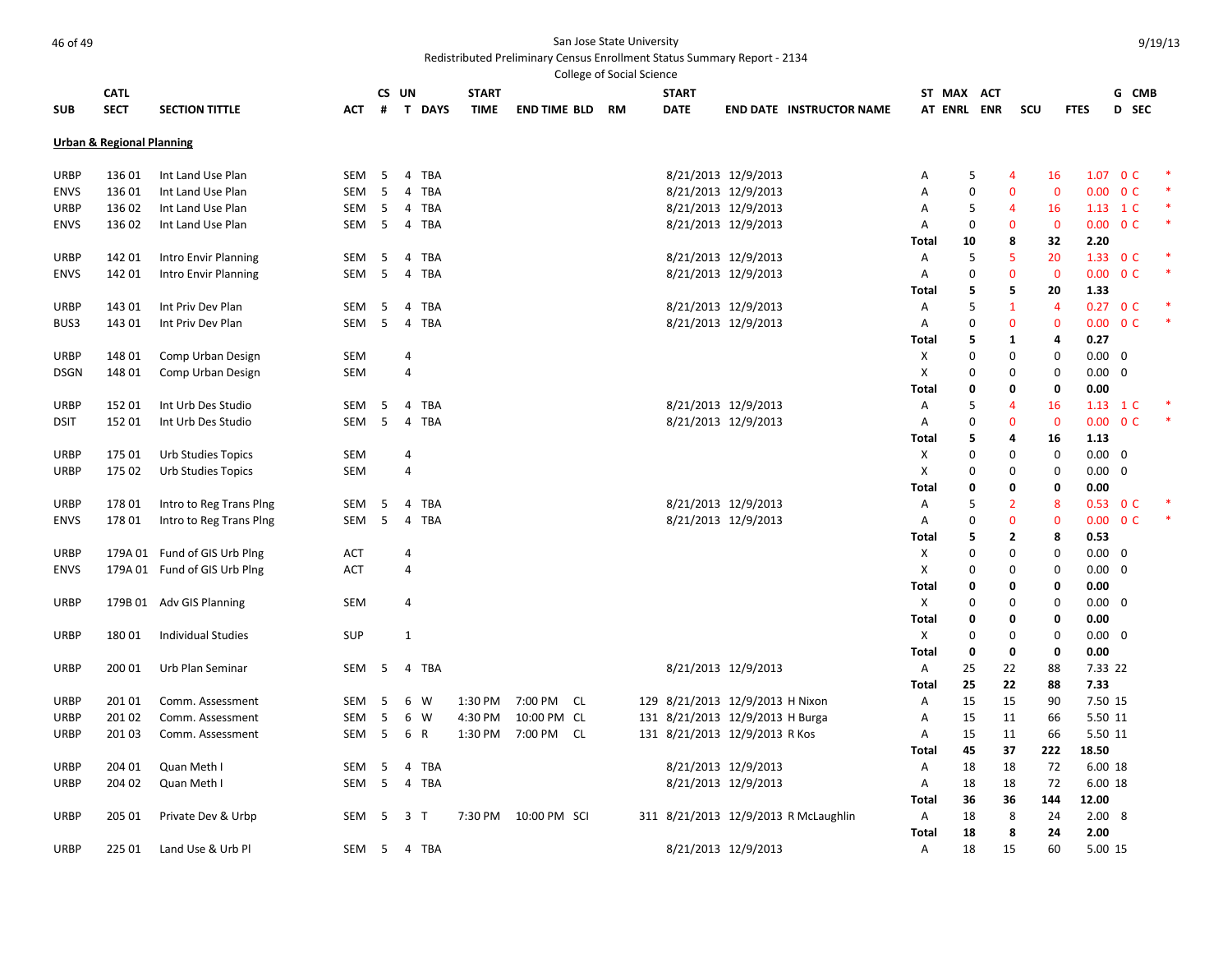San Jose State University
Redistributed Preliminary Census Enrollment Status Summary Report - 2134
College of Social Science

9/19/13

| SUB | CATL SECT | SECTION TITTLE | ACT | CS # | UN T | DAYS | START TIME | END TIME | BLD | RM | START DATE | END DATE | INSTRUCTOR NAME | ST AT | MAX ENRL | ACT ENR | SCU | FTES | G D | CMB SEC | |
|---|---|---|---|---|---|---|---|---|---|---|---|---|---|---|---|---|---|---|---|---|---|
| **Urban & Regional Planning** | | | | | | | | | | | | | | | | | | | | | |
| URBP | 136 01 | Int Land Use Plan | SEM | 5 | 4 | TBA | | | | | 8/21/2013 | 12/9/2013 | | A | 5 | 4 | 16 | 1.07 | 0 | C | * |
| ENVS | 136 01 | Int Land Use Plan | SEM | 5 | 4 | TBA | | | | | 8/21/2013 | 12/9/2013 | | A | 0 | 0 | 0 | 0.00 | 0 | C | * |
| URBP | 136 02 | Int Land Use Plan | SEM | 5 | 4 | TBA | | | | | 8/21/2013 | 12/9/2013 | | A | 5 | 4 | 16 | 1.13 | 1 | C | * |
| ENVS | 136 02 | Int Land Use Plan | SEM | 5 | 4 | TBA | | | | | 8/21/2013 | 12/9/2013 | | A | 0 | 0 | 0 | 0.00 | 0 | C | * |
| | | | | | | | | | | | | | | **Total** | **10** | **8** | **32** | **2.20** | | | |
| URBP | 142 01 | Intro Envir Planning | SEM | 5 | 4 | TBA | | | | | 8/21/2013 | 12/9/2013 | | A | 5 | 5 | 20 | 1.33 | 0 | C | * |
| ENVS | 142 01 | Intro Envir Planning | SEM | 5 | 4 | TBA | | | | | 8/21/2013 | 12/9/2013 | | A | 0 | 0 | 0 | 0.00 | 0 | C | * |
| | | | | | | | | | | | | | | **Total** | **5** | **5** | **20** | **1.33** | | | |
| URBP | 143 01 | Int Priv Dev Plan | SEM | 5 | 4 | TBA | | | | | 8/21/2013 | 12/9/2013 | | A | 5 | 1 | 4 | 0.27 | 0 | C | * |
| BUS3 | 143 01 | Int Priv Dev Plan | SEM | 5 | 4 | TBA | | | | | 8/21/2013 | 12/9/2013 | | A | 0 | 0 | 0 | 0.00 | 0 | C | * |
| | | | | | | | | | | | | | | **Total** | **5** | **1** | **4** | **0.27** | | | |
| URBP | 148 01 | Comp Urban Design | SEM | | 4 | | | | | | | | | X | 0 | 0 | 0 | 0.00 | 0 | | |
| DSGN | 148 01 | Comp Urban Design | SEM | | 4 | | | | | | | | | X | 0 | 0 | 0 | 0.00 | 0 | | |
| | | | | | | | | | | | | | | **Total** | **0** | **0** | **0** | **0.00** | | | |
| URBP | 152 01 | Int Urb Des Studio | SEM | 5 | 4 | TBA | | | | | 8/21/2013 | 12/9/2013 | | A | 5 | 4 | 16 | 1.13 | 1 | C | * |
| DSIT | 152 01 | Int Urb Des Studio | SEM | 5 | 4 | TBA | | | | | 8/21/2013 | 12/9/2013 | | A | 0 | 0 | 0 | 0.00 | 0 | C | * |
| | | | | | | | | | | | | | | **Total** | **5** | **4** | **16** | **1.13** | | | |
| URBP | 175 01 | Urb Studies Topics | SEM | | 4 | | | | | | | | | X | 0 | 0 | 0 | 0.00 | 0 | | |
| URBP | 175 02 | Urb Studies Topics | SEM | | 4 | | | | | | | | | X | 0 | 0 | 0 | 0.00 | 0 | | |
| | | | | | | | | | | | | | | **Total** | **0** | **0** | **0** | **0.00** | | | |
| URBP | 178 01 | Intro to Reg Trans Plng | SEM | 5 | 4 | TBA | | | | | 8/21/2013 | 12/9/2013 | | A | 5 | 2 | 8 | 0.53 | 0 | C | * |
| ENVS | 178 01 | Intro to Reg Trans Plng | SEM | 5 | 4 | TBA | | | | | 8/21/2013 | 12/9/2013 | | A | 0 | 0 | 0 | 0.00 | 0 | C | * |
| | | | | | | | | | | | | | | **Total** | **5** | **2** | **8** | **0.53** | | | |
| URBP | 179A 01 | Fund of GIS Urb Plng | ACT | | 4 | | | | | | | | | X | 0 | 0 | 0 | 0.00 | 0 | | |
| ENVS | 179A 01 | Fund of GIS Urb Plng | ACT | | 4 | | | | | | | | | X | 0 | 0 | 0 | 0.00 | 0 | | |
| | | | | | | | | | | | | | | **Total** | **0** | **0** | **0** | **0.00** | | | |
| URBP | 179B 01 | Adv GIS Planning | SEM | | 4 | | | | | | | | | X | 0 | 0 | 0 | 0.00 | 0 | | |
| | | | | | | | | | | | | | | **Total** | **0** | **0** | **0** | **0.00** | | | |
| URBP | 180 01 | Individual Studies | SUP | | 1 | | | | | | | | | X | 0 | 0 | 0 | 0.00 | 0 | | |
| | | | | | | | | | | | | | | **Total** | **0** | **0** | **0** | **0.00** | | | |
| URBP | 200 01 | Urb Plan Seminar | SEM | 5 | 4 | TBA | | | | | 8/21/2013 | 12/9/2013 | | A | 25 | 22 | 88 | 7.33 | 22 | | |
| | | | | | | | | | | | | | | **Total** | **25** | **22** | **88** | **7.33** | | | |
| URBP | 201 01 | Comm. Assessment | SEM | 5 | 6 | W | 1:30 PM | 7:00 PM | CL | 129 | 8/21/2013 | 12/9/2013 | H Nixon | A | 15 | 15 | 90 | 7.50 | 15 | | |
| URBP | 201 02 | Comm. Assessment | SEM | 5 | 6 | W | 4:30 PM | 10:00 PM | CL | 131 | 8/21/2013 | 12/9/2013 | H Burga | A | 15 | 11 | 66 | 5.50 | 11 | | |
| URBP | 201 03 | Comm. Assessment | SEM | 5 | 6 | R | 1:30 PM | 7:00 PM | CL | 131 | 8/21/2013 | 12/9/2013 | R Kos | A | 15 | 11 | 66 | 5.50 | 11 | | |
| | | | | | | | | | | | | | | **Total** | **45** | **37** | **222** | **18.50** | | | |
| URBP | 204 01 | Quan Meth I | SEM | 5 | 4 | TBA | | | | | 8/21/2013 | 12/9/2013 | | A | 18 | 18 | 72 | 6.00 | 18 | | |
| URBP | 204 02 | Quan Meth I | SEM | 5 | 4 | TBA | | | | | 8/21/2013 | 12/9/2013 | | A | 18 | 18 | 72 | 6.00 | 18 | | |
| | | | | | | | | | | | | | | **Total** | **36** | **36** | **144** | **12.00** | | | |
| URBP | 205 01 | Private Dev & Urbp | SEM | 5 | 3 | T | 7:30 PM | 10:00 PM | SCI | 311 | 8/21/2013 | 12/9/2013 | R McLaughlin | A | 18 | 8 | 24 | 2.00 | 8 | | |
| | | | | | | | | | | | | | | **Total** | **18** | **8** | **24** | **2.00** | | | |
| URBP | 225 01 | Land Use & Urb Pl | SEM | 5 | 4 | TBA | | | | | 8/21/2013 | 12/9/2013 | | A | 18 | 15 | 60 | 5.00 | 15 | | |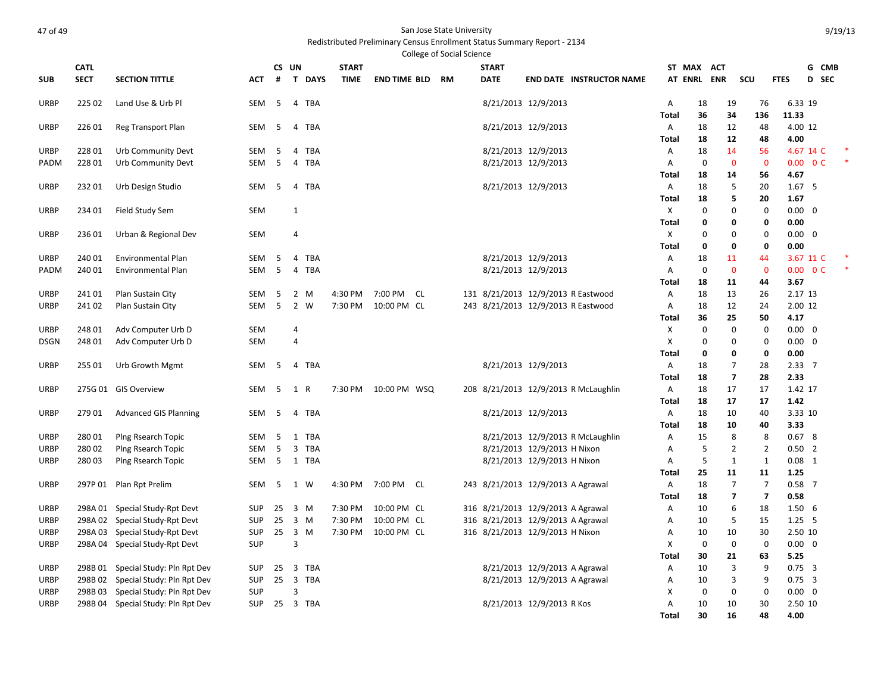San Jose State University

Redistributed Preliminary Census Enrollment Status Summary Report - 2134

College of Social Science

9/19/13

| SUB | CATL SECT | SECTION TITTLE | ACT | CS # | UN T | DAYS | START TIME | END TIME | BLD | RM | START DATE | END DATE | INSTRUCTOR NAME | ST AT | MAX ENRL | ACT ENR | SCU | FTES | G D | CMB SEC |
|---|---|---|---|---|---|---|---|---|---|---|---|---|---|---|---|---|---|---|---|---|
| URBP | 225 02 | Land Use & Urb Pl | SEM | 5 | 4 | TBA | | | | | 8/21/2013 | 12/9/2013 | | A | 18 | 19 | 76 | 6.33 | 19 | |
| | | | | | | | | | | | | | | Total | 36 | 34 | 136 | 11.33 | | |
| URBP | 226 01 | Reg Transport Plan | SEM | 5 | 4 | TBA | | | | | 8/21/2013 | 12/9/2013 | | A | 18 | 12 | 48 | 4.00 | 12 | |
| | | | | | | | | | | | | | | Total | 18 | 12 | 48 | 4.00 | | |
| URBP | 228 01 | Urb Community Devt | SEM | 5 | 4 | TBA | | | | | 8/21/2013 | 12/9/2013 | | A | 18 | 14 | 56 | 4.67 | 14 | C * |
| PADM | 228 01 | Urb Community Devt | SEM | 5 | 4 | TBA | | | | | 8/21/2013 | 12/9/2013 | | A | 0 | 0 | 0 | 0.00 | 0 | C * |
| | | | | | | | | | | | | | | Total | 18 | 14 | 56 | 4.67 | | |
| URBP | 232 01 | Urb Design Studio | SEM | 5 | 4 | TBA | | | | | 8/21/2013 | 12/9/2013 | | A | 18 | 5 | 20 | 1.67 | 5 | |
| | | | | | | | | | | | | | | Total | 18 | 5 | 20 | 1.67 | | |
| URBP | 234 01 | Field Study Sem | SEM | | 1 | | | | | | | | | X | 0 | 0 | 0 | 0.00 | 0 | |
| | | | | | | | | | | | | | | Total | 0 | 0 | 0 | 0.00 | | |
| URBP | 236 01 | Urban & Regional Dev | SEM | | 4 | | | | | | | | | X | 0 | 0 | 0 | 0.00 | 0 | |
| | | | | | | | | | | | | | | Total | 0 | 0 | 0 | 0.00 | | |
| URBP | 240 01 | Environmental Plan | SEM | 5 | 4 | TBA | | | | | 8/21/2013 | 12/9/2013 | | A | 18 | 11 | 44 | 3.67 | 11 | C * |
| PADM | 240 01 | Environmental Plan | SEM | 5 | 4 | TBA | | | | | 8/21/2013 | 12/9/2013 | | A | 0 | 0 | 0 | 0.00 | 0 | C * |
| | | | | | | | | | | | | | | Total | 18 | 11 | 44 | 3.67 | | |
| URBP | 241 01 | Plan Sustain City | SEM | 5 | 2 | M | 4:30 PM | 7:00 PM | CL | 131 | 8/21/2013 | 12/9/2013 | R Eastwood | A | 18 | 13 | 26 | 2.17 | 13 | |
| URBP | 241 02 | Plan Sustain City | SEM | 5 | 2 | W | 7:30 PM | 10:00 PM | CL | 243 | 8/21/2013 | 12/9/2013 | R Eastwood | A | 18 | 12 | 24 | 2.00 | 12 | |
| | | | | | | | | | | | | | | Total | 36 | 25 | 50 | 4.17 | | |
| URBP | 248 01 | Adv Computer Urb D | SEM | | 4 | | | | | | | | | X | 0 | 0 | 0 | 0.00 | 0 | |
| DSGN | 248 01 | Adv Computer Urb D | SEM | | 4 | | | | | | | | | X | 0 | 0 | 0 | 0.00 | 0 | |
| | | | | | | | | | | | | | | Total | 0 | 0 | 0 | 0.00 | | |
| URBP | 255 01 | Urb Growth Mgmt | SEM | 5 | 4 | TBA | | | | | 8/21/2013 | 12/9/2013 | | A | 18 | 7 | 28 | 2.33 | 7 | |
| | | | | | | | | | | | | | | Total | 18 | 7 | 28 | 2.33 | | |
| URBP | 275G 01 | GIS Overview | SEM | 5 | 1 | R | 7:30 PM | 10:00 PM | WSQ | 208 | 8/21/2013 | 12/9/2013 | R McLaughlin | A | 18 | 17 | 17 | 1.42 | 17 | |
| | | | | | | | | | | | | | | Total | 18 | 17 | 17 | 1.42 | | |
| URBP | 279 01 | Advanced GIS Planning | SEM | 5 | 4 | TBA | | | | | 8/21/2013 | 12/9/2013 | | A | 18 | 10 | 40 | 3.33 | 10 | |
| | | | | | | | | | | | | | | Total | 18 | 10 | 40 | 3.33 | | |
| URBP | 280 01 | Plng Rsearch Topic | SEM | 5 | 1 | TBA | | | | | 8/21/2013 | 12/9/2013 | R McLaughlin | A | 15 | 8 | 8 | 0.67 | 8 | |
| URBP | 280 02 | Plng Rsearch Topic | SEM | 5 | 3 | TBA | | | | | 8/21/2013 | 12/9/2013 | H Nixon | A | 5 | 2 | 2 | 0.50 | 2 | |
| URBP | 280 03 | Plng Rsearch Topic | SEM | 5 | 1 | TBA | | | | | 8/21/2013 | 12/9/2013 | H Nixon | A | 5 | 1 | 1 | 0.08 | 1 | |
| | | | | | | | | | | | | | | Total | 25 | 11 | 11 | 1.25 | | |
| URBP | 297P 01 | Plan Rpt Prelim | SEM | 5 | 1 | W | 4:30 PM | 7:00 PM | CL | 243 | 8/21/2013 | 12/9/2013 | A Agrawal | A | 18 | 7 | 7 | 0.58 | 7 | |
| | | | | | | | | | | | | | | Total | 18 | 7 | 7 | 0.58 | | |
| URBP | 298A 01 | Special Study-Rpt Devt | SUP | 25 | 3 | M | 7:30 PM | 10:00 PM | CL | 316 | 8/21/2013 | 12/9/2013 | A Agrawal | A | 10 | 6 | 18 | 1.50 | 6 | |
| URBP | 298A 02 | Special Study-Rpt Devt | SUP | 25 | 3 | M | 7:30 PM | 10:00 PM | CL | 316 | 8/21/2013 | 12/9/2013 | A Agrawal | A | 10 | 5 | 15 | 1.25 | 5 | |
| URBP | 298A 03 | Special Study-Rpt Devt | SUP | 25 | 3 | M | 7:30 PM | 10:00 PM | CL | 316 | 8/21/2013 | 12/9/2013 | H Nixon | A | 10 | 10 | 30 | 2.50 | 10 | |
| URBP | 298A 04 | Special Study-Rpt Devt | SUP | | 3 | | | | | | | | | X | 0 | 0 | 0 | 0.00 | 0 | |
| | | | | | | | | | | | | | | Total | 30 | 21 | 63 | 5.25 | | |
| URBP | 298B 01 | Special Study: Pln Rpt Dev | SUP | 25 | 3 | TBA | | | | | 8/21/2013 | 12/9/2013 | A Agrawal | A | 10 | 3 | 9 | 0.75 | 3 | |
| URBP | 298B 02 | Special Study: Pln Rpt Dev | SUP | 25 | 3 | TBA | | | | | 8/21/2013 | 12/9/2013 | A Agrawal | A | 10 | 3 | 9 | 0.75 | 3 | |
| URBP | 298B 03 | Special Study: Pln Rpt Dev | SUP | | 3 | | | | | | | | | X | 0 | 0 | 0 | 0.00 | 0 | |
| URBP | 298B 04 | Special Study: Pln Rpt Dev | SUP | 25 | 3 | TBA | | | | | 8/21/2013 | 12/9/2013 | R Kos | A | 10 | 10 | 30 | 2.50 | 10 | |
| | | | | | | | | | | | | | | Total | 30 | 16 | 48 | 4.00 | | |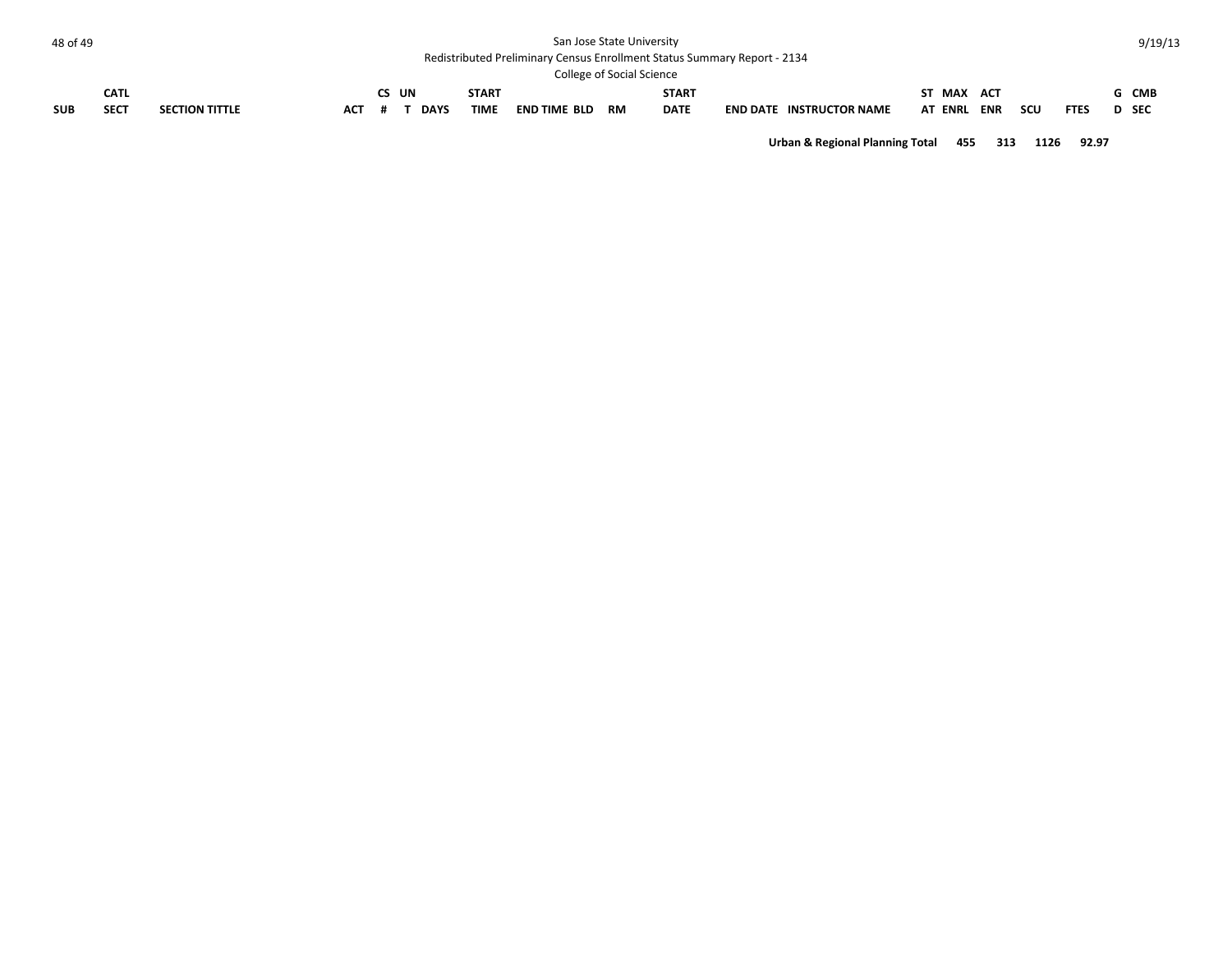| SUB | CATL SECT | SECTION TITTLE | ACT | CS # | UN T | DAYS | START TIME | END TIME | BLD | RM | START DATE | END DATE | INSTRUCTOR NAME | ST AT | MAX ENRL | ACT ENR | SCU | FTES | G D | CMB SEC |
|---|---|---|---|---|---|---|---|---|---|---|---|---|---|---|---|---|---|---|---|---|
| | | | | | | | | | | | | | **Urban & Regional Planning Total** | | **455** | **313** | **1126** | **92.97** | | |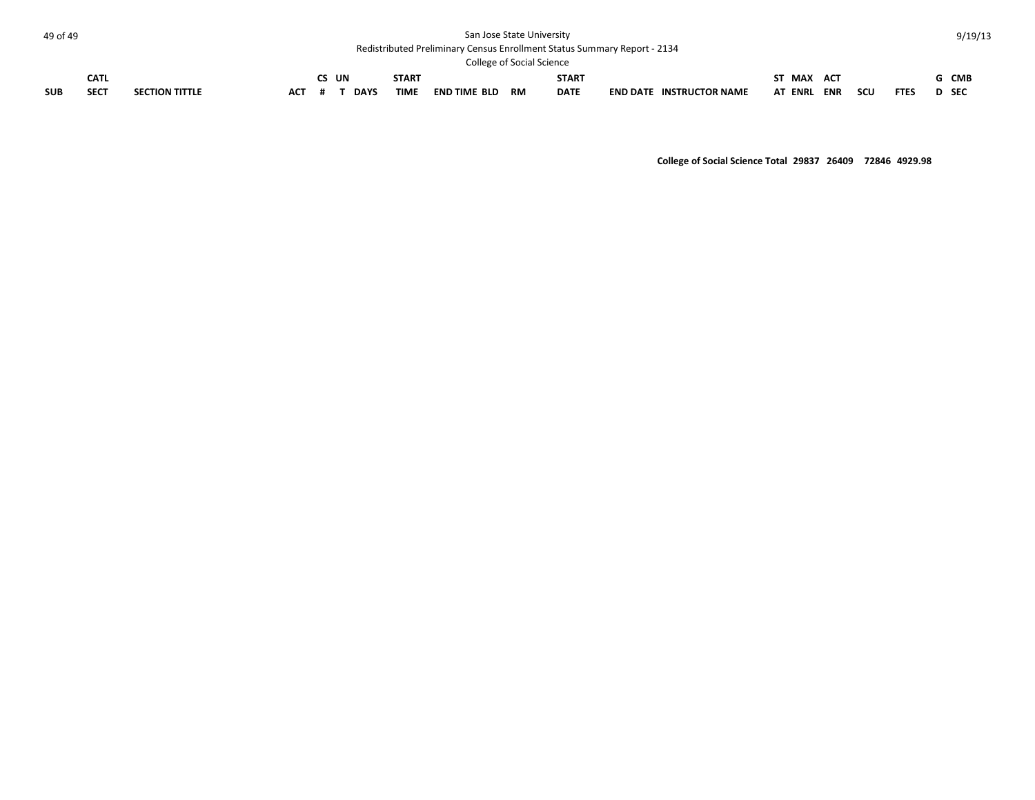| SUB | CATL SECT | SECTION TITTLE | ACT | CS # | UNT | DAYS | START TIME | END TIME | BLD | RM | START DATE | END DATE | INSTRUCTOR NAME | ST AT | MAX ENRL | ACT ENR | SCU | FTES | GD | CMB SEC |
|---|---|---|---|---|---|---|---|---|---|---|---|---|---|---|---|---|---|---|---|---|
| | | | | | | | | | | | | | **College of Social Science Total** | | **29837** | **26409** | **72846** | **4929.98** | | |